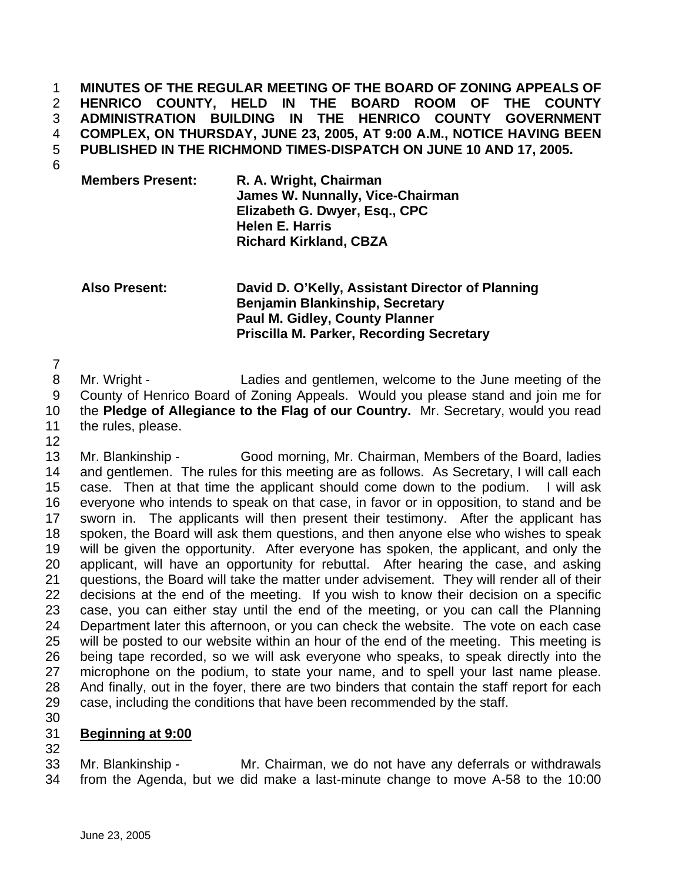**MINUTES OF THE REGULAR MEETING OF THE BOARD OF ZONING APPEALS OF HENRICO COUNTY, HELD IN THE BOARD ROOM OF THE COUNTY ADMINISTRATION BUILDING IN THE HENRICO COUNTY GOVERNMENT COMPLEX, ON THURSDAY, JUNE 23, 2005, AT 9:00 A.M., NOTICE HAVING BEEN PUBLISHED IN THE RICHMOND TIMES-DISPATCH ON JUNE 10 AND 17, 2005.**

| | |
|---|---|
| **Members Present:** | **R. A. Wright, Chairman** |
| | **James W. Nunnally, Vice-Chairman** |
| | **Elizabeth G. Dwyer, Esq., CPC** |
| | **Helen E. Harris** |
| | **Richard Kirkland, CBZA** |
| **Also Present:** | **David D. O'Kelly, Assistant Director of Planning** |
| | **Benjamin Blankinship, Secretary** |
| | **Paul M. Gidley, County Planner** |
| | **Priscilla M. Parker, Recording Secretary** |

Mr. Wright - Ladies and gentlemen, welcome to the June meeting of the County of Henrico Board of Zoning Appeals. Would you please stand and join me for the **Pledge of Allegiance to the Flag of our Country.** Mr. Secretary, would you read the rules, please.

Mr. Blankinship - Good morning, Mr. Chairman, Members of the Board, ladies and gentlemen. The rules for this meeting are as follows. As Secretary, I will call each case. Then at that time the applicant should come down to the podium. I will ask everyone who intends to speak on that case, in favor or in opposition, to stand and be sworn in. The applicants will then present their testimony. After the applicant has spoken, the Board will ask them questions, and then anyone else who wishes to speak will be given the opportunity. After everyone has spoken, the applicant, and only the applicant, will have an opportunity for rebuttal. After hearing the case, and asking questions, the Board will take the matter under advisement. They will render all of their decisions at the end of the meeting. If you wish to know their decision on a specific case, you can either stay until the end of the meeting, or you can call the Planning Department later this afternoon, or you can check the website. The vote on each case will be posted to our website within an hour of the end of the meeting. This meeting is being tape recorded, so we will ask everyone who speaks, to speak directly into the microphone on the podium, to state your name, and to spell your last name please. And finally, out in the foyer, there are two binders that contain the staff report for each case, including the conditions that have been recommended by the staff.

**Beginning at 9:00**

Mr. Blankinship - Mr. Chairman, we do not have any deferrals or withdrawals from the Agenda, but we did make a last-minute change to move A-58 to the 10:00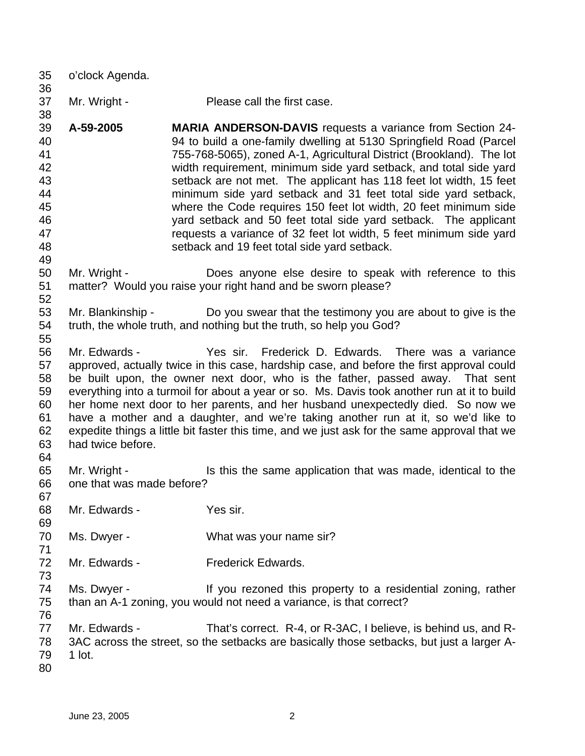o'clock Agenda.

Mr. Wright - Please call the first case.

**A-59-2005** **MARIA ANDERSON-DAVIS** requests a variance from Section 24-94 to build a one-family dwelling at 5130 Springfield Road (Parcel 755-768-5065), zoned A-1, Agricultural District (Brookland). The lot width requirement, minimum side yard setback, and total side yard setback are not met. The applicant has 118 feet lot width, 15 feet minimum side yard setback and 31 feet total side yard setback, where the Code requires 150 feet lot width, 20 feet minimum side yard setback and 50 feet total side yard setback. The applicant requests a variance of 32 feet lot width, 5 feet minimum side yard setback and 19 feet total side yard setback.

Mr. Wright - Does anyone else desire to speak with reference to this matter? Would you raise your right hand and be sworn please?

Mr. Blankinship - Do you swear that the testimony you are about to give is the truth, the whole truth, and nothing but the truth, so help you God?

Mr. Edwards - Yes sir. Frederick D. Edwards. There was a variance approved, actually twice in this case, hardship case, and before the first approval could be built upon, the owner next door, who is the father, passed away. That sent everything into a turmoil for about a year or so. Ms. Davis took another run at it to build her home next door to her parents, and her husband unexpectedly died. So now we have a mother and a daughter, and we're taking another run at it, so we'd like to expedite things a little bit faster this time, and we just ask for the same approval that we had twice before.

Mr. Wright - Is this the same application that was made, identical to the one that was made before?

Mr. Edwards - Yes sir.

Ms. Dwyer - What was your name sir?

Mr. Edwards - Frederick Edwards.

Ms. Dwyer - If you rezoned this property to a residential zoning, rather than an A-1 zoning, you would not need a variance, is that correct?

Mr. Edwards - That's correct. R-4, or R-3AC, I believe, is behind us, and R-3AC across the street, so the setbacks are basically those setbacks, but just a larger A-1 lot.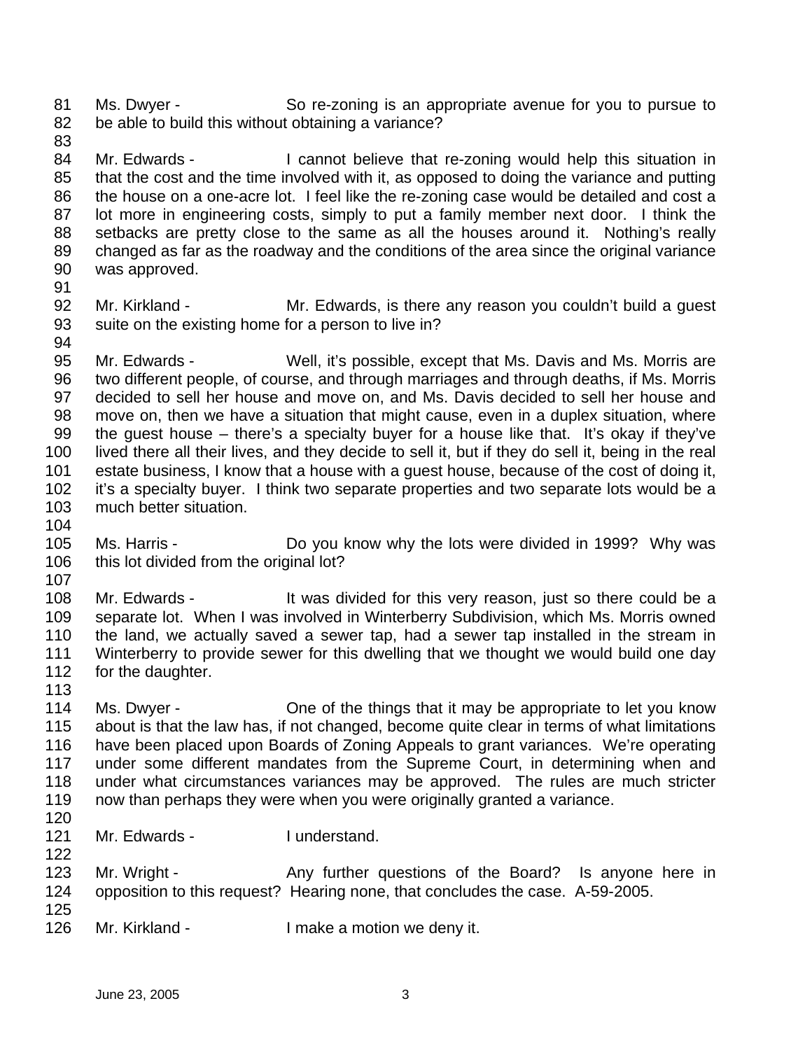Ms. Dwyer - So re-zoning is an appropriate avenue for you to pursue to be able to build this without obtaining a variance?

Mr. Edwards - I cannot believe that re-zoning would help this situation in that the cost and the time involved with it, as opposed to doing the variance and putting the house on a one-acre lot. I feel like the re-zoning case would be detailed and cost a lot more in engineering costs, simply to put a family member next door. I think the setbacks are pretty close to the same as all the houses around it. Nothing's really changed as far as the roadway and the conditions of the area since the original variance was approved.

Mr. Kirkland - Mr. Edwards, is there any reason you couldn't build a guest suite on the existing home for a person to live in?

Mr. Edwards - Well, it's possible, except that Ms. Davis and Ms. Morris are two different people, of course, and through marriages and through deaths, if Ms. Morris decided to sell her house and move on, and Ms. Davis decided to sell her house and move on, then we have a situation that might cause, even in a duplex situation, where the guest house – there's a specialty buyer for a house like that. It's okay if they've lived there all their lives, and they decide to sell it, but if they do sell it, being in the real estate business, I know that a house with a guest house, because of the cost of doing it, it's a specialty buyer. I think two separate properties and two separate lots would be a much better situation.

Ms. Harris - Do you know why the lots were divided in 1999? Why was this lot divided from the original lot?

Mr. Edwards - It was divided for this very reason, just so there could be a separate lot. When I was involved in Winterberry Subdivision, which Ms. Morris owned the land, we actually saved a sewer tap, had a sewer tap installed in the stream in Winterberry to provide sewer for this dwelling that we thought we would build one day for the daughter.

Ms. Dwyer - One of the things that it may be appropriate to let you know about is that the law has, if not changed, become quite clear in terms of what limitations have been placed upon Boards of Zoning Appeals to grant variances. We're operating under some different mandates from the Supreme Court, in determining when and under what circumstances variances may be approved. The rules are much stricter now than perhaps they were when you were originally granted a variance.

Mr. Edwards - I understand.

Mr. Wright - Any further questions of the Board? Is anyone here in opposition to this request? Hearing none, that concludes the case. A-59-2005.

Mr. Kirkland - I make a motion we deny it.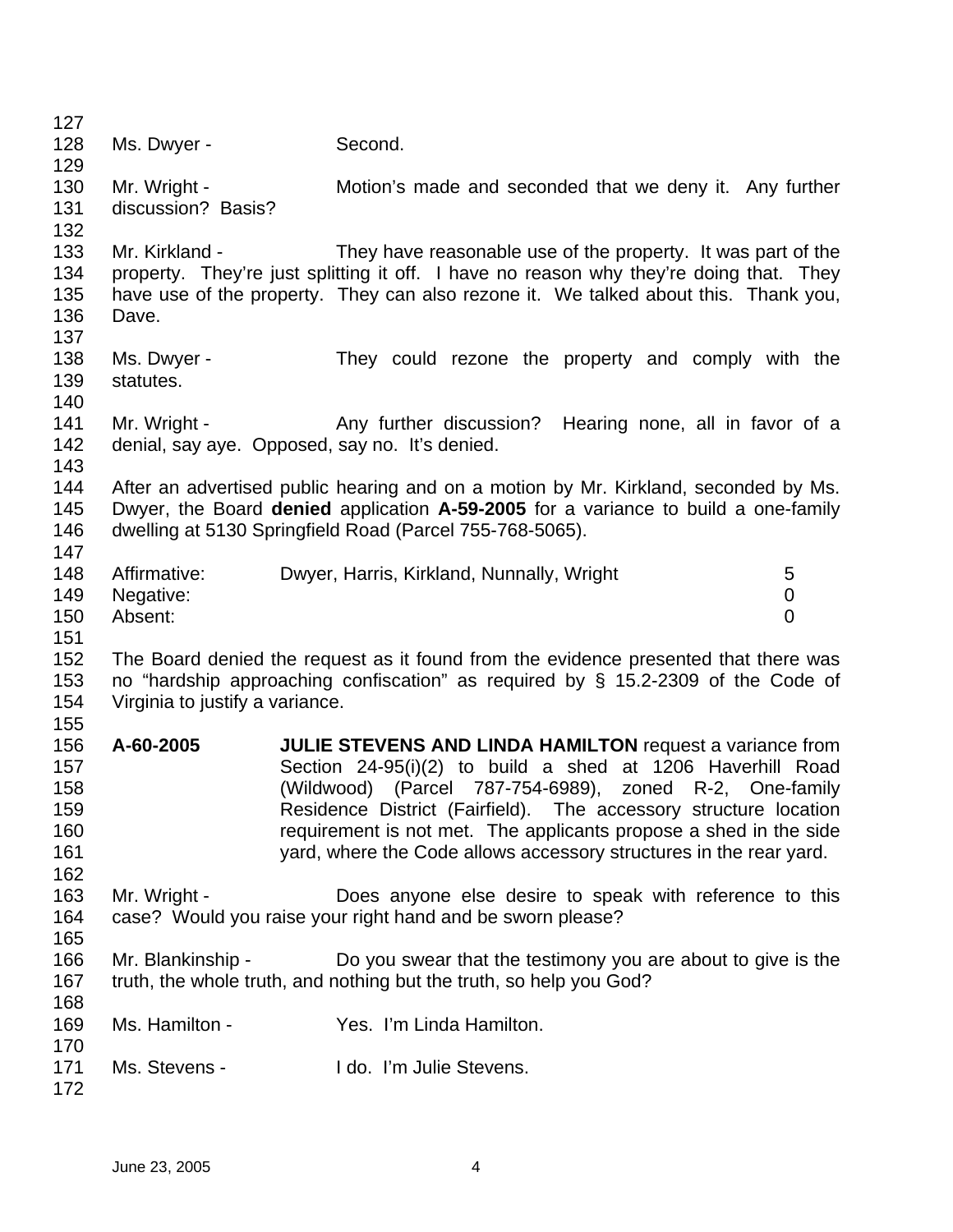Ms. Dwyer - Second.

Mr. Wright - Motion's made and seconded that we deny it. Any further discussion? Basis?

Mr. Kirkland - They have reasonable use of the property. It was part of the property. They're just splitting it off. I have no reason why they're doing that. They have use of the property. They can also rezone it. We talked about this. Thank you, Dave.

Ms. Dwyer - They could rezone the property and comply with the statutes.

Mr. Wright - Any further discussion? Hearing none, all in favor of a denial, say aye. Opposed, say no. It's denied.

After an advertised public hearing and on a motion by Mr. Kirkland, seconded by Ms. Dwyer, the Board **denied** application **A-59-2005** for a variance to build a one-family dwelling at 5130 Springfield Road (Parcel 755-768-5065).

| | | |
|---|---|---|
| Affirmative: | Dwyer, Harris, Kirkland, Nunnally, Wright | 5 |
| Negative: | | 0 |
| Absent: | | 0 |

The Board denied the request as it found from the evidence presented that there was no "hardship approaching confiscation" as required by § 15.2-2309 of the Code of Virginia to justify a variance.

**A-60-2005** **JULIE STEVENS AND LINDA HAMILTON** request a variance from Section 24-95(i)(2) to build a shed at 1206 Haverhill Road (Wildwood) (Parcel 787-754-6989), zoned R-2, One-family Residence District (Fairfield). The accessory structure location requirement is not met. The applicants propose a shed in the side yard, where the Code allows accessory structures in the rear yard.

Mr. Wright - Does anyone else desire to speak with reference to this case? Would you raise your right hand and be sworn please?

Mr. Blankinship - Do you swear that the testimony you are about to give is the truth, the whole truth, and nothing but the truth, so help you God?

Ms. Hamilton - Yes. I'm Linda Hamilton.

Ms. Stevens - I do. I'm Julie Stevens.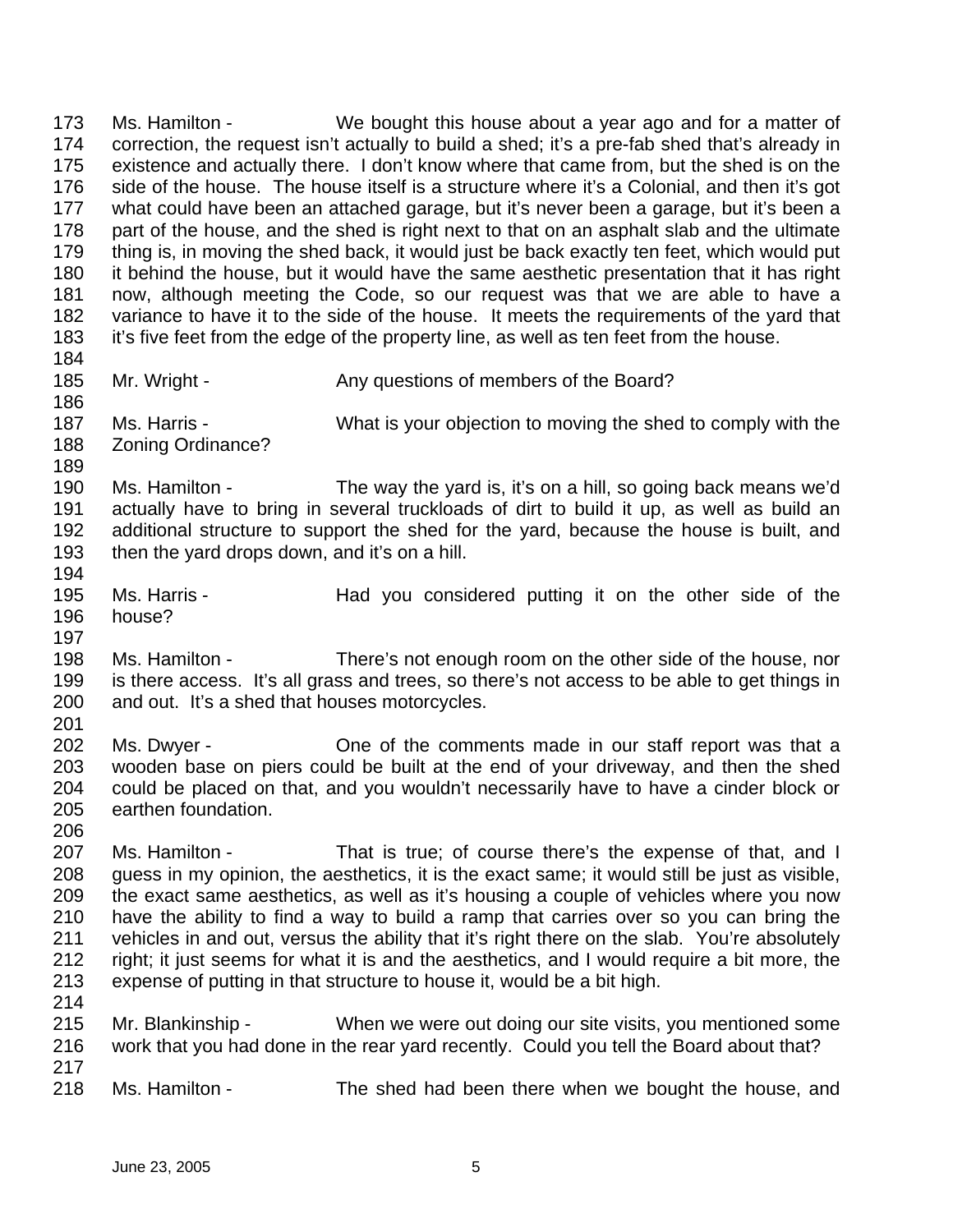173 Ms. Hamilton - We bought this house about a year ago and for a matter of
174 correction, the request isn't actually to build a shed; it's a pre-fab shed that's already in
175 existence and actually there. I don't know where that came from, but the shed is on the
176 side of the house. The house itself is a structure where it's a Colonial, and then it's got
177 what could have been an attached garage, but it's never been a garage, but it's been a
178 part of the house, and the shed is right next to that on an asphalt slab and the ultimate
179 thing is, in moving the shed back, it would just be back exactly ten feet, which would put
180 it behind the house, but it would have the same aesthetic presentation that it has right
181 now, although meeting the Code, so our request was that we are able to have a
182 variance to have it to the side of the house. It meets the requirements of the yard that
183 it's five feet from the edge of the property line, as well as ten feet from the house.
184
185 Mr. Wright - Any questions of members of the Board?
186
187 Ms. Harris - What is your objection to moving the shed to comply with the
188 Zoning Ordinance?
189
190 Ms. Hamilton - The way the yard is, it's on a hill, so going back means we'd
191 actually have to bring in several truckloads of dirt to build it up, as well as build an
192 additional structure to support the shed for the yard, because the house is built, and
193 then the yard drops down, and it's on a hill.
194
195 Ms. Harris - Had you considered putting it on the other side of the
196 house?
197
198 Ms. Hamilton - There's not enough room on the other side of the house, nor
199 is there access. It's all grass and trees, so there's not access to be able to get things in
200 and out. It's a shed that houses motorcycles.
201
202 Ms. Dwyer - One of the comments made in our staff report was that a
203 wooden base on piers could be built at the end of your driveway, and then the shed
204 could be placed on that, and you wouldn't necessarily have to have a cinder block or
205 earthen foundation.
206
207 Ms. Hamilton - That is true; of course there's the expense of that, and I
208 guess in my opinion, the aesthetics, it is the exact same; it would still be just as visible,
209 the exact same aesthetics, as well as it's housing a couple of vehicles where you now
210 have the ability to find a way to build a ramp that carries over so you can bring the
211 vehicles in and out, versus the ability that it's right there on the slab. You're absolutely
212 right; it just seems for what it is and the aesthetics, and I would require a bit more, the
213 expense of putting in that structure to house it, would be a bit high.
214
215 Mr. Blankinship - When we were out doing our site visits, you mentioned some
216 work that you had done in the rear yard recently. Could you tell the Board about that?
217
218 Ms. Hamilton - The shed had been there when we bought the house, and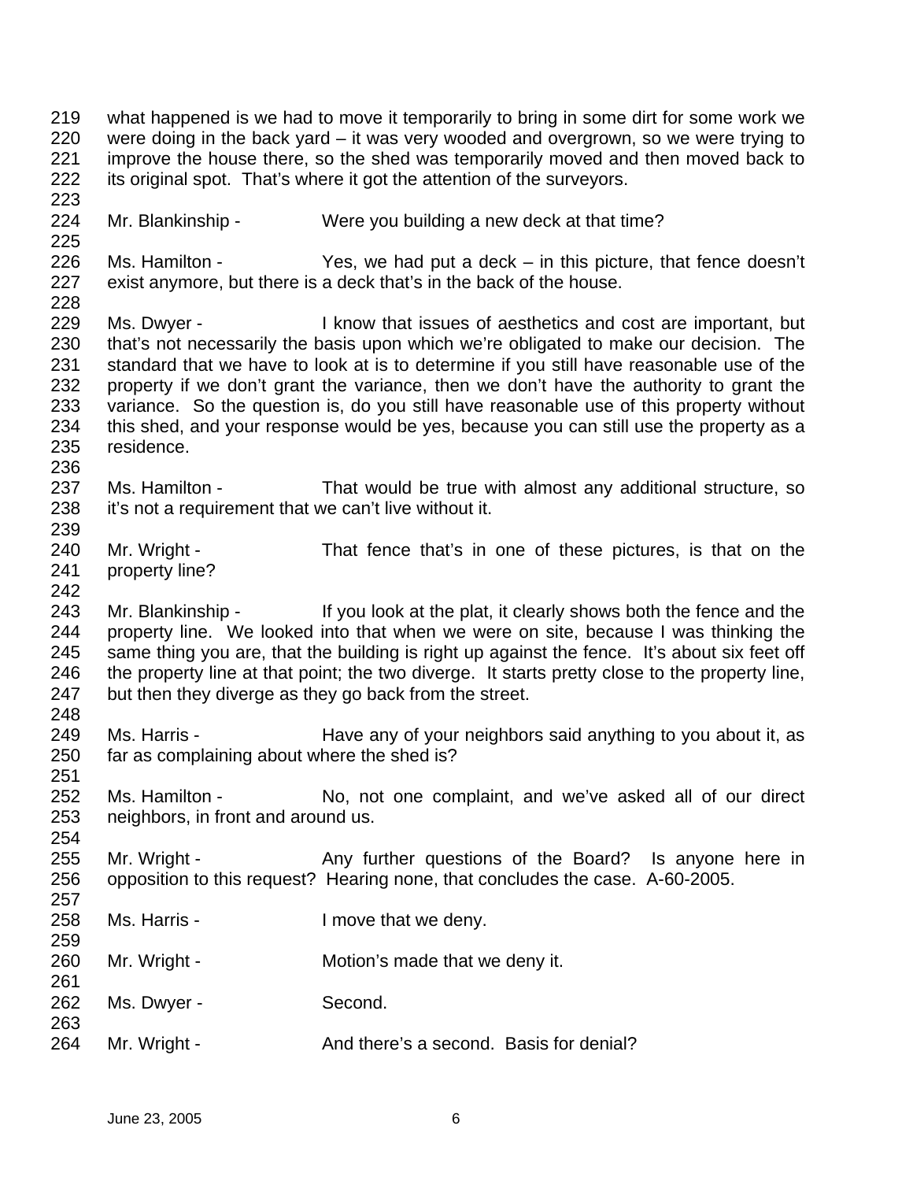what happened is we had to move it temporarily to bring in some dirt for some work we were doing in the back yard – it was very wooded and overgrown, so we were trying to improve the house there, so the shed was temporarily moved and then moved back to its original spot. That's where it got the attention of the surveyors.

Mr. Blankinship - Were you building a new deck at that time?

Ms. Hamilton - Yes, we had put a deck – in this picture, that fence doesn't exist anymore, but there is a deck that's in the back of the house.

Ms. Dwyer - I know that issues of aesthetics and cost are important, but that's not necessarily the basis upon which we're obligated to make our decision. The standard that we have to look at is to determine if you still have reasonable use of the property if we don't grant the variance, then we don't have the authority to grant the variance. So the question is, do you still have reasonable use of this property without this shed, and your response would be yes, because you can still use the property as a residence.

Ms. Hamilton - That would be true with almost any additional structure, so it's not a requirement that we can't live without it.

Mr. Wright - That fence that's in one of these pictures, is that on the property line?

Mr. Blankinship - If you look at the plat, it clearly shows both the fence and the property line. We looked into that when we were on site, because I was thinking the same thing you are, that the building is right up against the fence. It's about six feet off the property line at that point; the two diverge. It starts pretty close to the property line, but then they diverge as they go back from the street.

Ms. Harris - Have any of your neighbors said anything to you about it, as far as complaining about where the shed is?

Ms. Hamilton - No, not one complaint, and we've asked all of our direct neighbors, in front and around us.

Mr. Wright - Any further questions of the Board? Is anyone here in opposition to this request? Hearing none, that concludes the case. A-60-2005.

Ms. Harris - I move that we deny.

Mr. Wright - Motion's made that we deny it.

Ms. Dwyer - Second.

Mr. Wright - And there's a second. Basis for denial?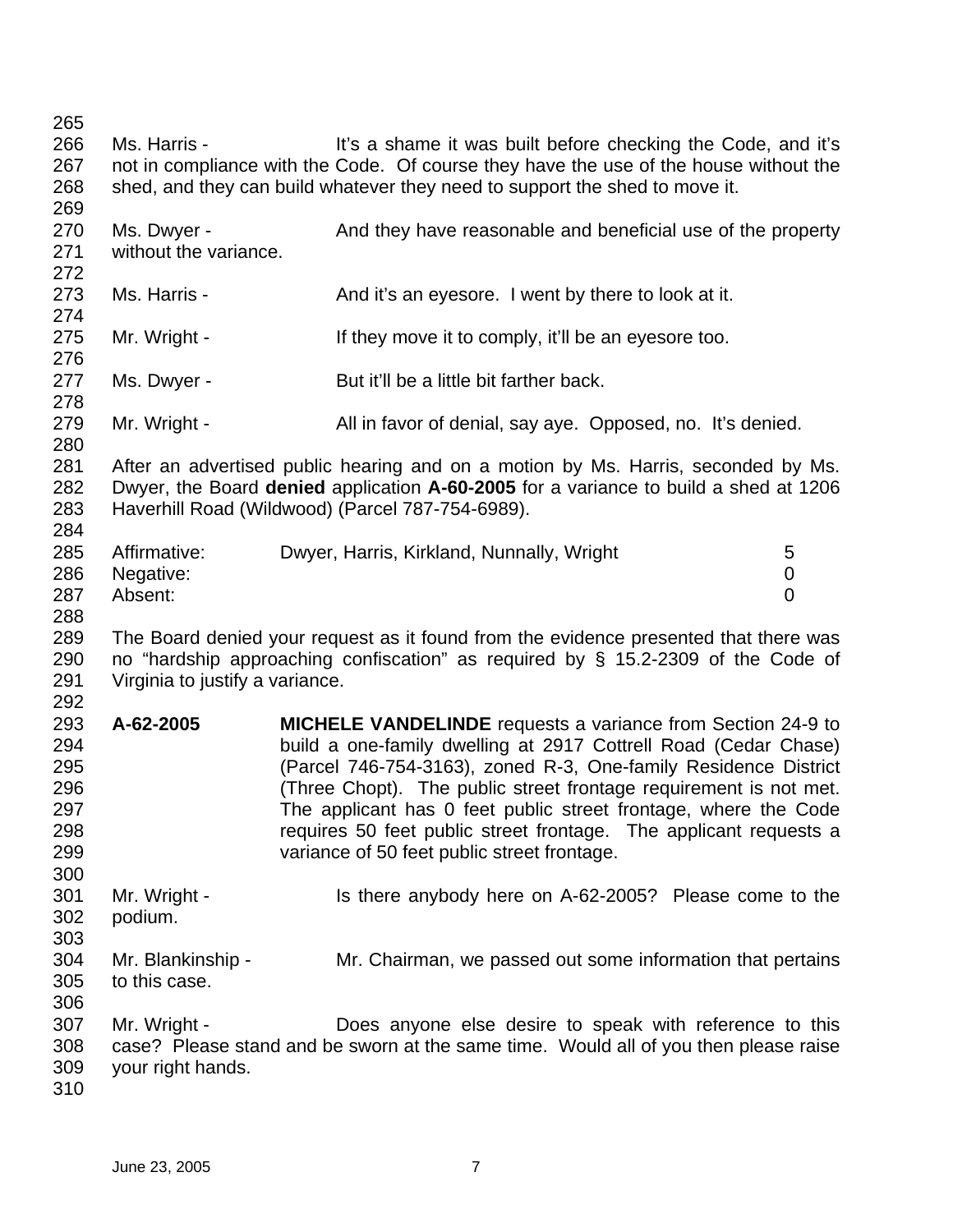Ms. Harris - It's a shame it was built before checking the Code, and it's not in compliance with the Code. Of course they have the use of the house without the shed, and they can build whatever they need to support the shed to move it.

Ms. Dwyer - And they have reasonable and beneficial use of the property without the variance.

Ms. Harris - And it's an eyesore. I went by there to look at it.

Mr. Wright - If they move it to comply, it'll be an eyesore too.

Ms. Dwyer - But it'll be a little bit farther back.

Mr. Wright - All in favor of denial, say aye. Opposed, no. It's denied.

After an advertised public hearing and on a motion by Ms. Harris, seconded by Ms. Dwyer, the Board **denied** application **A-60-2005** for a variance to build a shed at 1206 Haverhill Road (Wildwood) (Parcel 787-754-6989).

| | | |
|---|---|---|
| Affirmative: | Dwyer, Harris, Kirkland, Nunnally, Wright | 5 |
| Negative: | | 0 |
| Absent: | | 0 |

The Board denied your request as it found from the evidence presented that there was no "hardship approaching confiscation" as required by § 15.2-2309 of the Code of Virginia to justify a variance.

**A-62-2005** **MICHELE VANDELINDE** requests a variance from Section 24-9 to build a one-family dwelling at 2917 Cottrell Road (Cedar Chase) (Parcel 746-754-3163), zoned R-3, One-family Residence District (Three Chopt). The public street frontage requirement is not met. The applicant has 0 feet public street frontage, where the Code requires 50 feet public street frontage. The applicant requests a variance of 50 feet public street frontage.

Mr. Wright - Is there anybody here on A-62-2005? Please come to the podium.

Mr. Blankinship - Mr. Chairman, we passed out some information that pertains to this case.

Mr. Wright - Does anyone else desire to speak with reference to this case? Please stand and be sworn at the same time. Would all of you then please raise your right hands.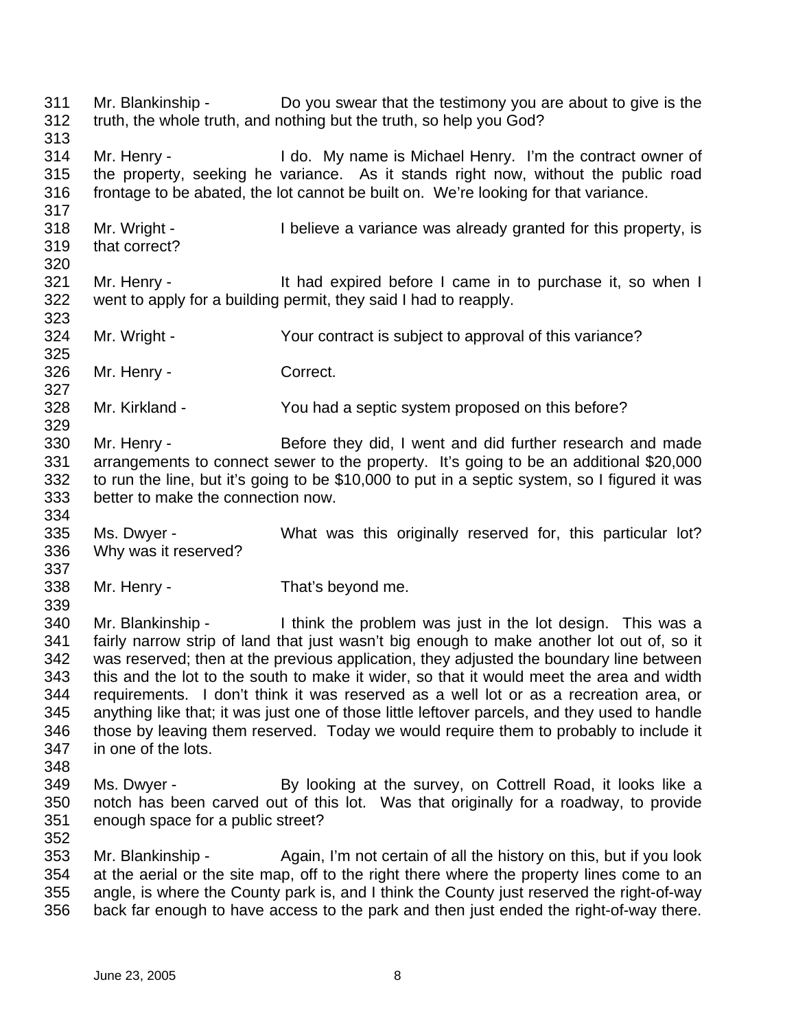311 Mr. Blankinship - Do you swear that the testimony you are about to give is the
312 truth, the whole truth, and nothing but the truth, so help you God?
313
314 Mr. Henry - I do. My name is Michael Henry. I'm the contract owner of
315 the property, seeking he variance. As it stands right now, without the public road
316 frontage to be abated, the lot cannot be built on. We're looking for that variance.
317
318 Mr. Wright - I believe a variance was already granted for this property, is
319 that correct?
320
321 Mr. Henry - It had expired before I came in to purchase it, so when I
322 went to apply for a building permit, they said I had to reapply.
323
324 Mr. Wright - Your contract is subject to approval of this variance?
325
326 Mr. Henry - Correct.
327
328 Mr. Kirkland - You had a septic system proposed on this before?
329
330 Mr. Henry - Before they did, I went and did further research and made
331 arrangements to connect sewer to the property. It's going to be an additional $20,000
332 to run the line, but it's going to be $10,000 to put in a septic system, so I figured it was
333 better to make the connection now.
334
335 Ms. Dwyer - What was this originally reserved for, this particular lot?
336 Why was it reserved?
337
338 Mr. Henry - That's beyond me.
339
340 Mr. Blankinship - I think the problem was just in the lot design. This was a
341 fairly narrow strip of land that just wasn't big enough to make another lot out of, so it
342 was reserved; then at the previous application, they adjusted the boundary line between
343 this and the lot to the south to make it wider, so that it would meet the area and width
344 requirements. I don't think it was reserved as a well lot or as a recreation area, or
345 anything like that; it was just one of those little leftover parcels, and they used to handle
346 those by leaving them reserved. Today we would require them to probably to include it
347 in one of the lots.
348
349 Ms. Dwyer - By looking at the survey, on Cottrell Road, it looks like a
350 notch has been carved out of this lot. Was that originally for a roadway, to provide
351 enough space for a public street?
352
353 Mr. Blankinship - Again, I'm not certain of all the history on this, but if you look
354 at the aerial or the site map, off to the right there where the property lines come to an
355 angle, is where the County park is, and I think the County just reserved the right-of-way
356 back far enough to have access to the park and then just ended the right-of-way there.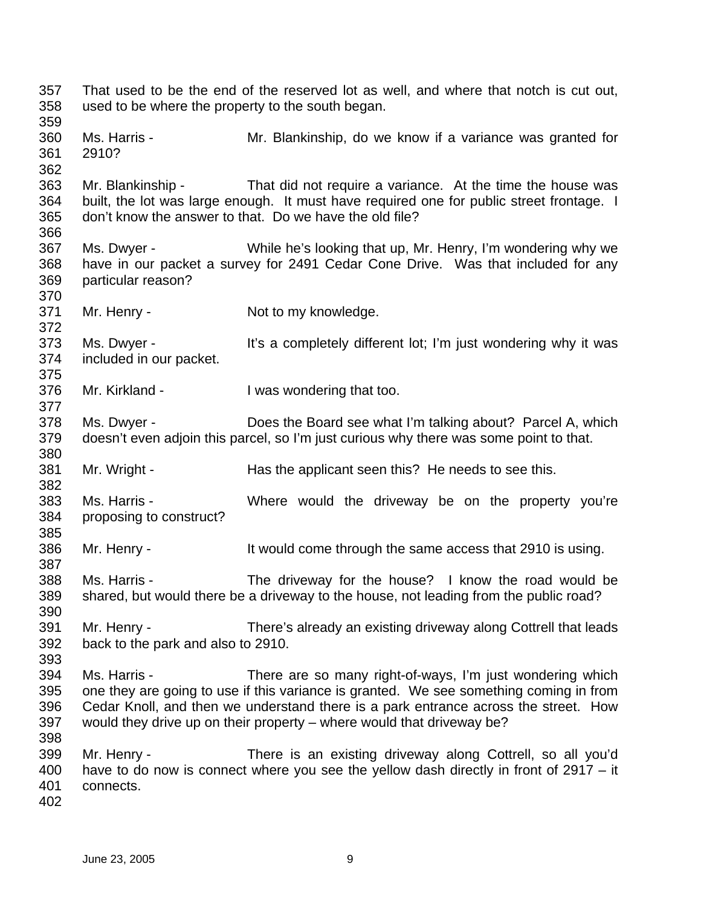That used to be the end of the reserved lot as well, and where that notch is cut out, used to be where the property to the south began.

Ms. Harris - Mr. Blankinship, do we know if a variance was granted for 2910?

Mr. Blankinship - That did not require a variance. At the time the house was built, the lot was large enough. It must have required one for public street frontage. I don't know the answer to that. Do we have the old file?

Ms. Dwyer - While he's looking that up, Mr. Henry, I'm wondering why we have in our packet a survey for 2491 Cedar Cone Drive. Was that included for any particular reason?

Mr. Henry - Not to my knowledge.

Ms. Dwyer - It's a completely different lot; I'm just wondering why it was included in our packet.

Mr. Kirkland - I was wondering that too.

Ms. Dwyer - Does the Board see what I'm talking about? Parcel A, which doesn't even adjoin this parcel, so I'm just curious why there was some point to that.

Mr. Wright - Has the applicant seen this? He needs to see this.

Ms. Harris - Where would the driveway be on the property you're proposing to construct?

Mr. Henry - It would come through the same access that 2910 is using.

Ms. Harris - The driveway for the house? I know the road would be shared, but would there be a driveway to the house, not leading from the public road?

Mr. Henry - There's already an existing driveway along Cottrell that leads back to the park and also to 2910.

Ms. Harris - There are so many right-of-ways, I'm just wondering which one they are going to use if this variance is granted. We see something coming in from Cedar Knoll, and then we understand there is a park entrance across the street. How would they drive up on their property – where would that driveway be?

Mr. Henry - There is an existing driveway along Cottrell, so all you'd have to do now is connect where you see the yellow dash directly in front of 2917 – it connects.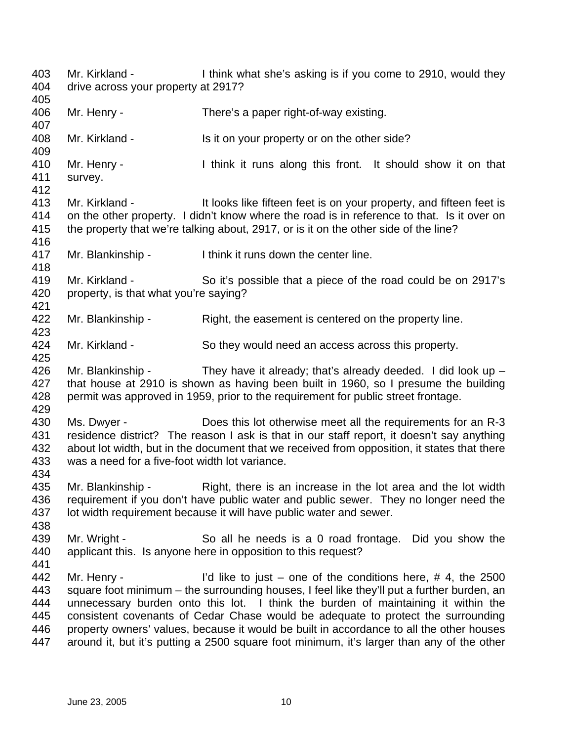403 Mr. Kirkland - I think what she's asking is if you come to 2910, would they
404 drive across your property at 2917?
405
406 Mr. Henry - There's a paper right-of-way existing.
407
408 Mr. Kirkland - Is it on your property or on the other side?
409
410 Mr. Henry - I think it runs along this front. It should show it on that
411 survey.
412
413 Mr. Kirkland - It looks like fifteen feet is on your property, and fifteen feet is
414 on the other property. I didn't know where the road is in reference to that. Is it over on
415 the property that we're talking about, 2917, or is it on the other side of the line?
416
417 Mr. Blankinship - I think it runs down the center line.
418
419 Mr. Kirkland - So it's possible that a piece of the road could be on 2917's
420 property, is that what you're saying?
421
422 Mr. Blankinship - Right, the easement is centered on the property line.
423
424 Mr. Kirkland - So they would need an access across this property.
425
426 Mr. Blankinship - They have it already; that's already deeded. I did look up –
427 that house at 2910 is shown as having been built in 1960, so I presume the building
428 permit was approved in 1959, prior to the requirement for public street frontage.
429
430 Ms. Dwyer - Does this lot otherwise meet all the requirements for an R-3
431 residence district? The reason I ask is that in our staff report, it doesn't say anything
432 about lot width, but in the document that we received from opposition, it states that there
433 was a need for a five-foot width lot variance.
434
435 Mr. Blankinship - Right, there is an increase in the lot area and the lot width
436 requirement if you don't have public water and public sewer. They no longer need the
437 lot width requirement because it will have public water and sewer.
438
439 Mr. Wright - So all he needs is a 0 road frontage. Did you show the
440 applicant this. Is anyone here in opposition to this request?
441
442 Mr. Henry - I'd like to just – one of the conditions here, # 4, the 2500
443 square foot minimum – the surrounding houses, I feel like they'll put a further burden, an
444 unnecessary burden onto this lot. I think the burden of maintaining it within the
445 consistent covenants of Cedar Chase would be adequate to protect the surrounding
446 property owners' values, because it would be built in accordance to all the other houses
447 around it, but it's putting a 2500 square foot minimum, it's larger than any of the other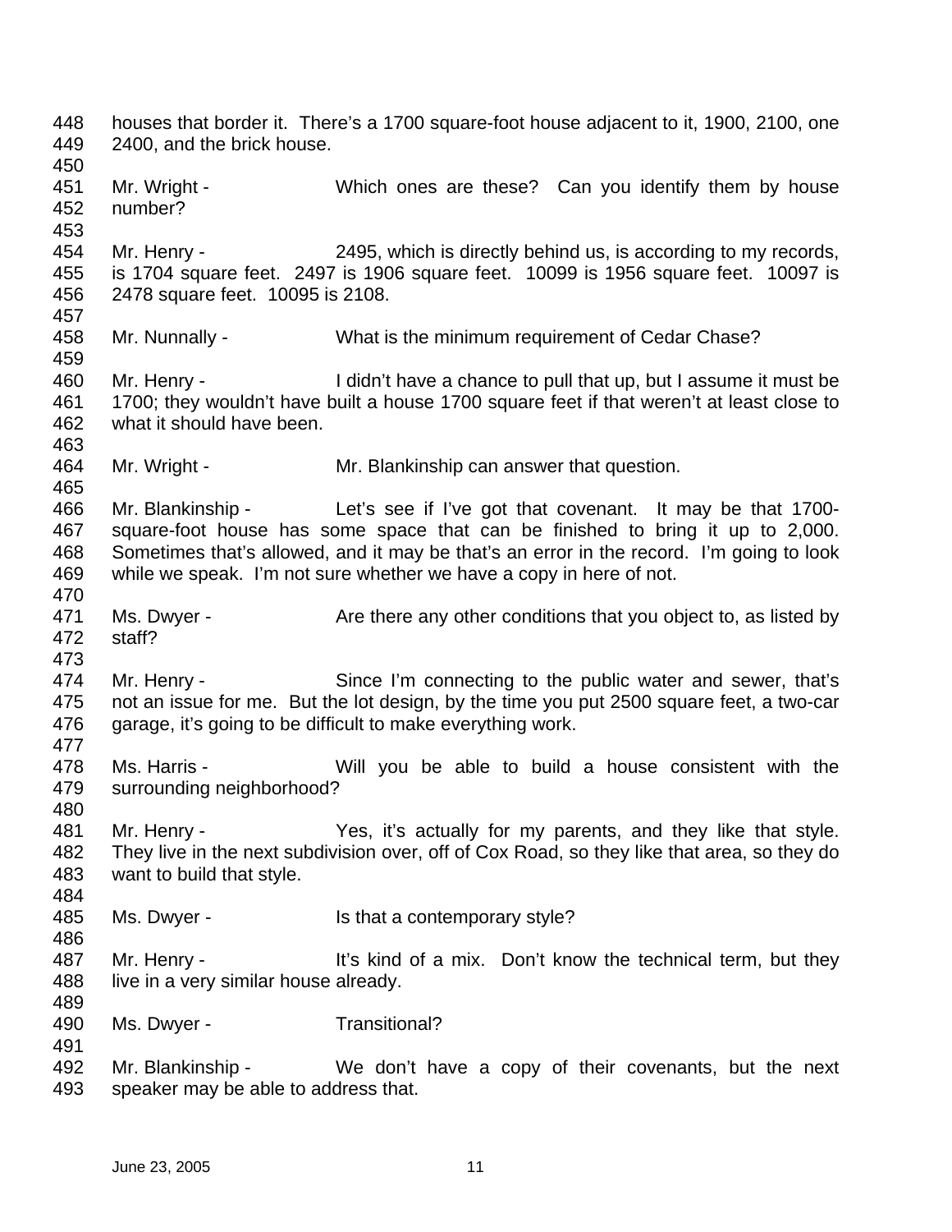448 houses that border it. There's a 1700 square-foot house adjacent to it, 1900, 2100, one
449 2400, and the brick house.
450
451 Mr. Wright - Which ones are these? Can you identify them by house
452 number?
453
454 Mr. Henry - 2495, which is directly behind us, is according to my records,
455 is 1704 square feet. 2497 is 1906 square feet. 10099 is 1956 square feet. 10097 is
456 2478 square feet. 10095 is 2108.
457
458 Mr. Nunnally - What is the minimum requirement of Cedar Chase?
459
460 Mr. Henry - I didn't have a chance to pull that up, but I assume it must be
461 1700; they wouldn't have built a house 1700 square feet if that weren't at least close to
462 what it should have been.
463
464 Mr. Wright - Mr. Blankinship can answer that question.
465
466 Mr. Blankinship - Let's see if I've got that covenant. It may be that 1700-
467 square-foot house has some space that can be finished to bring it up to 2,000.
468 Sometimes that's allowed, and it may be that's an error in the record. I'm going to look
469 while we speak. I'm not sure whether we have a copy in here of not.
470
471 Ms. Dwyer - Are there any other conditions that you object to, as listed by
472 staff?
473
474 Mr. Henry - Since I'm connecting to the public water and sewer, that's
475 not an issue for me. But the lot design, by the time you put 2500 square feet, a two-car
476 garage, it's going to be difficult to make everything work.
477
478 Ms. Harris - Will you be able to build a house consistent with the
479 surrounding neighborhood?
480
481 Mr. Henry - Yes, it's actually for my parents, and they like that style.
482 They live in the next subdivision over, off of Cox Road, so they like that area, so they do
483 want to build that style.
484
485 Ms. Dwyer - Is that a contemporary style?
486
487 Mr. Henry - It's kind of a mix. Don't know the technical term, but they
488 live in a very similar house already.
489
490 Ms. Dwyer - Transitional?
491
492 Mr. Blankinship - We don't have a copy of their covenants, but the next
493 speaker may be able to address that.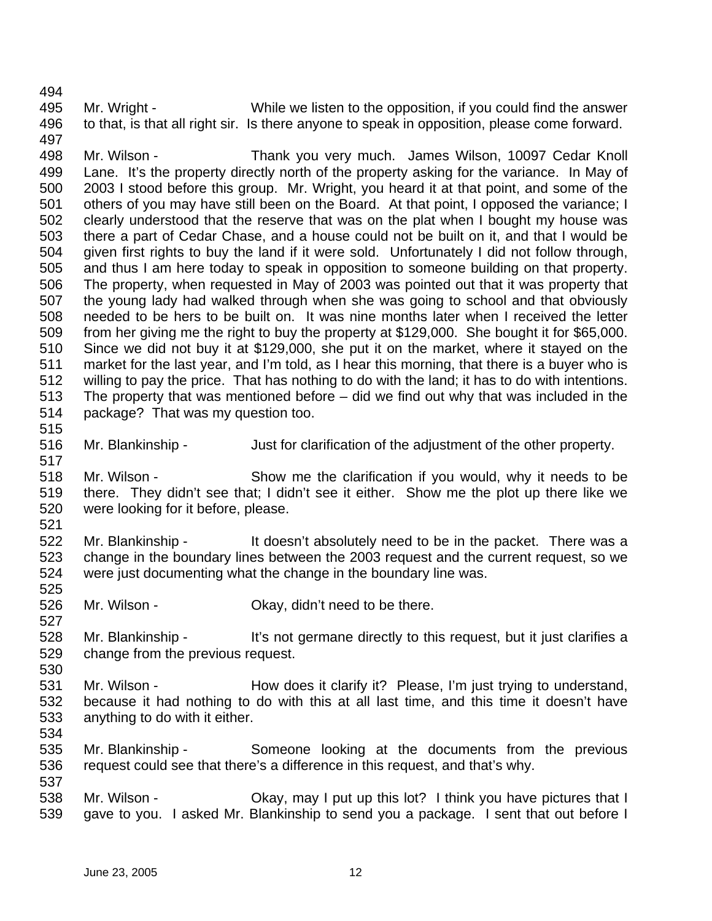Mr. Wright - While we listen to the opposition, if you could find the answer to that, is that all right sir. Is there anyone to speak in opposition, please come forward.

Mr. Wilson - Thank you very much. James Wilson, 10097 Cedar Knoll Lane. It's the property directly north of the property asking for the variance. In May of 2003 I stood before this group. Mr. Wright, you heard it at that point, and some of the others of you may have still been on the Board. At that point, I opposed the variance; I clearly understood that the reserve that was on the plat when I bought my house was there a part of Cedar Chase, and a house could not be built on it, and that I would be given first rights to buy the land if it were sold. Unfortunately I did not follow through, and thus I am here today to speak in opposition to someone building on that property. The property, when requested in May of 2003 was pointed out that it was property that the young lady had walked through when she was going to school and that obviously needed to be hers to be built on. It was nine months later when I received the letter from her giving me the right to buy the property at $129,000. She bought it for $65,000. Since we did not buy it at $129,000, she put it on the market, where it stayed on the market for the last year, and I'm told, as I hear this morning, that there is a buyer who is willing to pay the price. That has nothing to do with the land; it has to do with intentions. The property that was mentioned before – did we find out why that was included in the package? That was my question too.

Mr. Blankinship - Just for clarification of the adjustment of the other property.

Mr. Wilson - Show me the clarification if you would, why it needs to be there. They didn't see that; I didn't see it either. Show me the plot up there like we were looking for it before, please.

Mr. Blankinship - It doesn't absolutely need to be in the packet. There was a change in the boundary lines between the 2003 request and the current request, so we were just documenting what the change in the boundary line was.

Mr. Wilson - Okay, didn't need to be there.

Mr. Blankinship - It's not germane directly to this request, but it just clarifies a change from the previous request.

Mr. Wilson - How does it clarify it? Please, I'm just trying to understand, because it had nothing to do with this at all last time, and this time it doesn't have anything to do with it either.

Mr. Blankinship - Someone looking at the documents from the previous request could see that there's a difference in this request, and that's why.

Mr. Wilson - Okay, may I put up this lot? I think you have pictures that I gave to you. I asked Mr. Blankinship to send you a package. I sent that out before I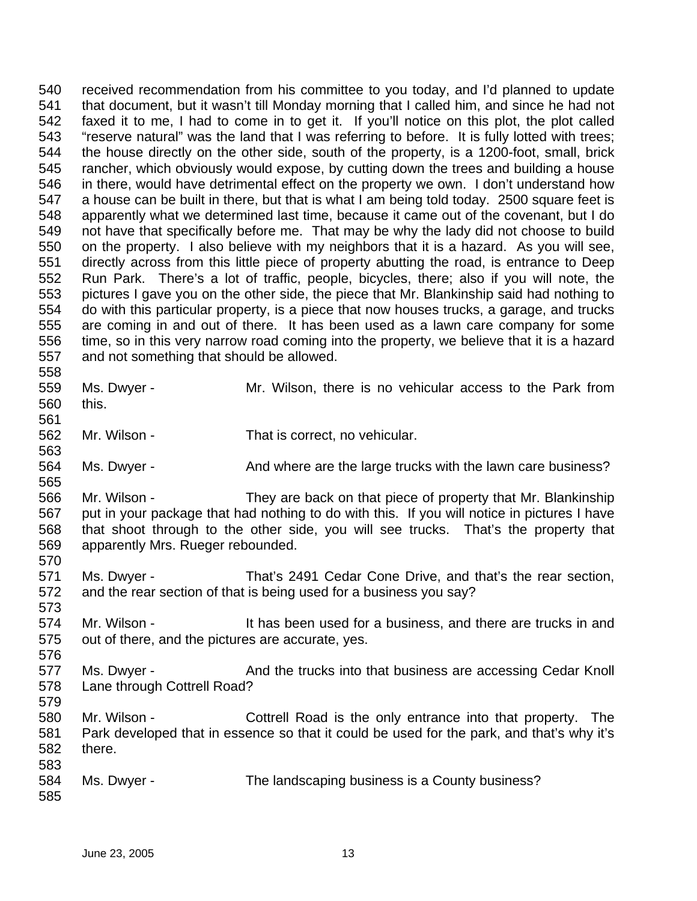received recommendation from his committee to you today, and I'd planned to update that document, but it wasn't till Monday morning that I called him, and since he had not faxed it to me, I had to come in to get it. If you'll notice on this plot, the plot called "reserve natural" was the land that I was referring to before. It is fully lotted with trees; the house directly on the other side, south of the property, is a 1200-foot, small, brick rancher, which obviously would expose, by cutting down the trees and building a house in there, would have detrimental effect on the property we own. I don't understand how a house can be built in there, but that is what I am being told today. 2500 square feet is apparently what we determined last time, because it came out of the covenant, but I do not have that specifically before me. That may be why the lady did not choose to build on the property. I also believe with my neighbors that it is a hazard. As you will see, directly across from this little piece of property abutting the road, is entrance to Deep Run Park. There's a lot of traffic, people, bicycles, there; also if you will note, the pictures I gave you on the other side, the piece that Mr. Blankinship said had nothing to do with this particular property, is a piece that now houses trucks, a garage, and trucks are coming in and out of there. It has been used as a lawn care company for some time, so in this very narrow road coming into the property, we believe that it is a hazard and not something that should be allowed.

Ms. Dwyer - Mr. Wilson, there is no vehicular access to the Park from this.

Mr. Wilson - That is correct, no vehicular.

Ms. Dwyer - And where are the large trucks with the lawn care business?

Mr. Wilson - They are back on that piece of property that Mr. Blankinship put in your package that had nothing to do with this. If you will notice in pictures I have that shoot through to the other side, you will see trucks. That's the property that apparently Mrs. Rueger rebounded.

Ms. Dwyer - That's 2491 Cedar Cone Drive, and that's the rear section, and the rear section of that is being used for a business you say?

Mr. Wilson - It has been used for a business, and there are trucks in and out of there, and the pictures are accurate, yes.

Ms. Dwyer - And the trucks into that business are accessing Cedar Knoll Lane through Cottrell Road?

Mr. Wilson - Cottrell Road is the only entrance into that property. The Park developed that in essence so that it could be used for the park, and that's why it's there.

Ms. Dwyer - The landscaping business is a County business?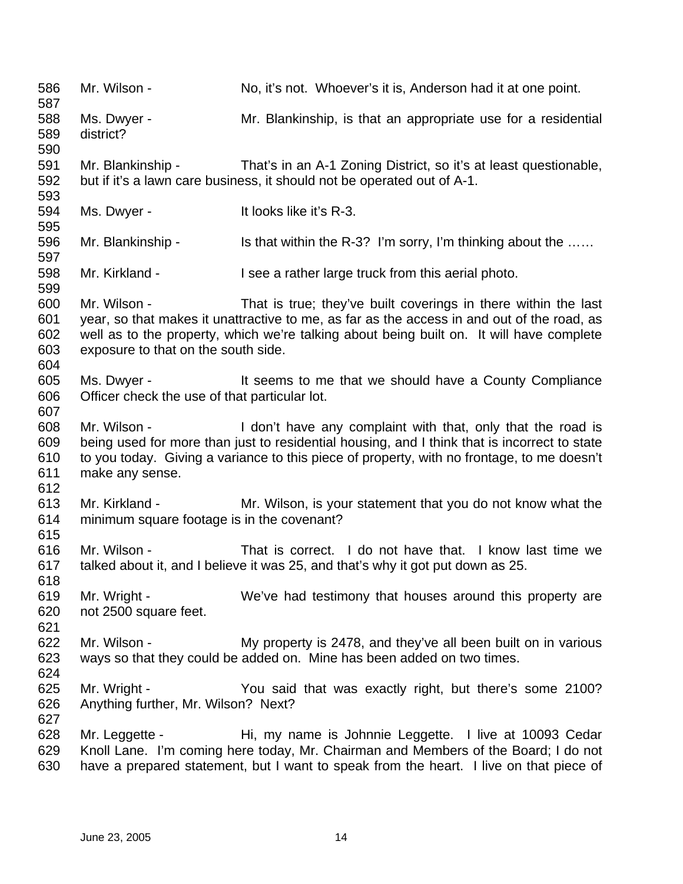586 Mr. Wilson - No, it's not. Whoever's it is, Anderson had it at one point.
587
588 Ms. Dwyer - Mr. Blankinship, is that an appropriate use for a residential
589 district?
590
591 Mr. Blankinship - That's in an A-1 Zoning District, so it's at least questionable,
592 but if it's a lawn care business, it should not be operated out of A-1.
593
594 Ms. Dwyer - It looks like it's R-3.
595
596 Mr. Blankinship - Is that within the R-3? I'm sorry, I'm thinking about the ……
597
598 Mr. Kirkland - I see a rather large truck from this aerial photo.
599
600 Mr. Wilson - That is true; they've built coverings in there within the last
601 year, so that makes it unattractive to me, as far as the access in and out of the road, as
602 well as to the property, which we're talking about being built on. It will have complete
603 exposure to that on the south side.
604
605 Ms. Dwyer - It seems to me that we should have a County Compliance
606 Officer check the use of that particular lot.
607
608 Mr. Wilson - I don't have any complaint with that, only that the road is
609 being used for more than just to residential housing, and I think that is incorrect to state
610 to you today. Giving a variance to this piece of property, with no frontage, to me doesn't
611 make any sense.
612
613 Mr. Kirkland - Mr. Wilson, is your statement that you do not know what the
614 minimum square footage is in the covenant?
615
616 Mr. Wilson - That is correct. I do not have that. I know last time we
617 talked about it, and I believe it was 25, and that's why it got put down as 25.
618
619 Mr. Wright - We've had testimony that houses around this property are
620 not 2500 square feet.
621
622 Mr. Wilson - My property is 2478, and they've all been built on in various
623 ways so that they could be added on. Mine has been added on two times.
624
625 Mr. Wright - You said that was exactly right, but there's some 2100?
626 Anything further, Mr. Wilson? Next?
627
628 Mr. Leggette - Hi, my name is Johnnie Leggette. I live at 10093 Cedar
629 Knoll Lane. I'm coming here today, Mr. Chairman and Members of the Board; I do not
630 have a prepared statement, but I want to speak from the heart. I live on that piece of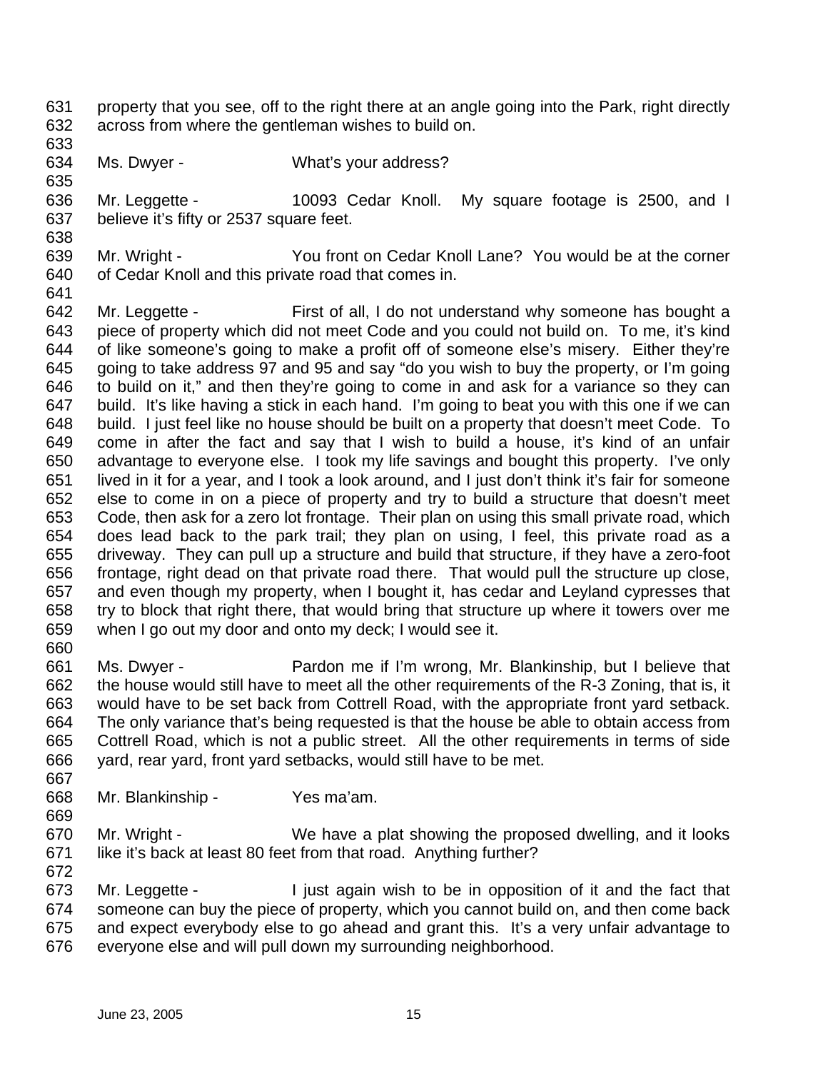631 property that you see, off to the right there at an angle going into the Park, right directly
632 across from where the gentleman wishes to build on.
633
634 Ms. Dwyer - What's your address?
635
636 Mr. Leggette - 10093 Cedar Knoll. My square footage is 2500, and I
637 believe it's fifty or 2537 square feet.
638
639 Mr. Wright - You front on Cedar Knoll Lane? You would be at the corner
640 of Cedar Knoll and this private road that comes in.
641
642 Mr. Leggette - First of all, I do not understand why someone has bought a
643 piece of property which did not meet Code and you could not build on. To me, it's kind
644 of like someone's going to make a profit off of someone else's misery. Either they're
645 going to take address 97 and 95 and say "do you wish to buy the property, or I'm going
646 to build on it," and then they're going to come in and ask for a variance so they can
647 build. It's like having a stick in each hand. I'm going to beat you with this one if we can
648 build. I just feel like no house should be built on a property that doesn't meet Code. To
649 come in after the fact and say that I wish to build a house, it's kind of an unfair
650 advantage to everyone else. I took my life savings and bought this property. I've only
651 lived in it for a year, and I took a look around, and I just don't think it's fair for someone
652 else to come in on a piece of property and try to build a structure that doesn't meet
653 Code, then ask for a zero lot frontage. Their plan on using this small private road, which
654 does lead back to the park trail; they plan on using, I feel, this private road as a
655 driveway. They can pull up a structure and build that structure, if they have a zero-foot
656 frontage, right dead on that private road there. That would pull the structure up close,
657 and even though my property, when I bought it, has cedar and Leyland cypresses that
658 try to block that right there, that would bring that structure up where it towers over me
659 when I go out my door and onto my deck; I would see it.
660
661 Ms. Dwyer - Pardon me if I'm wrong, Mr. Blankinship, but I believe that
662 the house would still have to meet all the other requirements of the R-3 Zoning, that is, it
663 would have to be set back from Cottrell Road, with the appropriate front yard setback.
664 The only variance that's being requested is that the house be able to obtain access from
665 Cottrell Road, which is not a public street. All the other requirements in terms of side
666 yard, rear yard, front yard setbacks, would still have to be met.
667
668 Mr. Blankinship - Yes ma'am.
669
670 Mr. Wright - We have a plat showing the proposed dwelling, and it looks
671 like it's back at least 80 feet from that road. Anything further?
672
673 Mr. Leggette - I just again wish to be in opposition of it and the fact that
674 someone can buy the piece of property, which you cannot build on, and then come back
675 and expect everybody else to go ahead and grant this. It's a very unfair advantage to
676 everyone else and will pull down my surrounding neighborhood.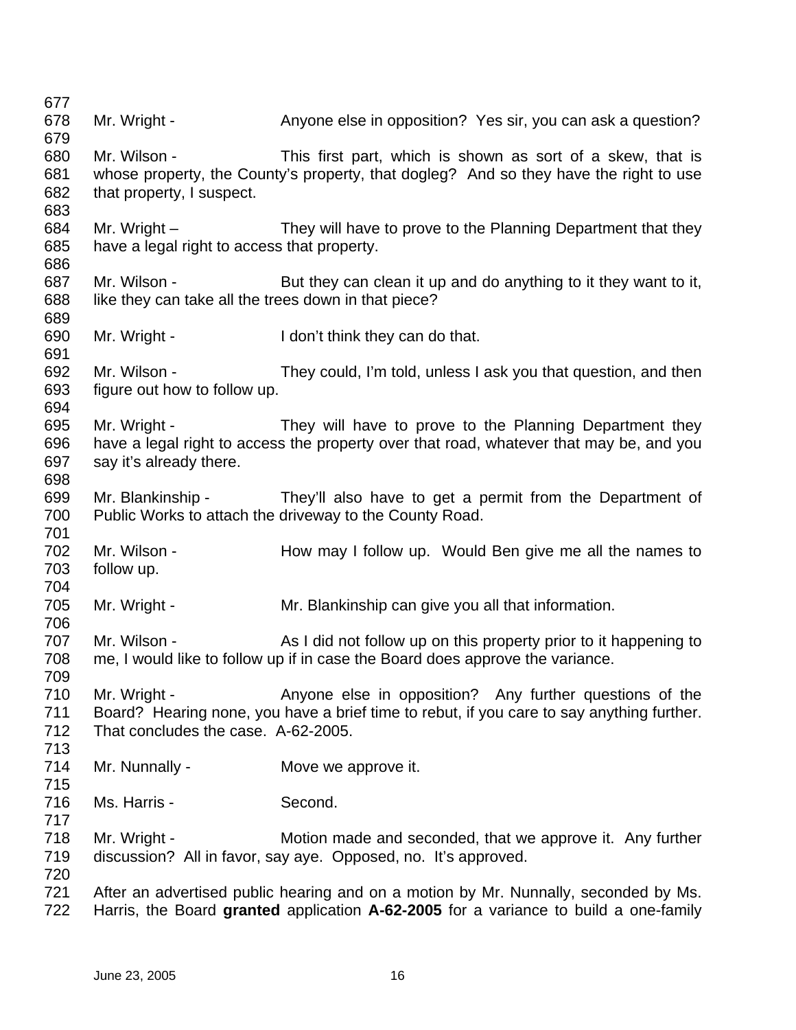Mr. Wright - Anyone else in opposition? Yes sir, you can ask a question?

Mr. Wilson - This first part, which is shown as sort of a skew, that is whose property, the County's property, that dogleg? And so they have the right to use that property, I suspect.

Mr. Wright – They will have to prove to the Planning Department that they have a legal right to access that property.

Mr. Wilson - But they can clean it up and do anything to it they want to it, like they can take all the trees down in that piece?

Mr. Wright - I don't think they can do that.

Mr. Wilson - They could, I'm told, unless I ask you that question, and then figure out how to follow up.

Mr. Wright - They will have to prove to the Planning Department they have a legal right to access the property over that road, whatever that may be, and you say it's already there.

Mr. Blankinship - They'll also have to get a permit from the Department of Public Works to attach the driveway to the County Road.

Mr. Wilson - How may I follow up. Would Ben give me all the names to follow up.

Mr. Wright - Mr. Blankinship can give you all that information.

Mr. Wilson - As I did not follow up on this property prior to it happening to me, I would like to follow up if in case the Board does approve the variance.

Mr. Wright - Anyone else in opposition? Any further questions of the Board? Hearing none, you have a brief time to rebut, if you care to say anything further. That concludes the case. A-62-2005.

Mr. Nunnally - Move we approve it.

Ms. Harris - Second.

Mr. Wright - Motion made and seconded, that we approve it. Any further discussion? All in favor, say aye. Opposed, no. It's approved.

After an advertised public hearing and on a motion by Mr. Nunnally, seconded by Ms. Harris, the Board **granted** application **A-62-2005** for a variance to build a one-family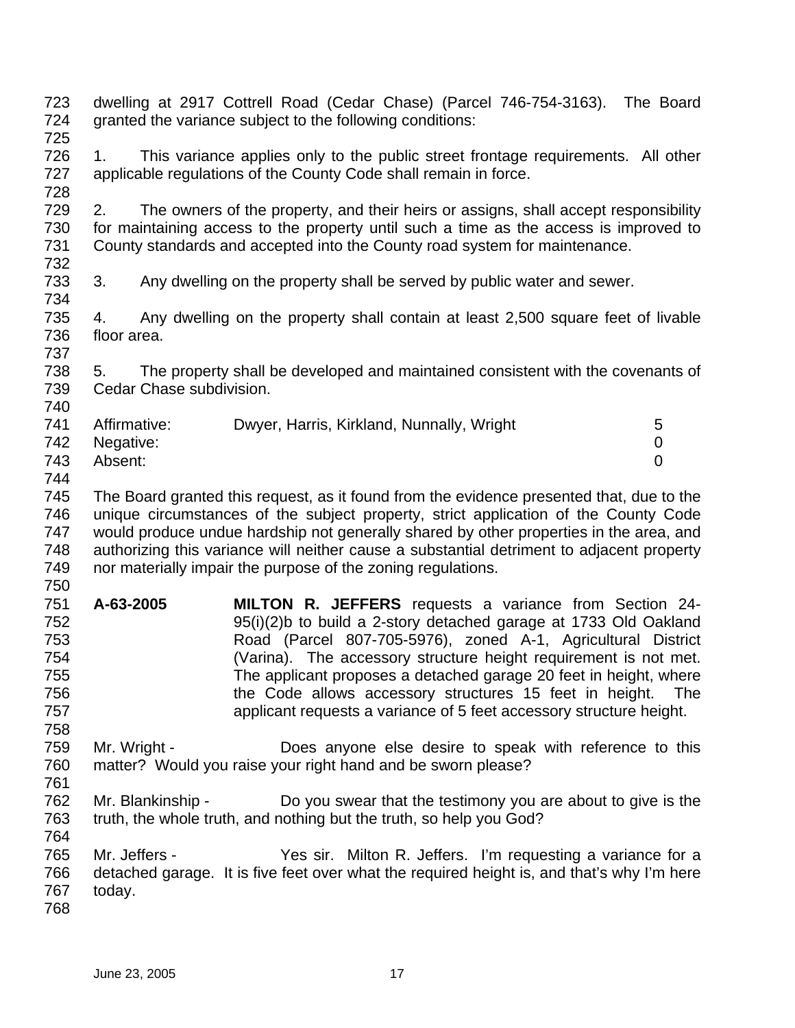dwelling at 2917 Cottrell Road (Cedar Chase) (Parcel 746-754-3163). The Board granted the variance subject to the following conditions:

1. This variance applies only to the public street frontage requirements. All other applicable regulations of the County Code shall remain in force.

2. The owners of the property, and their heirs or assigns, shall accept responsibility for maintaining access to the property until such a time as the access is improved to County standards and accepted into the County road system for maintenance.

3. Any dwelling on the property shall be served by public water and sewer.

4. Any dwelling on the property shall contain at least 2,500 square feet of livable floor area.

5. The property shall be developed and maintained consistent with the covenants of Cedar Chase subdivision.

| | | |
|---|---|---|
| Affirmative: | Dwyer, Harris, Kirkland, Nunnally, Wright | 5 |
| Negative: | | 0 |
| Absent: | | 0 |

The Board granted this request, as it found from the evidence presented that, due to the unique circumstances of the subject property, strict application of the County Code would produce undue hardship not generally shared by other properties in the area, and authorizing this variance will neither cause a substantial detriment to adjacent property nor materially impair the purpose of the zoning regulations.

**A-63-2005** **MILTON R. JEFFERS** requests a variance from Section 24-95(i)(2)b to build a 2-story detached garage at 1733 Old Oakland Road (Parcel 807-705-5976), zoned A-1, Agricultural District (Varina). The accessory structure height requirement is not met. The applicant proposes a detached garage 20 feet in height, where the Code allows accessory structures 15 feet in height. The applicant requests a variance of 5 feet accessory structure height.

Mr. Wright - Does anyone else desire to speak with reference to this matter? Would you raise your right hand and be sworn please?

Mr. Blankinship - Do you swear that the testimony you are about to give is the truth, the whole truth, and nothing but the truth, so help you God?

Mr. Jeffers - Yes sir. Milton R. Jeffers. I'm requesting a variance for a detached garage. It is five feet over what the required height is, and that's why I'm here today.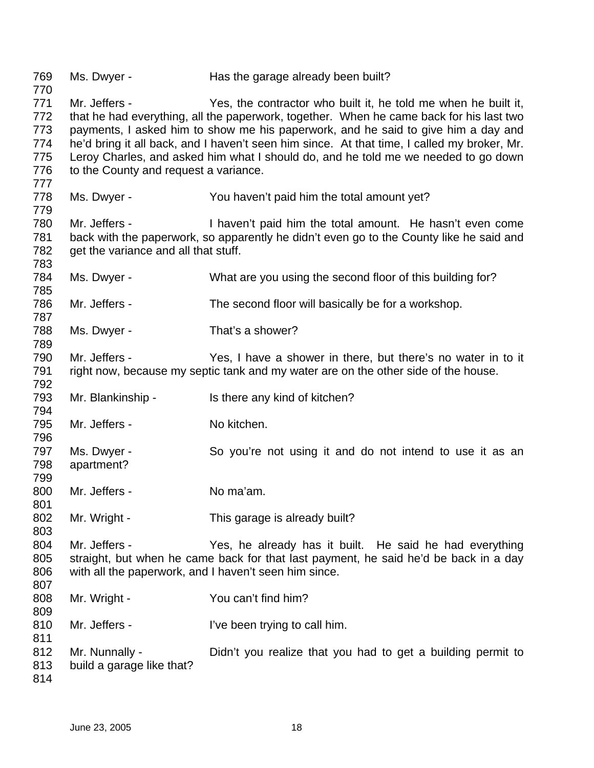769 Ms. Dwyer - Has the garage already been built?
770
771 Mr. Jeffers - Yes, the contractor who built it, he told me when he built it,
772 that he had everything, all the paperwork, together. When he came back for his last two
773 payments, I asked him to show me his paperwork, and he said to give him a day and
774 he'd bring it all back, and I haven't seen him since. At that time, I called my broker, Mr.
775 Leroy Charles, and asked him what I should do, and he told me we needed to go down
776 to the County and request a variance.
777
778 Ms. Dwyer - You haven't paid him the total amount yet?
779
780 Mr. Jeffers - I haven't paid him the total amount. He hasn't even come
781 back with the paperwork, so apparently he didn't even go to the County like he said and
782 get the variance and all that stuff.
783
784 Ms. Dwyer - What are you using the second floor of this building for?
785
786 Mr. Jeffers - The second floor will basically be for a workshop.
787
788 Ms. Dwyer - That's a shower?
789
790 Mr. Jeffers - Yes, I have a shower in there, but there's no water in to it
791 right now, because my septic tank and my water are on the other side of the house.
792
793 Mr. Blankinship - Is there any kind of kitchen?
794
795 Mr. Jeffers - No kitchen.
796
797 Ms. Dwyer - So you're not using it and do not intend to use it as an
798 apartment?
799
800 Mr. Jeffers - No ma'am.
801
802 Mr. Wright - This garage is already built?
803
804 Mr. Jeffers - Yes, he already has it built. He said he had everything
805 straight, but when he came back for that last payment, he said he'd be back in a day
806 with all the paperwork, and I haven't seen him since.
807
808 Mr. Wright - You can't find him?
809
810 Mr. Jeffers - I've been trying to call him.
811
812 Mr. Nunnally - Didn't you realize that you had to get a building permit to
813 build a garage like that?
814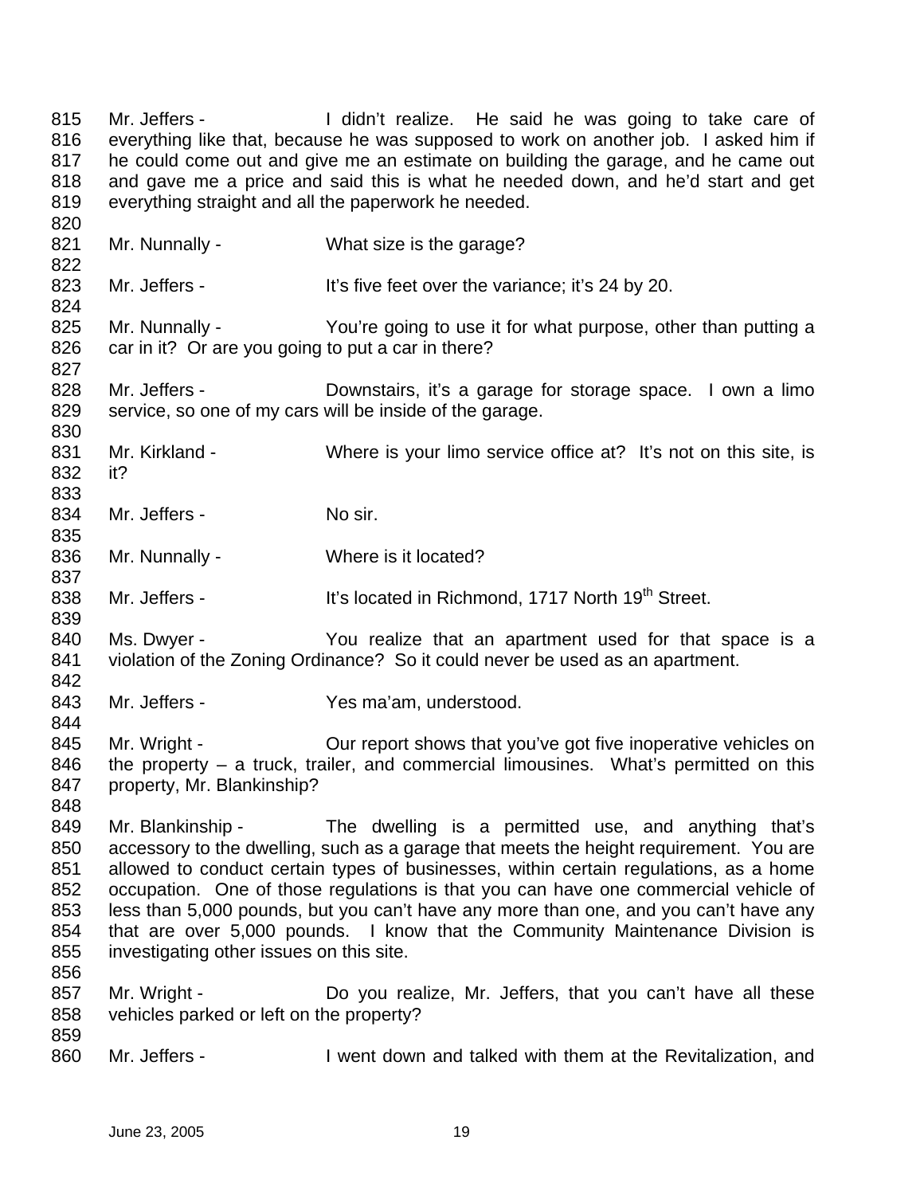815 Mr. Jeffers - I didn't realize. He said he was going to take care of
816 everything like that, because he was supposed to work on another job. I asked him if
817 he could come out and give me an estimate on building the garage, and he came out
818 and gave me a price and said this is what he needed down, and he'd start and get
819 everything straight and all the paperwork he needed.
820
821 Mr. Nunnally - What size is the garage?
822
823 Mr. Jeffers - It's five feet over the variance; it's 24 by 20.
824
825 Mr. Nunnally - You're going to use it for what purpose, other than putting a
826 car in it? Or are you going to put a car in there?
827
828 Mr. Jeffers - Downstairs, it's a garage for storage space. I own a limo
829 service, so one of my cars will be inside of the garage.
830
831 Mr. Kirkland - Where is your limo service office at? It's not on this site, is
832 it?
833
834 Mr. Jeffers - No sir.
835
836 Mr. Nunnally - Where is it located?
837
838 Mr. Jeffers - It's located in Richmond, 1717 North 19th Street.
839
840 Ms. Dwyer - You realize that an apartment used for that space is a
841 violation of the Zoning Ordinance? So it could never be used as an apartment.
842
843 Mr. Jeffers - Yes ma'am, understood.
844
845 Mr. Wright - Our report shows that you've got five inoperative vehicles on
846 the property – a truck, trailer, and commercial limousines. What's permitted on this
847 property, Mr. Blankinship?
848
849 Mr. Blankinship - The dwelling is a permitted use, and anything that's
850 accessory to the dwelling, such as a garage that meets the height requirement. You are
851 allowed to conduct certain types of businesses, within certain regulations, as a home
852 occupation. One of those regulations is that you can have one commercial vehicle of
853 less than 5,000 pounds, but you can't have any more than one, and you can't have any
854 that are over 5,000 pounds. I know that the Community Maintenance Division is
855 investigating other issues on this site.
856
857 Mr. Wright - Do you realize, Mr. Jeffers, that you can't have all these
858 vehicles parked or left on the property?
859
860 Mr. Jeffers - I went down and talked with them at the Revitalization, and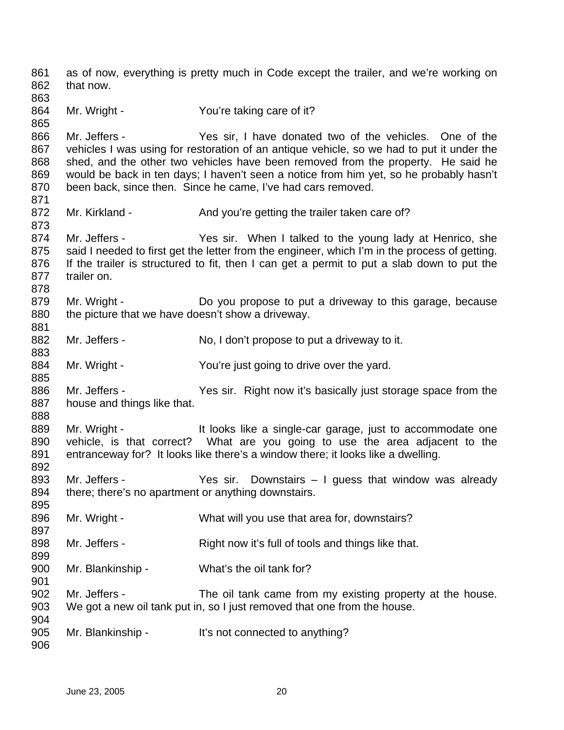as of now, everything is pretty much in Code except the trailer, and we're working on that now.

Mr. Wright - You're taking care of it?

Mr. Jeffers - Yes sir, I have donated two of the vehicles. One of the vehicles I was using for restoration of an antique vehicle, so we had to put it under the shed, and the other two vehicles have been removed from the property. He said he would be back in ten days; I haven't seen a notice from him yet, so he probably hasn't been back, since then. Since he came, I've had cars removed.

Mr. Kirkland - And you're getting the trailer taken care of?

Mr. Jeffers - Yes sir. When I talked to the young lady at Henrico, she said I needed to first get the letter from the engineer, which I'm in the process of getting. If the trailer is structured to fit, then I can get a permit to put a slab down to put the trailer on.

Mr. Wright - Do you propose to put a driveway to this garage, because the picture that we have doesn't show a driveway.

Mr. Jeffers - No, I don't propose to put a driveway to it.

Mr. Wright - You're just going to drive over the yard.

Mr. Jeffers - Yes sir. Right now it's basically just storage space from the house and things like that.

Mr. Wright - It looks like a single-car garage, just to accommodate one vehicle, is that correct? What are you going to use the area adjacent to the entranceway for? It looks like there's a window there; it looks like a dwelling.

Mr. Jeffers - Yes sir. Downstairs – I guess that window was already there; there's no apartment or anything downstairs.

Mr. Wright - What will you use that area for, downstairs?

Mr. Jeffers - Right now it's full of tools and things like that.

Mr. Blankinship - What's the oil tank for?

Mr. Jeffers - The oil tank came from my existing property at the house. We got a new oil tank put in, so I just removed that one from the house.

Mr. Blankinship - It's not connected to anything?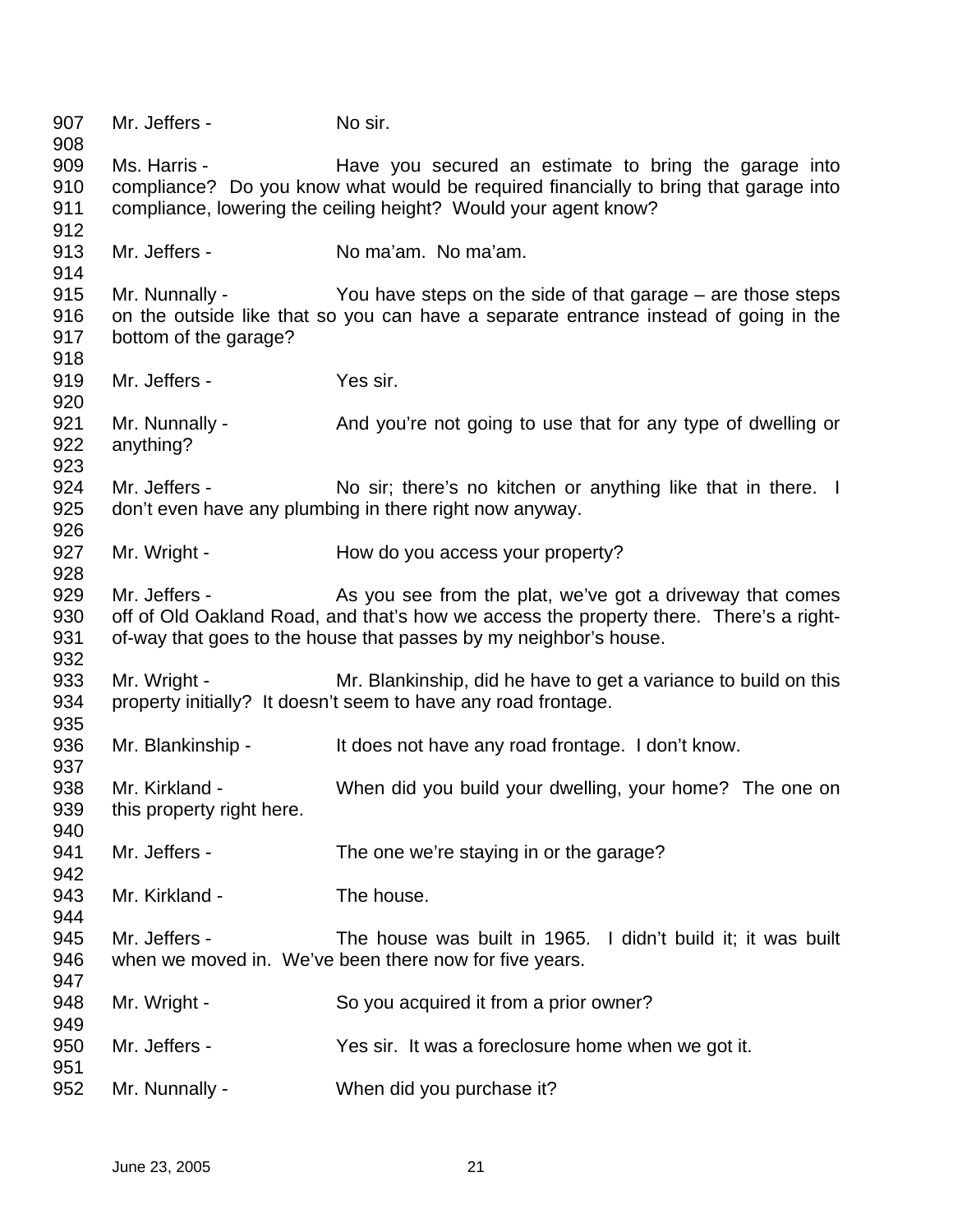Mr. Jeffers - No sir.

Ms. Harris - Have you secured an estimate to bring the garage into compliance? Do you know what would be required financially to bring that garage into compliance, lowering the ceiling height? Would your agent know?

Mr. Jeffers - No ma'am. No ma'am.

Mr. Nunnally - You have steps on the side of that garage – are those steps on the outside like that so you can have a separate entrance instead of going in the bottom of the garage?

Mr. Jeffers - Yes sir.

Mr. Nunnally - And you're not going to use that for any type of dwelling or anything?

Mr. Jeffers - No sir; there's no kitchen or anything like that in there. I don't even have any plumbing in there right now anyway.

Mr. Wright - How do you access your property?

Mr. Jeffers - As you see from the plat, we've got a driveway that comes off of Old Oakland Road, and that's how we access the property there. There's a right-of-way that goes to the house that passes by my neighbor's house.

Mr. Wright - Mr. Blankinship, did he have to get a variance to build on this property initially? It doesn't seem to have any road frontage.

Mr. Blankinship - It does not have any road frontage. I don't know.

Mr. Kirkland - When did you build your dwelling, your home? The one on this property right here.

Mr. Jeffers - The one we're staying in or the garage?

Mr. Kirkland - The house.

Mr. Jeffers - The house was built in 1965. I didn't build it; it was built when we moved in. We've been there now for five years.

Mr. Wright - So you acquired it from a prior owner?

Mr. Jeffers - Yes sir. It was a foreclosure home when we got it.

Mr. Nunnally - When did you purchase it?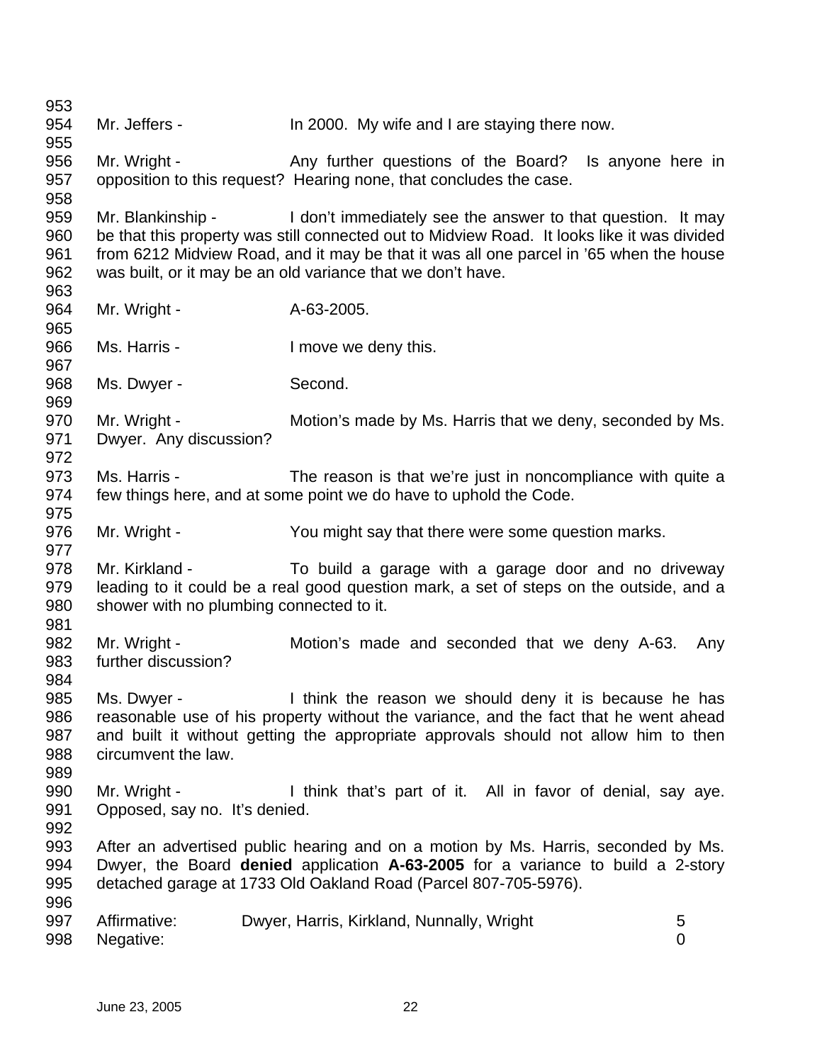Mr. Jeffers - In 2000. My wife and I are staying there now.

Mr. Wright - Any further questions of the Board? Is anyone here in opposition to this request? Hearing none, that concludes the case.

Mr. Blankinship - I don't immediately see the answer to that question. It may be that this property was still connected out to Midview Road. It looks like it was divided from 6212 Midview Road, and it may be that it was all one parcel in '65 when the house was built, or it may be an old variance that we don't have.

Mr. Wright - A-63-2005.

Ms. Harris - I move we deny this.

Ms. Dwyer - Second.

Mr. Wright - Motion's made by Ms. Harris that we deny, seconded by Ms. Dwyer. Any discussion?

Ms. Harris - The reason is that we're just in noncompliance with quite a few things here, and at some point we do have to uphold the Code.

Mr. Wright - You might say that there were some question marks.

Mr. Kirkland - To build a garage with a garage door and no driveway leading to it could be a real good question mark, a set of steps on the outside, and a shower with no plumbing connected to it.

Mr. Wright - Motion's made and seconded that we deny A-63. Any further discussion?

Ms. Dwyer - I think the reason we should deny it is because he has reasonable use of his property without the variance, and the fact that he went ahead and built it without getting the appropriate approvals should not allow him to then circumvent the law.

Mr. Wright - I think that's part of it. All in favor of denial, say aye. Opposed, say no. It's denied.

After an advertised public hearing and on a motion by Ms. Harris, seconded by Ms. Dwyer, the Board **denied** application **A-63-2005** for a variance to build a 2-story detached garage at 1733 Old Oakland Road (Parcel 807-705-5976).

| | | |
|---|---|---|
| Affirmative: | Dwyer, Harris, Kirkland, Nunnally, Wright | 5 |
| Negative: | | 0 |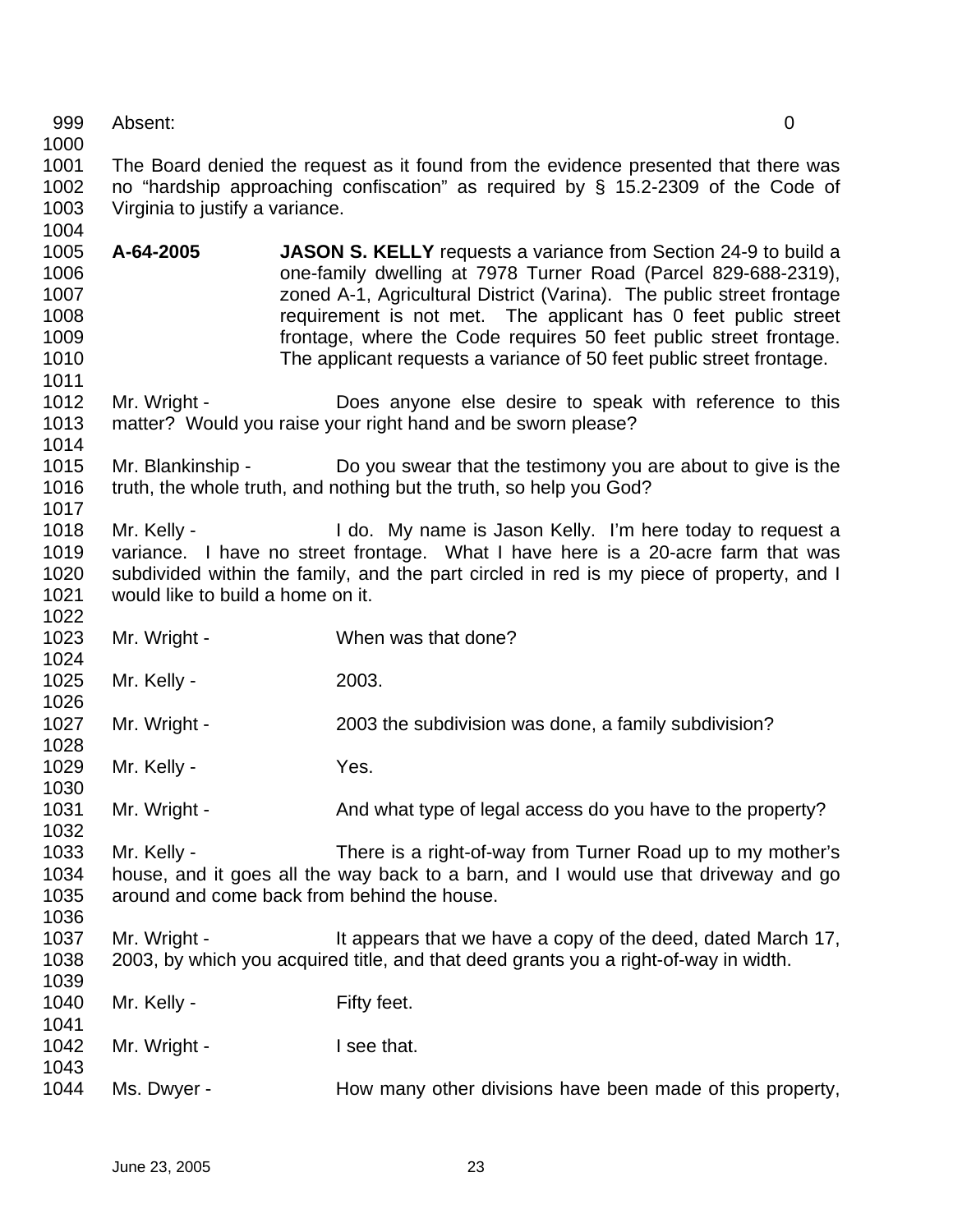Absent: 0

The Board denied the request as it found from the evidence presented that there was no "hardship approaching confiscation" as required by § 15.2-2309 of the Code of Virginia to justify a variance.

**A-64-2005** **JASON S. KELLY** requests a variance from Section 24-9 to build a one-family dwelling at 7978 Turner Road (Parcel 829-688-2319), zoned A-1, Agricultural District (Varina). The public street frontage requirement is not met. The applicant has 0 feet public street frontage, where the Code requires 50 feet public street frontage. The applicant requests a variance of 50 feet public street frontage.

Mr. Wright - Does anyone else desire to speak with reference to this matter? Would you raise your right hand and be sworn please?

Mr. Blankinship - Do you swear that the testimony you are about to give is the truth, the whole truth, and nothing but the truth, so help you God?

Mr. Kelly - I do. My name is Jason Kelly. I'm here today to request a variance. I have no street frontage. What I have here is a 20-acre farm that was subdivided within the family, and the part circled in red is my piece of property, and I would like to build a home on it.

Mr. Wright - When was that done?

Mr. Kelly - 2003.

Mr. Wright - 2003 the subdivision was done, a family subdivision?

Mr. Kelly - Yes.

Mr. Wright - And what type of legal access do you have to the property?

Mr. Kelly - There is a right-of-way from Turner Road up to my mother's house, and it goes all the way back to a barn, and I would use that driveway and go around and come back from behind the house.

Mr. Wright - It appears that we have a copy of the deed, dated March 17, 2003, by which you acquired title, and that deed grants you a right-of-way in width.

Mr. Kelly - Fifty feet.

Mr. Wright - I see that.

Ms. Dwyer - How many other divisions have been made of this property,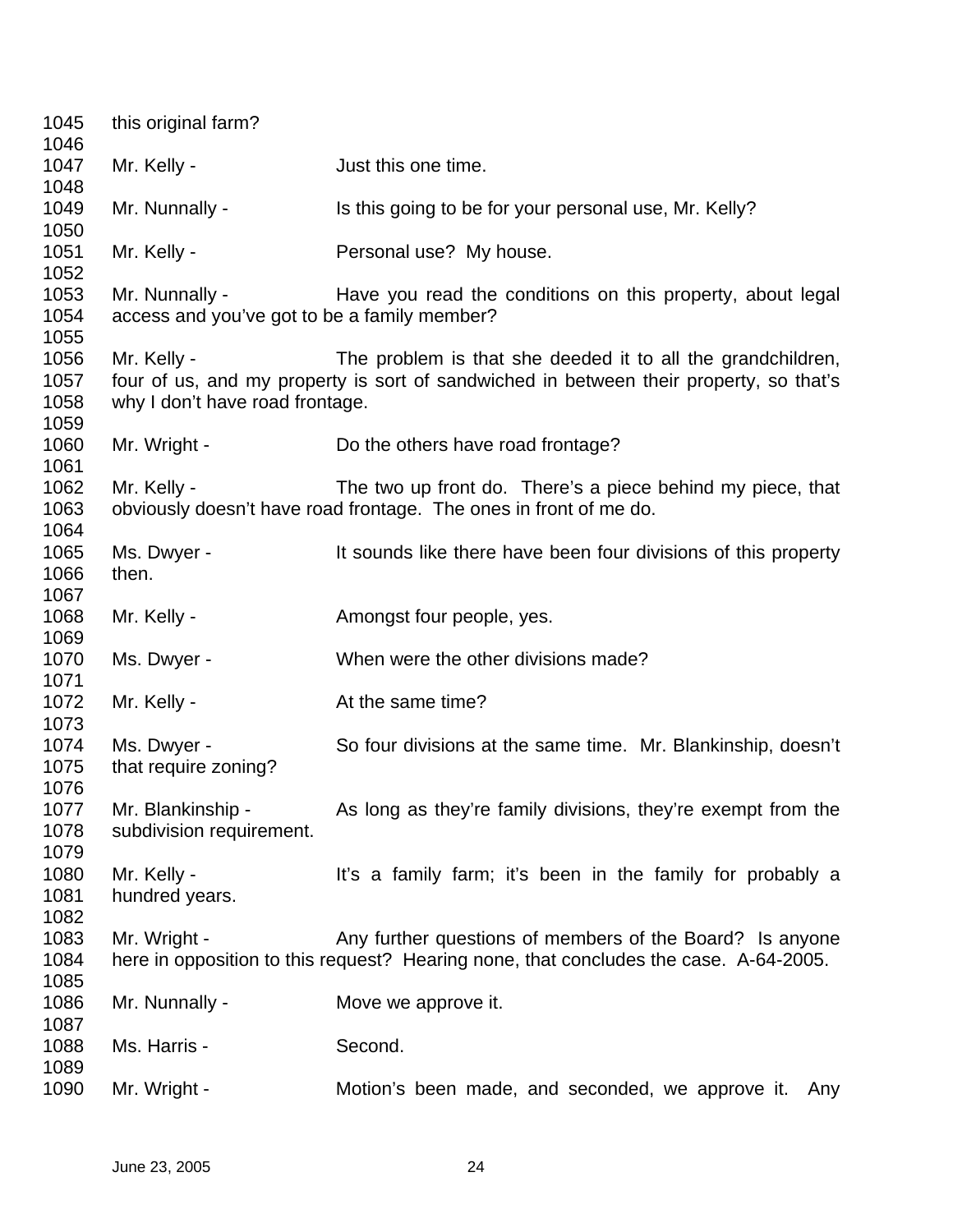1045 this original farm?
1046
1047 Mr. Kelly - Just this one time.
1048
1049 Mr. Nunnally - Is this going to be for your personal use, Mr. Kelly?
1050
1051 Mr. Kelly - Personal use? My house.
1052
1053 Mr. Nunnally - Have you read the conditions on this property, about legal
1054 access and you've got to be a family member?
1055
1056 Mr. Kelly - The problem is that she deeded it to all the grandchildren,
1057 four of us, and my property is sort of sandwiched in between their property, so that's
1058 why I don't have road frontage.
1059
1060 Mr. Wright - Do the others have road frontage?
1061
1062 Mr. Kelly - The two up front do. There's a piece behind my piece, that
1063 obviously doesn't have road frontage. The ones in front of me do.
1064
1065 Ms. Dwyer - It sounds like there have been four divisions of this property
1066 then.
1067
1068 Mr. Kelly - Amongst four people, yes.
1069
1070 Ms. Dwyer - When were the other divisions made?
1071
1072 Mr. Kelly - At the same time?
1073
1074 Ms. Dwyer - So four divisions at the same time. Mr. Blankinship, doesn't
1075 that require zoning?
1076
1077 Mr. Blankinship - As long as they're family divisions, they're exempt from the
1078 subdivision requirement.
1079
1080 Mr. Kelly - It's a family farm; it's been in the family for probably a
1081 hundred years.
1082
1083 Mr. Wright - Any further questions of members of the Board? Is anyone
1084 here in opposition to this request? Hearing none, that concludes the case. A-64-2005.
1085
1086 Mr. Nunnally - Move we approve it.
1087
1088 Ms. Harris - Second.
1089
1090 Mr. Wright - Motion's been made, and seconded, we approve it. Any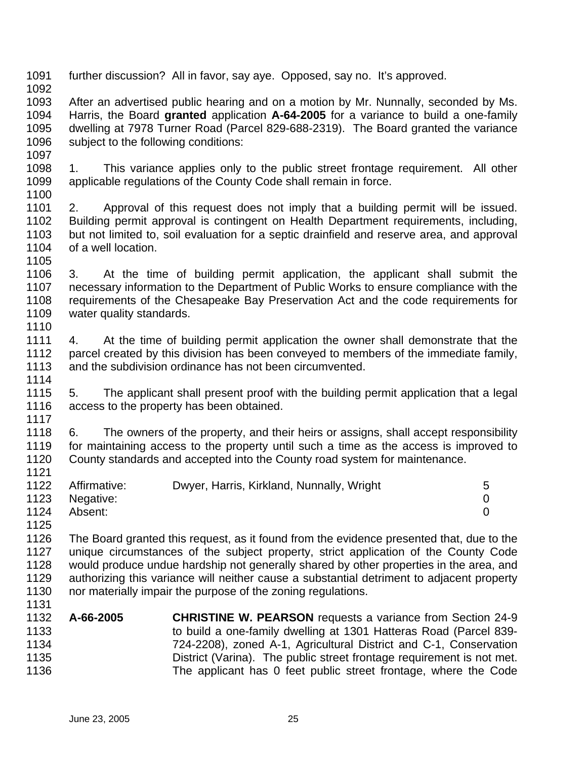further discussion? All in favor, say aye. Opposed, say no. It's approved.

After an advertised public hearing and on a motion by Mr. Nunnally, seconded by Ms. Harris, the Board **granted** application **A-64-2005** for a variance to build a one-family dwelling at 7978 Turner Road (Parcel 829-688-2319). The Board granted the variance subject to the following conditions:

1. This variance applies only to the public street frontage requirement. All other applicable regulations of the County Code shall remain in force.

2. Approval of this request does not imply that a building permit will be issued. Building permit approval is contingent on Health Department requirements, including, but not limited to, soil evaluation for a septic drainfield and reserve area, and approval of a well location.

3. At the time of building permit application, the applicant shall submit the necessary information to the Department of Public Works to ensure compliance with the requirements of the Chesapeake Bay Preservation Act and the code requirements for water quality standards.

4. At the time of building permit application the owner shall demonstrate that the parcel created by this division has been conveyed to members of the immediate family, and the subdivision ordinance has not been circumvented.

5. The applicant shall present proof with the building permit application that a legal access to the property has been obtained.

6. The owners of the property, and their heirs or assigns, shall accept responsibility for maintaining access to the property until such a time as the access is improved to County standards and accepted into the County road system for maintenance.

| | | |
|---|---|---|
| Affirmative: | Dwyer, Harris, Kirkland, Nunnally, Wright | 5 |
| Negative: | | 0 |
| Absent: | | 0 |

The Board granted this request, as it found from the evidence presented that, due to the unique circumstances of the subject property, strict application of the County Code would produce undue hardship not generally shared by other properties in the area, and authorizing this variance will neither cause a substantial detriment to adjacent property nor materially impair the purpose of the zoning regulations.

**A-66-2005** **CHRISTINE W. PEARSON** requests a variance from Section 24-9 to build a one-family dwelling at 1301 Hatteras Road (Parcel 839-724-2208), zoned A-1, Agricultural District and C-1, Conservation District (Varina). The public street frontage requirement is not met. The applicant has 0 feet public street frontage, where the Code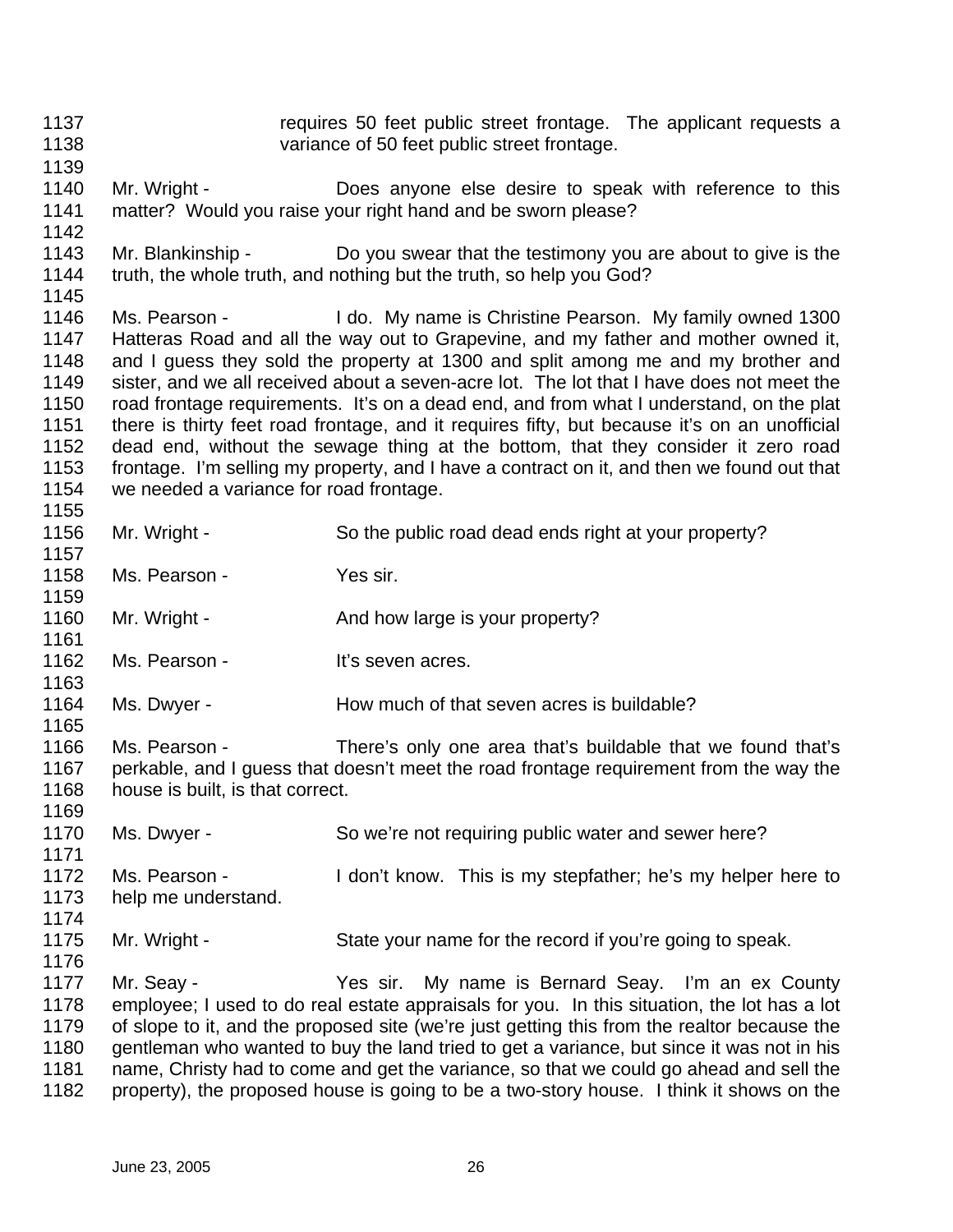requires 50 feet public street frontage. The applicant requests a variance of 50 feet public street frontage.

Mr. Wright - Does anyone else desire to speak with reference to this matter? Would you raise your right hand and be sworn please?

Mr. Blankinship - Do you swear that the testimony you are about to give is the truth, the whole truth, and nothing but the truth, so help you God?

Ms. Pearson - I do. My name is Christine Pearson. My family owned 1300 Hatteras Road and all the way out to Grapevine, and my father and mother owned it, and I guess they sold the property at 1300 and split among me and my brother and sister, and we all received about a seven-acre lot. The lot that I have does not meet the road frontage requirements. It's on a dead end, and from what I understand, on the plat there is thirty feet road frontage, and it requires fifty, but because it's on an unofficial dead end, without the sewage thing at the bottom, that they consider it zero road frontage. I'm selling my property, and I have a contract on it, and then we found out that we needed a variance for road frontage.

Mr. Wright - So the public road dead ends right at your property?

Ms. Pearson - Yes sir.

Mr. Wright - And how large is your property?

Ms. Pearson - It's seven acres.

Ms. Dwyer - How much of that seven acres is buildable?

Ms. Pearson - There's only one area that's buildable that we found that's perkable, and I guess that doesn't meet the road frontage requirement from the way the house is built, is that correct.

Ms. Dwyer - So we're not requiring public water and sewer here?

Ms. Pearson - I don't know. This is my stepfather; he's my helper here to help me understand.

Mr. Wright - State your name for the record if you're going to speak.

Mr. Seay - Yes sir. My name is Bernard Seay. I'm an ex County employee; I used to do real estate appraisals for you. In this situation, the lot has a lot of slope to it, and the proposed site (we're just getting this from the realtor because the gentleman who wanted to buy the land tried to get a variance, but since it was not in his name, Christy had to come and get the variance, so that we could go ahead and sell the property), the proposed house is going to be a two-story house. I think it shows on the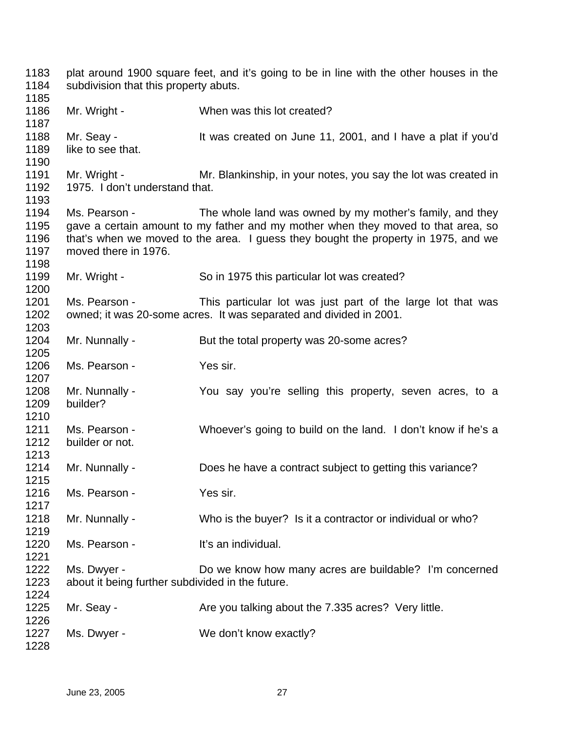plat around 1900 square feet, and it's going to be in line with the other houses in the subdivision that this property abuts.

Mr. Wright - When was this lot created?

Mr. Seay - It was created on June 11, 2001, and I have a plat if you'd like to see that.

Mr. Wright - Mr. Blankinship, in your notes, you say the lot was created in 1975. I don't understand that.

Ms. Pearson - The whole land was owned by my mother's family, and they gave a certain amount to my father and my mother when they moved to that area, so that's when we moved to the area. I guess they bought the property in 1975, and we moved there in 1976.

Mr. Wright - So in 1975 this particular lot was created?

Ms. Pearson - This particular lot was just part of the large lot that was owned; it was 20-some acres. It was separated and divided in 2001.

Mr. Nunnally - But the total property was 20-some acres?

Ms. Pearson - Yes sir.

Mr. Nunnally - You say you're selling this property, seven acres, to a builder?

Ms. Pearson - Whoever's going to build on the land. I don't know if he's a builder or not.

Mr. Nunnally - Does he have a contract subject to getting this variance?

Ms. Pearson - Yes sir.

Mr. Nunnally - Who is the buyer? Is it a contractor or individual or who?

Ms. Pearson - It's an individual.

Ms. Dwyer - Do we know how many acres are buildable? I'm concerned about it being further subdivided in the future.

Mr. Seay - Are you talking about the 7.335 acres? Very little.

Ms. Dwyer - We don't know exactly?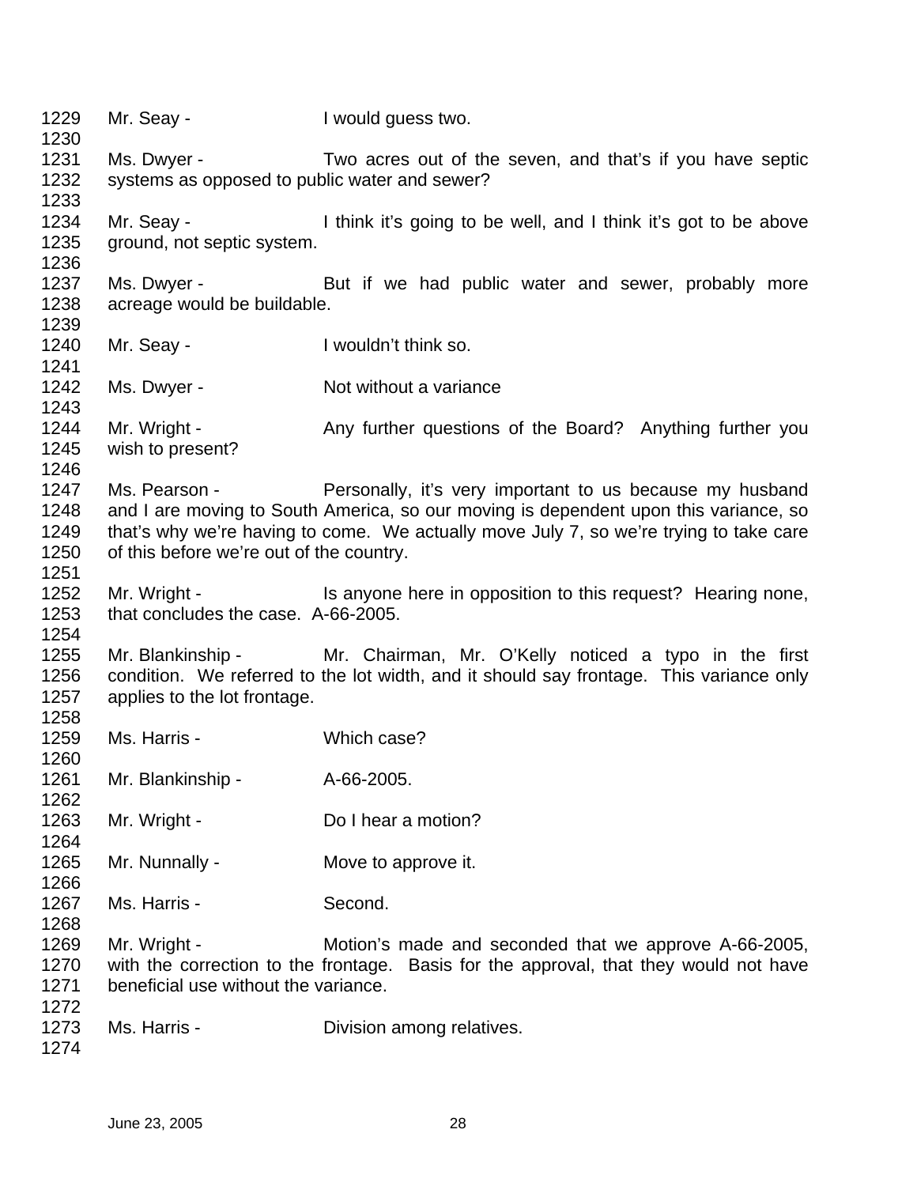1229 Mr. Seay - I would guess two.
1230
1231 Ms. Dwyer - Two acres out of the seven, and that's if you have septic
1232 systems as opposed to public water and sewer?
1233
1234 Mr. Seay - I think it's going to be well, and I think it's got to be above
1235 ground, not septic system.
1236
1237 Ms. Dwyer - But if we had public water and sewer, probably more
1238 acreage would be buildable.
1239
1240 Mr. Seay - I wouldn't think so.
1241
1242 Ms. Dwyer - Not without a variance
1243
1244 Mr. Wright - Any further questions of the Board? Anything further you
1245 wish to present?
1246
1247 Ms. Pearson - Personally, it's very important to us because my husband
1248 and I are moving to South America, so our moving is dependent upon this variance, so
1249 that's why we're having to come. We actually move July 7, so we're trying to take care
1250 of this before we're out of the country.
1251
1252 Mr. Wright - Is anyone here in opposition to this request? Hearing none,
1253 that concludes the case. A-66-2005.
1254
1255 Mr. Blankinship - Mr. Chairman, Mr. O'Kelly noticed a typo in the first
1256 condition. We referred to the lot width, and it should say frontage. This variance only
1257 applies to the lot frontage.
1258
1259 Ms. Harris - Which case?
1260
1261 Mr. Blankinship - A-66-2005.
1262
1263 Mr. Wright - Do I hear a motion?
1264
1265 Mr. Nunnally - Move to approve it.
1266
1267 Ms. Harris - Second.
1268
1269 Mr. Wright - Motion's made and seconded that we approve A-66-2005,
1270 with the correction to the frontage. Basis for the approval, that they would not have
1271 beneficial use without the variance.
1272
1273 Ms. Harris - Division among relatives.
1274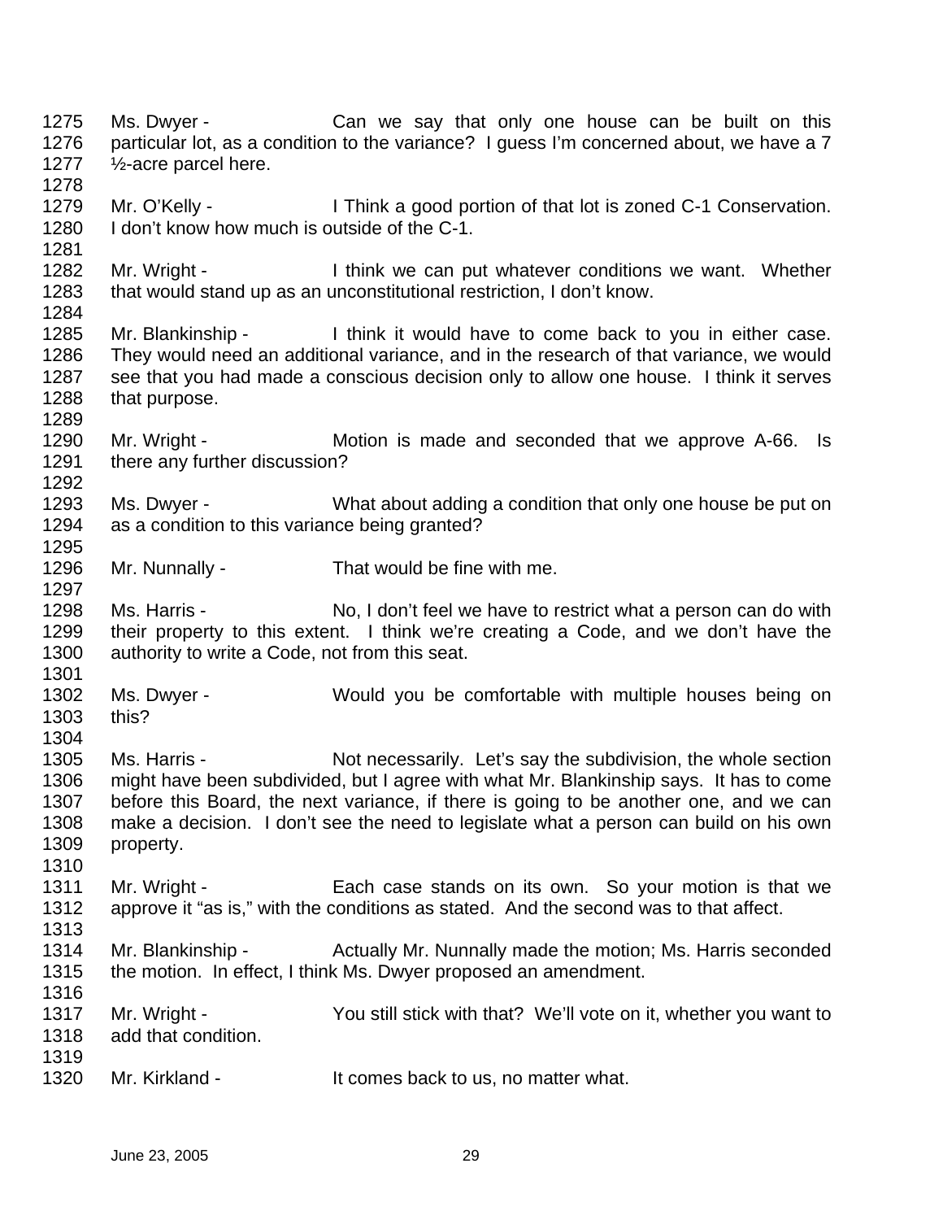1275 Ms. Dwyer - Can we say that only one house can be built on this
1276 particular lot, as a condition to the variance? I guess I'm concerned about, we have a 7
1277 ½-acre parcel here.
1278
1279 Mr. O'Kelly - I Think a good portion of that lot is zoned C-1 Conservation.
1280 I don't know how much is outside of the C-1.
1281
1282 Mr. Wright - I think we can put whatever conditions we want. Whether
1283 that would stand up as an unconstitutional restriction, I don't know.
1284
1285 Mr. Blankinship - I think it would have to come back to you in either case.
1286 They would need an additional variance, and in the research of that variance, we would
1287 see that you had made a conscious decision only to allow one house. I think it serves
1288 that purpose.
1289
1290 Mr. Wright - Motion is made and seconded that we approve A-66. Is
1291 there any further discussion?
1292
1293 Ms. Dwyer - What about adding a condition that only one house be put on
1294 as a condition to this variance being granted?
1295
1296 Mr. Nunnally - That would be fine with me.
1297
1298 Ms. Harris - No, I don't feel we have to restrict what a person can do with
1299 their property to this extent. I think we're creating a Code, and we don't have the
1300 authority to write a Code, not from this seat.
1301
1302 Ms. Dwyer - Would you be comfortable with multiple houses being on
1303 this?
1304
1305 Ms. Harris - Not necessarily. Let's say the subdivision, the whole section
1306 might have been subdivided, but I agree with what Mr. Blankinship says. It has to come
1307 before this Board, the next variance, if there is going to be another one, and we can
1308 make a decision. I don't see the need to legislate what a person can build on his own
1309 property.
1310
1311 Mr. Wright - Each case stands on its own. So your motion is that we
1312 approve it "as is," with the conditions as stated. And the second was to that affect.
1313
1314 Mr. Blankinship - Actually Mr. Nunnally made the motion; Ms. Harris seconded
1315 the motion. In effect, I think Ms. Dwyer proposed an amendment.
1316
1317 Mr. Wright - You still stick with that? We'll vote on it, whether you want to
1318 add that condition.
1319
1320 Mr. Kirkland - It comes back to us, no matter what.

June 23, 2005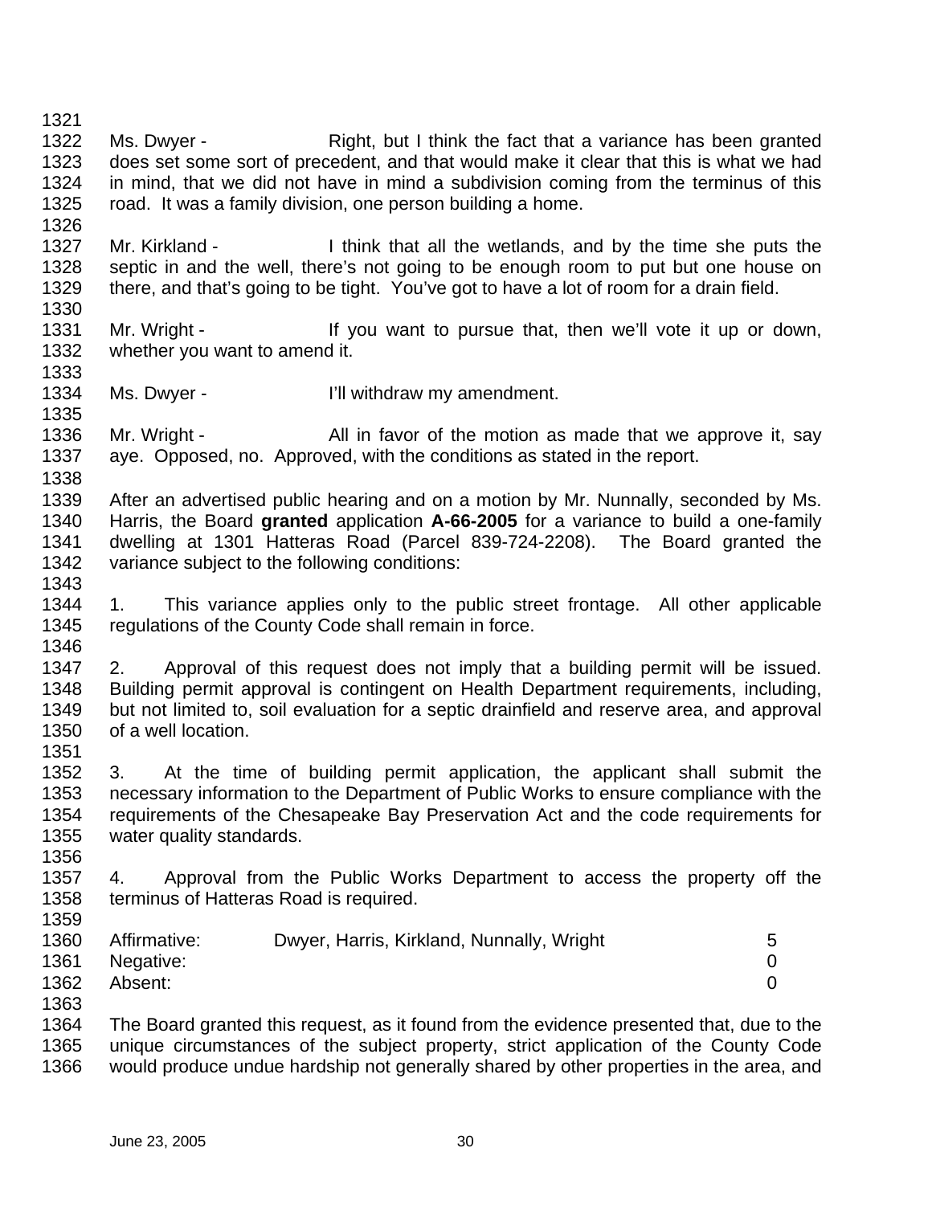Ms. Dwyer - Right, but I think the fact that a variance has been granted does set some sort of precedent, and that would make it clear that this is what we had in mind, that we did not have in mind a subdivision coming from the terminus of this road. It was a family division, one person building a home.

Mr. Kirkland - I think that all the wetlands, and by the time she puts the septic in and the well, there's not going to be enough room to put but one house on there, and that's going to be tight. You've got to have a lot of room for a drain field.

Mr. Wright - If you want to pursue that, then we'll vote it up or down, whether you want to amend it.

Ms. Dwyer - I'll withdraw my amendment.

Mr. Wright - All in favor of the motion as made that we approve it, say aye. Opposed, no. Approved, with the conditions as stated in the report.

After an advertised public hearing and on a motion by Mr. Nunnally, seconded by Ms. Harris, the Board **granted** application **A-66-2005** for a variance to build a one-family dwelling at 1301 Hatteras Road (Parcel 839-724-2208). The Board granted the variance subject to the following conditions:

1. This variance applies only to the public street frontage. All other applicable regulations of the County Code shall remain in force.

2. Approval of this request does not imply that a building permit will be issued. Building permit approval is contingent on Health Department requirements, including, but not limited to, soil evaluation for a septic drainfield and reserve area, and approval of a well location.

3. At the time of building permit application, the applicant shall submit the necessary information to the Department of Public Works to ensure compliance with the requirements of the Chesapeake Bay Preservation Act and the code requirements for water quality standards.

4. Approval from the Public Works Department to access the property off the terminus of Hatteras Road is required.

| | | |
|---|---|---|
| Affirmative: | Dwyer, Harris, Kirkland, Nunnally, Wright | 5 |
| Negative: | | 0 |
| Absent: | | 0 |

The Board granted this request, as it found from the evidence presented that, due to the unique circumstances of the subject property, strict application of the County Code would produce undue hardship not generally shared by other properties in the area, and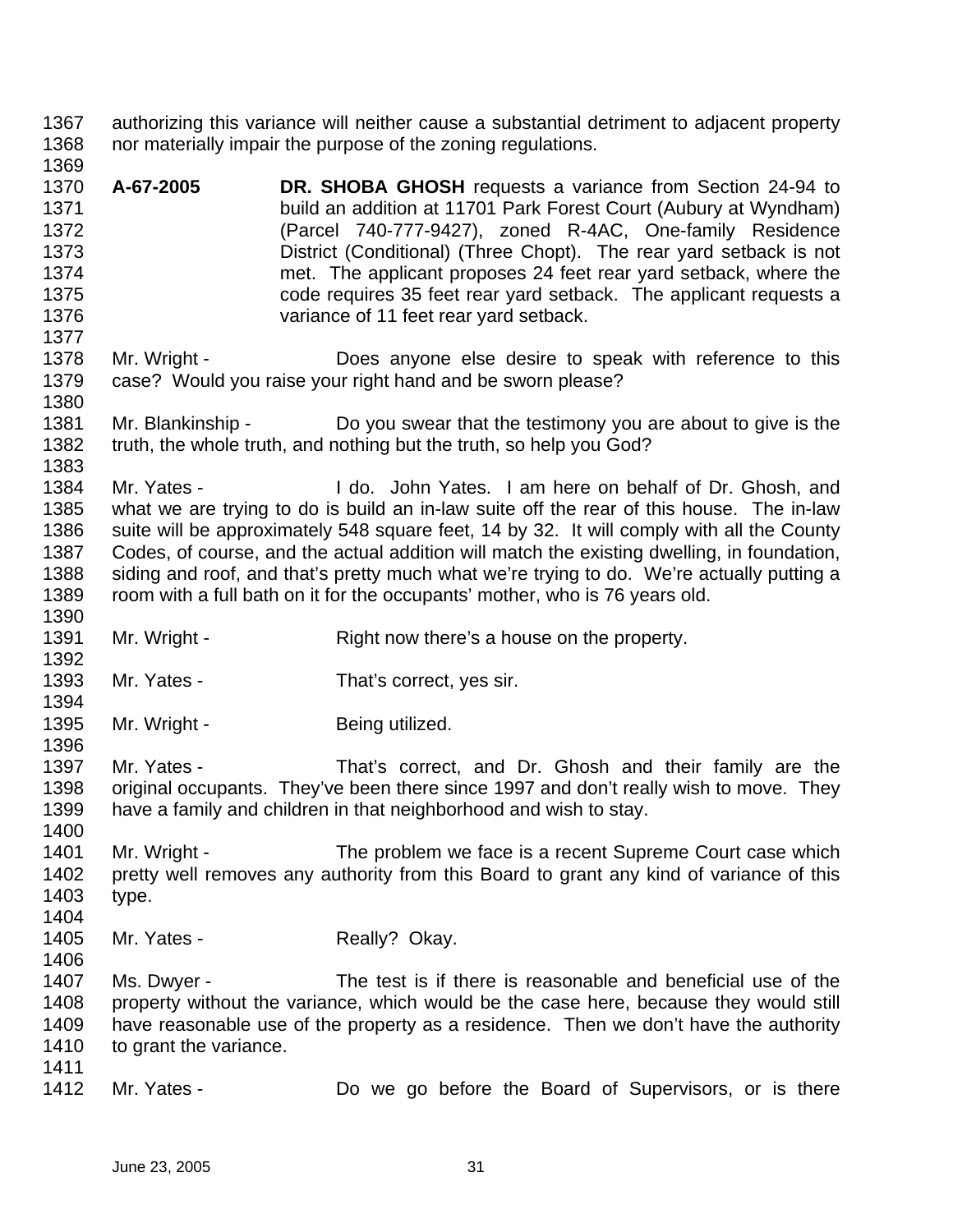authorizing this variance will neither cause a substantial detriment to adjacent property nor materially impair the purpose of the zoning regulations.

**A-67-2005** **DR. SHOBA GHOSH** requests a variance from Section 24-94 to build an addition at 11701 Park Forest Court (Aubury at Wyndham) (Parcel 740-777-9427), zoned R-4AC, One-family Residence District (Conditional) (Three Chopt). The rear yard setback is not met. The applicant proposes 24 feet rear yard setback, where the code requires 35 feet rear yard setback. The applicant requests a variance of 11 feet rear yard setback.

Mr. Wright - Does anyone else desire to speak with reference to this case? Would you raise your right hand and be sworn please?

Mr. Blankinship - Do you swear that the testimony you are about to give is the truth, the whole truth, and nothing but the truth, so help you God?

Mr. Yates - I do. John Yates. I am here on behalf of Dr. Ghosh, and what we are trying to do is build an in-law suite off the rear of this house. The in-law suite will be approximately 548 square feet, 14 by 32. It will comply with all the County Codes, of course, and the actual addition will match the existing dwelling, in foundation, siding and roof, and that's pretty much what we're trying to do. We're actually putting a room with a full bath on it for the occupants' mother, who is 76 years old.

Mr. Wright - Right now there's a house on the property.

Mr. Yates - That's correct, yes sir.

Mr. Wright - Being utilized.

Mr. Yates - That's correct, and Dr. Ghosh and their family are the original occupants. They've been there since 1997 and don't really wish to move. They have a family and children in that neighborhood and wish to stay.

Mr. Wright - The problem we face is a recent Supreme Court case which pretty well removes any authority from this Board to grant any kind of variance of this type.

Mr. Yates - Really? Okay.

Ms. Dwyer - The test is if there is reasonable and beneficial use of the property without the variance, which would be the case here, because they would still have reasonable use of the property as a residence. Then we don't have the authority to grant the variance.

Mr. Yates - Do we go before the Board of Supervisors, or is there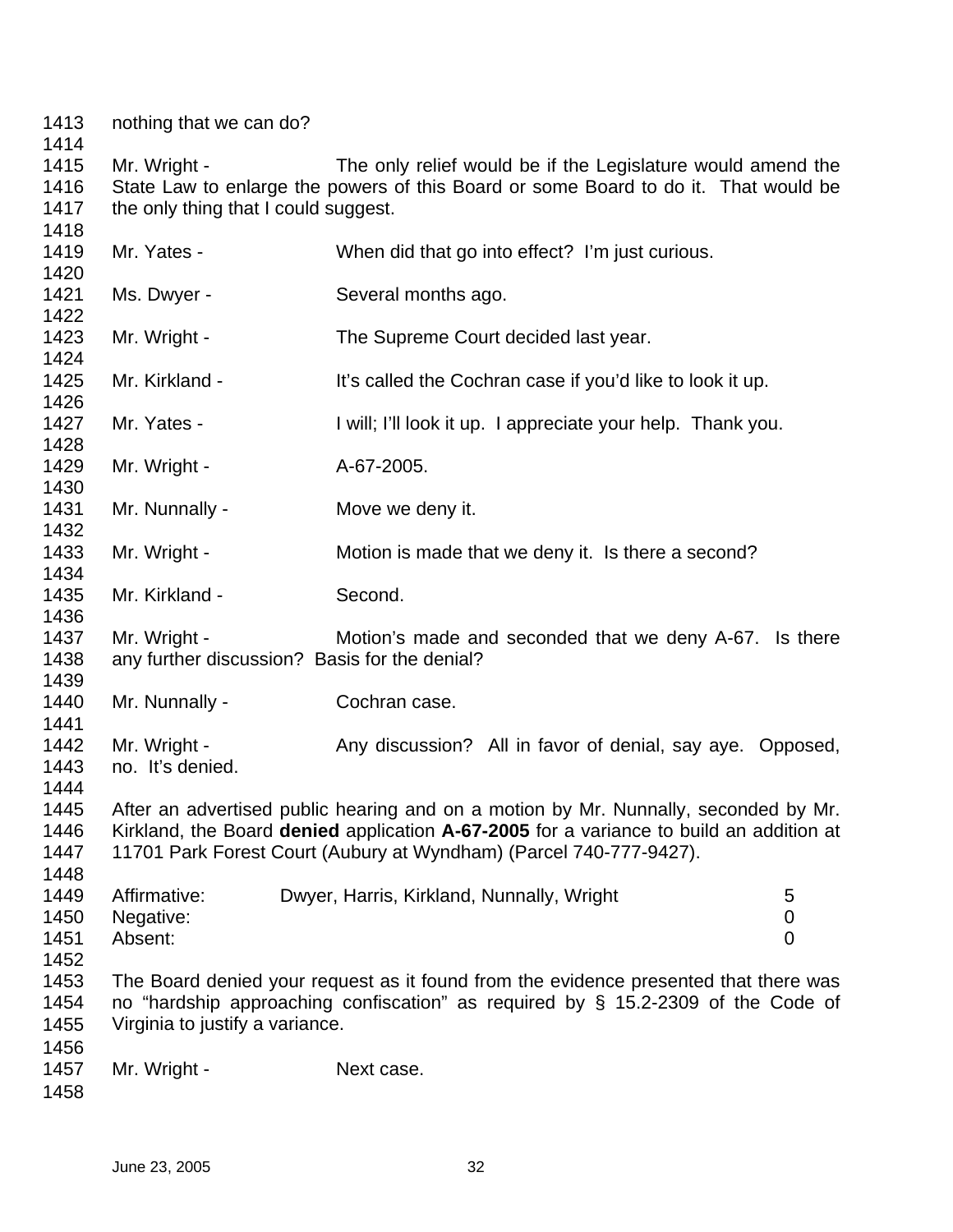nothing that we can do?

Mr. Wright - The only relief would be if the Legislature would amend the State Law to enlarge the powers of this Board or some Board to do it. That would be the only thing that I could suggest.

Mr. Yates - When did that go into effect? I'm just curious.

Ms. Dwyer - Several months ago.

Mr. Wright - The Supreme Court decided last year.

Mr. Kirkland - It's called the Cochran case if you'd like to look it up.

Mr. Yates - I will; I'll look it up. I appreciate your help. Thank you.

Mr. Wright - A-67-2005.

Mr. Nunnally - Move we deny it.

Mr. Wright - Motion is made that we deny it. Is there a second?

Mr. Kirkland - Second.

Mr. Wright - Motion's made and seconded that we deny A-67. Is there any further discussion? Basis for the denial?

Mr. Nunnally - Cochran case.

Mr. Wright - Any discussion? All in favor of denial, say aye. Opposed, no. It's denied.

After an advertised public hearing and on a motion by Mr. Nunnally, seconded by Mr. Kirkland, the Board **denied** application **A-67-2005** for a variance to build an addition at 11701 Park Forest Court (Aubury at Wyndham) (Parcel 740-777-9427).

| | | |
|---|---|---|
| Affirmative: | Dwyer, Harris, Kirkland, Nunnally, Wright | 5 |
| Negative: | | 0 |
| Absent: | | 0 |

The Board denied your request as it found from the evidence presented that there was no "hardship approaching confiscation" as required by § 15.2-2309 of the Code of Virginia to justify a variance.

Mr. Wright - Next case.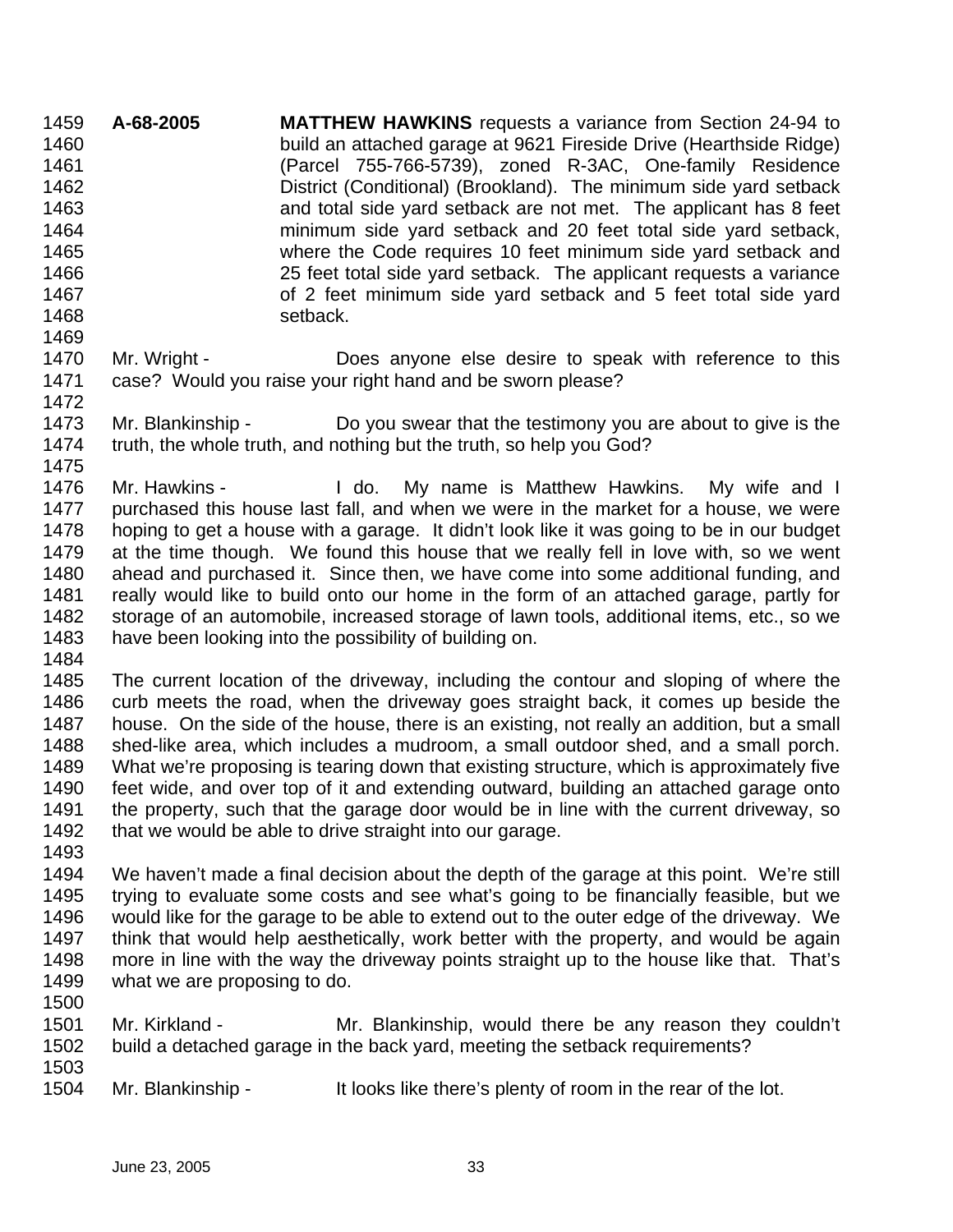**A-68-2005** **MATTHEW HAWKINS** requests a variance from Section 24-94 to build an attached garage at 9621 Fireside Drive (Hearthside Ridge) (Parcel 755-766-5739), zoned R-3AC, One-family Residence District (Conditional) (Brookland). The minimum side yard setback and total side yard setback are not met. The applicant has 8 feet minimum side yard setback and 20 feet total side yard setback, where the Code requires 10 feet minimum side yard setback and 25 feet total side yard setback. The applicant requests a variance of 2 feet minimum side yard setback and 5 feet total side yard setback.

Mr. Wright - Does anyone else desire to speak with reference to this case? Would you raise your right hand and be sworn please?

Mr. Blankinship - Do you swear that the testimony you are about to give is the truth, the whole truth, and nothing but the truth, so help you God?

Mr. Hawkins - I do. My name is Matthew Hawkins. My wife and I purchased this house last fall, and when we were in the market for a house, we were hoping to get a house with a garage. It didn't look like it was going to be in our budget at the time though. We found this house that we really fell in love with, so we went ahead and purchased it. Since then, we have come into some additional funding, and really would like to build onto our home in the form of an attached garage, partly for storage of an automobile, increased storage of lawn tools, additional items, etc., so we have been looking into the possibility of building on.

The current location of the driveway, including the contour and sloping of where the curb meets the road, when the driveway goes straight back, it comes up beside the house. On the side of the house, there is an existing, not really an addition, but a small shed-like area, which includes a mudroom, a small outdoor shed, and a small porch. What we're proposing is tearing down that existing structure, which is approximately five feet wide, and over top of it and extending outward, building an attached garage onto the property, such that the garage door would be in line with the current driveway, so that we would be able to drive straight into our garage.

We haven't made a final decision about the depth of the garage at this point. We're still trying to evaluate some costs and see what's going to be financially feasible, but we would like for the garage to be able to extend out to the outer edge of the driveway. We think that would help aesthetically, work better with the property, and would be again more in line with the way the driveway points straight up to the house like that. That's what we are proposing to do.

Mr. Kirkland - Mr. Blankinship, would there be any reason they couldn't build a detached garage in the back yard, meeting the setback requirements?

Mr. Blankinship - It looks like there's plenty of room in the rear of the lot.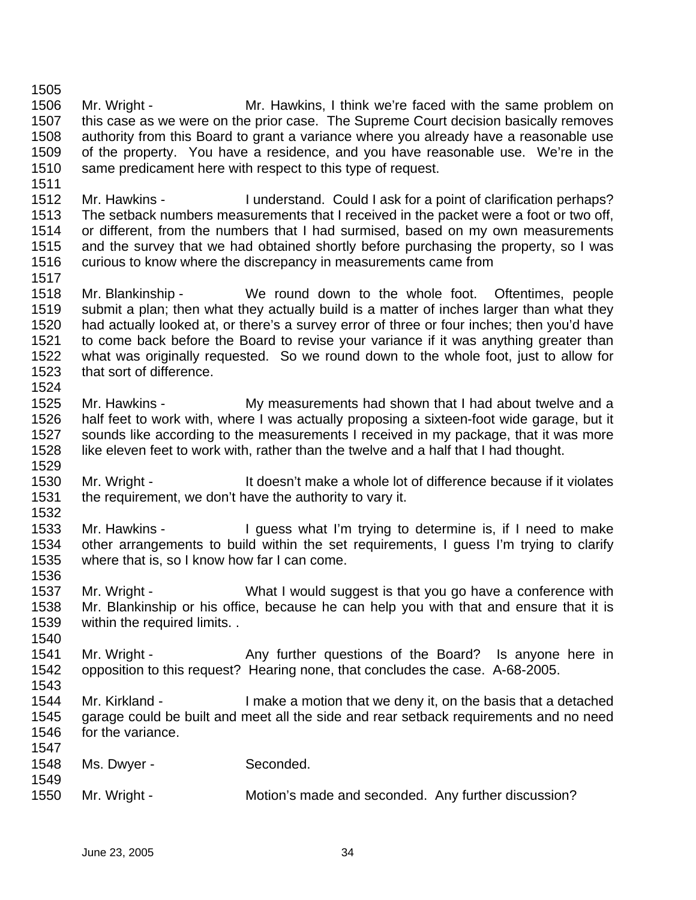Mr. Wright - Mr. Hawkins, I think we're faced with the same problem on this case as we were on the prior case. The Supreme Court decision basically removes authority from this Board to grant a variance where you already have a reasonable use of the property. You have a residence, and you have reasonable use. We're in the same predicament here with respect to this type of request.

Mr. Hawkins - I understand. Could I ask for a point of clarification perhaps? The setback numbers measurements that I received in the packet were a foot or two off, or different, from the numbers that I had surmised, based on my own measurements and the survey that we had obtained shortly before purchasing the property, so I was curious to know where the discrepancy in measurements came from

Mr. Blankinship - We round down to the whole foot. Oftentimes, people submit a plan; then what they actually build is a matter of inches larger than what they had actually looked at, or there's a survey error of three or four inches; then you'd have to come back before the Board to revise your variance if it was anything greater than what was originally requested. So we round down to the whole foot, just to allow for that sort of difference.

Mr. Hawkins - My measurements had shown that I had about twelve and a half feet to work with, where I was actually proposing a sixteen-foot wide garage, but it sounds like according to the measurements I received in my package, that it was more like eleven feet to work with, rather than the twelve and a half that I had thought.

Mr. Wright - It doesn't make a whole lot of difference because if it violates the requirement, we don't have the authority to vary it.

Mr. Hawkins - I guess what I'm trying to determine is, if I need to make other arrangements to build within the set requirements, I guess I'm trying to clarify where that is, so I know how far I can come.

Mr. Wright - What I would suggest is that you go have a conference with Mr. Blankinship or his office, because he can help you with that and ensure that it is within the required limits. .

Mr. Wright - Any further questions of the Board? Is anyone here in opposition to this request? Hearing none, that concludes the case. A-68-2005.

Mr. Kirkland - I make a motion that we deny it, on the basis that a detached garage could be built and meet all the side and rear setback requirements and no need for the variance.

Ms. Dwyer - Seconded.

Mr. Wright - Motion's made and seconded. Any further discussion?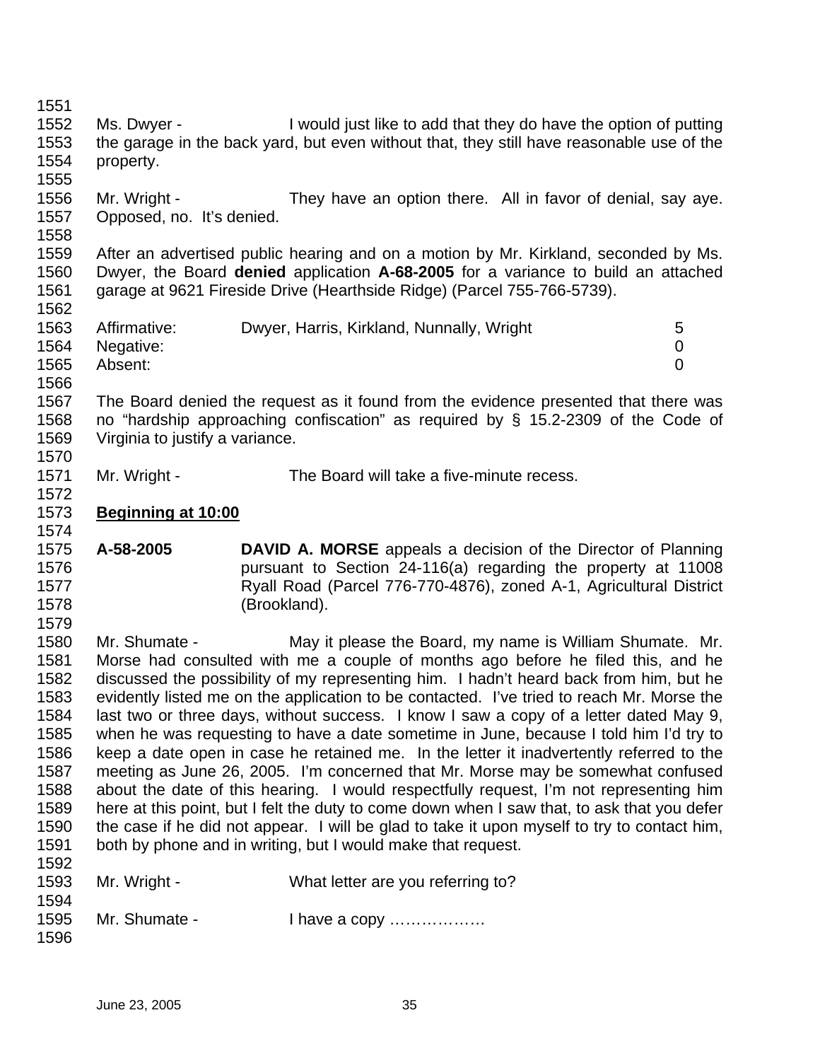Ms. Dwyer - I would just like to add that they do have the option of putting the garage in the back yard, but even without that, they still have reasonable use of the property.

Mr. Wright - They have an option there. All in favor of denial, say aye. Opposed, no. It's denied.

After an advertised public hearing and on a motion by Mr. Kirkland, seconded by Ms. Dwyer, the Board **denied** application **A-68-2005** for a variance to build an attached garage at 9621 Fireside Drive (Hearthside Ridge) (Parcel 755-766-5739).

| | | |
|---|---|---|
| Affirmative: | Dwyer, Harris, Kirkland, Nunnally, Wright | 5 |
| Negative: | | 0 |
| Absent: | | 0 |

The Board denied the request as it found from the evidence presented that there was no "hardship approaching confiscation" as required by § 15.2-2309 of the Code of Virginia to justify a variance.

Mr. Wright - The Board will take a five-minute recess.

**Beginning at 10:00**

**A-58-2005** **DAVID A. MORSE** appeals a decision of the Director of Planning pursuant to Section 24-116(a) regarding the property at 11008 Ryall Road (Parcel 776-770-4876), zoned A-1, Agricultural District (Brookland).

Mr. Shumate - May it please the Board, my name is William Shumate. Mr. Morse had consulted with me a couple of months ago before he filed this, and he discussed the possibility of my representing him. I hadn't heard back from him, but he evidently listed me on the application to be contacted. I've tried to reach Mr. Morse the last two or three days, without success. I know I saw a copy of a letter dated May 9, when he was requesting to have a date sometime in June, because I told him I'd try to keep a date open in case he retained me. In the letter it inadvertently referred to the meeting as June 26, 2005. I'm concerned that Mr. Morse may be somewhat confused about the date of this hearing. I would respectfully request, I'm not representing him here at this point, but I felt the duty to come down when I saw that, to ask that you defer the case if he did not appear. I will be glad to take it upon myself to try to contact him, both by phone and in writing, but I would make that request.

Mr. Wright - What letter are you referring to?

Mr. Shumate - I have a copy ………………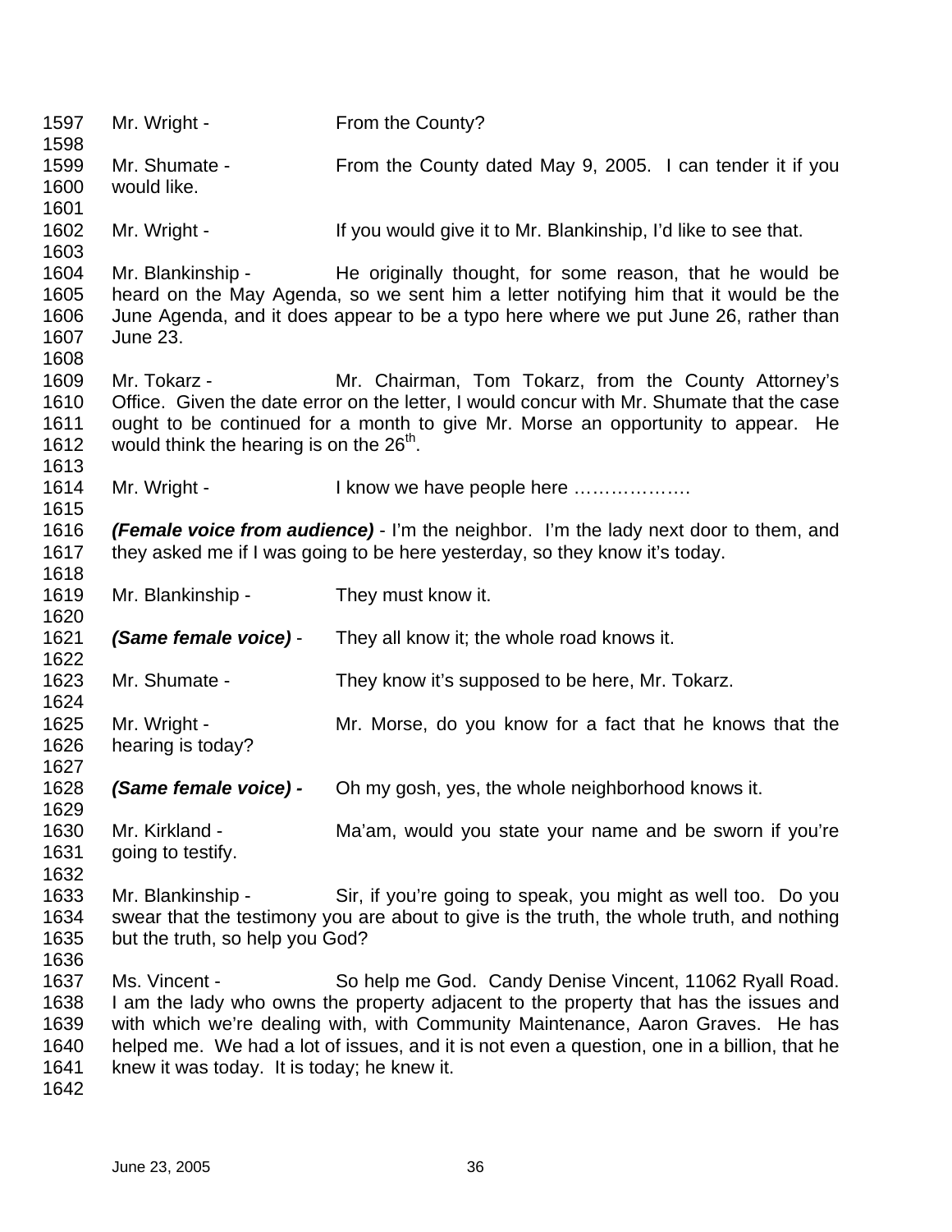Mr. Wright - From the County?

Mr. Shumate - From the County dated May 9, 2005. I can tender it if you would like.

Mr. Wright - If you would give it to Mr. Blankinship, I'd like to see that.

Mr. Blankinship - He originally thought, for some reason, that he would be heard on the May Agenda, so we sent him a letter notifying him that it would be the June Agenda, and it does appear to be a typo here where we put June 26, rather than June 23.

Mr. Tokarz - Mr. Chairman, Tom Tokarz, from the County Attorney's Office. Given the date error on the letter, I would concur with Mr. Shumate that the case ought to be continued for a month to give Mr. Morse an opportunity to appear. He would think the hearing is on the 26th.

Mr. Wright - I know we have people here ……………….

***(Female voice from audience)*** - I'm the neighbor. I'm the lady next door to them, and they asked me if I was going to be here yesterday, so they know it's today.

Mr. Blankinship - They must know it.

***(Same female voice)*** - They all know it; the whole road knows it.

Mr. Shumate - They know it's supposed to be here, Mr. Tokarz.

Mr. Wright - Mr. Morse, do you know for a fact that he knows that the hearing is today?

***(Same female voice) -*** Oh my gosh, yes, the whole neighborhood knows it.

Mr. Kirkland - Ma'am, would you state your name and be sworn if you're going to testify.

Mr. Blankinship - Sir, if you're going to speak, you might as well too. Do you swear that the testimony you are about to give is the truth, the whole truth, and nothing but the truth, so help you God?

Ms. Vincent - So help me God. Candy Denise Vincent, 11062 Ryall Road. I am the lady who owns the property adjacent to the property that has the issues and with which we're dealing with, with Community Maintenance, Aaron Graves. He has helped me. We had a lot of issues, and it is not even a question, one in a billion, that he knew it was today. It is today; he knew it.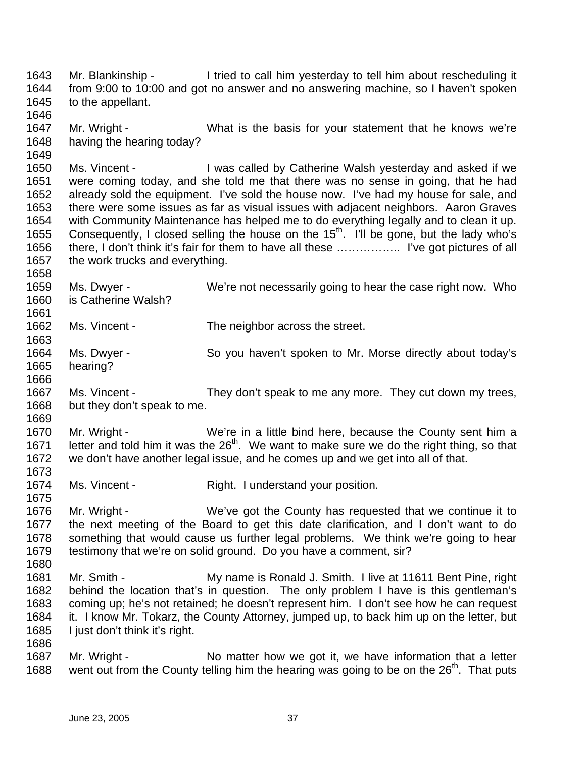1643 Mr. Blankinship - I tried to call him yesterday to tell him about rescheduling it
1644 from 9:00 to 10:00 and got no answer and no answering machine, so I haven't spoken
1645 to the appellant.
1646
1647 Mr. Wright - What is the basis for your statement that he knows we're
1648 having the hearing today?
1649
1650 Ms. Vincent - I was called by Catherine Walsh yesterday and asked if we
1651 were coming today, and she told me that there was no sense in going, that he had
1652 already sold the equipment. I've sold the house now. I've had my house for sale, and
1653 there were some issues as far as visual issues with adjacent neighbors. Aaron Graves
1654 with Community Maintenance has helped me to do everything legally and to clean it up.
1655 Consequently, I closed selling the house on the 15th. I'll be gone, but the lady who's
1656 there, I don't think it's fair for them to have all these …………….. I've got pictures of all
1657 the work trucks and everything.
1658
1659 Ms. Dwyer - We're not necessarily going to hear the case right now. Who
1660 is Catherine Walsh?
1661
1662 Ms. Vincent - The neighbor across the street.
1663
1664 Ms. Dwyer - So you haven't spoken to Mr. Morse directly about today's
1665 hearing?
1666
1667 Ms. Vincent - They don't speak to me any more. They cut down my trees,
1668 but they don't speak to me.
1669
1670 Mr. Wright - We're in a little bind here, because the County sent him a
1671 letter and told him it was the 26th. We want to make sure we do the right thing, so that
1672 we don't have another legal issue, and he comes up and we get into all of that.
1673
1674 Ms. Vincent - Right. I understand your position.
1675
1676 Mr. Wright - We've got the County has requested that we continue it to
1677 the next meeting of the Board to get this date clarification, and I don't want to do
1678 something that would cause us further legal problems. We think we're going to hear
1679 testimony that we're on solid ground. Do you have a comment, sir?
1680
1681 Mr. Smith - My name is Ronald J. Smith. I live at 11611 Bent Pine, right
1682 behind the location that's in question. The only problem I have is this gentleman's
1683 coming up; he's not retained; he doesn't represent him. I don't see how he can request
1684 it. I know Mr. Tokarz, the County Attorney, jumped up, to back him up on the letter, but
1685 I just don't think it's right.
1686
1687 Mr. Wright - No matter how we got it, we have information that a letter
1688 went out from the County telling him the hearing was going to be on the 26th. That puts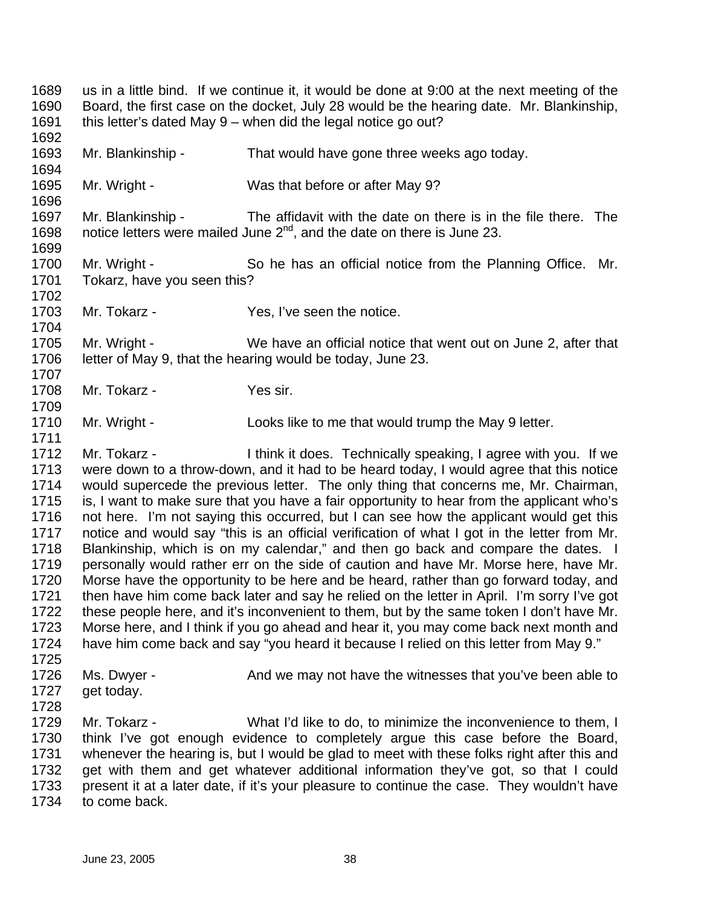us in a little bind. If we continue it, it would be done at 9:00 at the next meeting of the Board, the first case on the docket, July 28 would be the hearing date. Mr. Blankinship, this letter's dated May 9 – when did the legal notice go out?

Mr. Blankinship - That would have gone three weeks ago today.

Mr. Wright - Was that before or after May 9?

Mr. Blankinship - The affidavit with the date on there is in the file there. The notice letters were mailed June 2nd, and the date on there is June 23.

Mr. Wright - So he has an official notice from the Planning Office. Mr. Tokarz, have you seen this?

Mr. Tokarz - Yes, I've seen the notice.

Mr. Wright - We have an official notice that went out on June 2, after that letter of May 9, that the hearing would be today, June 23.

Mr. Tokarz - Yes sir.

Mr. Wright - Looks like to me that would trump the May 9 letter.

Mr. Tokarz - I think it does. Technically speaking, I agree with you. If we were down to a throw-down, and it had to be heard today, I would agree that this notice would supercede the previous letter. The only thing that concerns me, Mr. Chairman, is, I want to make sure that you have a fair opportunity to hear from the applicant who's not here. I'm not saying this occurred, but I can see how the applicant would get this notice and would say "this is an official verification of what I got in the letter from Mr. Blankinship, which is on my calendar," and then go back and compare the dates. I personally would rather err on the side of caution and have Mr. Morse here, have Mr. Morse have the opportunity to be here and be heard, rather than go forward today, and then have him come back later and say he relied on the letter in April. I'm sorry I've got these people here, and it's inconvenient to them, but by the same token I don't have Mr. Morse here, and I think if you go ahead and hear it, you may come back next month and have him come back and say "you heard it because I relied on this letter from May 9."

Ms. Dwyer - And we may not have the witnesses that you've been able to get today.

Mr. Tokarz - What I'd like to do, to minimize the inconvenience to them, I think I've got enough evidence to completely argue this case before the Board, whenever the hearing is, but I would be glad to meet with these folks right after this and get with them and get whatever additional information they've got, so that I could present it at a later date, if it's your pleasure to continue the case. They wouldn't have to come back.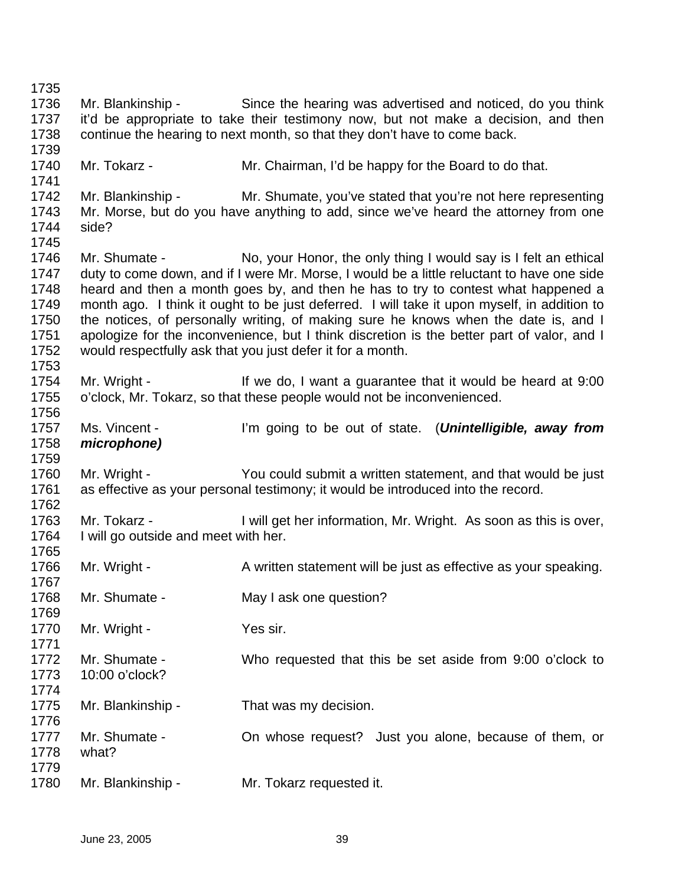Mr. Blankinship - Since the hearing was advertised and noticed, do you think it'd be appropriate to take their testimony now, but not make a decision, and then continue the hearing to next month, so that they don't have to come back.

Mr. Tokarz - Mr. Chairman, I'd be happy for the Board to do that.

Mr. Blankinship - Mr. Shumate, you've stated that you're not here representing Mr. Morse, but do you have anything to add, since we've heard the attorney from one side?

Mr. Shumate - No, your Honor, the only thing I would say is I felt an ethical duty to come down, and if I were Mr. Morse, I would be a little reluctant to have one side heard and then a month goes by, and then he has to try to contest what happened a month ago. I think it ought to be just deferred. I will take it upon myself, in addition to the notices, of personally writing, of making sure he knows when the date is, and I apologize for the inconvenience, but I think discretion is the better part of valor, and I would respectfully ask that you just defer it for a month.

Mr. Wright - If we do, I want a guarantee that it would be heard at 9:00 o'clock, Mr. Tokarz, so that these people would not be inconvenienced.

Ms. Vincent - I'm going to be out of state. (***Unintelligible, away from microphone)***

Mr. Wright - You could submit a written statement, and that would be just as effective as your personal testimony; it would be introduced into the record.

Mr. Tokarz - I will get her information, Mr. Wright. As soon as this is over, I will go outside and meet with her.

Mr. Wright - A written statement will be just as effective as your speaking.

Mr. Shumate - May I ask one question?

Mr. Wright - Yes sir.

Mr. Shumate - Who requested that this be set aside from 9:00 o'clock to 10:00 o'clock?

Mr. Blankinship - That was my decision.

Mr. Shumate - On whose request? Just you alone, because of them, or what?

Mr. Blankinship - Mr. Tokarz requested it.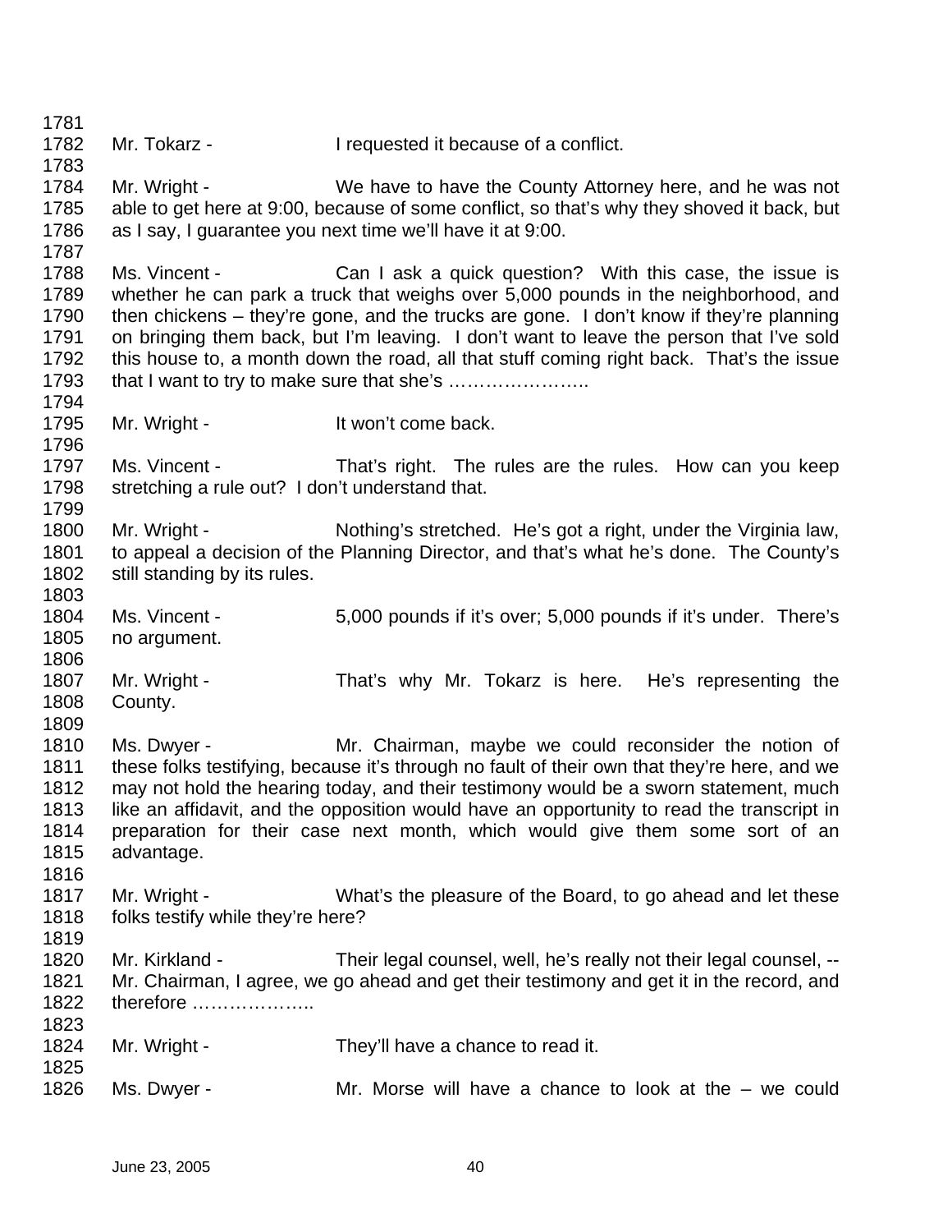1781
1782 Mr. Tokarz - I requested it because of a conflict.
1783
1784 Mr. Wright - We have to have the County Attorney here, and he was not
1785 able to get here at 9:00, because of some conflict, so that's why they shoved it back, but
1786 as I say, I guarantee you next time we'll have it at 9:00.
1787
1788 Ms. Vincent - Can I ask a quick question? With this case, the issue is
1789 whether he can park a truck that weighs over 5,000 pounds in the neighborhood, and
1790 then chickens – they're gone, and the trucks are gone. I don't know if they're planning
1791 on bringing them back, but I'm leaving. I don't want to leave the person that I've sold
1792 this house to, a month down the road, all that stuff coming right back. That's the issue
1793 that I want to try to make sure that she's …………………..
1794
1795 Mr. Wright - It won't come back.
1796
1797 Ms. Vincent - That's right. The rules are the rules. How can you keep
1798 stretching a rule out? I don't understand that.
1799
1800 Mr. Wright - Nothing's stretched. He's got a right, under the Virginia law,
1801 to appeal a decision of the Planning Director, and that's what he's done. The County's
1802 still standing by its rules.
1803
1804 Ms. Vincent - 5,000 pounds if it's over; 5,000 pounds if it's under. There's
1805 no argument.
1806
1807 Mr. Wright - That's why Mr. Tokarz is here. He's representing the
1808 County.
1809
1810 Ms. Dwyer - Mr. Chairman, maybe we could reconsider the notion of
1811 these folks testifying, because it's through no fault of their own that they're here, and we
1812 may not hold the hearing today, and their testimony would be a sworn statement, much
1813 like an affidavit, and the opposition would have an opportunity to read the transcript in
1814 preparation for their case next month, which would give them some sort of an
1815 advantage.
1816
1817 Mr. Wright - What's the pleasure of the Board, to go ahead and let these
1818 folks testify while they're here?
1819
1820 Mr. Kirkland - Their legal counsel, well, he's really not their legal counsel, --
1821 Mr. Chairman, I agree, we go ahead and get their testimony and get it in the record, and
1822 therefore ………………..
1823
1824 Mr. Wright - They'll have a chance to read it.
1825
1826 Ms. Dwyer - Mr. Morse will have a chance to look at the – we could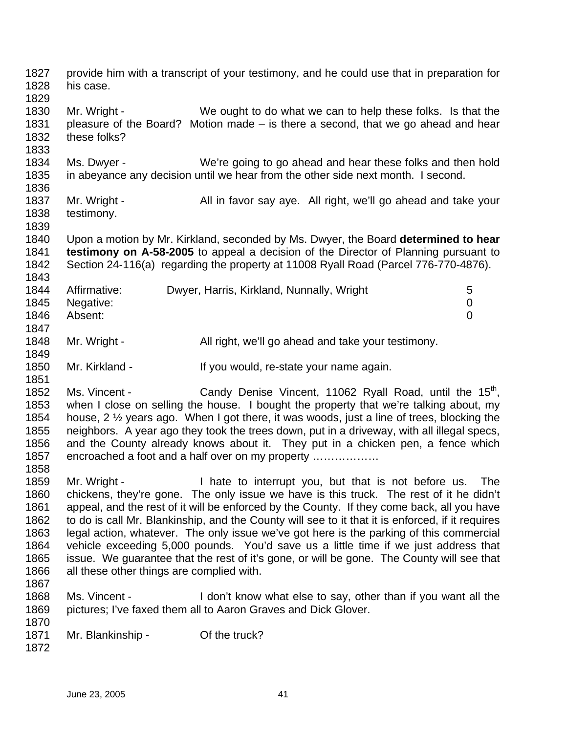provide him with a transcript of your testimony, and he could use that in preparation for his case.

Mr. Wright - We ought to do what we can to help these folks. Is that the pleasure of the Board? Motion made – is there a second, that we go ahead and hear these folks?

Ms. Dwyer - We're going to go ahead and hear these folks and then hold in abeyance any decision until we hear from the other side next month. I second.

Mr. Wright - All in favor say aye. All right, we'll go ahead and take your testimony.

Upon a motion by Mr. Kirkland, seconded by Ms. Dwyer, the Board **determined to hear testimony on A-58-2005** to appeal a decision of the Director of Planning pursuant to Section 24-116(a) regarding the property at 11008 Ryall Road (Parcel 776-770-4876).

| | | |
|---|---|---|
| Affirmative: | Dwyer, Harris, Kirkland, Nunnally, Wright | 5 |
| Negative: | | 0 |
| Absent: | | 0 |

Mr. Wright - All right, we'll go ahead and take your testimony.

Mr. Kirkland - If you would, re-state your name again.

Ms. Vincent - Candy Denise Vincent, 11062 Ryall Road, until the 15th, when I close on selling the house. I bought the property that we're talking about, my house, 2 ½ years ago. When I got there, it was woods, just a line of trees, blocking the neighbors. A year ago they took the trees down, put in a driveway, with all illegal specs, and the County already knows about it. They put in a chicken pen, a fence which encroached a foot and a half over on my property ………………

Mr. Wright - I hate to interrupt you, but that is not before us. The chickens, they're gone. The only issue we have is this truck. The rest of it he didn't appeal, and the rest of it will be enforced by the County. If they come back, all you have to do is call Mr. Blankinship, and the County will see to it that it is enforced, if it requires legal action, whatever. The only issue we've got here is the parking of this commercial vehicle exceeding 5,000 pounds. You'd save us a little time if we just address that issue. We guarantee that the rest of it's gone, or will be gone. The County will see that all these other things are complied with.

Ms. Vincent - I don't know what else to say, other than if you want all the pictures; I've faxed them all to Aaron Graves and Dick Glover.

Mr. Blankinship - Of the truck?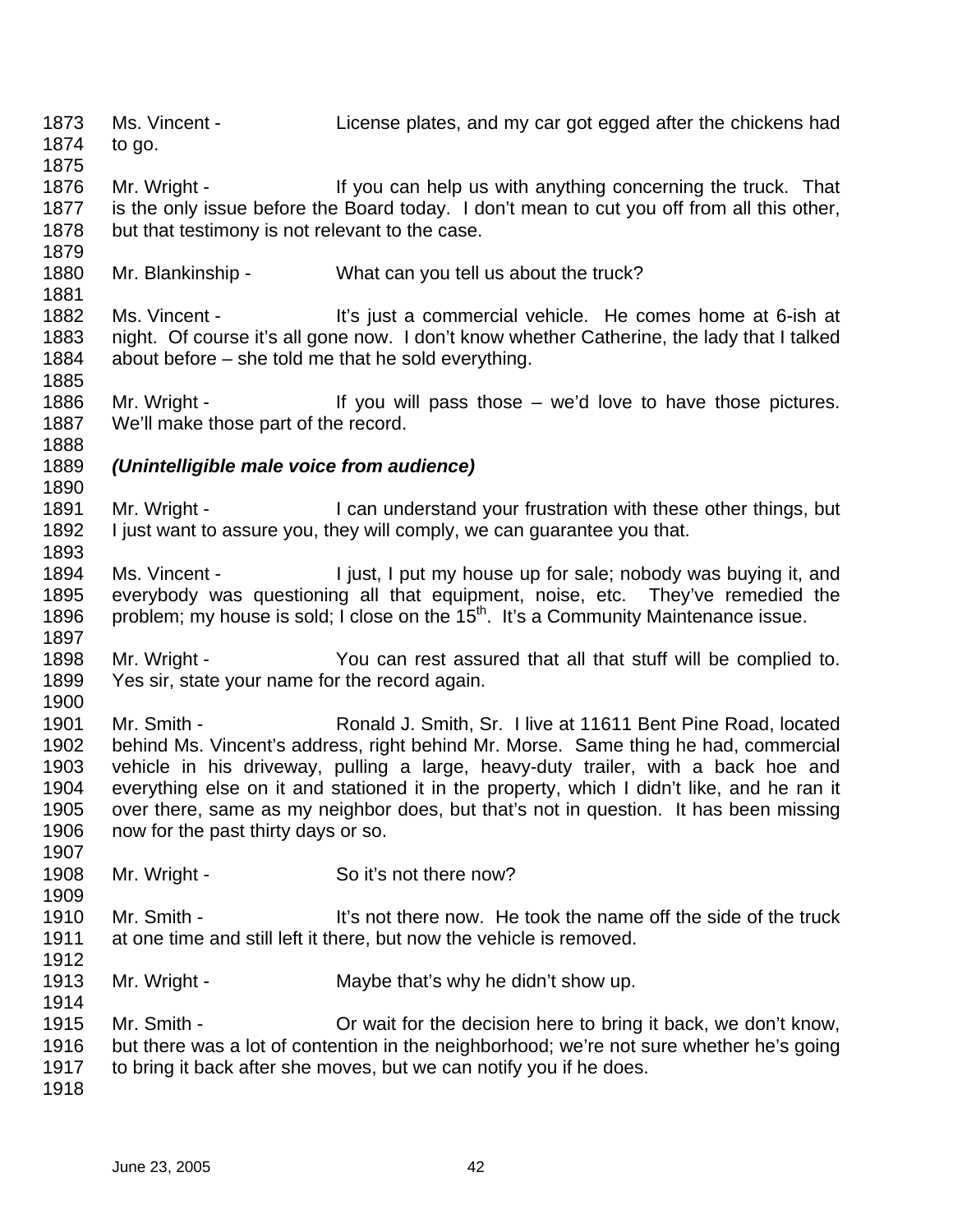Ms. Vincent - License plates, and my car got egged after the chickens had to go.

Mr. Wright - If you can help us with anything concerning the truck. That is the only issue before the Board today. I don't mean to cut you off from all this other, but that testimony is not relevant to the case.

Mr. Blankinship - What can you tell us about the truck?

Ms. Vincent - It's just a commercial vehicle. He comes home at 6-ish at night. Of course it's all gone now. I don't know whether Catherine, the lady that I talked about before – she told me that he sold everything.

Mr. Wright - If you will pass those – we'd love to have those pictures. We'll make those part of the record.

***(Unintelligible male voice from audience)***

Mr. Wright - I can understand your frustration with these other things, but I just want to assure you, they will comply, we can guarantee you that.

Ms. Vincent - I just, I put my house up for sale; nobody was buying it, and everybody was questioning all that equipment, noise, etc. They've remedied the problem; my house is sold; I close on the 15th. It's a Community Maintenance issue.

Mr. Wright - You can rest assured that all that stuff will be complied to. Yes sir, state your name for the record again.

Mr. Smith - Ronald J. Smith, Sr. I live at 11611 Bent Pine Road, located behind Ms. Vincent's address, right behind Mr. Morse. Same thing he had, commercial vehicle in his driveway, pulling a large, heavy-duty trailer, with a back hoe and everything else on it and stationed it in the property, which I didn't like, and he ran it over there, same as my neighbor does, but that's not in question. It has been missing now for the past thirty days or so.

Mr. Wright - So it's not there now?

Mr. Smith - It's not there now. He took the name off the side of the truck at one time and still left it there, but now the vehicle is removed.

Mr. Wright - Maybe that's why he didn't show up.

Mr. Smith - Or wait for the decision here to bring it back, we don't know, but there was a lot of contention in the neighborhood; we're not sure whether he's going to bring it back after she moves, but we can notify you if he does.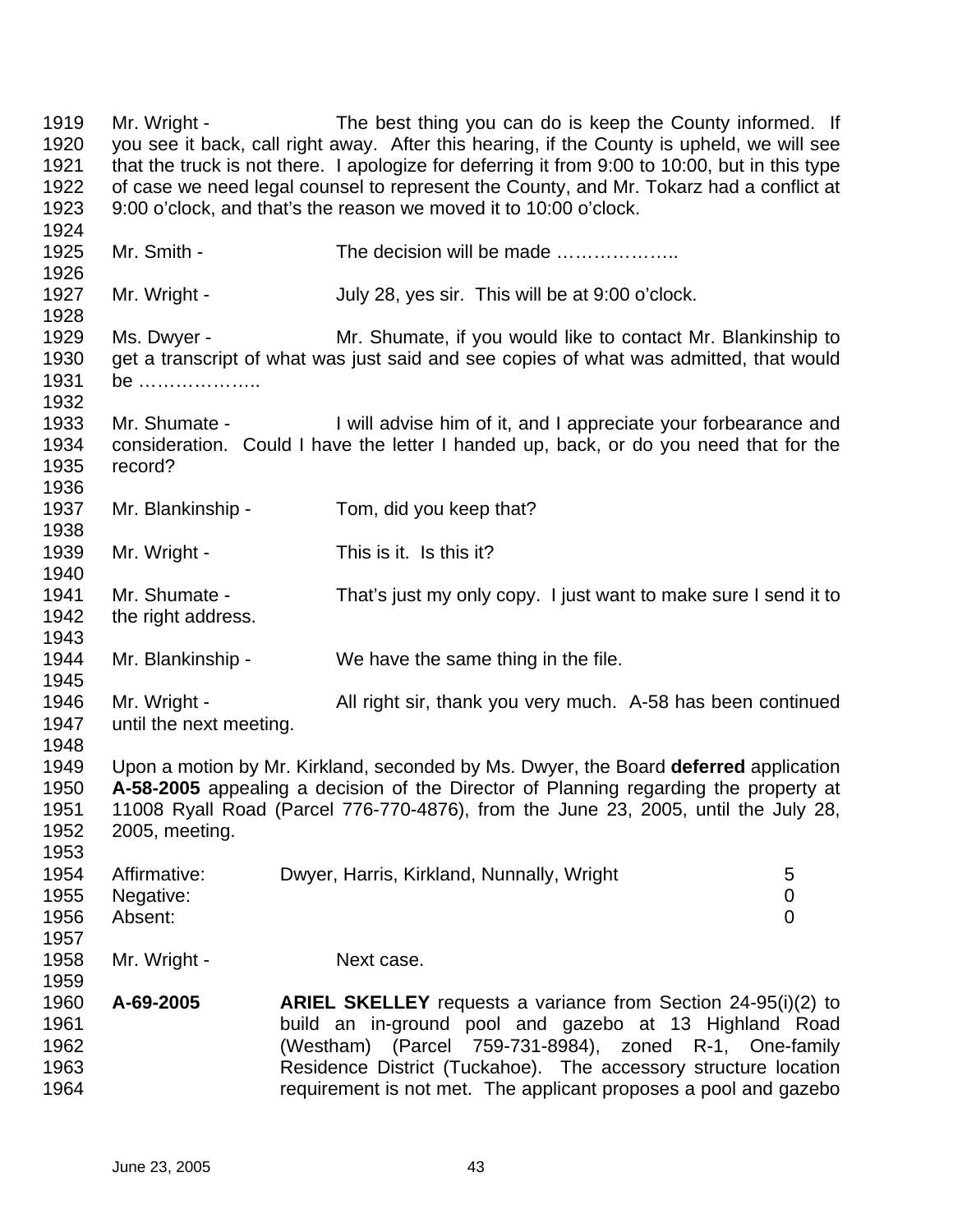Mr. Wright - The best thing you can do is keep the County informed. If you see it back, call right away. After this hearing, if the County is upheld, we will see that the truck is not there. I apologize for deferring it from 9:00 to 10:00, but in this type of case we need legal counsel to represent the County, and Mr. Tokarz had a conflict at 9:00 o'clock, and that's the reason we moved it to 10:00 o'clock.

Mr. Smith - The decision will be made ………………..

Mr. Wright - July 28, yes sir. This will be at 9:00 o'clock.

Ms. Dwyer - Mr. Shumate, if you would like to contact Mr. Blankinship to get a transcript of what was just said and see copies of what was admitted, that would be ………………..

Mr. Shumate - I will advise him of it, and I appreciate your forbearance and consideration. Could I have the letter I handed up, back, or do you need that for the record?

Mr. Blankinship - Tom, did you keep that?

Mr. Wright - This is it. Is this it?

Mr. Shumate - That's just my only copy. I just want to make sure I send it to the right address.

Mr. Blankinship - We have the same thing in the file.

Mr. Wright - All right sir, thank you very much. A-58 has been continued until the next meeting.

Upon a motion by Mr. Kirkland, seconded by Ms. Dwyer, the Board **deferred** application **A-58-2005** appealing a decision of the Director of Planning regarding the property at 11008 Ryall Road (Parcel 776-770-4876), from the June 23, 2005, until the July 28, 2005, meeting.

| | | |
|---|---|---|
| Affirmative: | Dwyer, Harris, Kirkland, Nunnally, Wright | 5 |
| Negative: | | 0 |
| Absent: | | 0 |

Mr. Wright - Next case.

**A-69-2005** **ARIEL SKELLEY** requests a variance from Section 24-95(i)(2) to build an in-ground pool and gazebo at 13 Highland Road (Westham) (Parcel 759-731-8984), zoned R-1, One-family Residence District (Tuckahoe). The accessory structure location requirement is not met. The applicant proposes a pool and gazebo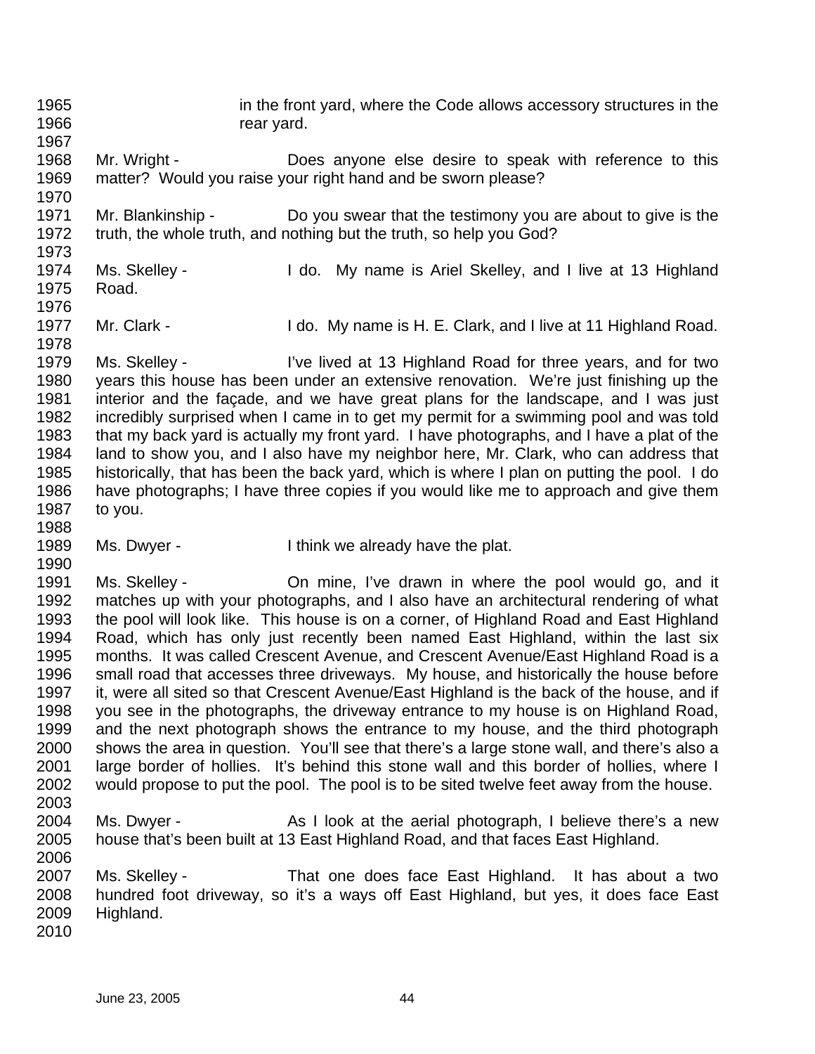in the front yard, where the Code allows accessory structures in the rear yard.

Mr. Wright - Does anyone else desire to speak with reference to this matter? Would you raise your right hand and be sworn please?

Mr. Blankinship - Do you swear that the testimony you are about to give is the truth, the whole truth, and nothing but the truth, so help you God?

Ms. Skelley - I do. My name is Ariel Skelley, and I live at 13 Highland Road.

Mr. Clark - I do. My name is H. E. Clark, and I live at 11 Highland Road.

Ms. Skelley - I've lived at 13 Highland Road for three years, and for two years this house has been under an extensive renovation. We're just finishing up the interior and the façade, and we have great plans for the landscape, and I was just incredibly surprised when I came in to get my permit for a swimming pool and was told that my back yard is actually my front yard. I have photographs, and I have a plat of the land to show you, and I also have my neighbor here, Mr. Clark, who can address that historically, that has been the back yard, which is where I plan on putting the pool. I do have photographs; I have three copies if you would like me to approach and give them to you.

Ms. Dwyer - I think we already have the plat.

Ms. Skelley - On mine, I've drawn in where the pool would go, and it matches up with your photographs, and I also have an architectural rendering of what the pool will look like. This house is on a corner, of Highland Road and East Highland Road, which has only just recently been named East Highland, within the last six months. It was called Crescent Avenue, and Crescent Avenue/East Highland Road is a small road that accesses three driveways. My house, and historically the house before it, were all sited so that Crescent Avenue/East Highland is the back of the house, and if you see in the photographs, the driveway entrance to my house is on Highland Road, and the next photograph shows the entrance to my house, and the third photograph shows the area in question. You'll see that there's a large stone wall, and there's also a large border of hollies. It's behind this stone wall and this border of hollies, where I would propose to put the pool. The pool is to be sited twelve feet away from the house.

Ms. Dwyer - As I look at the aerial photograph, I believe there's a new house that's been built at 13 East Highland Road, and that faces East Highland.

Ms. Skelley - That one does face East Highland. It has about a two hundred foot driveway, so it's a ways off East Highland, but yes, it does face East Highland.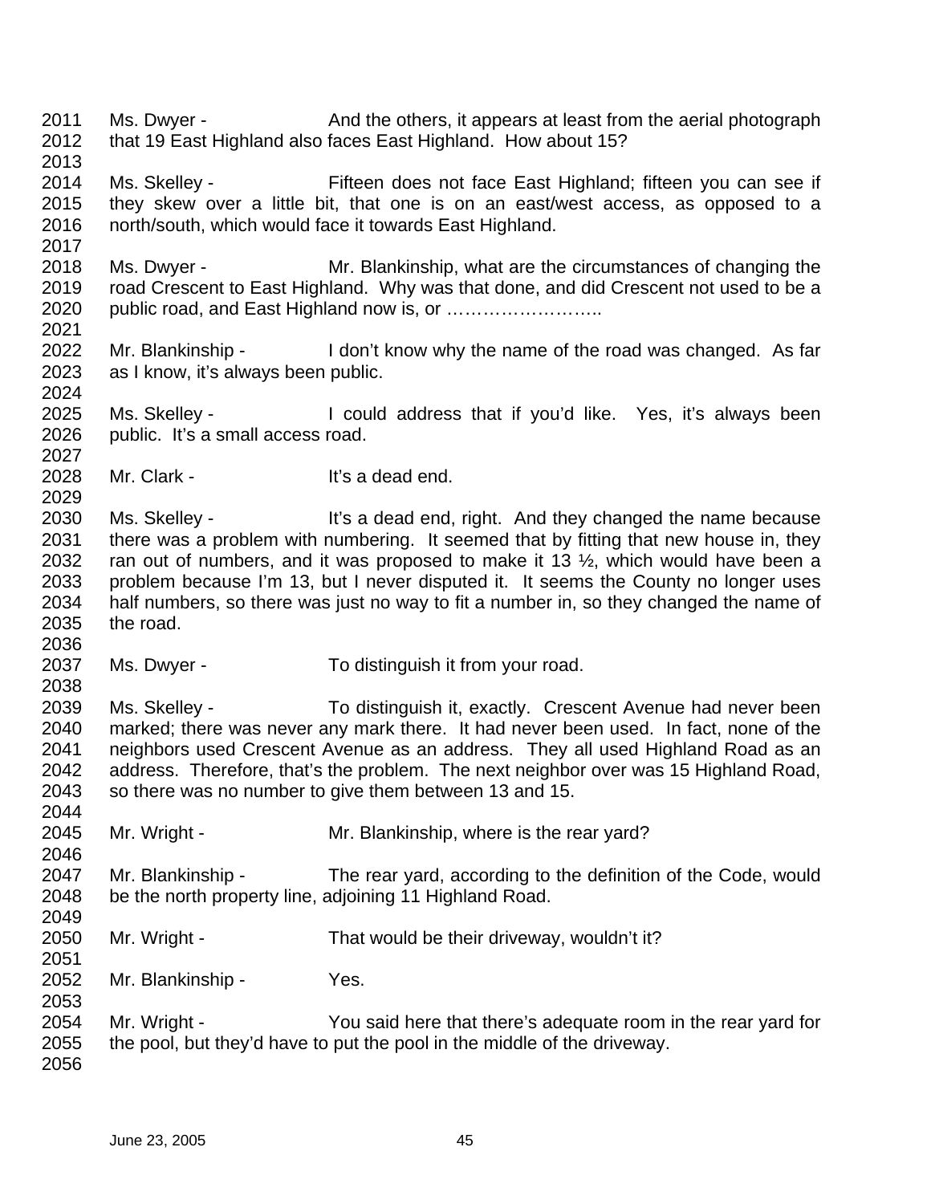2011 Ms. Dwyer - And the others, it appears at least from the aerial photograph
2012 that 19 East Highland also faces East Highland. How about 15?
2013
2014 Ms. Skelley - Fifteen does not face East Highland; fifteen you can see if
2015 they skew over a little bit, that one is on an east/west access, as opposed to a
2016 north/south, which would face it towards East Highland.
2017
2018 Ms. Dwyer - Mr. Blankinship, what are the circumstances of changing the
2019 road Crescent to East Highland. Why was that done, and did Crescent not used to be a
2020 public road, and East Highland now is, or ……………………..
2021
2022 Mr. Blankinship - I don't know why the name of the road was changed. As far
2023 as I know, it's always been public.
2024
2025 Ms. Skelley - I could address that if you'd like. Yes, it's always been
2026 public. It's a small access road.
2027
2028 Mr. Clark - It's a dead end.
2029
2030 Ms. Skelley - It's a dead end, right. And they changed the name because
2031 there was a problem with numbering. It seemed that by fitting that new house in, they
2032 ran out of numbers, and it was proposed to make it 13 ½, which would have been a
2033 problem because I'm 13, but I never disputed it. It seems the County no longer uses
2034 half numbers, so there was just no way to fit a number in, so they changed the name of
2035 the road.
2036
2037 Ms. Dwyer - To distinguish it from your road.
2038
2039 Ms. Skelley - To distinguish it, exactly. Crescent Avenue had never been
2040 marked; there was never any mark there. It had never been used. In fact, none of the
2041 neighbors used Crescent Avenue as an address. They all used Highland Road as an
2042 address. Therefore, that's the problem. The next neighbor over was 15 Highland Road,
2043 so there was no number to give them between 13 and 15.
2044
2045 Mr. Wright - Mr. Blankinship, where is the rear yard?
2046
2047 Mr. Blankinship - The rear yard, according to the definition of the Code, would
2048 be the north property line, adjoining 11 Highland Road.
2049
2050 Mr. Wright - That would be their driveway, wouldn't it?
2051
2052 Mr. Blankinship - Yes.
2053
2054 Mr. Wright - You said here that there's adequate room in the rear yard for
2055 the pool, but they'd have to put the pool in the middle of the driveway.
2056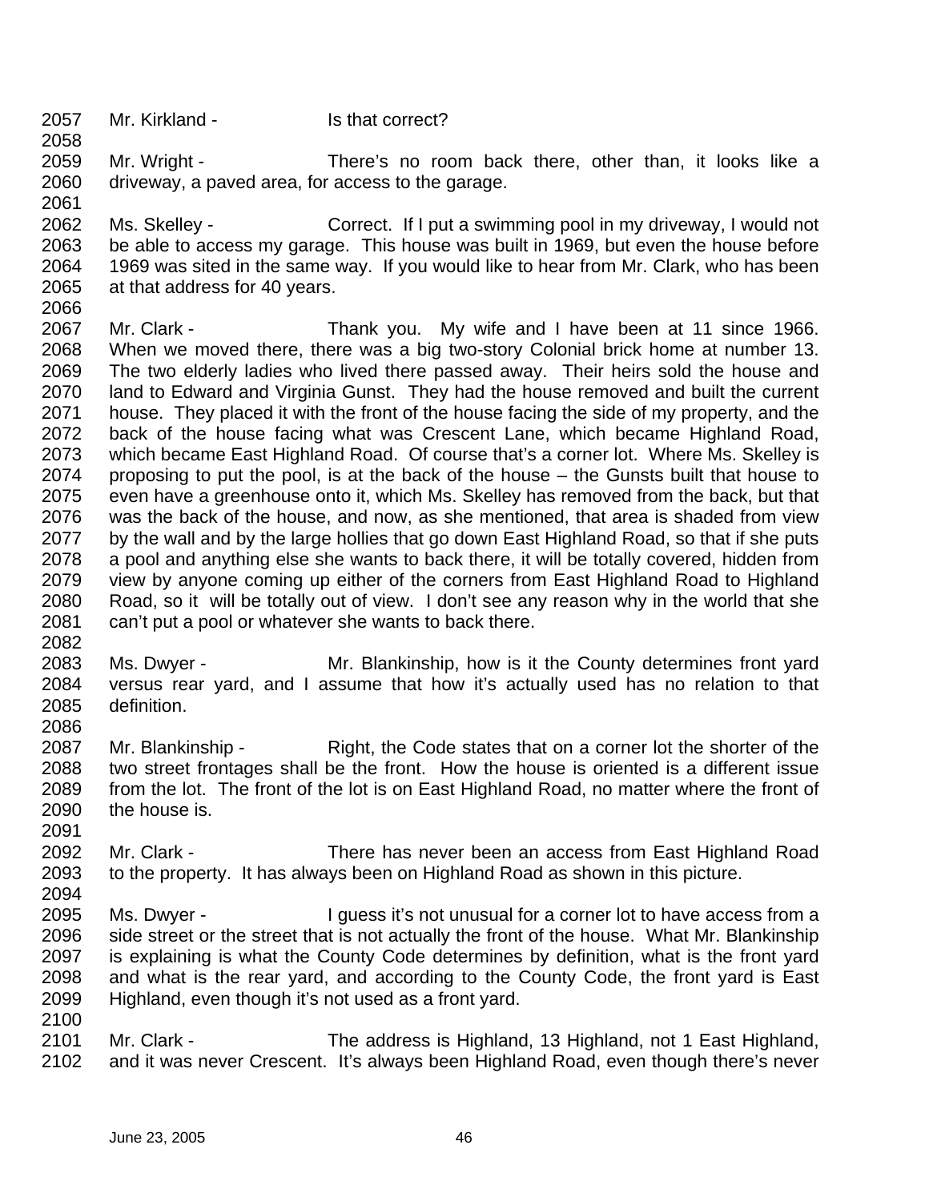2057 Mr. Kirkland - Is that correct?
2058
2059 Mr. Wright - There's no room back there, other than, it looks like a
2060 driveway, a paved area, for access to the garage.
2061
2062 Ms. Skelley - Correct. If I put a swimming pool in my driveway, I would not
2063 be able to access my garage. This house was built in 1969, but even the house before
2064 1969 was sited in the same way. If you would like to hear from Mr. Clark, who has been
2065 at that address for 40 years.
2066
2067 Mr. Clark - Thank you. My wife and I have been at 11 since 1966.
2068 When we moved there, there was a big two-story Colonial brick home at number 13.
2069 The two elderly ladies who lived there passed away. Their heirs sold the house and
2070 land to Edward and Virginia Gunst. They had the house removed and built the current
2071 house. They placed it with the front of the house facing the side of my property, and the
2072 back of the house facing what was Crescent Lane, which became Highland Road,
2073 which became East Highland Road. Of course that's a corner lot. Where Ms. Skelley is
2074 proposing to put the pool, is at the back of the house – the Gunsts built that house to
2075 even have a greenhouse onto it, which Ms. Skelley has removed from the back, but that
2076 was the back of the house, and now, as she mentioned, that area is shaded from view
2077 by the wall and by the large hollies that go down East Highland Road, so that if she puts
2078 a pool and anything else she wants to back there, it will be totally covered, hidden from
2079 view by anyone coming up either of the corners from East Highland Road to Highland
2080 Road, so it will be totally out of view. I don't see any reason why in the world that she
2081 can't put a pool or whatever she wants to back there.
2082
2083 Ms. Dwyer - Mr. Blankinship, how is it the County determines front yard
2084 versus rear yard, and I assume that how it's actually used has no relation to that
2085 definition.
2086
2087 Mr. Blankinship - Right, the Code states that on a corner lot the shorter of the
2088 two street frontages shall be the front. How the house is oriented is a different issue
2089 from the lot. The front of the lot is on East Highland Road, no matter where the front of
2090 the house is.
2091
2092 Mr. Clark - There has never been an access from East Highland Road
2093 to the property. It has always been on Highland Road as shown in this picture.
2094
2095 Ms. Dwyer - I guess it's not unusual for a corner lot to have access from a
2096 side street or the street that is not actually the front of the house. What Mr. Blankinship
2097 is explaining is what the County Code determines by definition, what is the front yard
2098 and what is the rear yard, and according to the County Code, the front yard is East
2099 Highland, even though it's not used as a front yard.
2100
2101 Mr. Clark - The address is Highland, 13 Highland, not 1 East Highland,
2102 and it was never Crescent. It's always been Highland Road, even though there's never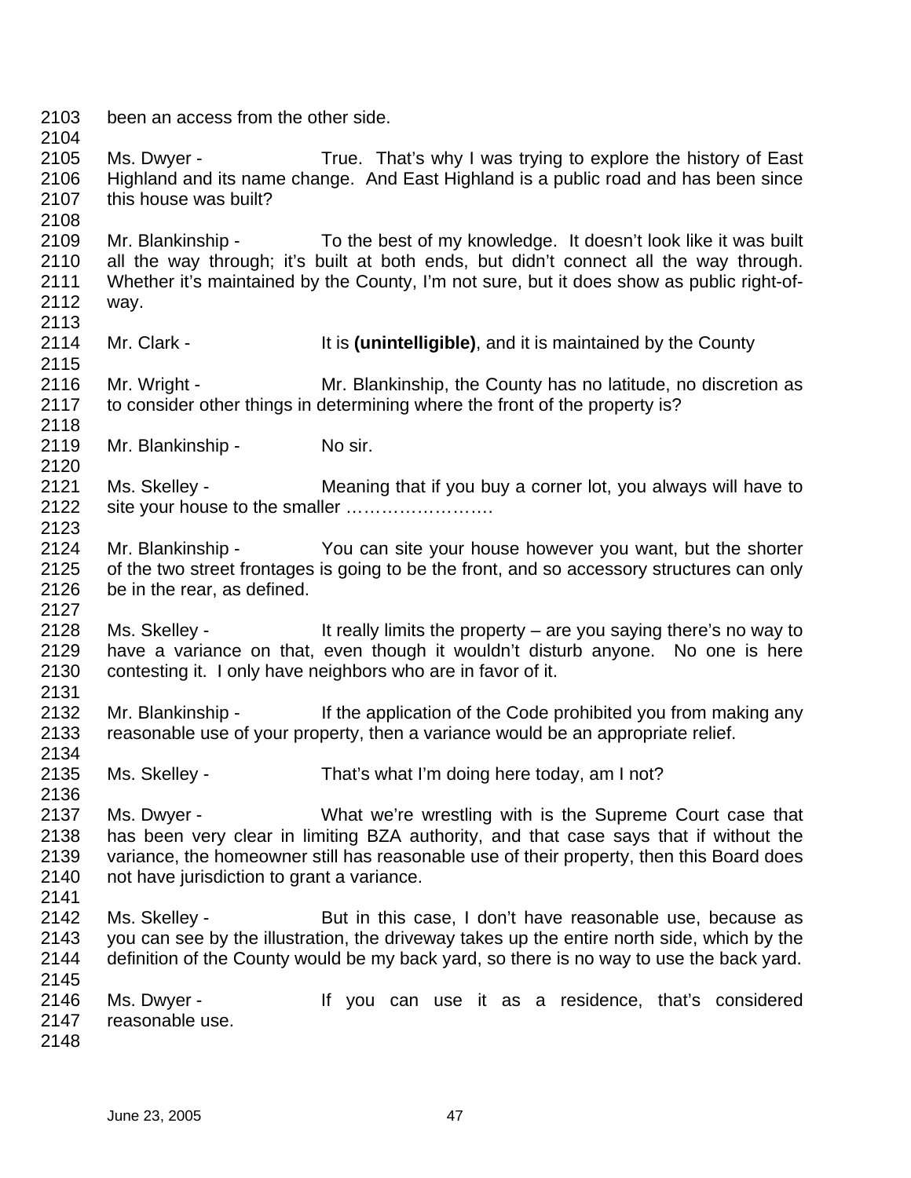been an access from the other side.

Ms. Dwyer - True. That's why I was trying to explore the history of East Highland and its name change. And East Highland is a public road and has been since this house was built?

Mr. Blankinship - To the best of my knowledge. It doesn't look like it was built all the way through; it's built at both ends, but didn't connect all the way through. Whether it's maintained by the County, I'm not sure, but it does show as public right-of-way.

Mr. Clark - It is **(unintelligible)**, and it is maintained by the County

Mr. Wright - Mr. Blankinship, the County has no latitude, no discretion as to consider other things in determining where the front of the property is?

Mr. Blankinship - No sir.

Ms. Skelley - Meaning that if you buy a corner lot, you always will have to site your house to the smaller …………………….

Mr. Blankinship - You can site your house however you want, but the shorter of the two street frontages is going to be the front, and so accessory structures can only be in the rear, as defined.

Ms. Skelley - It really limits the property – are you saying there's no way to have a variance on that, even though it wouldn't disturb anyone. No one is here contesting it. I only have neighbors who are in favor of it.

Mr. Blankinship - If the application of the Code prohibited you from making any reasonable use of your property, then a variance would be an appropriate relief.

Ms. Skelley - That's what I'm doing here today, am I not?

Ms. Dwyer - What we're wrestling with is the Supreme Court case that has been very clear in limiting BZA authority, and that case says that if without the variance, the homeowner still has reasonable use of their property, then this Board does not have jurisdiction to grant a variance.

Ms. Skelley - But in this case, I don't have reasonable use, because as you can see by the illustration, the driveway takes up the entire north side, which by the definition of the County would be my back yard, so there is no way to use the back yard.

Ms. Dwyer - If you can use it as a residence, that's considered reasonable use.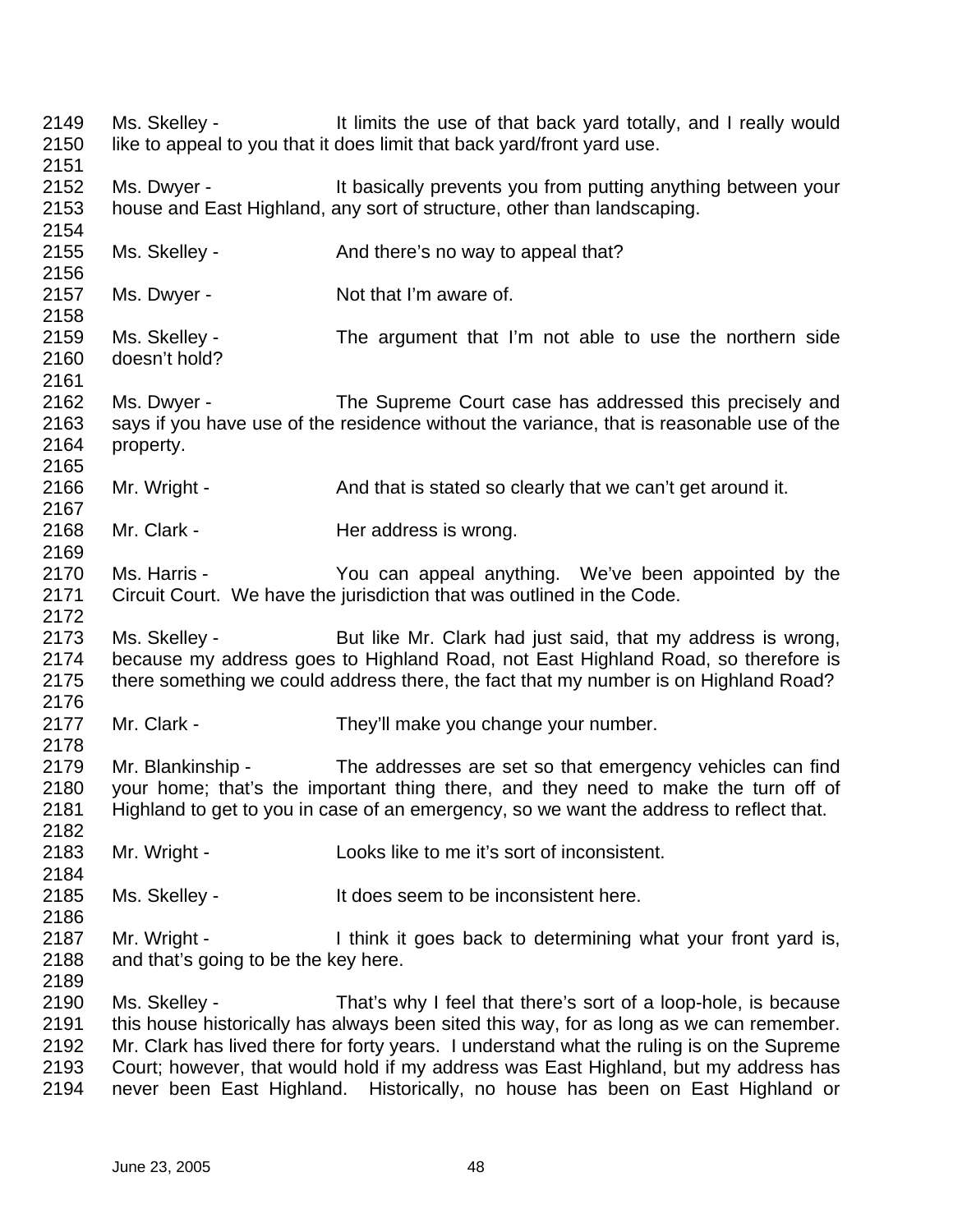2149 Ms. Skelley - It limits the use of that back yard totally, and I really would
2150 like to appeal to you that it does limit that back yard/front yard use.
2151
2152 Ms. Dwyer - It basically prevents you from putting anything between your
2153 house and East Highland, any sort of structure, other than landscaping.
2154
2155 Ms. Skelley - And there's no way to appeal that?
2156
2157 Ms. Dwyer - Not that I'm aware of.
2158
2159 Ms. Skelley - The argument that I'm not able to use the northern side
2160 doesn't hold?
2161
2162 Ms. Dwyer - The Supreme Court case has addressed this precisely and
2163 says if you have use of the residence without the variance, that is reasonable use of the
2164 property.
2165
2166 Mr. Wright - And that is stated so clearly that we can't get around it.
2167
2168 Mr. Clark - Her address is wrong.
2169
2170 Ms. Harris - You can appeal anything. We've been appointed by the
2171 Circuit Court. We have the jurisdiction that was outlined in the Code.
2172
2173 Ms. Skelley - But like Mr. Clark had just said, that my address is wrong,
2174 because my address goes to Highland Road, not East Highland Road, so therefore is
2175 there something we could address there, the fact that my number is on Highland Road?
2176
2177 Mr. Clark - They'll make you change your number.
2178
2179 Mr. Blankinship - The addresses are set so that emergency vehicles can find
2180 your home; that's the important thing there, and they need to make the turn off of
2181 Highland to get to you in case of an emergency, so we want the address to reflect that.
2182
2183 Mr. Wright - Looks like to me it's sort of inconsistent.
2184
2185 Ms. Skelley - It does seem to be inconsistent here.
2186
2187 Mr. Wright - I think it goes back to determining what your front yard is,
2188 and that's going to be the key here.
2189
2190 Ms. Skelley - That's why I feel that there's sort of a loop-hole, is because
2191 this house historically has always been sited this way, for as long as we can remember.
2192 Mr. Clark has lived there for forty years. I understand what the ruling is on the Supreme
2193 Court; however, that would hold if my address was East Highland, but my address has
2194 never been East Highland. Historically, no house has been on East Highland or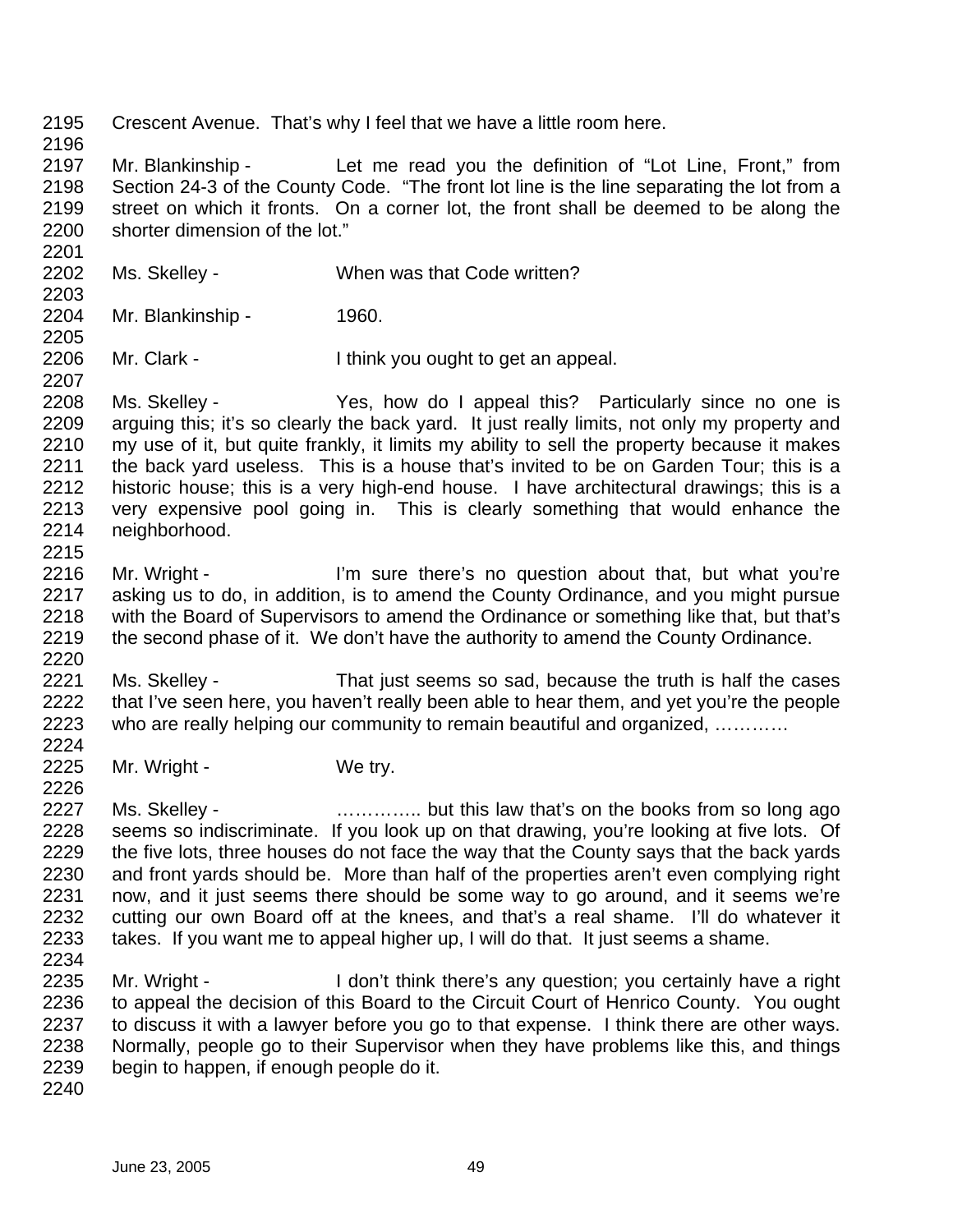Crescent Avenue. That's why I feel that we have a little room here.

Mr. Blankinship - Let me read you the definition of "Lot Line, Front," from Section 24-3 of the County Code. "The front lot line is the line separating the lot from a street on which it fronts. On a corner lot, the front shall be deemed to be along the shorter dimension of the lot."

Ms. Skelley - When was that Code written?

Mr. Blankinship - 1960.

Mr. Clark - I think you ought to get an appeal.

Ms. Skelley - Yes, how do I appeal this? Particularly since no one is arguing this; it's so clearly the back yard. It just really limits, not only my property and my use of it, but quite frankly, it limits my ability to sell the property because it makes the back yard useless. This is a house that's invited to be on Garden Tour; this is a historic house; this is a very high-end house. I have architectural drawings; this is a very expensive pool going in. This is clearly something that would enhance the neighborhood.

Mr. Wright - I'm sure there's no question about that, but what you're asking us to do, in addition, is to amend the County Ordinance, and you might pursue with the Board of Supervisors to amend the Ordinance or something like that, but that's the second phase of it. We don't have the authority to amend the County Ordinance.

Ms. Skelley - That just seems so sad, because the truth is half the cases that I've seen here, you haven't really been able to hear them, and yet you're the people who are really helping our community to remain beautiful and organized, …………

Mr. Wright - We try.

Ms. Skelley - ………….. but this law that's on the books from so long ago seems so indiscriminate. If you look up on that drawing, you're looking at five lots. Of the five lots, three houses do not face the way that the County says that the back yards and front yards should be. More than half of the properties aren't even complying right now, and it just seems there should be some way to go around, and it seems we're cutting our own Board off at the knees, and that's a real shame. I'll do whatever it takes. If you want me to appeal higher up, I will do that. It just seems a shame.

Mr. Wright - I don't think there's any question; you certainly have a right to appeal the decision of this Board to the Circuit Court of Henrico County. You ought to discuss it with a lawyer before you go to that expense. I think there are other ways. Normally, people go to their Supervisor when they have problems like this, and things begin to happen, if enough people do it.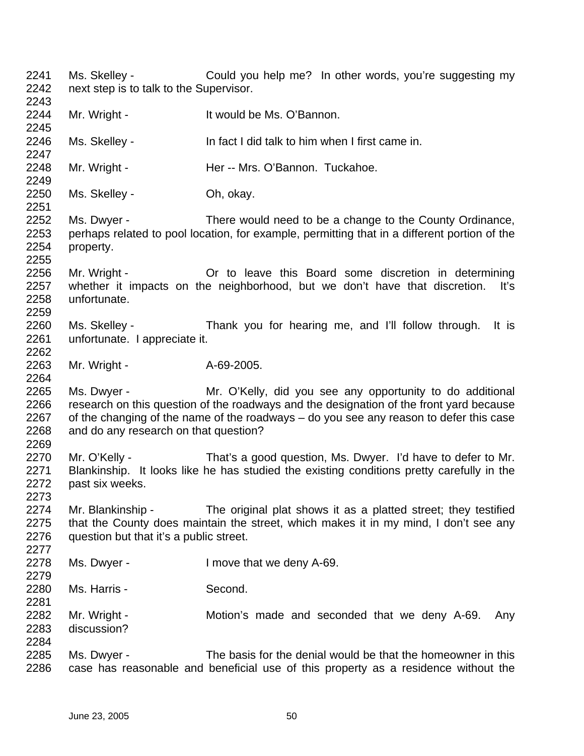2241 Ms. Skelley - Could you help me? In other words, you're suggesting my
2242 next step is to talk to the Supervisor.
2243
2244 Mr. Wright - It would be Ms. O'Bannon.
2245
2246 Ms. Skelley - In fact I did talk to him when I first came in.
2247
2248 Mr. Wright - Her -- Mrs. O'Bannon. Tuckahoe.
2249
2250 Ms. Skelley - Oh, okay.
2251
2252 Ms. Dwyer - There would need to be a change to the County Ordinance,
2253 perhaps related to pool location, for example, permitting that in a different portion of the
2254 property.
2255
2256 Mr. Wright - Or to leave this Board some discretion in determining
2257 whether it impacts on the neighborhood, but we don't have that discretion. It's
2258 unfortunate.
2259
2260 Ms. Skelley - Thank you for hearing me, and I'll follow through. It is
2261 unfortunate. I appreciate it.
2262
2263 Mr. Wright - A-69-2005.
2264
2265 Ms. Dwyer - Mr. O'Kelly, did you see any opportunity to do additional
2266 research on this question of the roadways and the designation of the front yard because
2267 of the changing of the name of the roadways – do you see any reason to defer this case
2268 and do any research on that question?
2269
2270 Mr. O'Kelly - That's a good question, Ms. Dwyer. I'd have to defer to Mr.
2271 Blankinship. It looks like he has studied the existing conditions pretty carefully in the
2272 past six weeks.
2273
2274 Mr. Blankinship - The original plat shows it as a platted street; they testified
2275 that the County does maintain the street, which makes it in my mind, I don't see any
2276 question but that it's a public street.
2277
2278 Ms. Dwyer - I move that we deny A-69.
2279
2280 Ms. Harris - Second.
2281
2282 Mr. Wright - Motion's made and seconded that we deny A-69. Any
2283 discussion?
2284
2285 Ms. Dwyer - The basis for the denial would be that the homeowner in this
2286 case has reasonable and beneficial use of this property as a residence without the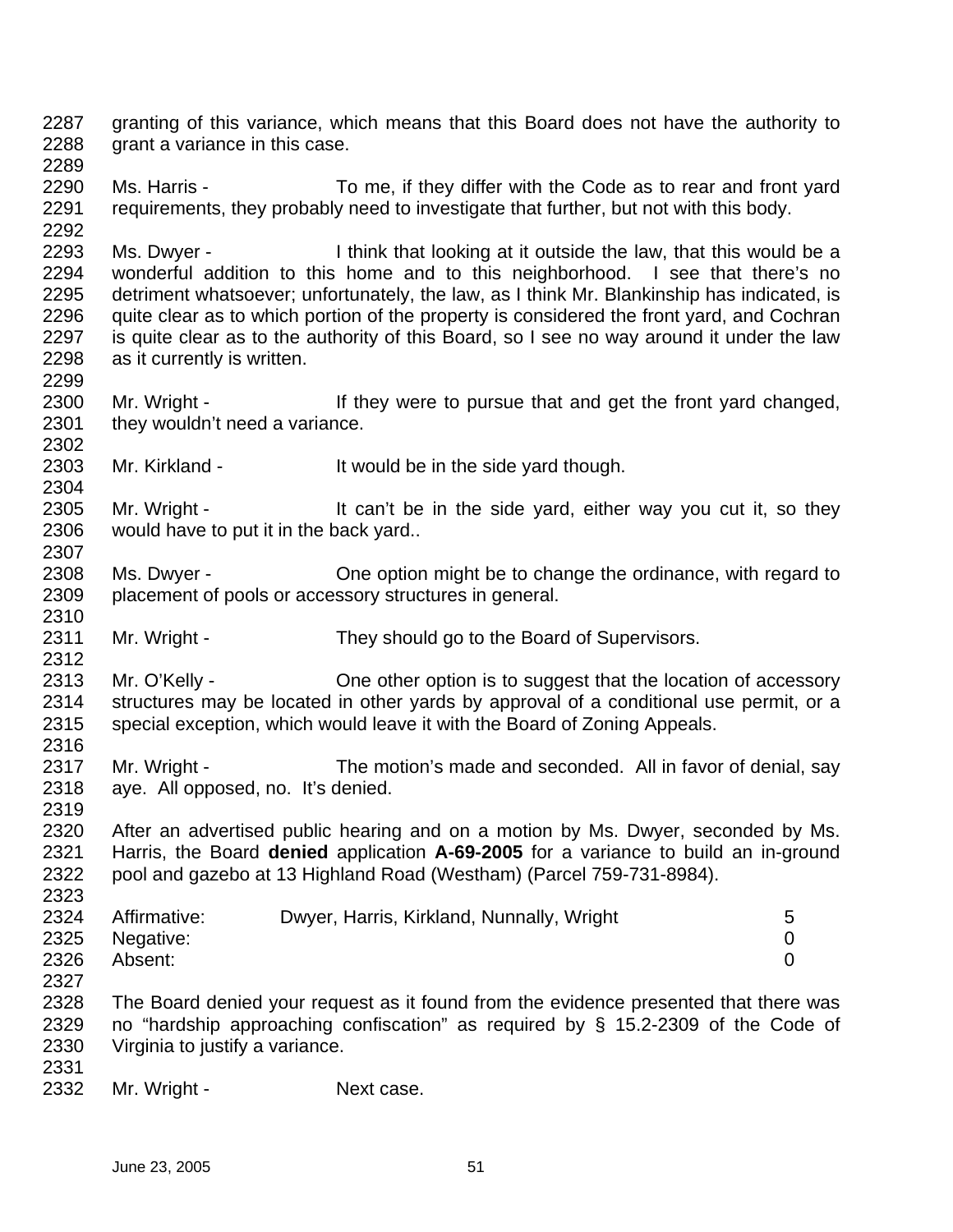granting of this variance, which means that this Board does not have the authority to grant a variance in this case.

Ms. Harris - To me, if they differ with the Code as to rear and front yard requirements, they probably need to investigate that further, but not with this body.

Ms. Dwyer - I think that looking at it outside the law, that this would be a wonderful addition to this home and to this neighborhood. I see that there's no detriment whatsoever; unfortunately, the law, as I think Mr. Blankinship has indicated, is quite clear as to which portion of the property is considered the front yard, and Cochran is quite clear as to the authority of this Board, so I see no way around it under the law as it currently is written.

Mr. Wright - If they were to pursue that and get the front yard changed, they wouldn't need a variance.

Mr. Kirkland - It would be in the side yard though.

Mr. Wright - It can't be in the side yard, either way you cut it, so they would have to put it in the back yard..

Ms. Dwyer - One option might be to change the ordinance, with regard to placement of pools or accessory structures in general.

Mr. Wright - They should go to the Board of Supervisors.

Mr. O'Kelly - One other option is to suggest that the location of accessory structures may be located in other yards by approval of a conditional use permit, or a special exception, which would leave it with the Board of Zoning Appeals.

Mr. Wright - The motion's made and seconded. All in favor of denial, say aye. All opposed, no. It's denied.

After an advertised public hearing and on a motion by Ms. Dwyer, seconded by Ms. Harris, the Board **denied** application **A-69-2005** for a variance to build an in-ground pool and gazebo at 13 Highland Road (Westham) (Parcel 759-731-8984).

| | | |
|---|---|---|
| Affirmative: | Dwyer, Harris, Kirkland, Nunnally, Wright | 5 |
| Negative: | | 0 |
| Absent: | | 0 |

The Board denied your request as it found from the evidence presented that there was no "hardship approaching confiscation" as required by § 15.2-2309 of the Code of Virginia to justify a variance.

Mr. Wright - Next case.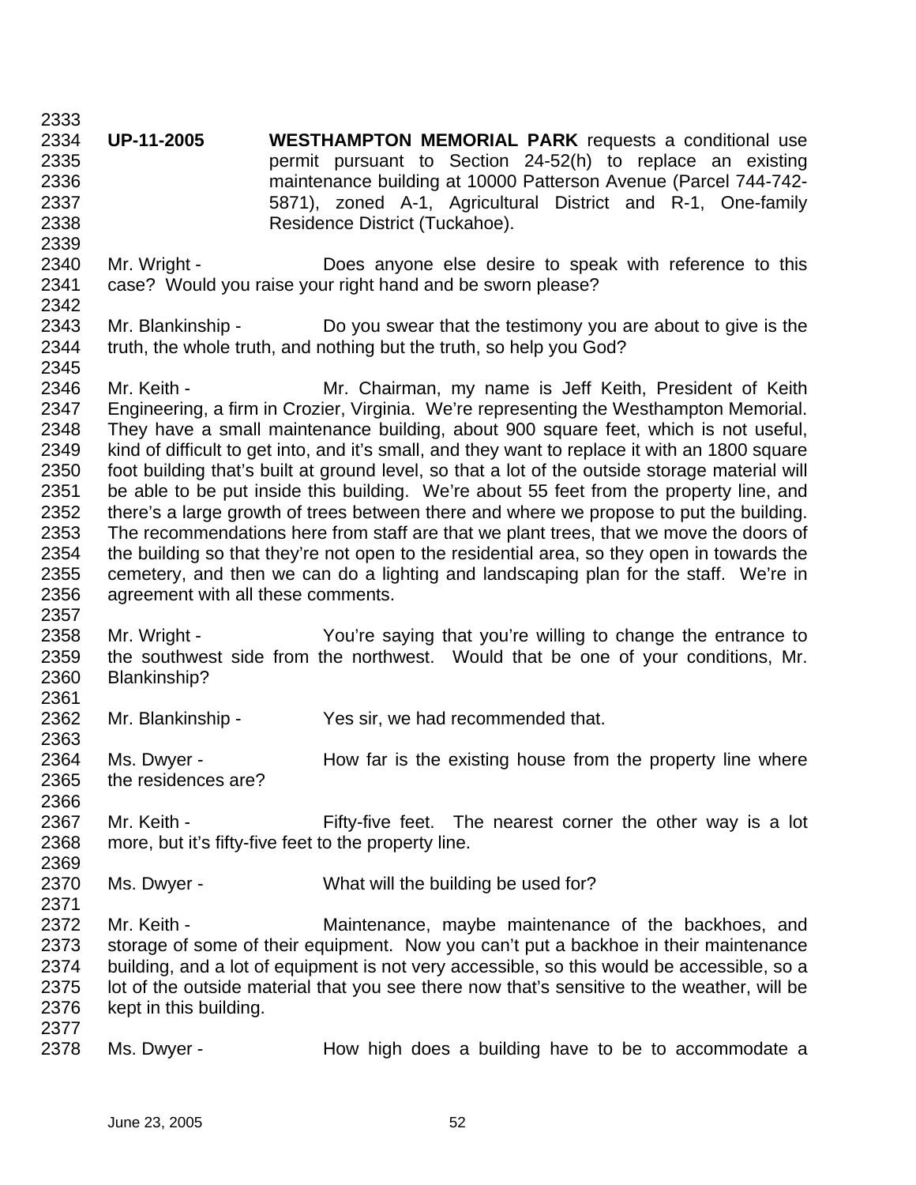**UP-11-2005** **WESTHAMPTON MEMORIAL PARK** requests a conditional use permit pursuant to Section 24-52(h) to replace an existing maintenance building at 10000 Patterson Avenue (Parcel 744-742-5871), zoned A-1, Agricultural District and R-1, One-family Residence District (Tuckahoe).

Mr. Wright - Does anyone else desire to speak with reference to this case? Would you raise your right hand and be sworn please?

Mr. Blankinship - Do you swear that the testimony you are about to give is the truth, the whole truth, and nothing but the truth, so help you God?

Mr. Keith - Mr. Chairman, my name is Jeff Keith, President of Keith Engineering, a firm in Crozier, Virginia. We're representing the Westhampton Memorial. They have a small maintenance building, about 900 square feet, which is not useful, kind of difficult to get into, and it's small, and they want to replace it with an 1800 square foot building that's built at ground level, so that a lot of the outside storage material will be able to be put inside this building. We're about 55 feet from the property line, and there's a large growth of trees between there and where we propose to put the building. The recommendations here from staff are that we plant trees, that we move the doors of the building so that they're not open to the residential area, so they open in towards the cemetery, and then we can do a lighting and landscaping plan for the staff. We're in agreement with all these comments.

Mr. Wright - You're saying that you're willing to change the entrance to the southwest side from the northwest. Would that be one of your conditions, Mr. Blankinship?

Mr. Blankinship - Yes sir, we had recommended that.

Ms. Dwyer - How far is the existing house from the property line where the residences are?

Mr. Keith - Fifty-five feet. The nearest corner the other way is a lot more, but it's fifty-five feet to the property line.

Ms. Dwyer - What will the building be used for?

Mr. Keith - Maintenance, maybe maintenance of the backhoes, and storage of some of their equipment. Now you can't put a backhoe in their maintenance building, and a lot of equipment is not very accessible, so this would be accessible, so a lot of the outside material that you see there now that's sensitive to the weather, will be kept in this building.

Ms. Dwyer - How high does a building have to be to accommodate a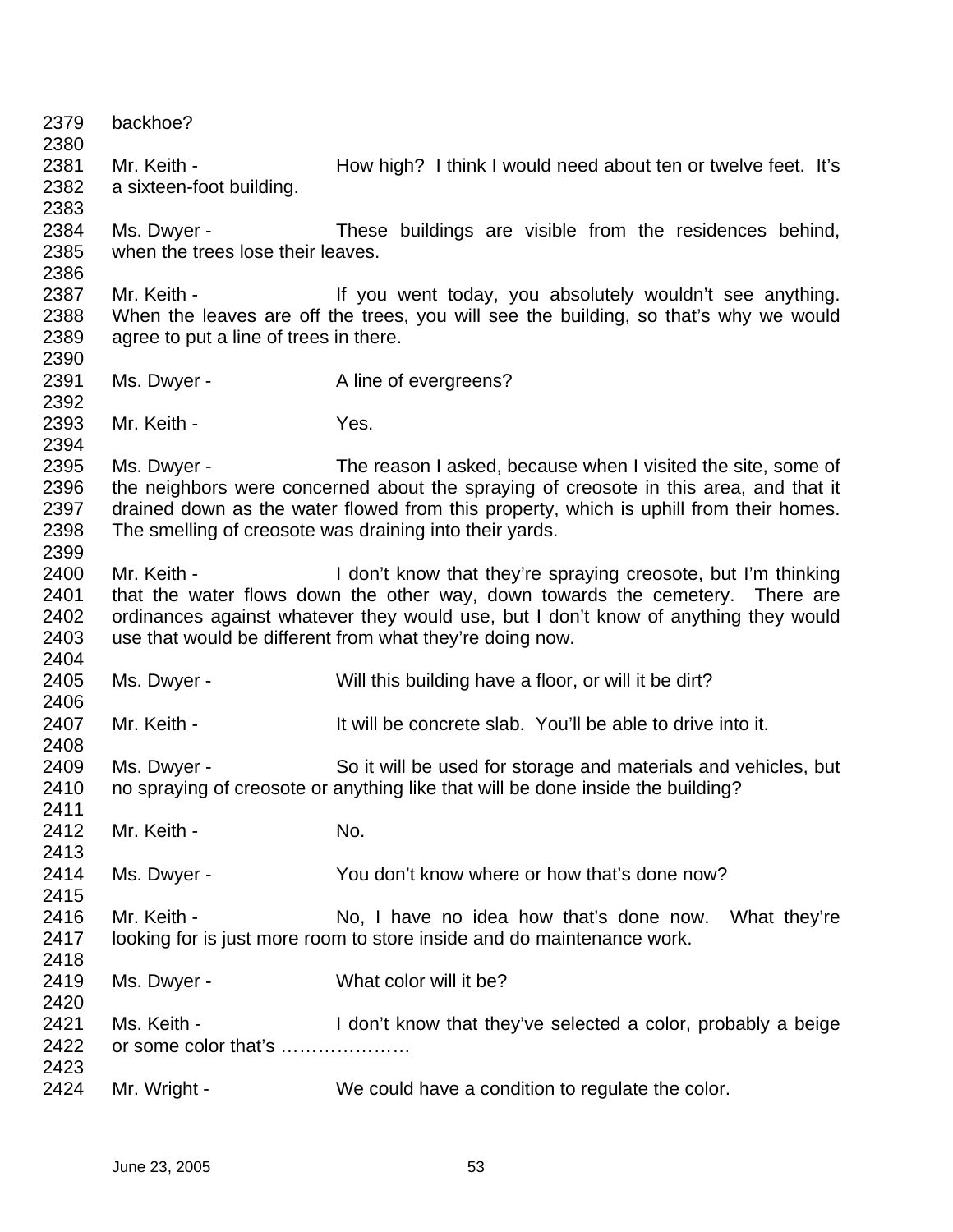2379 backhoe?

2380

2381 Mr. Keith - How high? I think I would need about ten or twelve feet. It's
2382 a sixteen-foot building.

2383

2384 Ms. Dwyer - These buildings are visible from the residences behind,
2385 when the trees lose their leaves.

2386

2387 Mr. Keith - If you went today, you absolutely wouldn't see anything.
2388 When the leaves are off the trees, you will see the building, so that's why we would
2389 agree to put a line of trees in there.

2390

2391 Ms. Dwyer - A line of evergreens?

2392

2393 Mr. Keith - Yes.

2394

2395 Ms. Dwyer - The reason I asked, because when I visited the site, some of
2396 the neighbors were concerned about the spraying of creosote in this area, and that it
2397 drained down as the water flowed from this property, which is uphill from their homes.
2398 The smelling of creosote was draining into their yards.

2399

2400 Mr. Keith - I don't know that they're spraying creosote, but I'm thinking
2401 that the water flows down the other way, down towards the cemetery. There are
2402 ordinances against whatever they would use, but I don't know of anything they would
2403 use that would be different from what they're doing now.

2404

2405 Ms. Dwyer - Will this building have a floor, or will it be dirt?

2406

2407 Mr. Keith - It will be concrete slab. You'll be able to drive into it.

2408

2409 Ms. Dwyer - So it will be used for storage and materials and vehicles, but
2410 no spraying of creosote or anything like that will be done inside the building?

2411

2412 Mr. Keith - No.

2413

2414 Ms. Dwyer - You don't know where or how that's done now?

2415

2416 Mr. Keith - No, I have no idea how that's done now. What they're
2417 looking for is just more room to store inside and do maintenance work.

2418

2419 Ms. Dwyer - What color will it be?

2420

2421 Ms. Keith - I don't know that they've selected a color, probably a beige
2422 or some color that's …………………

2423

2424 Mr. Wright - We could have a condition to regulate the color.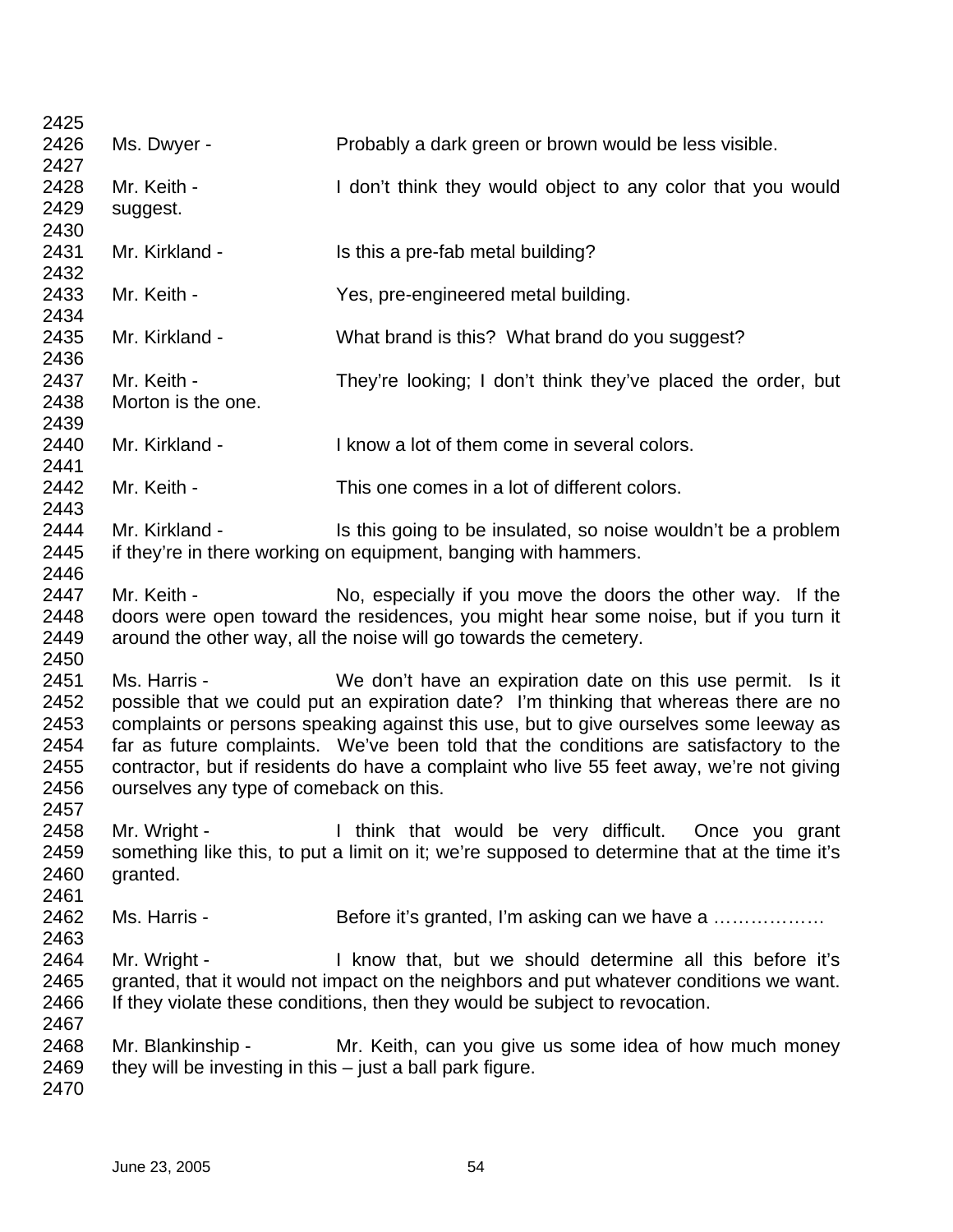Ms. Dwyer - Probably a dark green or brown would be less visible.

Mr. Keith - I don't think they would object to any color that you would suggest.

Mr. Kirkland - Is this a pre-fab metal building?

Mr. Keith - Yes, pre-engineered metal building.

Mr. Kirkland - What brand is this? What brand do you suggest?

Mr. Keith - They're looking; I don't think they've placed the order, but Morton is the one.

Mr. Kirkland - I know a lot of them come in several colors.

Mr. Keith - This one comes in a lot of different colors.

Mr. Kirkland - Is this going to be insulated, so noise wouldn't be a problem if they're in there working on equipment, banging with hammers.

Mr. Keith - No, especially if you move the doors the other way. If the doors were open toward the residences, you might hear some noise, but if you turn it around the other way, all the noise will go towards the cemetery.

Ms. Harris - We don't have an expiration date on this use permit. Is it possible that we could put an expiration date? I'm thinking that whereas there are no complaints or persons speaking against this use, but to give ourselves some leeway as far as future complaints. We've been told that the conditions are satisfactory to the contractor, but if residents do have a complaint who live 55 feet away, we're not giving ourselves any type of comeback on this.

Mr. Wright - I think that would be very difficult. Once you grant something like this, to put a limit on it; we're supposed to determine that at the time it's granted.

Ms. Harris - Before it's granted, I'm asking can we have a ………………

Mr. Wright - I know that, but we should determine all this before it's granted, that it would not impact on the neighbors and put whatever conditions we want. If they violate these conditions, then they would be subject to revocation.

Mr. Blankinship - Mr. Keith, can you give us some idea of how much money they will be investing in this – just a ball park figure.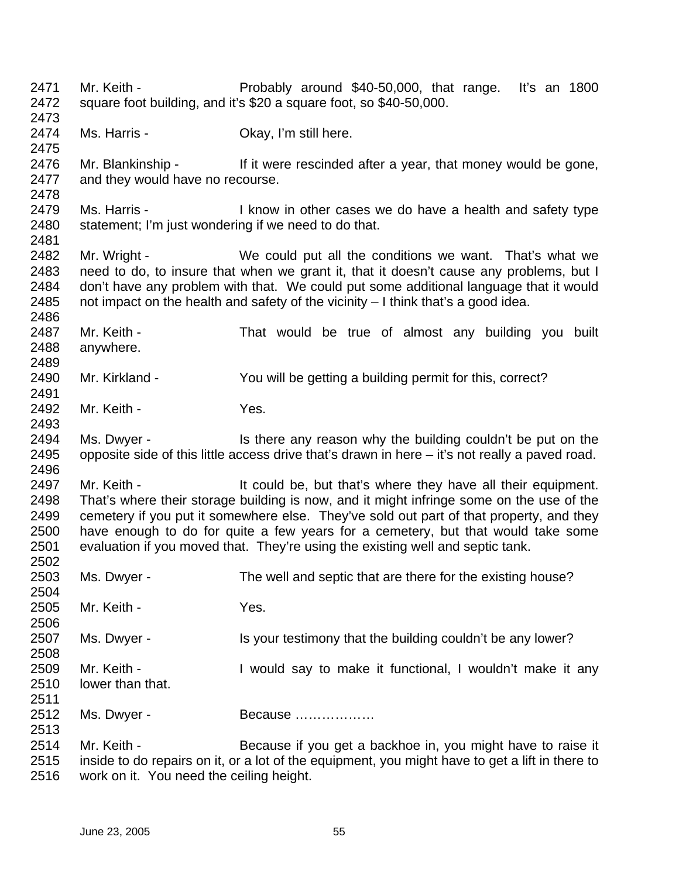2471 Mr. Keith - Probably around $40-50,000, that range. It's an 1800
2472 square foot building, and it's $20 a square foot, so $40-50,000.
2473
2474 Ms. Harris - Okay, I'm still here.
2475
2476 Mr. Blankinship - If it were rescinded after a year, that money would be gone,
2477 and they would have no recourse.
2478
2479 Ms. Harris - I know in other cases we do have a health and safety type
2480 statement; I'm just wondering if we need to do that.
2481
2482 Mr. Wright - We could put all the conditions we want. That's what we
2483 need to do, to insure that when we grant it, that it doesn't cause any problems, but I
2484 don't have any problem with that. We could put some additional language that it would
2485 not impact on the health and safety of the vicinity – I think that's a good idea.
2486
2487 Mr. Keith - That would be true of almost any building you built
2488 anywhere.
2489
2490 Mr. Kirkland - You will be getting a building permit for this, correct?
2491
2492 Mr. Keith - Yes.
2493
2494 Ms. Dwyer - Is there any reason why the building couldn't be put on the
2495 opposite side of this little access drive that's drawn in here – it's not really a paved road.
2496
2497 Mr. Keith - It could be, but that's where they have all their equipment.
2498 That's where their storage building is now, and it might infringe some on the use of the
2499 cemetery if you put it somewhere else. They've sold out part of that property, and they
2500 have enough to do for quite a few years for a cemetery, but that would take some
2501 evaluation if you moved that. They're using the existing well and septic tank.
2502
2503 Ms. Dwyer - The well and septic that are there for the existing house?
2504
2505 Mr. Keith - Yes.
2506
2507 Ms. Dwyer - Is your testimony that the building couldn't be any lower?
2508
2509 Mr. Keith - I would say to make it functional, I wouldn't make it any
2510 lower than that.
2511
2512 Ms. Dwyer - Because ……………..
2513
2514 Mr. Keith - Because if you get a backhoe in, you might have to raise it
2515 inside to do repairs on it, or a lot of the equipment, you might have to get a lift in there to
2516 work on it. You need the ceiling height.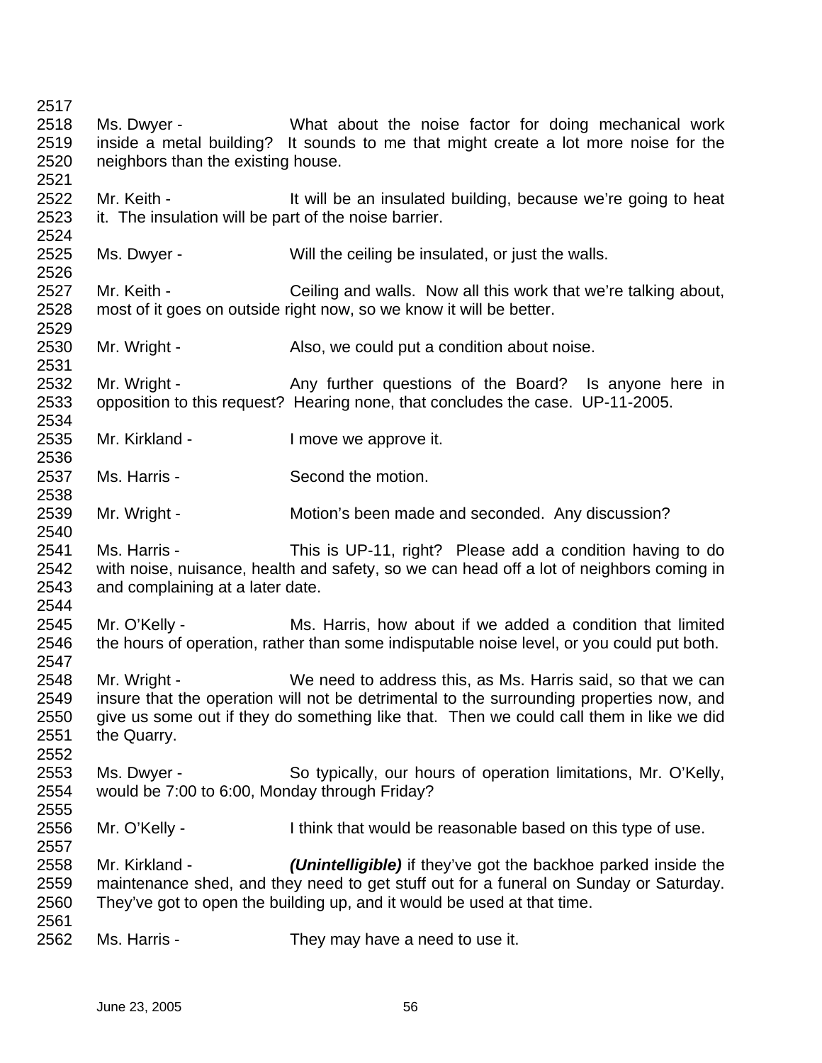Ms. Dwyer - What about the noise factor for doing mechanical work inside a metal building? It sounds to me that might create a lot more noise for the neighbors than the existing house.

Mr. Keith - It will be an insulated building, because we're going to heat it. The insulation will be part of the noise barrier.

Ms. Dwyer - Will the ceiling be insulated, or just the walls.

Mr. Keith - Ceiling and walls. Now all this work that we're talking about, most of it goes on outside right now, so we know it will be better.

Mr. Wright - Also, we could put a condition about noise.

Mr. Wright - Any further questions of the Board? Is anyone here in opposition to this request? Hearing none, that concludes the case. UP-11-2005.

Mr. Kirkland - I move we approve it.

Ms. Harris - Second the motion.

Mr. Wright - Motion's been made and seconded. Any discussion?

Ms. Harris - This is UP-11, right? Please add a condition having to do with noise, nuisance, health and safety, so we can head off a lot of neighbors coming in and complaining at a later date.

Mr. O'Kelly - Ms. Harris, how about if we added a condition that limited the hours of operation, rather than some indisputable noise level, or you could put both.

Mr. Wright - We need to address this, as Ms. Harris said, so that we can insure that the operation will not be detrimental to the surrounding properties now, and give us some out if they do something like that. Then we could call them in like we did the Quarry.

Ms. Dwyer - So typically, our hours of operation limitations, Mr. O'Kelly, would be 7:00 to 6:00, Monday through Friday?

Mr. O'Kelly - I think that would be reasonable based on this type of use.

Mr. Kirkland - ***(Unintelligible)*** if they've got the backhoe parked inside the maintenance shed, and they need to get stuff out for a funeral on Sunday or Saturday. They've got to open the building up, and it would be used at that time.

Ms. Harris - They may have a need to use it.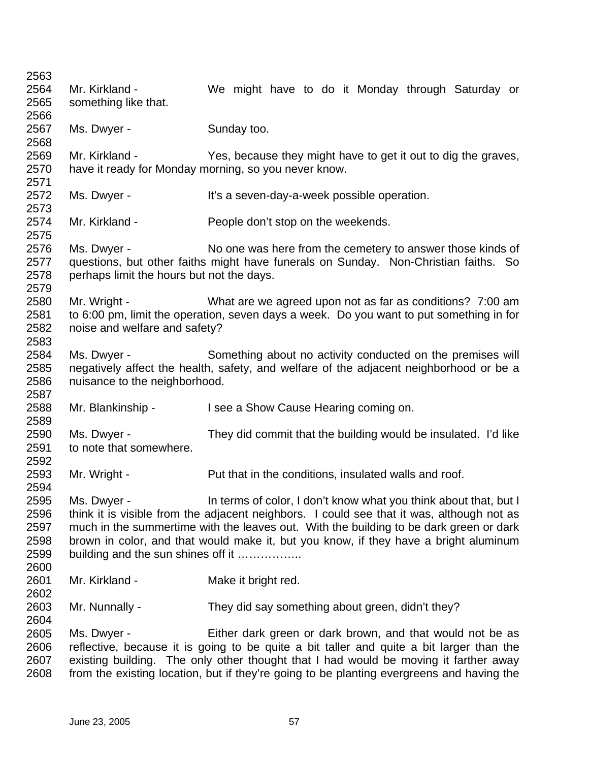Mr. Kirkland - We might have to do it Monday through Saturday or something like that.

Ms. Dwyer - Sunday too.

Mr. Kirkland - Yes, because they might have to get it out to dig the graves, have it ready for Monday morning, so you never know.

Ms. Dwyer - It's a seven-day-a-week possible operation.

Mr. Kirkland - People don't stop on the weekends.

Ms. Dwyer - No one was here from the cemetery to answer those kinds of questions, but other faiths might have funerals on Sunday. Non-Christian faiths. So perhaps limit the hours but not the days.

Mr. Wright - What are we agreed upon not as far as conditions? 7:00 am to 6:00 pm, limit the operation, seven days a week. Do you want to put something in for noise and welfare and safety?

Ms. Dwyer - Something about no activity conducted on the premises will negatively affect the health, safety, and welfare of the adjacent neighborhood or be a nuisance to the neighborhood.

Mr. Blankinship - I see a Show Cause Hearing coming on.

Ms. Dwyer - They did commit that the building would be insulated. I'd like to note that somewhere.

Mr. Wright - Put that in the conditions, insulated walls and roof.

Ms. Dwyer - In terms of color, I don't know what you think about that, but I think it is visible from the adjacent neighbors. I could see that it was, although not as much in the summertime with the leaves out. With the building to be dark green or dark brown in color, and that would make it, but you know, if they have a bright aluminum building and the sun shines off it ……………..

Mr. Kirkland - Make it bright red.

Mr. Nunnally - They did say something about green, didn't they?

Ms. Dwyer - Either dark green or dark brown, and that would not be as reflective, because it is going to be quite a bit taller and quite a bit larger than the existing building. The only other thought that I had would be moving it farther away from the existing location, but if they're going to be planting evergreens and having the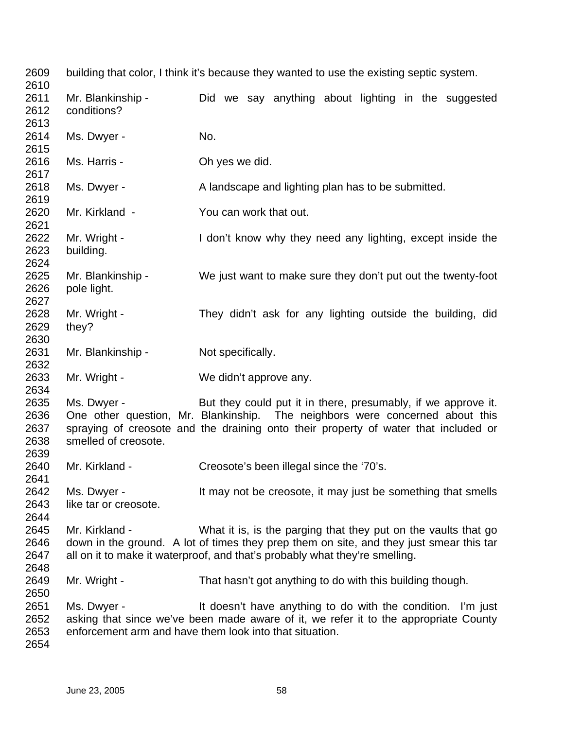building that color, I think it's because they wanted to use the existing septic system.

Mr. Blankinship - Did we say anything about lighting in the suggested conditions?

Ms. Dwyer - No.

Ms. Harris - Oh yes we did.

Ms. Dwyer - A landscape and lighting plan has to be submitted.

Mr. Kirkland - You can work that out.

Mr. Wright - I don't know why they need any lighting, except inside the building.

Mr. Blankinship - We just want to make sure they don't put out the twenty-foot pole light.

Mr. Wright - They didn't ask for any lighting outside the building, did they?

Mr. Blankinship - Not specifically.

Mr. Wright - We didn't approve any.

Ms. Dwyer - But they could put it in there, presumably, if we approve it. One other question, Mr. Blankinship. The neighbors were concerned about this spraying of creosote and the draining onto their property of water that included or smelled of creosote.

Mr. Kirkland - Creosote's been illegal since the '70's.

Ms. Dwyer - It may not be creosote, it may just be something that smells like tar or creosote.

Mr. Kirkland - What it is, is the parging that they put on the vaults that go down in the ground. A lot of times they prep them on site, and they just smear this tar all on it to make it waterproof, and that's probably what they're smelling.

Mr. Wright - That hasn't got anything to do with this building though.

Ms. Dwyer - It doesn't have anything to do with the condition. I'm just asking that since we've been made aware of it, we refer it to the appropriate County enforcement arm and have them look into that situation.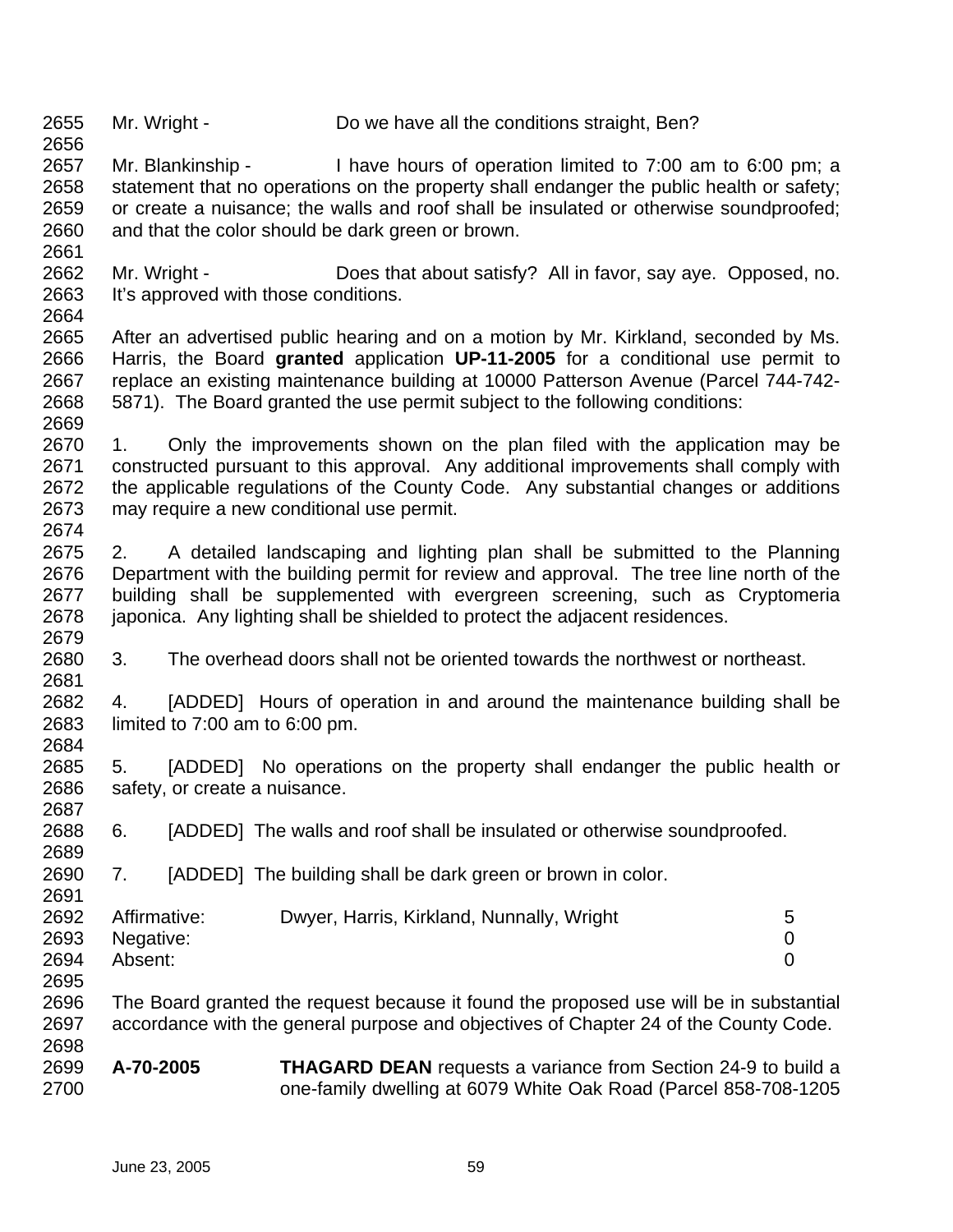Mr. Wright - Do we have all the conditions straight, Ben?

Mr. Blankinship - I have hours of operation limited to 7:00 am to 6:00 pm; a statement that no operations on the property shall endanger the public health or safety; or create a nuisance; the walls and roof shall be insulated or otherwise soundproofed; and that the color should be dark green or brown.

Mr. Wright - Does that about satisfy? All in favor, say aye. Opposed, no. It's approved with those conditions.

After an advertised public hearing and on a motion by Mr. Kirkland, seconded by Ms. Harris, the Board **granted** application **UP-11-2005** for a conditional use permit to replace an existing maintenance building at 10000 Patterson Avenue (Parcel 744-742-5871). The Board granted the use permit subject to the following conditions:

1. Only the improvements shown on the plan filed with the application may be constructed pursuant to this approval. Any additional improvements shall comply with the applicable regulations of the County Code. Any substantial changes or additions may require a new conditional use permit.

2. A detailed landscaping and lighting plan shall be submitted to the Planning Department with the building permit for review and approval. The tree line north of the building shall be supplemented with evergreen screening, such as Cryptomeria japonica. Any lighting shall be shielded to protect the adjacent residences.

3. The overhead doors shall not be oriented towards the northwest or northeast.

4. [ADDED] Hours of operation in and around the maintenance building shall be limited to 7:00 am to 6:00 pm.

5. [ADDED] No operations on the property shall endanger the public health or safety, or create a nuisance.

6. [ADDED] The walls and roof shall be insulated or otherwise soundproofed.

7. [ADDED] The building shall be dark green or brown in color.

| | | |
|---|---|---|
| Affirmative: | Dwyer, Harris, Kirkland, Nunnally, Wright | 5 |
| Negative: | | 0 |
| Absent: | | 0 |

The Board granted the request because it found the proposed use will be in substantial accordance with the general purpose and objectives of Chapter 24 of the County Code.

**A-70-2005** **THAGARD DEAN** requests a variance from Section 24-9 to build a one-family dwelling at 6079 White Oak Road (Parcel 858-708-1205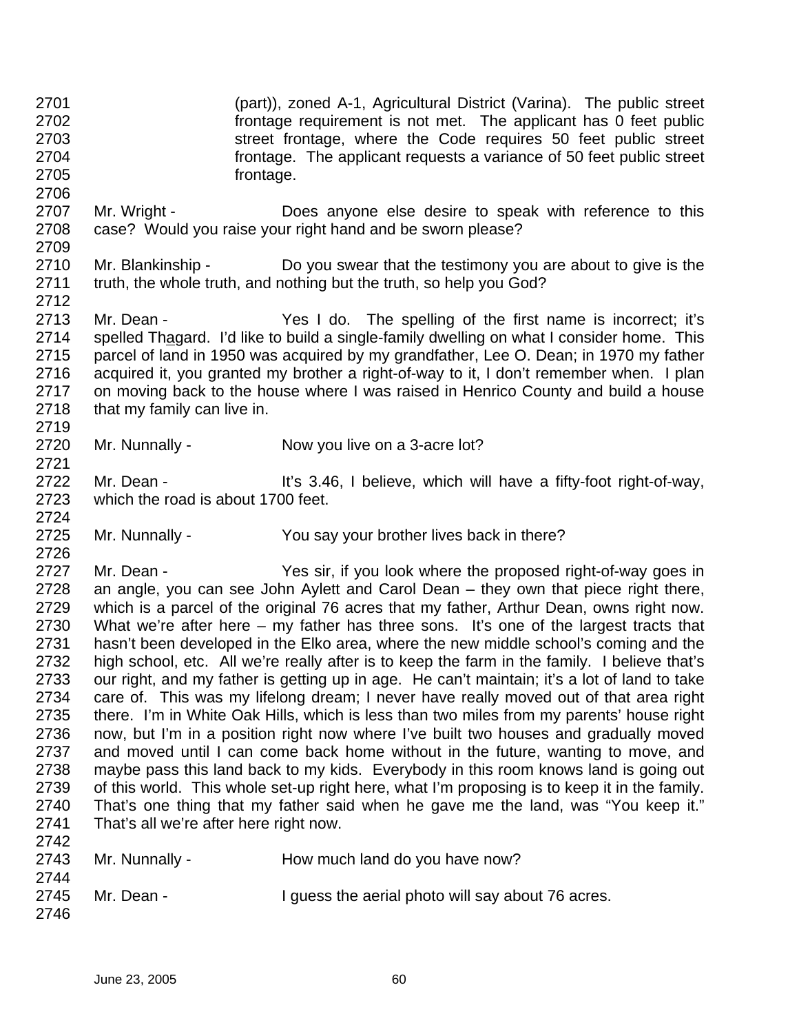(part)), zoned A-1, Agricultural District (Varina). The public street frontage requirement is not met. The applicant has 0 feet public street frontage, where the Code requires 50 feet public street frontage. The applicant requests a variance of 50 feet public street frontage.

Mr. Wright - Does anyone else desire to speak with reference to this case? Would you raise your right hand and be sworn please?

Mr. Blankinship - Do you swear that the testimony you are about to give is the truth, the whole truth, and nothing but the truth, so help you God?

Mr. Dean - Yes I do. The spelling of the first name is incorrect; it's spelled Th<u>a</u>gard. I'd like to build a single-family dwelling on what I consider home. This parcel of land in 1950 was acquired by my grandfather, Lee O. Dean; in 1970 my father acquired it, you granted my brother a right-of-way to it, I don't remember when. I plan on moving back to the house where I was raised in Henrico County and build a house that my family can live in.

Mr. Nunnally - Now you live on a 3-acre lot?

Mr. Dean - It's 3.46, I believe, which will have a fifty-foot right-of-way, which the road is about 1700 feet.

Mr. Nunnally - You say your brother lives back in there?

Mr. Dean - Yes sir, if you look where the proposed right-of-way goes in an angle, you can see John Aylett and Carol Dean – they own that piece right there, which is a parcel of the original 76 acres that my father, Arthur Dean, owns right now. What we're after here – my father has three sons. It's one of the largest tracts that hasn't been developed in the Elko area, where the new middle school's coming and the high school, etc. All we're really after is to keep the farm in the family. I believe that's our right, and my father is getting up in age. He can't maintain; it's a lot of land to take care of. This was my lifelong dream; I never have really moved out of that area right there. I'm in White Oak Hills, which is less than two miles from my parents' house right now, but I'm in a position right now where I've built two houses and gradually moved and moved until I can come back home without in the future, wanting to move, and maybe pass this land back to my kids. Everybody in this room knows land is going out of this world. This whole set-up right here, what I'm proposing is to keep it in the family. That's one thing that my father said when he gave me the land, was "You keep it." That's all we're after here right now.

Mr. Nunnally - How much land do you have now?

Mr. Dean - I guess the aerial photo will say about 76 acres.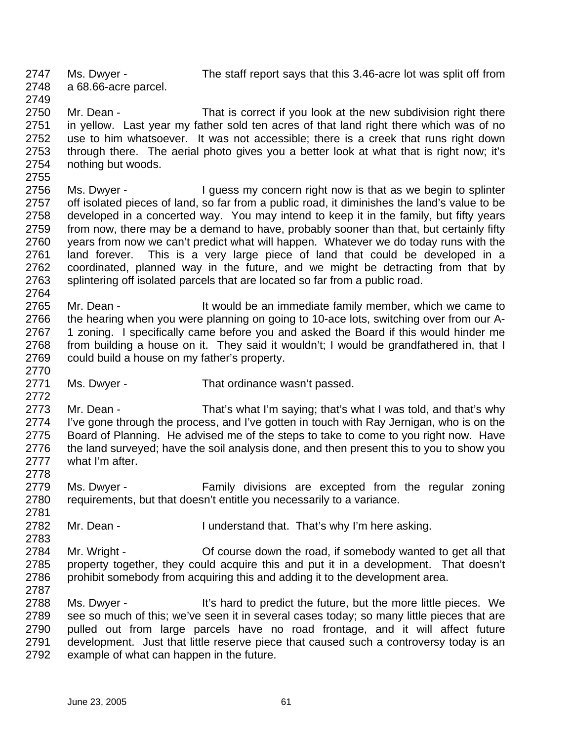2747 Ms. Dwyer - The staff report says that this 3.46-acre lot was split off from
2748 a 68.66-acre parcel.
2749
2750 Mr. Dean - That is correct if you look at the new subdivision right there
2751 in yellow. Last year my father sold ten acres of that land right there which was of no
2752 use to him whatsoever. It was not accessible; there is a creek that runs right down
2753 through there. The aerial photo gives you a better look at what that is right now; it's
2754 nothing but woods.
2755
2756 Ms. Dwyer - I guess my concern right now is that as we begin to splinter
2757 off isolated pieces of land, so far from a public road, it diminishes the land's value to be
2758 developed in a concerted way. You may intend to keep it in the family, but fifty years
2759 from now, there may be a demand to have, probably sooner than that, but certainly fifty
2760 years from now we can't predict what will happen. Whatever we do today runs with the
2761 land forever. This is a very large piece of land that could be developed in a
2762 coordinated, planned way in the future, and we might be detracting from that by
2763 splintering off isolated parcels that are located so far from a public road.
2764
2765 Mr. Dean - It would be an immediate family member, which we came to
2766 the hearing when you were planning on going to 10-ace lots, switching over from our A-
2767 1 zoning. I specifically came before you and asked the Board if this would hinder me
2768 from building a house on it. They said it wouldn't; I would be grandfathered in, that I
2769 could build a house on my father's property.
2770
2771 Ms. Dwyer - That ordinance wasn't passed.
2772
2773 Mr. Dean - That's what I'm saying; that's what I was told, and that's why
2774 I've gone through the process, and I've gotten in touch with Ray Jernigan, who is on the
2775 Board of Planning. He advised me of the steps to take to come to you right now. Have
2776 the land surveyed; have the soil analysis done, and then present this to you to show you
2777 what I'm after.
2778
2779 Ms. Dwyer - Family divisions are excepted from the regular zoning
2780 requirements, but that doesn't entitle you necessarily to a variance.
2781
2782 Mr. Dean - I understand that. That's why I'm here asking.
2783
2784 Mr. Wright - Of course down the road, if somebody wanted to get all that
2785 property together, they could acquire this and put it in a development. That doesn't
2786 prohibit somebody from acquiring this and adding it to the development area.
2787
2788 Ms. Dwyer - It's hard to predict the future, but the more little pieces. We
2789 see so much of this; we've seen it in several cases today; so many little pieces that are
2790 pulled out from large parcels have no road frontage, and it will affect future
2791 development. Just that little reserve piece that caused such a controversy today is an
2792 example of what can happen in the future.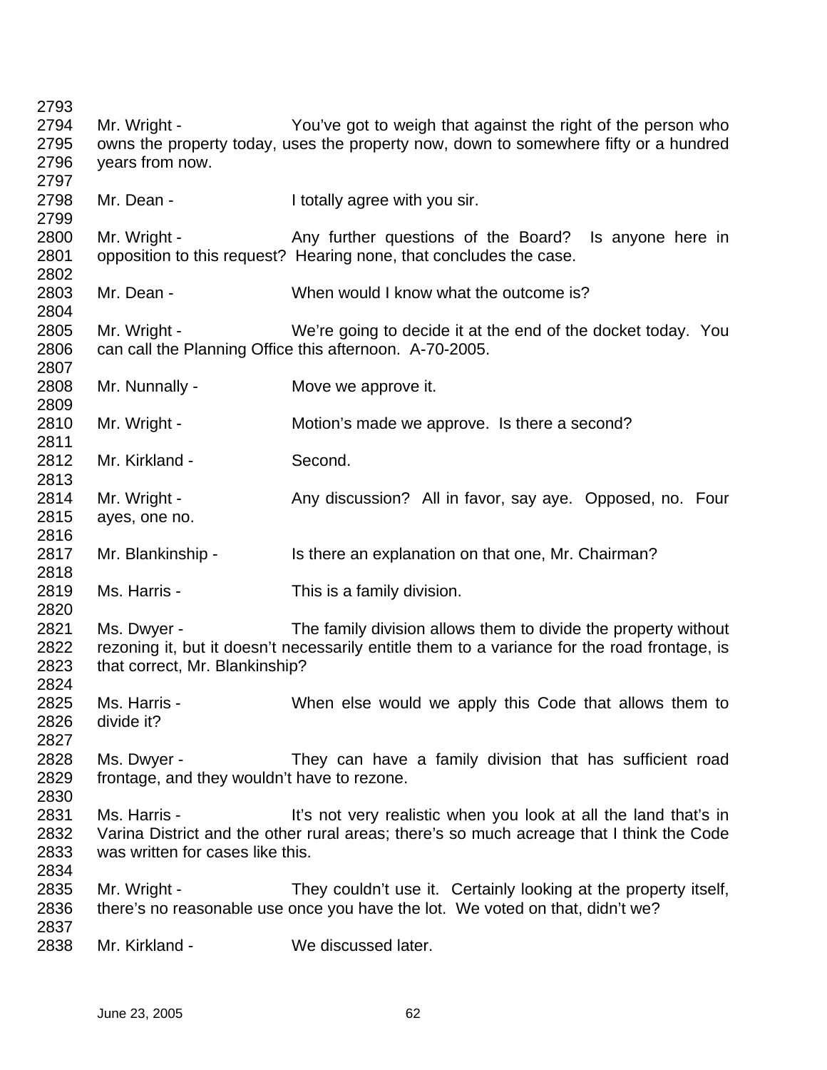Mr. Wright - You've got to weigh that against the right of the person who owns the property today, uses the property now, down to somewhere fifty or a hundred years from now.

Mr. Dean - I totally agree with you sir.

Mr. Wright - Any further questions of the Board? Is anyone here in opposition to this request? Hearing none, that concludes the case.

Mr. Dean - When would I know what the outcome is?

Mr. Wright - We're going to decide it at the end of the docket today. You can call the Planning Office this afternoon. A-70-2005.

Mr. Nunnally - Move we approve it.

Mr. Wright - Motion's made we approve. Is there a second?

Mr. Kirkland - Second.

Mr. Wright - Any discussion? All in favor, say aye. Opposed, no. Four ayes, one no.

Mr. Blankinship - Is there an explanation on that one, Mr. Chairman?

Ms. Harris - This is a family division.

Ms. Dwyer - The family division allows them to divide the property without rezoning it, but it doesn't necessarily entitle them to a variance for the road frontage, is that correct, Mr. Blankinship?

Ms. Harris - When else would we apply this Code that allows them to divide it?

Ms. Dwyer - They can have a family division that has sufficient road frontage, and they wouldn't have to rezone.

Ms. Harris - It's not very realistic when you look at all the land that's in Varina District and the other rural areas; there's so much acreage that I think the Code was written for cases like this.

Mr. Wright - They couldn't use it. Certainly looking at the property itself, there's no reasonable use once you have the lot. We voted on that, didn't we?

Mr. Kirkland - We discussed later.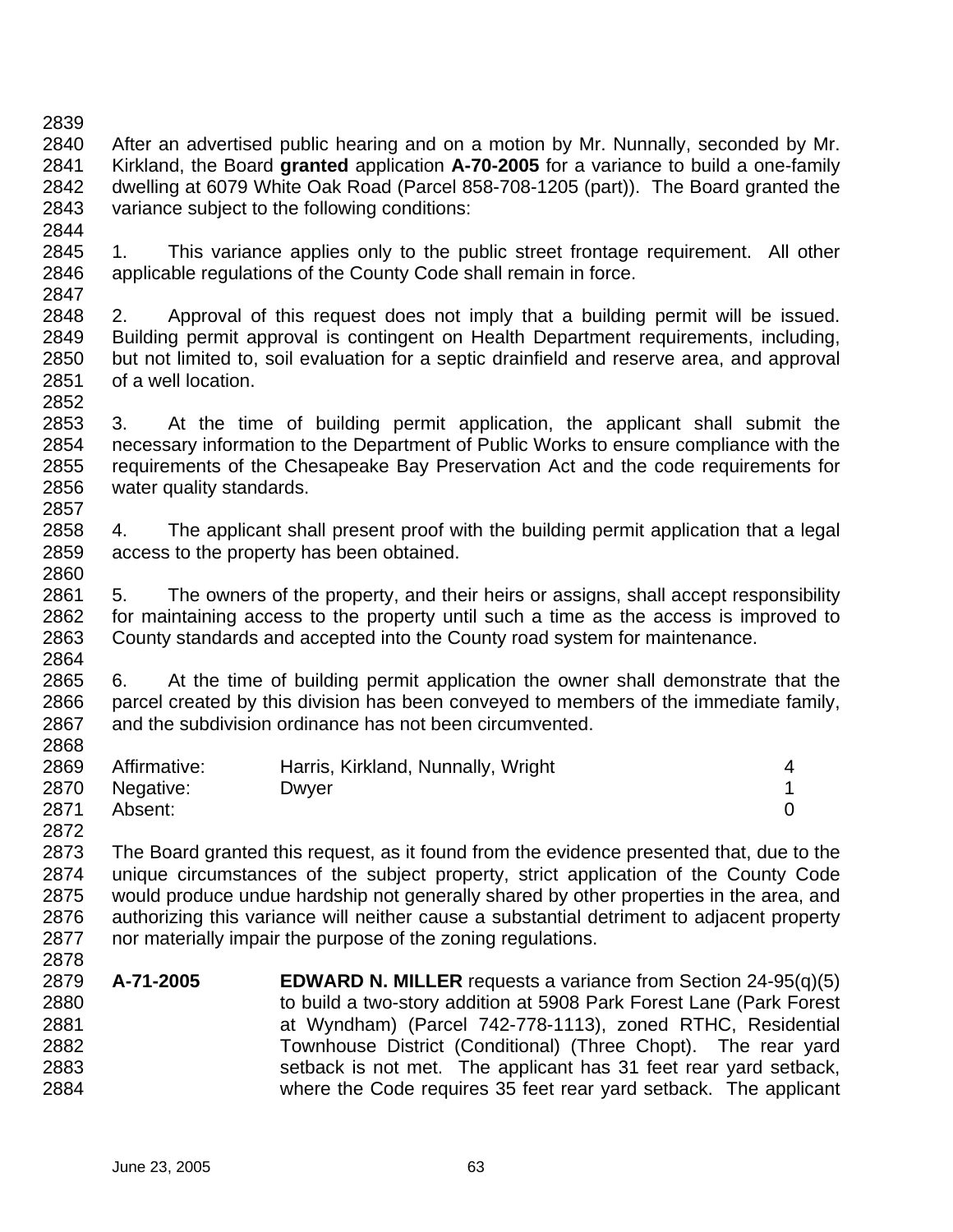After an advertised public hearing and on a motion by Mr. Nunnally, seconded by Mr. Kirkland, the Board **granted** application **A-70-2005** for a variance to build a one-family dwelling at 6079 White Oak Road (Parcel 858-708-1205 (part)). The Board granted the variance subject to the following conditions:

1. This variance applies only to the public street frontage requirement. All other applicable regulations of the County Code shall remain in force.

2. Approval of this request does not imply that a building permit will be issued. Building permit approval is contingent on Health Department requirements, including, but not limited to, soil evaluation for a septic drainfield and reserve area, and approval of a well location.

3. At the time of building permit application, the applicant shall submit the necessary information to the Department of Public Works to ensure compliance with the requirements of the Chesapeake Bay Preservation Act and the code requirements for water quality standards.

4. The applicant shall present proof with the building permit application that a legal access to the property has been obtained.

5. The owners of the property, and their heirs or assigns, shall accept responsibility for maintaining access to the property until such a time as the access is improved to County standards and accepted into the County road system for maintenance.

6. At the time of building permit application the owner shall demonstrate that the parcel created by this division has been conveyed to members of the immediate family, and the subdivision ordinance has not been circumvented.

| | | |
|---|---|---|
| Affirmative: | Harris, Kirkland, Nunnally, Wright | 4 |
| Negative: | Dwyer | 1 |
| Absent: | | 0 |

The Board granted this request, as it found from the evidence presented that, due to the unique circumstances of the subject property, strict application of the County Code would produce undue hardship not generally shared by other properties in the area, and authorizing this variance will neither cause a substantial detriment to adjacent property nor materially impair the purpose of the zoning regulations.

**A-71-2005** **EDWARD N. MILLER** requests a variance from Section 24-95(q)(5) to build a two-story addition at 5908 Park Forest Lane (Park Forest at Wyndham) (Parcel 742-778-1113), zoned RTHC, Residential Townhouse District (Conditional) (Three Chopt). The rear yard setback is not met. The applicant has 31 feet rear yard setback, where the Code requires 35 feet rear yard setback. The applicant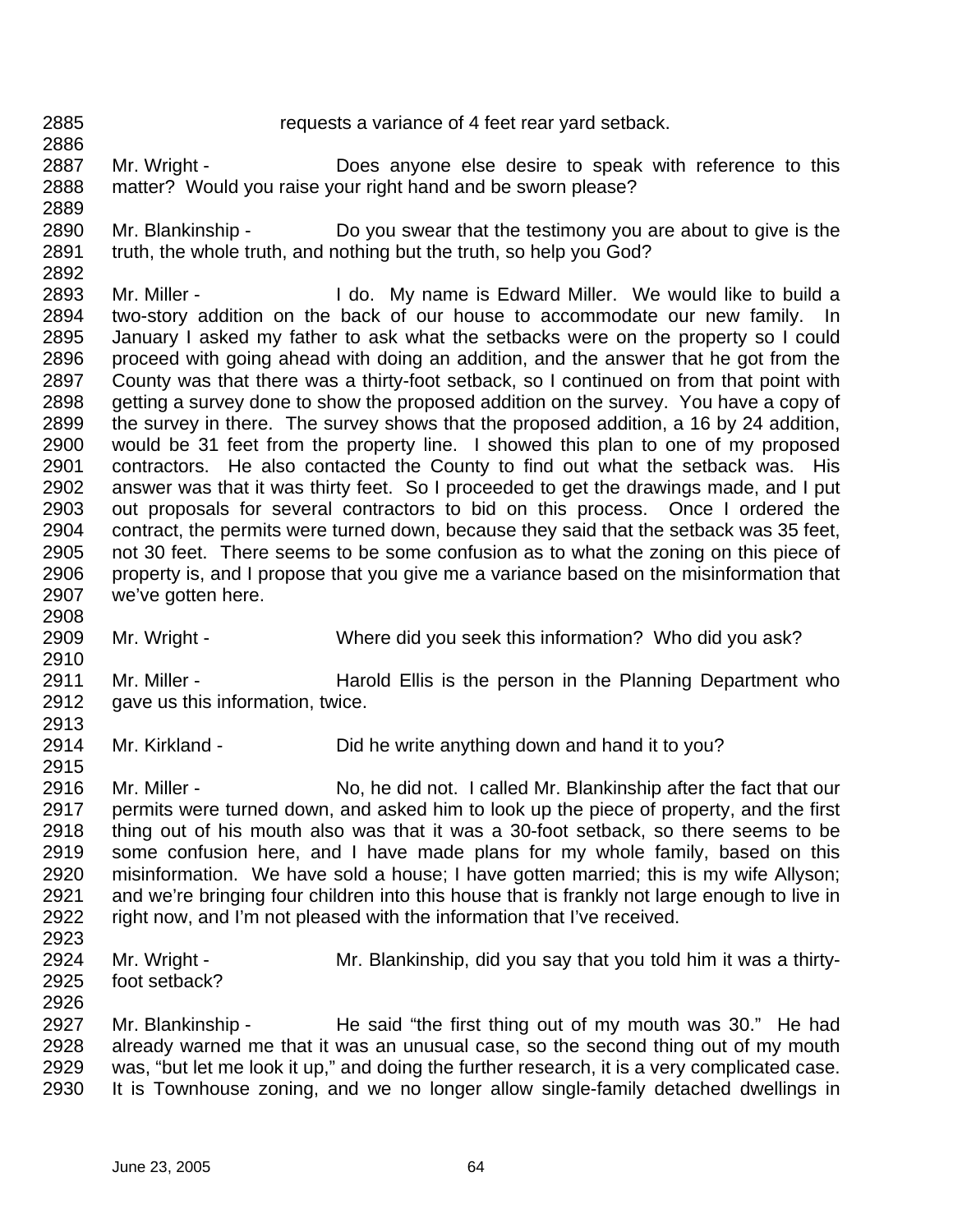2885 requests a variance of 4 feet rear yard setback.

2886

2887 Mr. Wright - Does anyone else desire to speak with reference to this
2888 matter? Would you raise your right hand and be sworn please?

2889

2890 Mr. Blankinship - Do you swear that the testimony you are about to give is the
2891 truth, the whole truth, and nothing but the truth, so help you God?

2892

2893 Mr. Miller - I do. My name is Edward Miller. We would like to build a
2894 two-story addition on the back of our house to accommodate our new family. In
2895 January I asked my father to ask what the setbacks were on the property so I could
2896 proceed with going ahead with doing an addition, and the answer that he got from the
2897 County was that there was a thirty-foot setback, so I continued on from that point with
2898 getting a survey done to show the proposed addition on the survey. You have a copy of
2899 the survey in there. The survey shows that the proposed addition, a 16 by 24 addition,
2900 would be 31 feet from the property line. I showed this plan to one of my proposed
2901 contractors. He also contacted the County to find out what the setback was. His
2902 answer was that it was thirty feet. So I proceeded to get the drawings made, and I put
2903 out proposals for several contractors to bid on this process. Once I ordered the
2904 contract, the permits were turned down, because they said that the setback was 35 feet,
2905 not 30 feet. There seems to be some confusion as to what the zoning on this piece of
2906 property is, and I propose that you give me a variance based on the misinformation that
2907 we've gotten here.

2908

2909 Mr. Wright - Where did you seek this information? Who did you ask?

2910

2911 Mr. Miller - Harold Ellis is the person in the Planning Department who
2912 gave us this information, twice.

2913

2914 Mr. Kirkland - Did he write anything down and hand it to you?

2915

2916 Mr. Miller - No, he did not. I called Mr. Blankinship after the fact that our
2917 permits were turned down, and asked him to look up the piece of property, and the first
2918 thing out of his mouth also was that it was a 30-foot setback, so there seems to be
2919 some confusion here, and I have made plans for my whole family, based on this
2920 misinformation. We have sold a house; I have gotten married; this is my wife Allyson;
2921 and we're bringing four children into this house that is frankly not large enough to live in
2922 right now, and I'm not pleased with the information that I've received.

2923

2924 Mr. Wright - Mr. Blankinship, did you say that you told him it was a thirty-
2925 foot setback?

2926

2927 Mr. Blankinship - He said "the first thing out of my mouth was 30." He had
2928 already warned me that it was an unusual case, so the second thing out of my mouth
2929 was, "but let me look it up," and doing the further research, it is a very complicated case.
2930 It is Townhouse zoning, and we no longer allow single-family detached dwellings in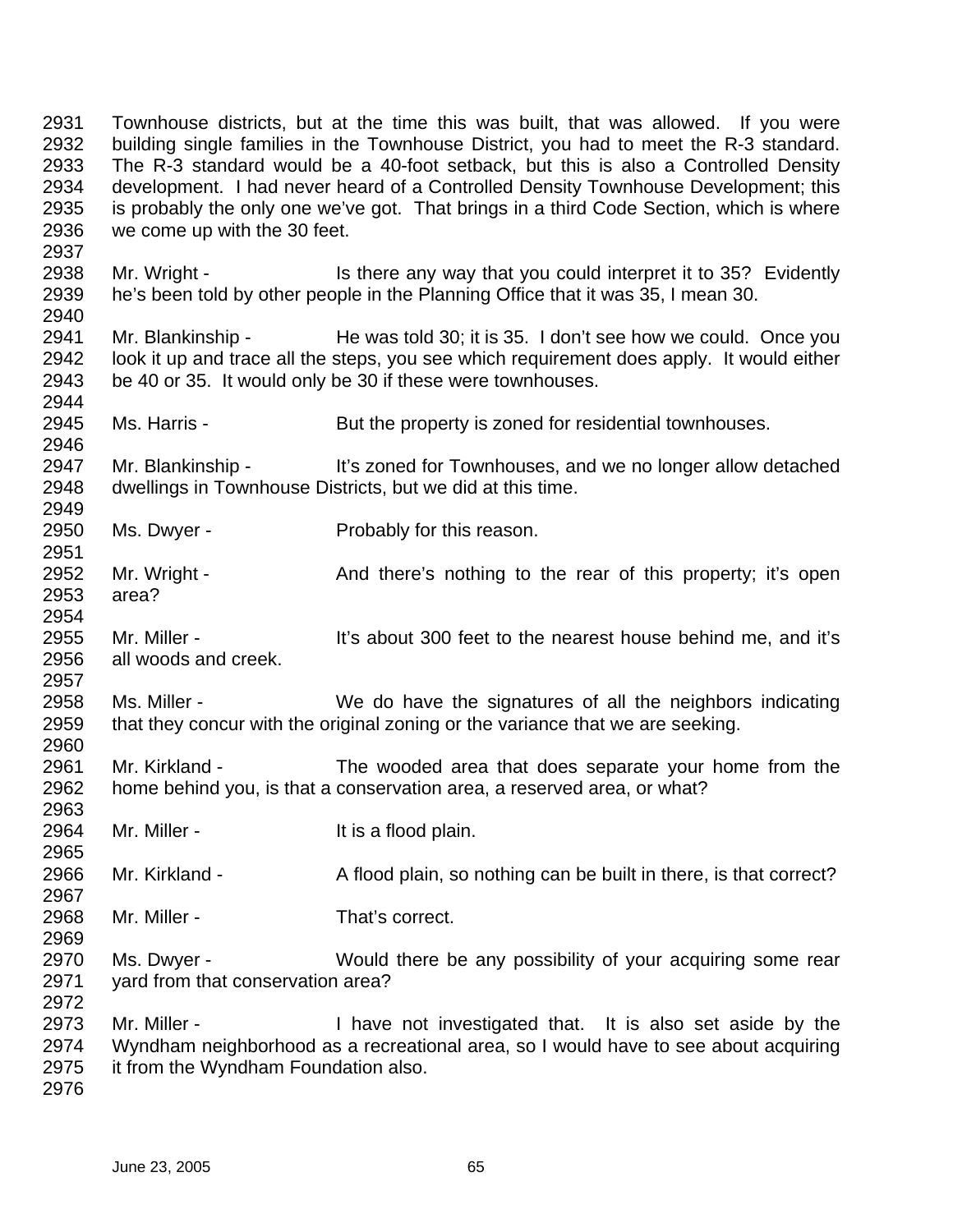Townhouse districts, but at the time this was built, that was allowed. If you were building single families in the Townhouse District, you had to meet the R-3 standard. The R-3 standard would be a 40-foot setback, but this is also a Controlled Density development. I had never heard of a Controlled Density Townhouse Development; this is probably the only one we've got. That brings in a third Code Section, which is where we come up with the 30 feet.

Mr. Wright - Is there any way that you could interpret it to 35? Evidently he's been told by other people in the Planning Office that it was 35, I mean 30.

Mr. Blankinship - He was told 30; it is 35. I don't see how we could. Once you look it up and trace all the steps, you see which requirement does apply. It would either be 40 or 35. It would only be 30 if these were townhouses.

Ms. Harris - But the property is zoned for residential townhouses.

Mr. Blankinship - It's zoned for Townhouses, and we no longer allow detached dwellings in Townhouse Districts, but we did at this time.

Ms. Dwyer - Probably for this reason.

Mr. Wright - And there's nothing to the rear of this property; it's open area?

Mr. Miller - It's about 300 feet to the nearest house behind me, and it's all woods and creek.

Ms. Miller - We do have the signatures of all the neighbors indicating that they concur with the original zoning or the variance that we are seeking.

Mr. Kirkland - The wooded area that does separate your home from the home behind you, is that a conservation area, a reserved area, or what?

Mr. Miller - It is a flood plain.

Mr. Kirkland - A flood plain, so nothing can be built in there, is that correct?

Mr. Miller - That's correct.

Ms. Dwyer - Would there be any possibility of your acquiring some rear yard from that conservation area?

Mr. Miller - I have not investigated that. It is also set aside by the Wyndham neighborhood as a recreational area, so I would have to see about acquiring it from the Wyndham Foundation also.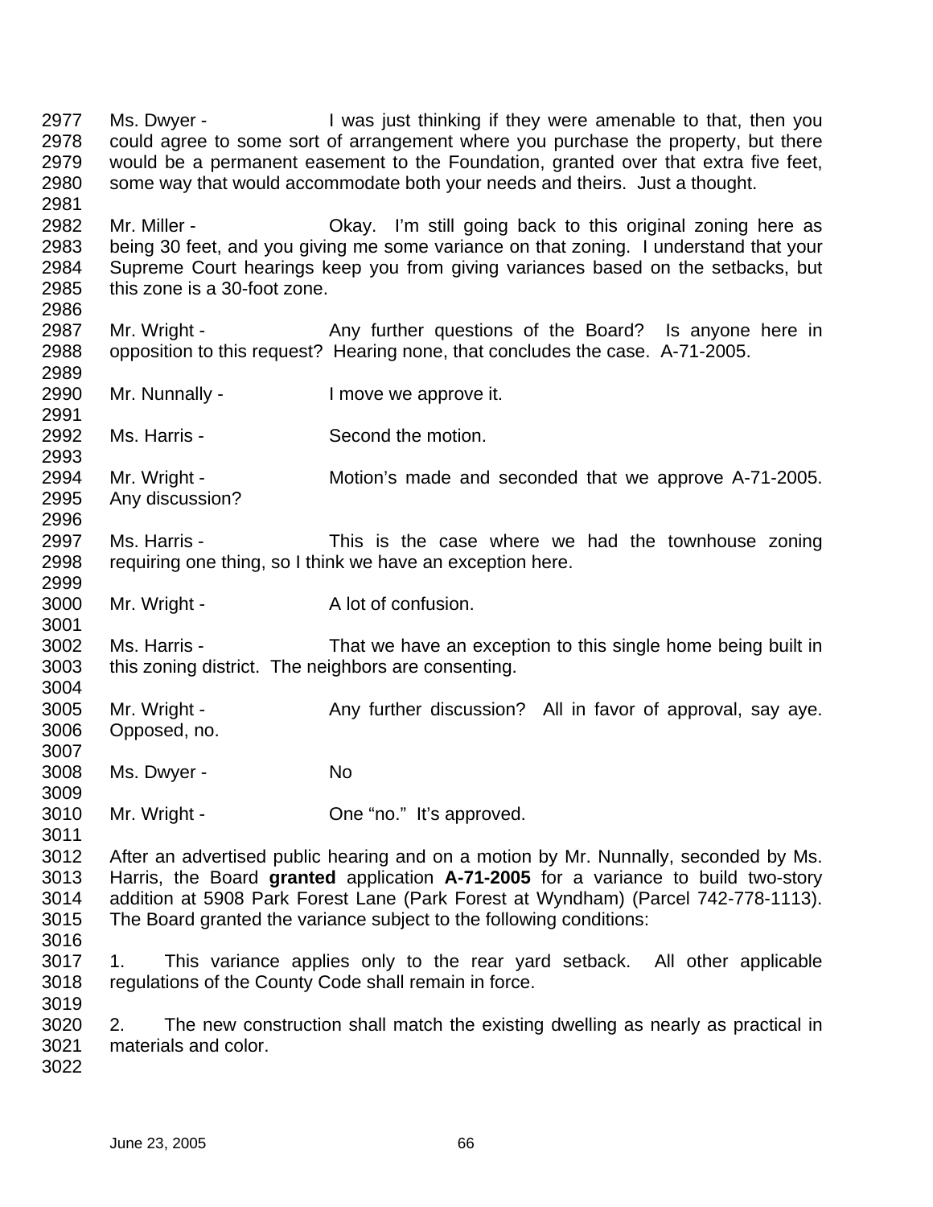Ms. Dwyer - I was just thinking if they were amenable to that, then you could agree to some sort of arrangement where you purchase the property, but there would be a permanent easement to the Foundation, granted over that extra five feet, some way that would accommodate both your needs and theirs. Just a thought.

Mr. Miller - Okay. I'm still going back to this original zoning here as being 30 feet, and you giving me some variance on that zoning. I understand that your Supreme Court hearings keep you from giving variances based on the setbacks, but this zone is a 30-foot zone.

Mr. Wright - Any further questions of the Board? Is anyone here in opposition to this request? Hearing none, that concludes the case. A-71-2005.

Mr. Nunnally - I move we approve it.

Ms. Harris - Second the motion.

Mr. Wright - Motion's made and seconded that we approve A-71-2005. Any discussion?

Ms. Harris - This is the case where we had the townhouse zoning requiring one thing, so I think we have an exception here.

Mr. Wright - A lot of confusion.

Ms. Harris - That we have an exception to this single home being built in this zoning district. The neighbors are consenting.

Mr. Wright - Any further discussion? All in favor of approval, say aye. Opposed, no.

Ms. Dwyer - No

Mr. Wright - One "no." It's approved.

After an advertised public hearing and on a motion by Mr. Nunnally, seconded by Ms. Harris, the Board **granted** application **A-71-2005** for a variance to build two-story addition at 5908 Park Forest Lane (Park Forest at Wyndham) (Parcel 742-778-1113). The Board granted the variance subject to the following conditions:

1. This variance applies only to the rear yard setback. All other applicable regulations of the County Code shall remain in force.

2. The new construction shall match the existing dwelling as nearly as practical in materials and color.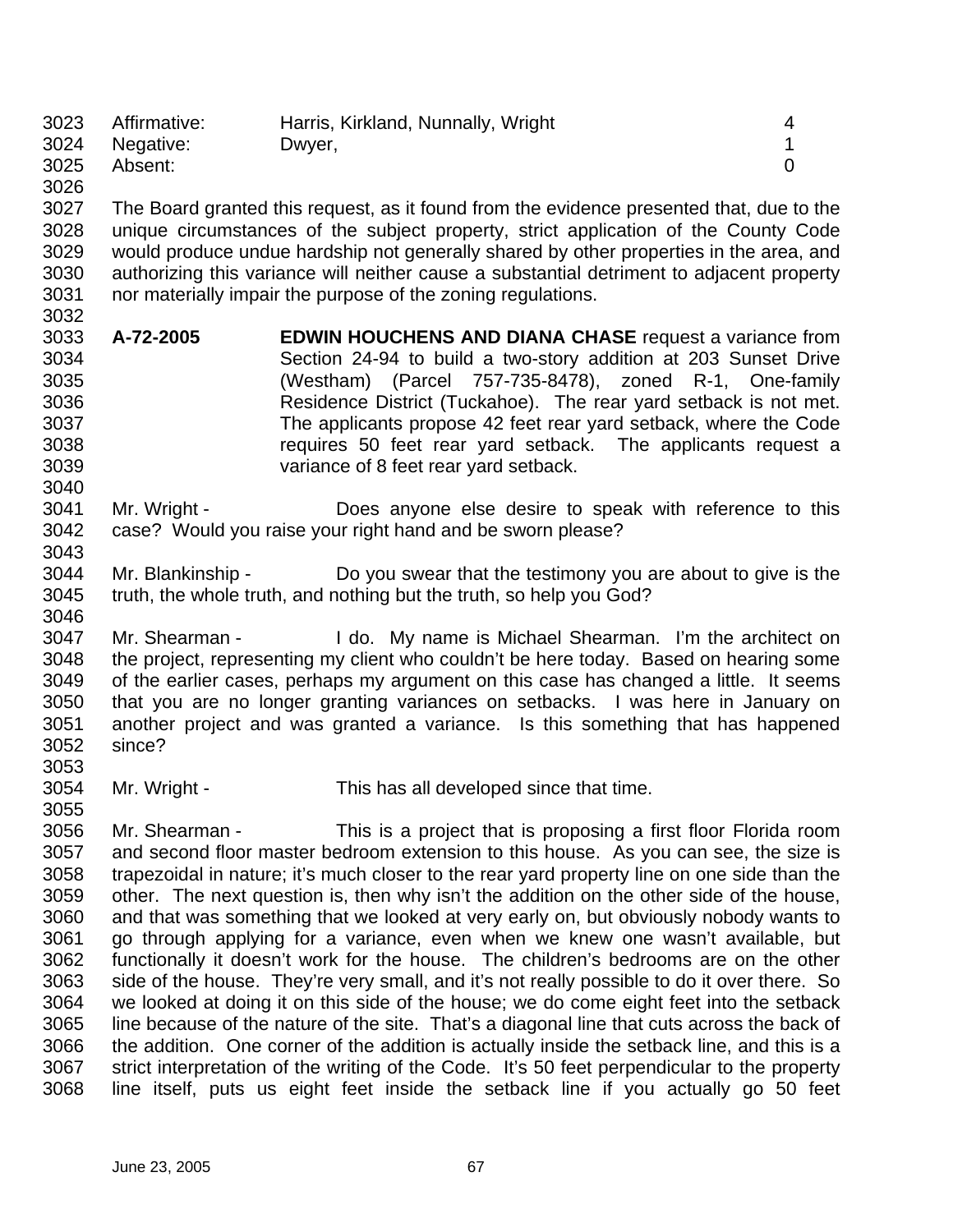| | | |
|---|---|---|
| Affirmative: | Harris, Kirkland, Nunnally, Wright | 4 |
| Negative: | Dwyer, | 1 |
| Absent: | | 0 |

The Board granted this request, as it found from the evidence presented that, due to the unique circumstances of the subject property, strict application of the County Code would produce undue hardship not generally shared by other properties in the area, and authorizing this variance will neither cause a substantial detriment to adjacent property nor materially impair the purpose of the zoning regulations.

**A-72-2005** **EDWIN HOUCHENS AND DIANA CHASE** request a variance from Section 24-94 to build a two-story addition at 203 Sunset Drive (Westham) (Parcel 757-735-8478), zoned R-1, One-family Residence District (Tuckahoe). The rear yard setback is not met. The applicants propose 42 feet rear yard setback, where the Code requires 50 feet rear yard setback. The applicants request a variance of 8 feet rear yard setback.

Mr. Wright - Does anyone else desire to speak with reference to this case? Would you raise your right hand and be sworn please?

Mr. Blankinship - Do you swear that the testimony you are about to give is the truth, the whole truth, and nothing but the truth, so help you God?

Mr. Shearman - I do. My name is Michael Shearman. I'm the architect on the project, representing my client who couldn't be here today. Based on hearing some of the earlier cases, perhaps my argument on this case has changed a little. It seems that you are no longer granting variances on setbacks. I was here in January on another project and was granted a variance. Is this something that has happened since?

Mr. Wright - This has all developed since that time.

Mr. Shearman - This is a project that is proposing a first floor Florida room and second floor master bedroom extension to this house. As you can see, the size is trapezoidal in nature; it's much closer to the rear yard property line on one side than the other. The next question is, then why isn't the addition on the other side of the house, and that was something that we looked at very early on, but obviously nobody wants to go through applying for a variance, even when we knew one wasn't available, but functionally it doesn't work for the house. The children's bedrooms are on the other side of the house. They're very small, and it's not really possible to do it over there. So we looked at doing it on this side of the house; we do come eight feet into the setback line because of the nature of the site. That's a diagonal line that cuts across the back of the addition. One corner of the addition is actually inside the setback line, and this is a strict interpretation of the writing of the Code. It's 50 feet perpendicular to the property line itself, puts us eight feet inside the setback line if you actually go 50 feet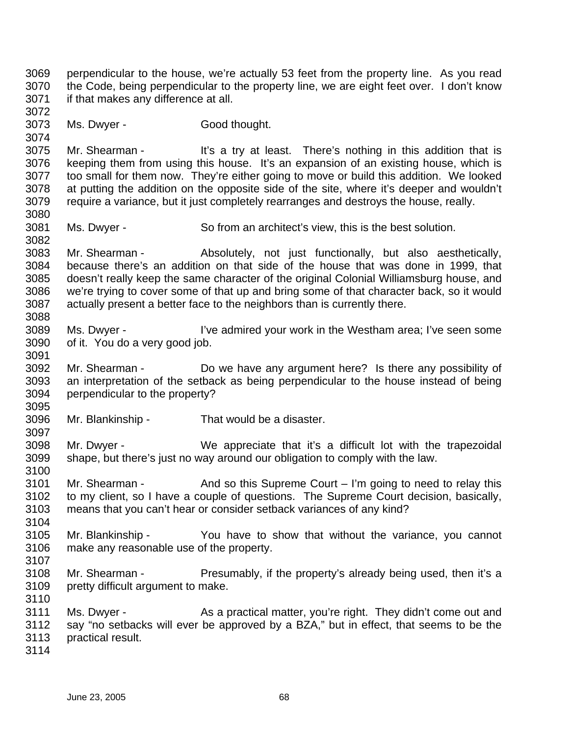perpendicular to the house, we're actually 53 feet from the property line. As you read the Code, being perpendicular to the property line, we are eight feet over. I don't know if that makes any difference at all.

Ms. Dwyer - Good thought.

Mr. Shearman - It's a try at least. There's nothing in this addition that is keeping them from using this house. It's an expansion of an existing house, which is too small for them now. They're either going to move or build this addition. We looked at putting the addition on the opposite side of the site, where it's deeper and wouldn't require a variance, but it just completely rearranges and destroys the house, really.

Ms. Dwyer - So from an architect's view, this is the best solution.

Mr. Shearman - Absolutely, not just functionally, but also aesthetically, because there's an addition on that side of the house that was done in 1999, that doesn't really keep the same character of the original Colonial Williamsburg house, and we're trying to cover some of that up and bring some of that character back, so it would actually present a better face to the neighbors than is currently there.

Ms. Dwyer - I've admired your work in the Westham area; I've seen some of it. You do a very good job.

Mr. Shearman - Do we have any argument here? Is there any possibility of an interpretation of the setback as being perpendicular to the house instead of being perpendicular to the property?

Mr. Blankinship - That would be a disaster.

Mr. Dwyer - We appreciate that it's a difficult lot with the trapezoidal shape, but there's just no way around our obligation to comply with the law.

Mr. Shearman - And so this Supreme Court – I'm going to need to relay this to my client, so I have a couple of questions. The Supreme Court decision, basically, means that you can't hear or consider setback variances of any kind?

Mr. Blankinship - You have to show that without the variance, you cannot make any reasonable use of the property.

Mr. Shearman - Presumably, if the property's already being used, then it's a pretty difficult argument to make.

Ms. Dwyer - As a practical matter, you're right. They didn't come out and say "no setbacks will ever be approved by a BZA," but in effect, that seems to be the practical result.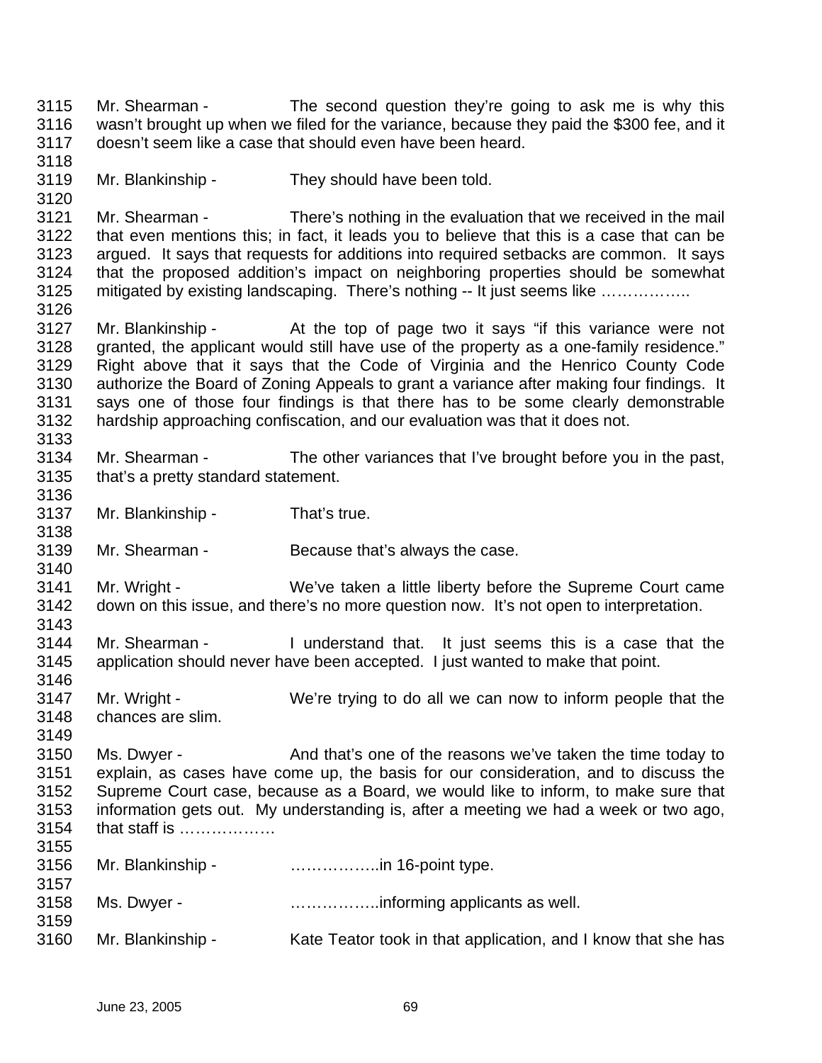3115 Mr. Shearman - The second question they're going to ask me is why this
3116 wasn't brought up when we filed for the variance, because they paid the $300 fee, and it
3117 doesn't seem like a case that should even have been heard.
3118
3119 Mr. Blankinship - They should have been told.
3120
3121 Mr. Shearman - There's nothing in the evaluation that we received in the mail
3122 that even mentions this; in fact, it leads you to believe that this is a case that can be
3123 argued. It says that requests for additions into required setbacks are common. It says
3124 that the proposed addition's impact on neighboring properties should be somewhat
3125 mitigated by existing landscaping. There's nothing -- It just seems like ……………..
3126
3127 Mr. Blankinship - At the top of page two it says "if this variance were not
3128 granted, the applicant would still have use of the property as a one-family residence."
3129 Right above that it says that the Code of Virginia and the Henrico County Code
3130 authorize the Board of Zoning Appeals to grant a variance after making four findings. It
3131 says one of those four findings is that there has to be some clearly demonstrable
3132 hardship approaching confiscation, and our evaluation was that it does not.
3133
3134 Mr. Shearman - The other variances that I've brought before you in the past,
3135 that's a pretty standard statement.
3136
3137 Mr. Blankinship - That's true.
3138
3139 Mr. Shearman - Because that's always the case.
3140
3141 Mr. Wright - We've taken a little liberty before the Supreme Court came
3142 down on this issue, and there's no more question now. It's not open to interpretation.
3143
3144 Mr. Shearman - I understand that. It just seems this is a case that the
3145 application should never have been accepted. I just wanted to make that point.
3146
3147 Mr. Wright - We're trying to do all we can now to inform people that the
3148 chances are slim.
3149
3150 Ms. Dwyer - And that's one of the reasons we've taken the time today to
3151 explain, as cases have come up, the basis for our consideration, and to discuss the
3152 Supreme Court case, because as a Board, we would like to inform, to make sure that
3153 information gets out. My understanding is, after a meeting we had a week or two ago,
3154 that staff is ………………
3155
3156 Mr. Blankinship - ……………..in 16-point type.
3157
3158 Ms. Dwyer - ……………..informing applicants as well.
3159
3160 Mr. Blankinship - Kate Teator took in that application, and I know that she has

June 23, 2005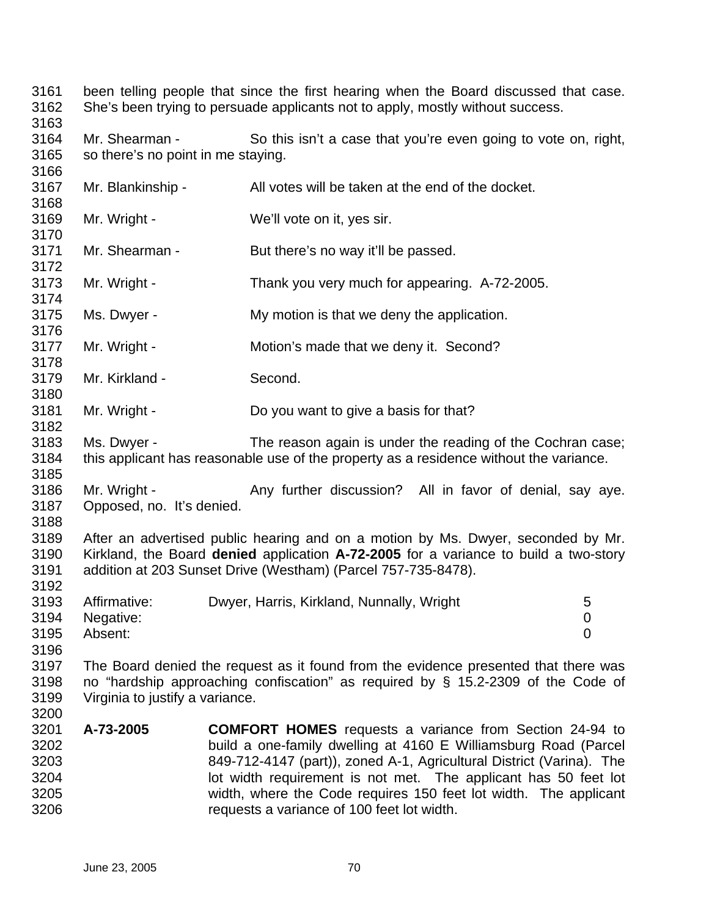been telling people that since the first hearing when the Board discussed that case. She's been trying to persuade applicants not to apply, mostly without success.

Mr. Shearman - So this isn't a case that you're even going to vote on, right, so there's no point in me staying.

Mr. Blankinship - All votes will be taken at the end of the docket.

Mr. Wright - We'll vote on it, yes sir.

Mr. Shearman - But there's no way it'll be passed.

Mr. Wright - Thank you very much for appearing. A-72-2005.

Ms. Dwyer - My motion is that we deny the application.

Mr. Wright - Motion's made that we deny it. Second?

Mr. Kirkland - Second.

Mr. Wright - Do you want to give a basis for that?

Ms. Dwyer - The reason again is under the reading of the Cochran case; this applicant has reasonable use of the property as a residence without the variance.

Mr. Wright - Any further discussion? All in favor of denial, say aye. Opposed, no. It's denied.

After an advertised public hearing and on a motion by Ms. Dwyer, seconded by Mr. Kirkland, the Board **denied** application **A-72-2005** for a variance to build a two-story addition at 203 Sunset Drive (Westham) (Parcel 757-735-8478).

| | | |
|---|---|---|
| Affirmative: | Dwyer, Harris, Kirkland, Nunnally, Wright | 5 |
| Negative: | | 0 |
| Absent: | | 0 |

The Board denied the request as it found from the evidence presented that there was no "hardship approaching confiscation" as required by § 15.2-2309 of the Code of Virginia to justify a variance.

**A-73-2005** **COMFORT HOMES** requests a variance from Section 24-94 to build a one-family dwelling at 4160 E Williamsburg Road (Parcel 849-712-4147 (part)), zoned A-1, Agricultural District (Varina). The lot width requirement is not met. The applicant has 50 feet lot width, where the Code requires 150 feet lot width. The applicant requests a variance of 100 feet lot width.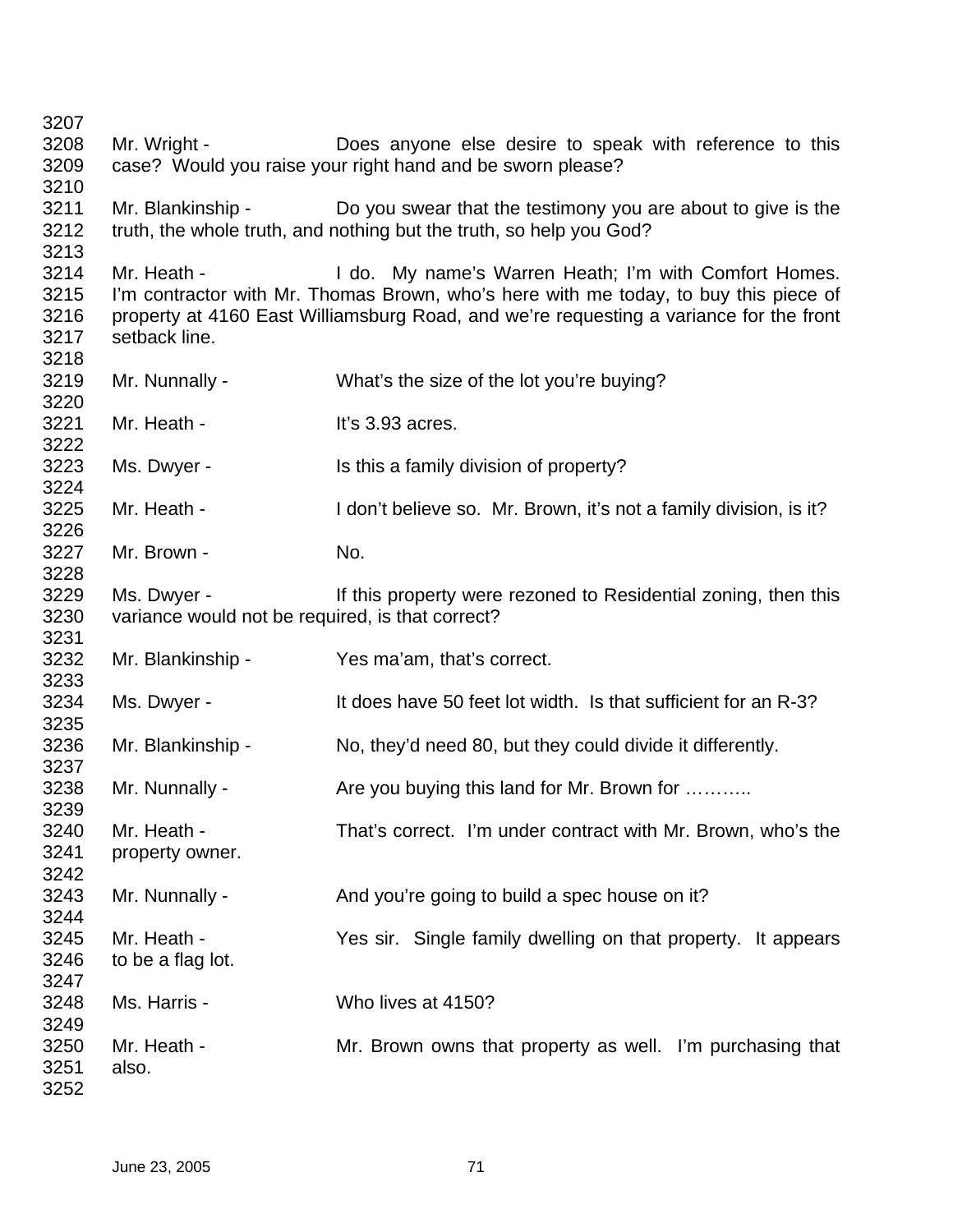Mr. Wright - Does anyone else desire to speak with reference to this case? Would you raise your right hand and be sworn please?

Mr. Blankinship - Do you swear that the testimony you are about to give is the truth, the whole truth, and nothing but the truth, so help you God?

Mr. Heath - I do. My name's Warren Heath; I'm with Comfort Homes. I'm contractor with Mr. Thomas Brown, who's here with me today, to buy this piece of property at 4160 East Williamsburg Road, and we're requesting a variance for the front setback line.

Mr. Nunnally - What's the size of the lot you're buying?

Mr. Heath - It's 3.93 acres.

Ms. Dwyer - Is this a family division of property?

Mr. Heath - I don't believe so. Mr. Brown, it's not a family division, is it?

Mr. Brown - No.

Ms. Dwyer - If this property were rezoned to Residential zoning, then this variance would not be required, is that correct?

Mr. Blankinship - Yes ma'am, that's correct.

Ms. Dwyer - It does have 50 feet lot width. Is that sufficient for an R-3?

Mr. Blankinship - No, they'd need 80, but they could divide it differently.

Mr. Nunnally - Are you buying this land for Mr. Brown for ………..

Mr. Heath - That's correct. I'm under contract with Mr. Brown, who's the property owner.

Mr. Nunnally - And you're going to build a spec house on it?

Mr. Heath - Yes sir. Single family dwelling on that property. It appears to be a flag lot.

Ms. Harris - Who lives at 4150?

Mr. Heath - Mr. Brown owns that property as well. I'm purchasing that also.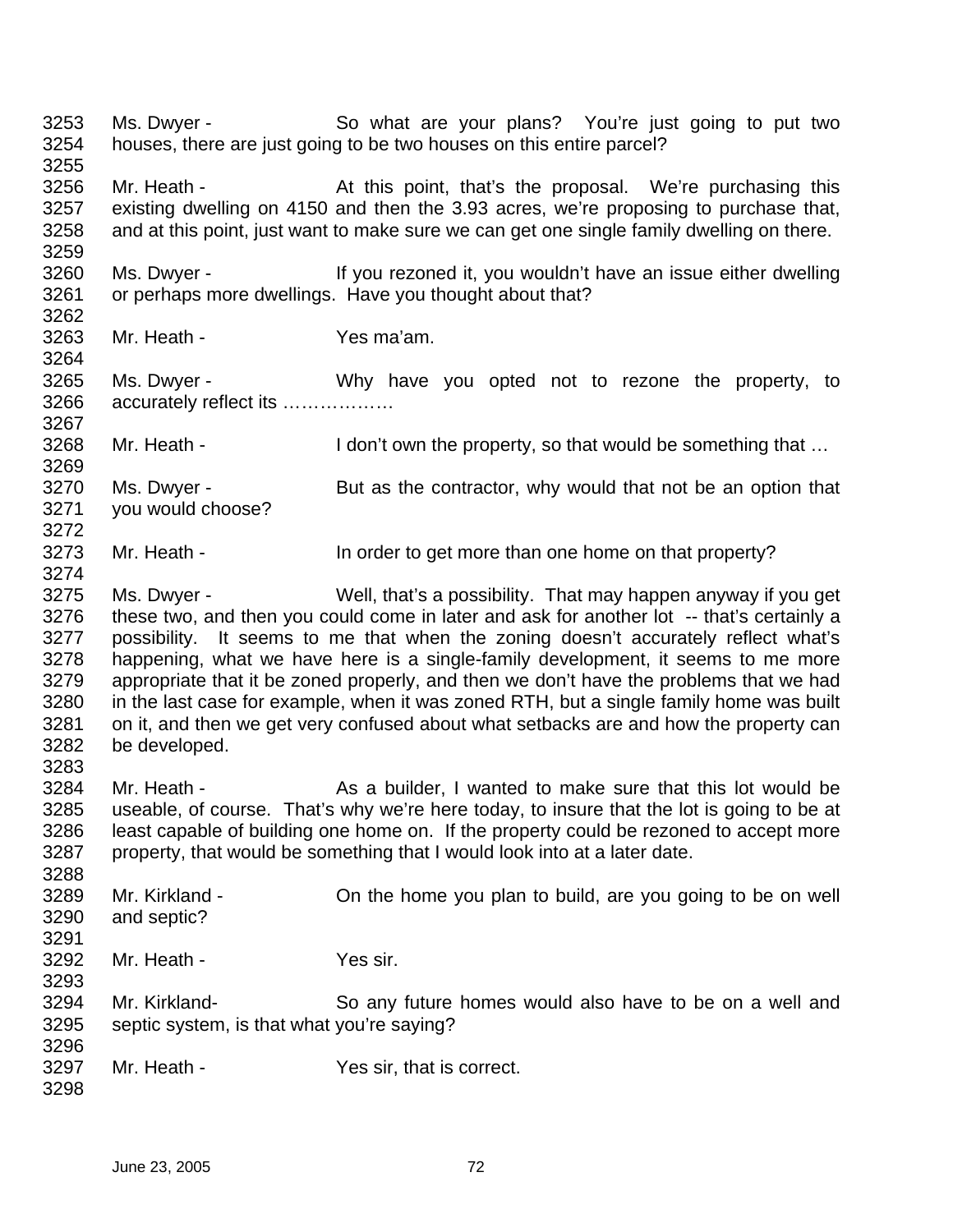Ms. Dwyer - So what are your plans? You're just going to put two houses, there are just going to be two houses on this entire parcel?

Mr. Heath - At this point, that's the proposal. We're purchasing this existing dwelling on 4150 and then the 3.93 acres, we're proposing to purchase that, and at this point, just want to make sure we can get one single family dwelling on there.

Ms. Dwyer - If you rezoned it, you wouldn't have an issue either dwelling or perhaps more dwellings. Have you thought about that?

Mr. Heath - Yes ma'am.

Ms. Dwyer - Why have you opted not to rezone the property, to accurately reflect its ………………

Mr. Heath - I don't own the property, so that would be something that …

Ms. Dwyer - But as the contractor, why would that not be an option that you would choose?

Mr. Heath - In order to get more than one home on that property?

Ms. Dwyer - Well, that's a possibility. That may happen anyway if you get these two, and then you could come in later and ask for another lot -- that's certainly a possibility. It seems to me that when the zoning doesn't accurately reflect what's happening, what we have here is a single-family development, it seems to me more appropriate that it be zoned properly, and then we don't have the problems that we had in the last case for example, when it was zoned RTH, but a single family home was built on it, and then we get very confused about what setbacks are and how the property can be developed.

Mr. Heath - As a builder, I wanted to make sure that this lot would be useable, of course. That's why we're here today, to insure that the lot is going to be at least capable of building one home on. If the property could be rezoned to accept more property, that would be something that I would look into at a later date.

Mr. Kirkland - On the home you plan to build, are you going to be on well and septic?

Mr. Heath - Yes sir.

Mr. Kirkland- So any future homes would also have to be on a well and septic system, is that what you're saying?

Mr. Heath - Yes sir, that is correct.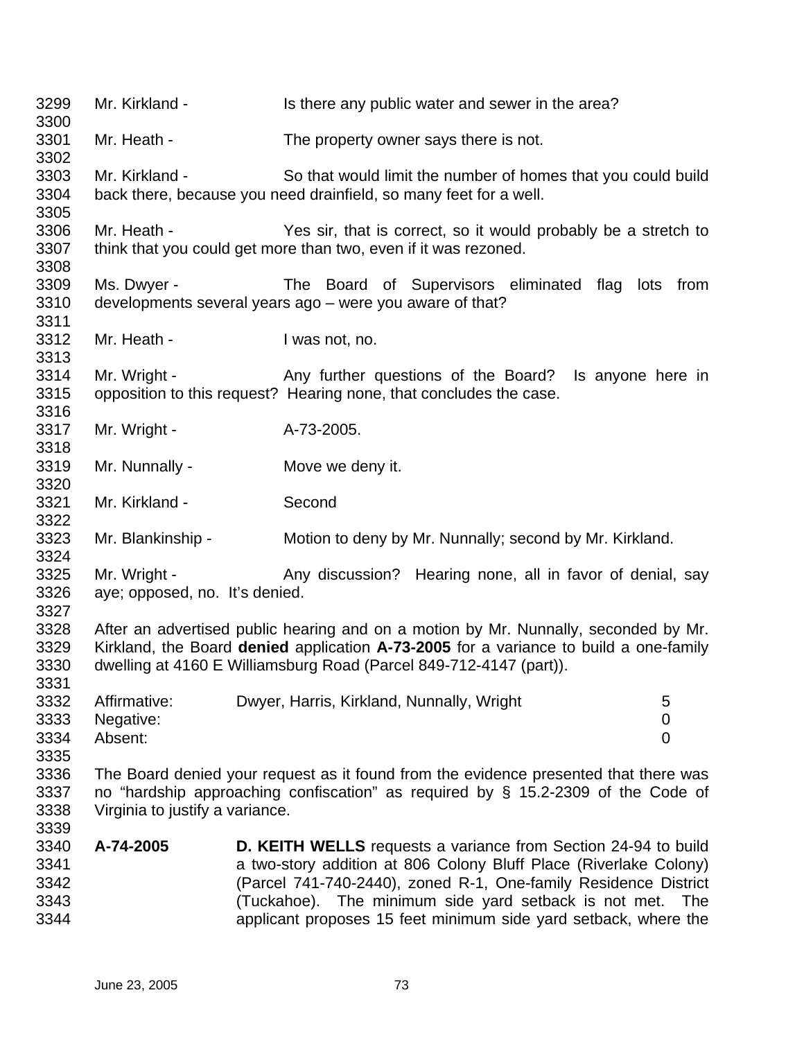Mr. Kirkland - Is there any public water and sewer in the area?

Mr. Heath - The property owner says there is not.

Mr. Kirkland - So that would limit the number of homes that you could build back there, because you need drainfield, so many feet for a well.

Mr. Heath - Yes sir, that is correct, so it would probably be a stretch to think that you could get more than two, even if it was rezoned.

Ms. Dwyer - The Board of Supervisors eliminated flag lots from developments several years ago – were you aware of that?

Mr. Heath - I was not, no.

Mr. Wright - Any further questions of the Board? Is anyone here in opposition to this request? Hearing none, that concludes the case.

Mr. Wright - A-73-2005.

Mr. Nunnally - Move we deny it.

Mr. Kirkland - Second

Mr. Blankinship - Motion to deny by Mr. Nunnally; second by Mr. Kirkland.

Mr. Wright - Any discussion? Hearing none, all in favor of denial, say aye; opposed, no. It's denied.

After an advertised public hearing and on a motion by Mr. Nunnally, seconded by Mr. Kirkland, the Board **denied** application **A-73-2005** for a variance to build a one-family dwelling at 4160 E Williamsburg Road (Parcel 849-712-4147 (part)).

| | | |
|---|---|---|
| Affirmative: | Dwyer, Harris, Kirkland, Nunnally, Wright | 5 |
| Negative: | | 0 |
| Absent: | | 0 |

The Board denied your request as it found from the evidence presented that there was no "hardship approaching confiscation" as required by § 15.2-2309 of the Code of Virginia to justify a variance.

**A-74-2005** **D. KEITH WELLS** requests a variance from Section 24-94 to build a two-story addition at 806 Colony Bluff Place (Riverlake Colony) (Parcel 741-740-2440), zoned R-1, One-family Residence District (Tuckahoe). The minimum side yard setback is not met. The applicant proposes 15 feet minimum side yard setback, where the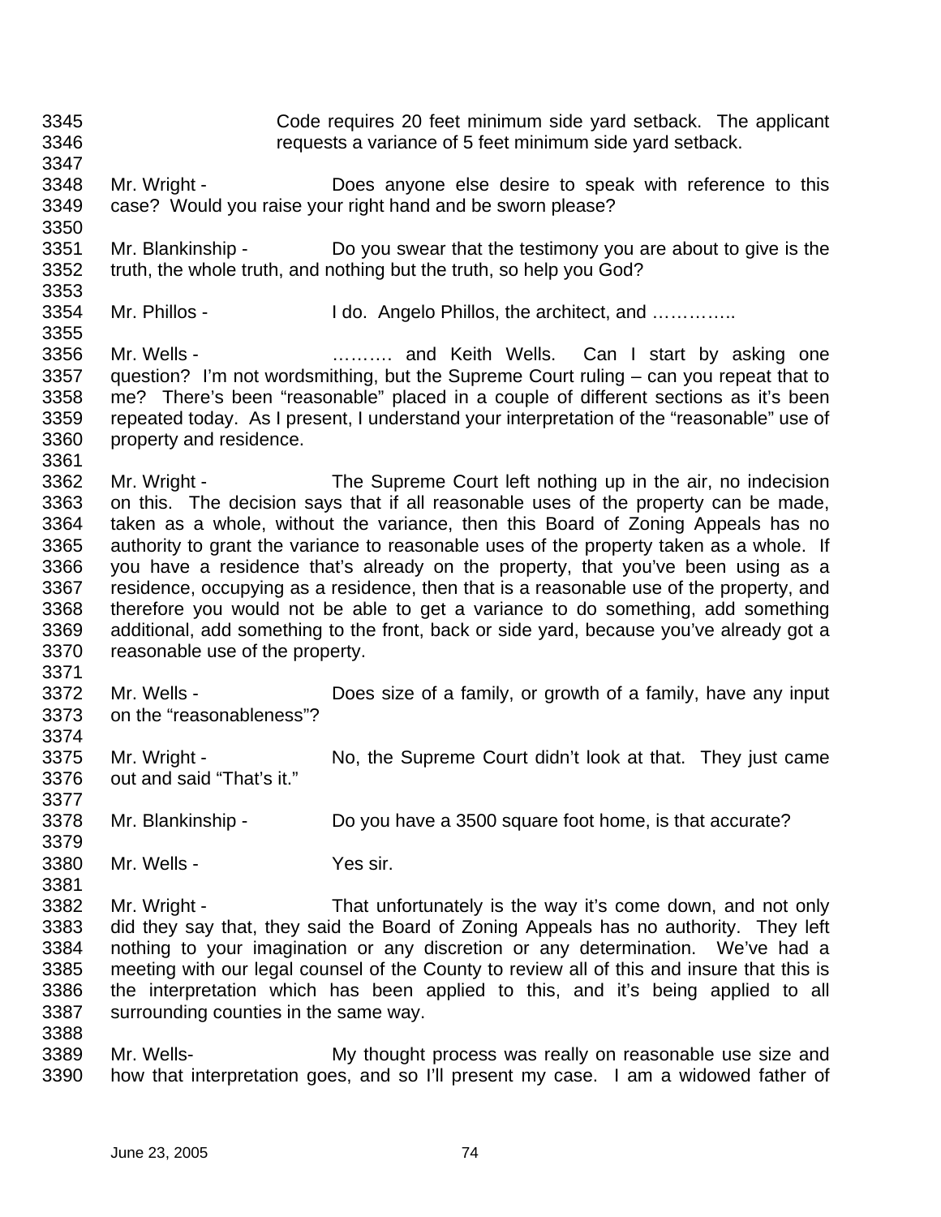Code requires 20 feet minimum side yard setback. The applicant requests a variance of 5 feet minimum side yard setback.

Mr. Wright - Does anyone else desire to speak with reference to this case? Would you raise your right hand and be sworn please?

Mr. Blankinship - Do you swear that the testimony you are about to give is the truth, the whole truth, and nothing but the truth, so help you God?

Mr. Phillos - I do. Angelo Phillos, the architect, and …………..

Mr. Wells - ………. and Keith Wells. Can I start by asking one question? I'm not wordsmithing, but the Supreme Court ruling – can you repeat that to me? There's been "reasonable" placed in a couple of different sections as it's been repeated today. As I present, I understand your interpretation of the "reasonable" use of property and residence.

Mr. Wright - The Supreme Court left nothing up in the air, no indecision on this. The decision says that if all reasonable uses of the property can be made, taken as a whole, without the variance, then this Board of Zoning Appeals has no authority to grant the variance to reasonable uses of the property taken as a whole. If you have a residence that's already on the property, that you've been using as a residence, occupying as a residence, then that is a reasonable use of the property, and therefore you would not be able to get a variance to do something, add something additional, add something to the front, back or side yard, because you've already got a reasonable use of the property.

Mr. Wells - Does size of a family, or growth of a family, have any input on the "reasonableness"?

Mr. Wright - No, the Supreme Court didn't look at that. They just came out and said "That's it."

Mr. Blankinship - Do you have a 3500 square foot home, is that accurate?

Mr. Wells - Yes sir.

Mr. Wright - That unfortunately is the way it's come down, and not only did they say that, they said the Board of Zoning Appeals has no authority. They left nothing to your imagination or any discretion or any determination. We've had a meeting with our legal counsel of the County to review all of this and insure that this is the interpretation which has been applied to this, and it's being applied to all surrounding counties in the same way.

Mr. Wells- My thought process was really on reasonable use size and how that interpretation goes, and so I'll present my case. I am a widowed father of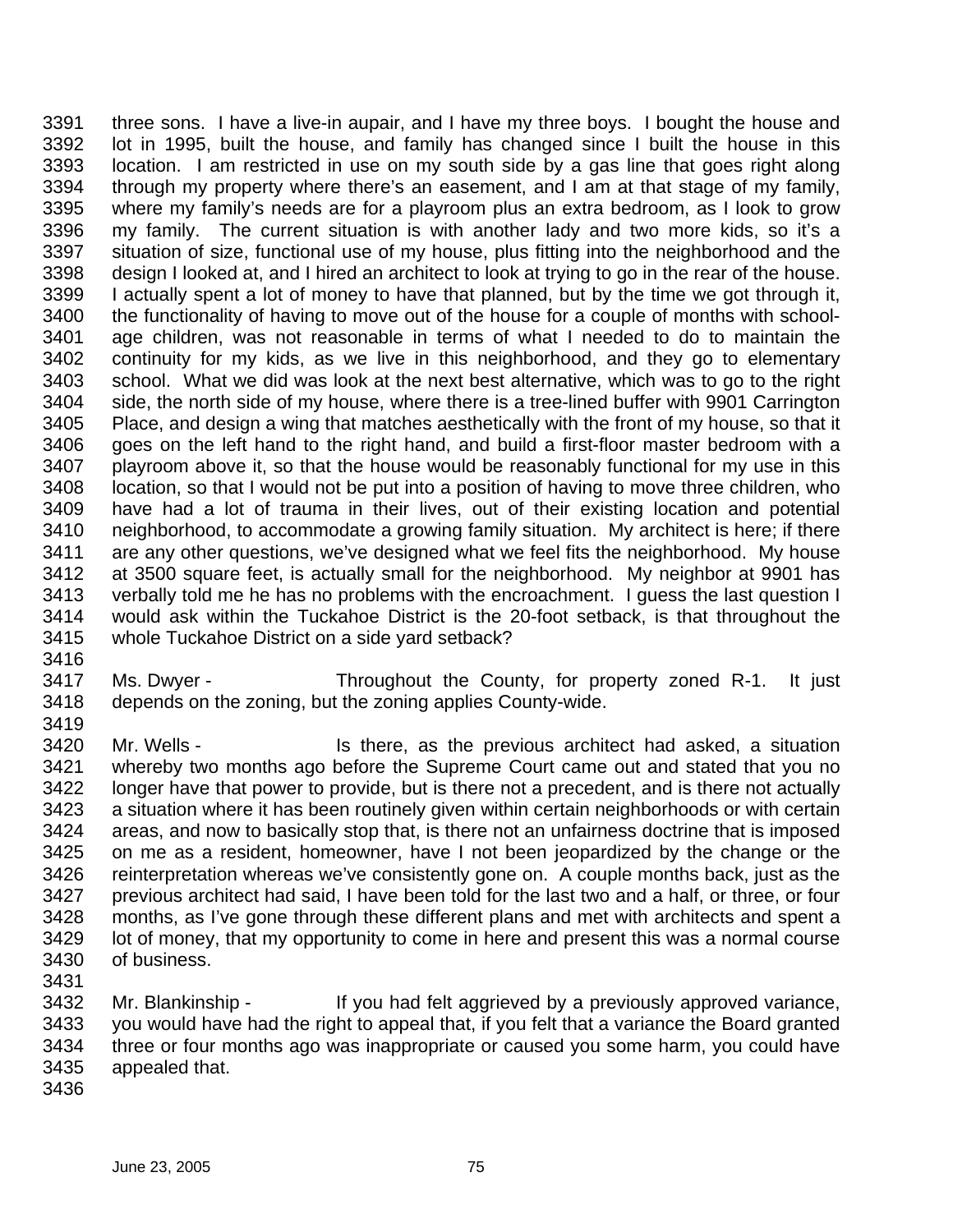three sons. I have a live-in aupair, and I have my three boys. I bought the house and lot in 1995, built the house, and family has changed since I built the house in this location. I am restricted in use on my south side by a gas line that goes right along through my property where there's an easement, and I am at that stage of my family, where my family's needs are for a playroom plus an extra bedroom, as I look to grow my family. The current situation is with another lady and two more kids, so it's a situation of size, functional use of my house, plus fitting into the neighborhood and the design I looked at, and I hired an architect to look at trying to go in the rear of the house. I actually spent a lot of money to have that planned, but by the time we got through it, the functionality of having to move out of the house for a couple of months with school-age children, was not reasonable in terms of what I needed to do to maintain the continuity for my kids, as we live in this neighborhood, and they go to elementary school. What we did was look at the next best alternative, which was to go to the right side, the north side of my house, where there is a tree-lined buffer with 9901 Carrington Place, and design a wing that matches aesthetically with the front of my house, so that it goes on the left hand to the right hand, and build a first-floor master bedroom with a playroom above it, so that the house would be reasonably functional for my use in this location, so that I would not be put into a position of having to move three children, who have had a lot of trauma in their lives, out of their existing location and potential neighborhood, to accommodate a growing family situation. My architect is here; if there are any other questions, we've designed what we feel fits the neighborhood. My house at 3500 square feet, is actually small for the neighborhood. My neighbor at 9901 has verbally told me he has no problems with the encroachment. I guess the last question I would ask within the Tuckahoe District is the 20-foot setback, is that throughout the whole Tuckahoe District on a side yard setback?

Ms. Dwyer - Throughout the County, for property zoned R-1. It just depends on the zoning, but the zoning applies County-wide.

Mr. Wells - Is there, as the previous architect had asked, a situation whereby two months ago before the Supreme Court came out and stated that you no longer have that power to provide, but is there not a precedent, and is there not actually a situation where it has been routinely given within certain neighborhoods or with certain areas, and now to basically stop that, is there not an unfairness doctrine that is imposed on me as a resident, homeowner, have I not been jeopardized by the change or the reinterpretation whereas we've consistently gone on. A couple months back, just as the previous architect had said, I have been told for the last two and a half, or three, or four months, as I've gone through these different plans and met with architects and spent a lot of money, that my opportunity to come in here and present this was a normal course of business.

Mr. Blankinship - If you had felt aggrieved by a previously approved variance, you would have had the right to appeal that, if you felt that a variance the Board granted three or four months ago was inappropriate or caused you some harm, you could have appealed that.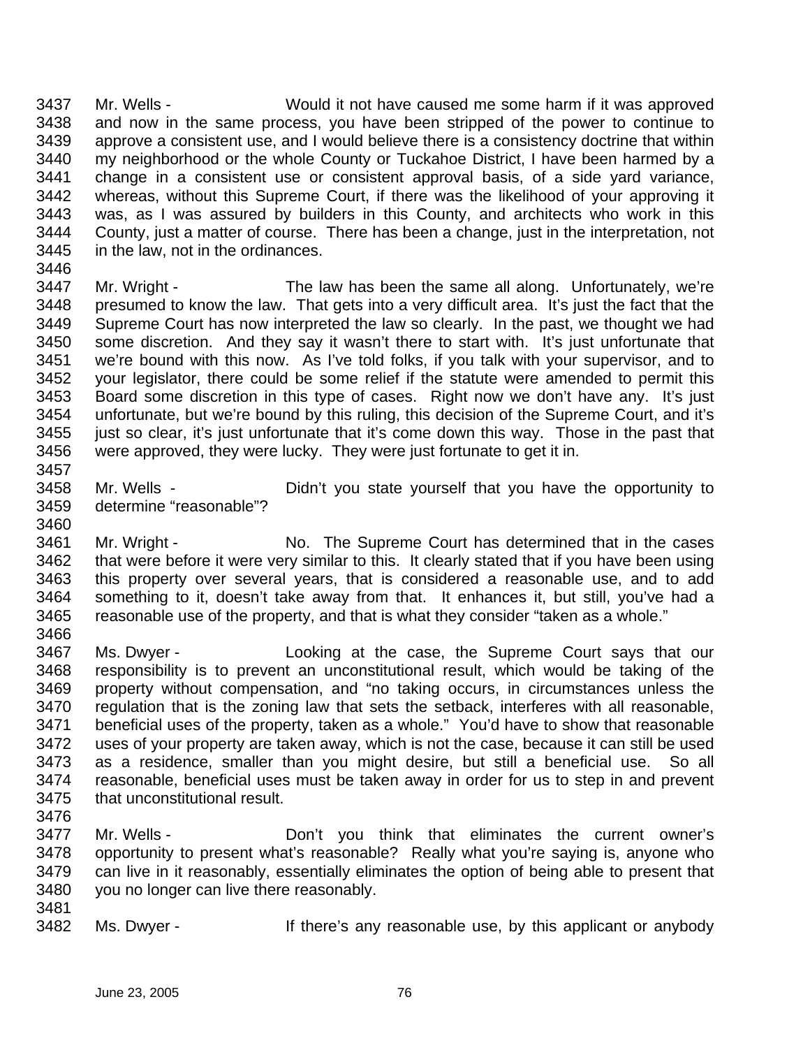3437 Mr. Wells - Would it not have caused me some harm if it was approved
3438 and now in the same process, you have been stripped of the power to continue to
3439 approve a consistent use, and I would believe there is a consistency doctrine that within
3440 my neighborhood or the whole County or Tuckahoe District, I have been harmed by a
3441 change in a consistent use or consistent approval basis, of a side yard variance,
3442 whereas, without this Supreme Court, if there was the likelihood of your approving it
3443 was, as I was assured by builders in this County, and architects who work in this
3444 County, just a matter of course. There has been a change, just in the interpretation, not
3445 in the law, not in the ordinances.
3446
3447 Mr. Wright - The law has been the same all along. Unfortunately, we're
3448 presumed to know the law. That gets into a very difficult area. It's just the fact that the
3449 Supreme Court has now interpreted the law so clearly. In the past, we thought we had
3450 some discretion. And they say it wasn't there to start with. It's just unfortunate that
3451 we're bound with this now. As I've told folks, if you talk with your supervisor, and to
3452 your legislator, there could be some relief if the statute were amended to permit this
3453 Board some discretion in this type of cases. Right now we don't have any. It's just
3454 unfortunate, but we're bound by this ruling, this decision of the Supreme Court, and it's
3455 just so clear, it's just unfortunate that it's come down this way. Those in the past that
3456 were approved, they were lucky. They were just fortunate to get it in.
3457
3458 Mr. Wells - Didn't you state yourself that you have the opportunity to
3459 determine "reasonable"?
3460
3461 Mr. Wright - No. The Supreme Court has determined that in the cases
3462 that were before it were very similar to this. It clearly stated that if you have been using
3463 this property over several years, that is considered a reasonable use, and to add
3464 something to it, doesn't take away from that. It enhances it, but still, you've had a
3465 reasonable use of the property, and that is what they consider "taken as a whole."
3466
3467 Ms. Dwyer - Looking at the case, the Supreme Court says that our
3468 responsibility is to prevent an unconstitutional result, which would be taking of the
3469 property without compensation, and "no taking occurs, in circumstances unless the
3470 regulation that is the zoning law that sets the setback, interferes with all reasonable,
3471 beneficial uses of the property, taken as a whole." You'd have to show that reasonable
3472 uses of your property are taken away, which is not the case, because it can still be used
3473 as a residence, smaller than you might desire, but still a beneficial use. So all
3474 reasonable, beneficial uses must be taken away in order for us to step in and prevent
3475 that unconstitutional result.
3476
3477 Mr. Wells - Don't you think that eliminates the current owner's
3478 opportunity to present what's reasonable? Really what you're saying is, anyone who
3479 can live in it reasonably, essentially eliminates the option of being able to present that
3480 you no longer can live there reasonably.
3481
3482 Ms. Dwyer - If there's any reasonable use, by this applicant or anybody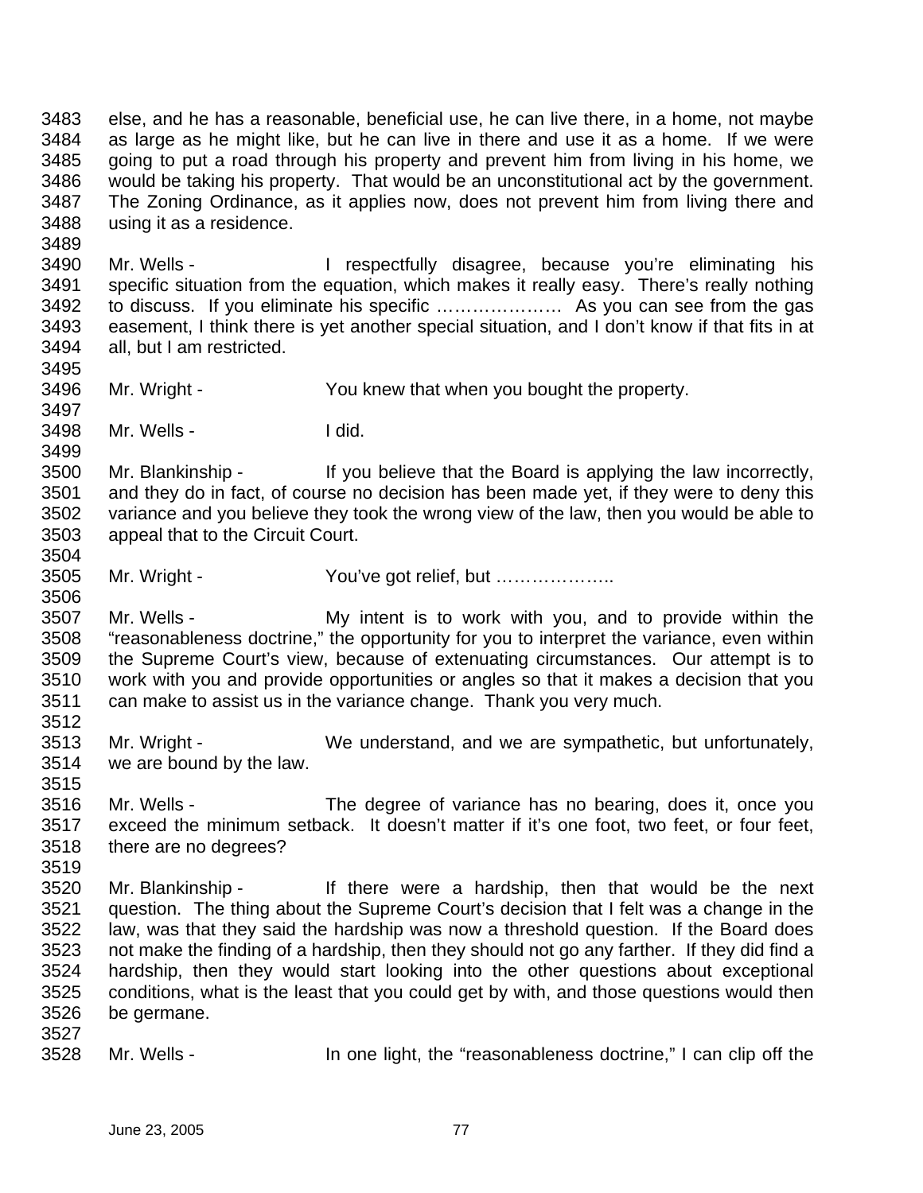else, and he has a reasonable, beneficial use, he can live there, in a home, not maybe as large as he might like, but he can live in there and use it as a home. If we were going to put a road through his property and prevent him from living in his home, we would be taking his property. That would be an unconstitutional act by the government. The Zoning Ordinance, as it applies now, does not prevent him from living there and using it as a residence.

Mr. Wells - I respectfully disagree, because you're eliminating his specific situation from the equation, which makes it really easy. There's really nothing to discuss. If you eliminate his specific ………………… As you can see from the gas easement, I think there is yet another special situation, and I don't know if that fits in at all, but I am restricted.

Mr. Wright - You knew that when you bought the property.

Mr. Wells - I did.

Mr. Blankinship - If you believe that the Board is applying the law incorrectly, and they do in fact, of course no decision has been made yet, if they were to deny this variance and you believe they took the wrong view of the law, then you would be able to appeal that to the Circuit Court.

Mr. Wright - You've got relief, but ………………..

Mr. Wells - My intent is to work with you, and to provide within the "reasonableness doctrine," the opportunity for you to interpret the variance, even within the Supreme Court's view, because of extenuating circumstances. Our attempt is to work with you and provide opportunities or angles so that it makes a decision that you can make to assist us in the variance change. Thank you very much.

Mr. Wright - We understand, and we are sympathetic, but unfortunately, we are bound by the law.

Mr. Wells - The degree of variance has no bearing, does it, once you exceed the minimum setback. It doesn't matter if it's one foot, two feet, or four feet, there are no degrees?

Mr. Blankinship - If there were a hardship, then that would be the next question. The thing about the Supreme Court's decision that I felt was a change in the law, was that they said the hardship was now a threshold question. If the Board does not make the finding of a hardship, then they should not go any farther. If they did find a hardship, then they would start looking into the other questions about exceptional conditions, what is the least that you could get by with, and those questions would then be germane.

Mr. Wells - In one light, the "reasonableness doctrine," I can clip off the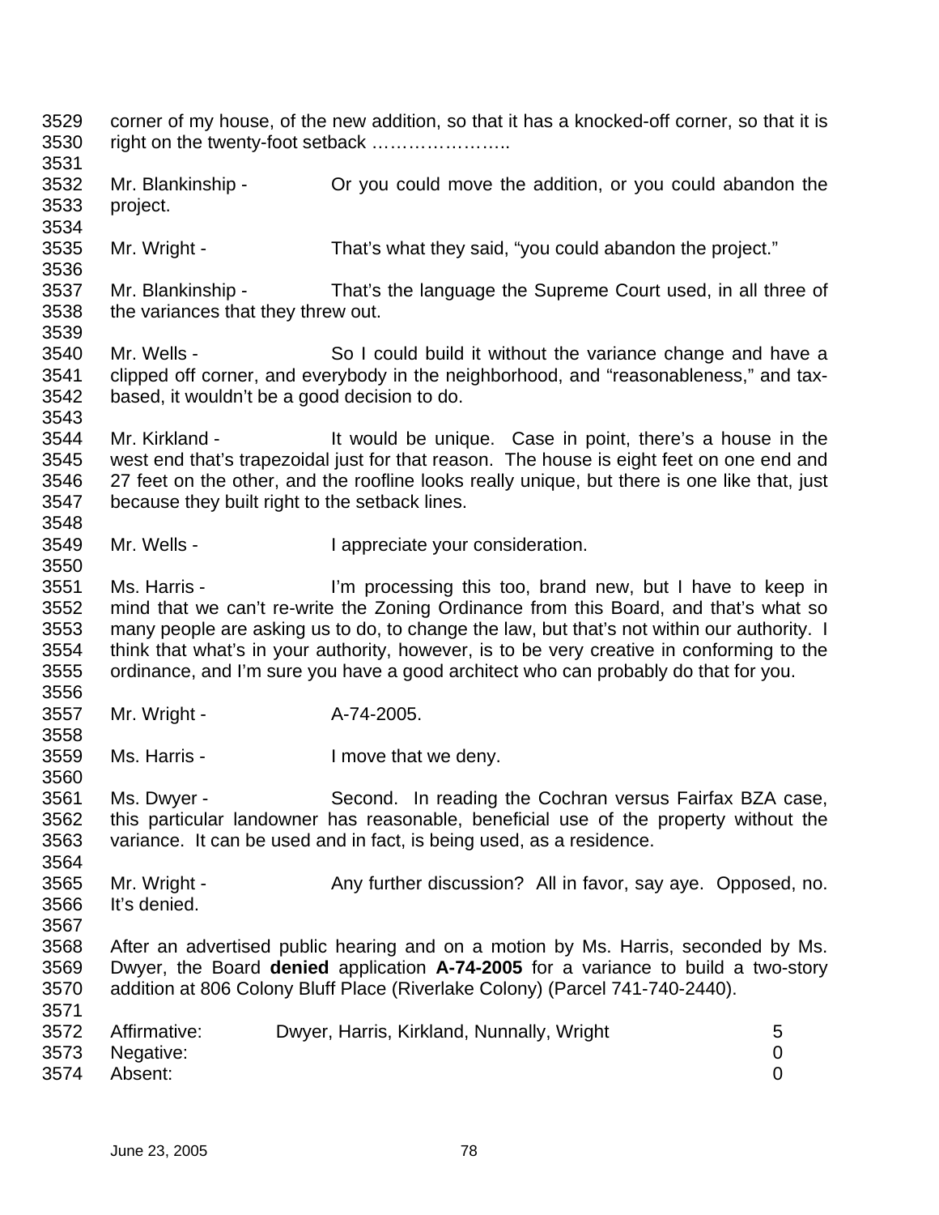corner of my house, of the new addition, so that it has a knocked-off corner, so that it is right on the twenty-foot setback …………………..

Mr. Blankinship - Or you could move the addition, or you could abandon the project.

Mr. Wright - That's what they said, "you could abandon the project."

Mr. Blankinship - That's the language the Supreme Court used, in all three of the variances that they threw out.

Mr. Wells - So I could build it without the variance change and have a clipped off corner, and everybody in the neighborhood, and "reasonableness," and tax-based, it wouldn't be a good decision to do.

Mr. Kirkland - It would be unique. Case in point, there's a house in the west end that's trapezoidal just for that reason. The house is eight feet on one end and 27 feet on the other, and the roofline looks really unique, but there is one like that, just because they built right to the setback lines.

Mr. Wells - I appreciate your consideration.

Ms. Harris - I'm processing this too, brand new, but I have to keep in mind that we can't re-write the Zoning Ordinance from this Board, and that's what so many people are asking us to do, to change the law, but that's not within our authority. I think that what's in your authority, however, is to be very creative in conforming to the ordinance, and I'm sure you have a good architect who can probably do that for you.

Mr. Wright - A-74-2005.

Ms. Harris - I move that we deny.

Ms. Dwyer - Second. In reading the Cochran versus Fairfax BZA case, this particular landowner has reasonable, beneficial use of the property without the variance. It can be used and in fact, is being used, as a residence.

Mr. Wright - Any further discussion? All in favor, say aye. Opposed, no. It's denied.

After an advertised public hearing and on a motion by Ms. Harris, seconded by Ms. Dwyer, the Board **denied** application **A-74-2005** for a variance to build a two-story addition at 806 Colony Bluff Place (Riverlake Colony) (Parcel 741-740-2440).

| | | |
|---|---|---|
| Affirmative: | Dwyer, Harris, Kirkland, Nunnally, Wright | 5 |
| Negative: | | 0 |
| Absent: | | 0 |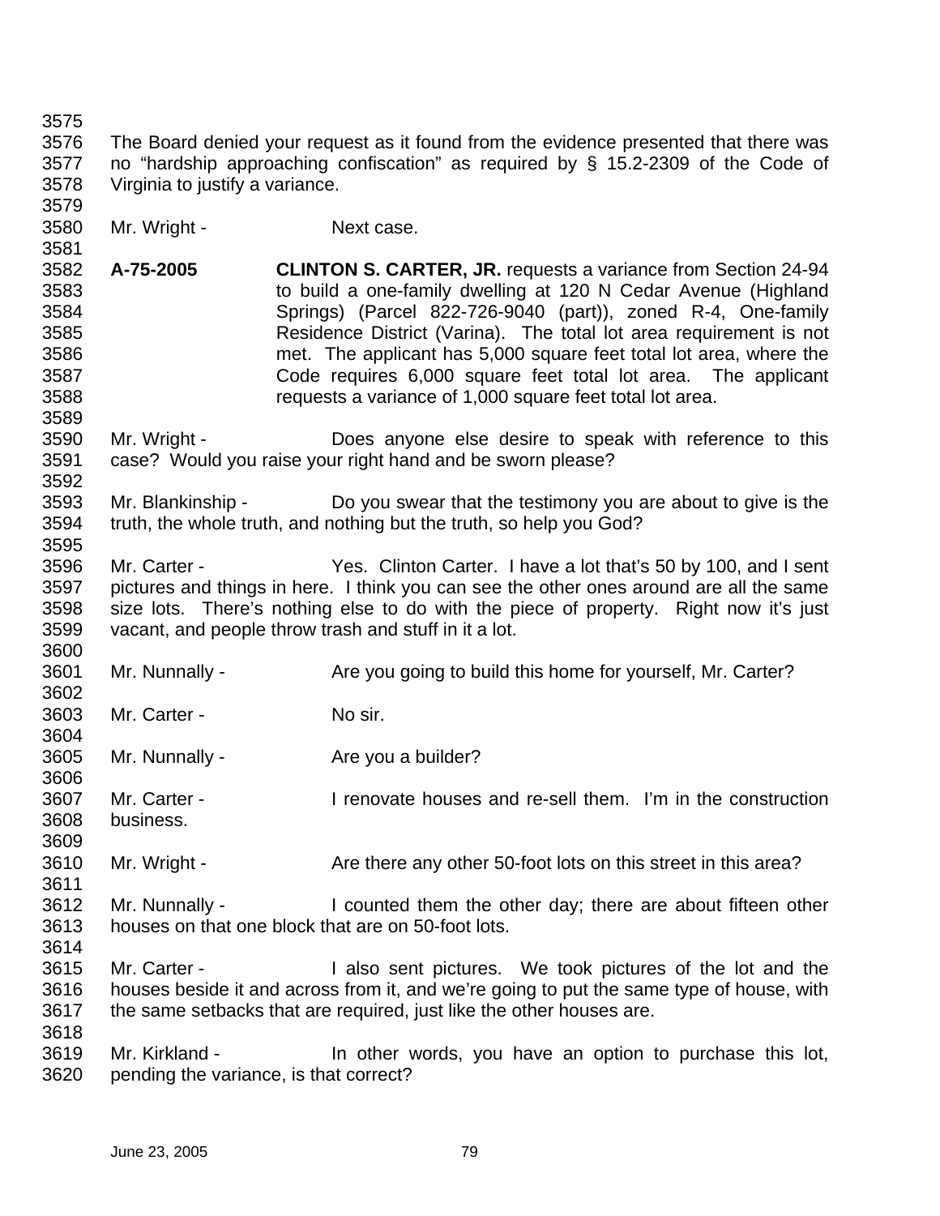The Board denied your request as it found from the evidence presented that there was no "hardship approaching confiscation" as required by § 15.2-2309 of the Code of Virginia to justify a variance.

Mr. Wright - Next case.

**A-75-2005** **CLINTON S. CARTER, JR.** requests a variance from Section 24-94 to build a one-family dwelling at 120 N Cedar Avenue (Highland Springs) (Parcel 822-726-9040 (part)), zoned R-4, One-family Residence District (Varina). The total lot area requirement is not met. The applicant has 5,000 square feet total lot area, where the Code requires 6,000 square feet total lot area. The applicant requests a variance of 1,000 square feet total lot area.

Mr. Wright - Does anyone else desire to speak with reference to this case? Would you raise your right hand and be sworn please?

Mr. Blankinship - Do you swear that the testimony you are about to give is the truth, the whole truth, and nothing but the truth, so help you God?

Mr. Carter - Yes. Clinton Carter. I have a lot that's 50 by 100, and I sent pictures and things in here. I think you can see the other ones around are all the same size lots. There's nothing else to do with the piece of property. Right now it's just vacant, and people throw trash and stuff in it a lot.

Mr. Nunnally - Are you going to build this home for yourself, Mr. Carter?

Mr. Carter - No sir.

Mr. Nunnally - Are you a builder?

Mr. Carter - I renovate houses and re-sell them. I'm in the construction business.

Mr. Wright - Are there any other 50-foot lots on this street in this area?

Mr. Nunnally - I counted them the other day; there are about fifteen other houses on that one block that are on 50-foot lots.

Mr. Carter - I also sent pictures. We took pictures of the lot and the houses beside it and across from it, and we're going to put the same type of house, with the same setbacks that are required, just like the other houses are.

Mr. Kirkland - In other words, you have an option to purchase this lot, pending the variance, is that correct?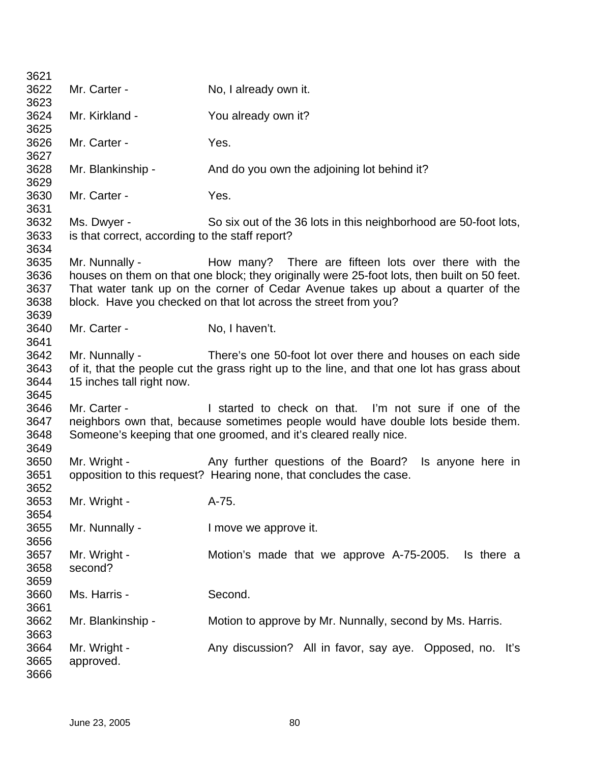Mr. Carter - No, I already own it.

Mr. Kirkland - You already own it?

Mr. Carter - Yes.

Mr. Blankinship - And do you own the adjoining lot behind it?

Mr. Carter - Yes.

Ms. Dwyer - So six out of the 36 lots in this neighborhood are 50-foot lots, is that correct, according to the staff report?

Mr. Nunnally - How many? There are fifteen lots over there with the houses on them on that one block; they originally were 25-foot lots, then built on 50 feet. That water tank up on the corner of Cedar Avenue takes up about a quarter of the block. Have you checked on that lot across the street from you?

Mr. Carter - No, I haven't.

Mr. Nunnally - There's one 50-foot lot over there and houses on each side of it, that the people cut the grass right up to the line, and that one lot has grass about 15 inches tall right now.

Mr. Carter - I started to check on that. I'm not sure if one of the neighbors own that, because sometimes people would have double lots beside them. Someone's keeping that one groomed, and it's cleared really nice.

Mr. Wright - Any further questions of the Board? Is anyone here in opposition to this request? Hearing none, that concludes the case.

Mr. Wright - A-75.

Mr. Nunnally - I move we approve it.

Mr. Wright - Motion's made that we approve A-75-2005. Is there a second?

Ms. Harris - Second.

Mr. Blankinship - Motion to approve by Mr. Nunnally, second by Ms. Harris.

Mr. Wright - Any discussion? All in favor, say aye. Opposed, no. It's approved.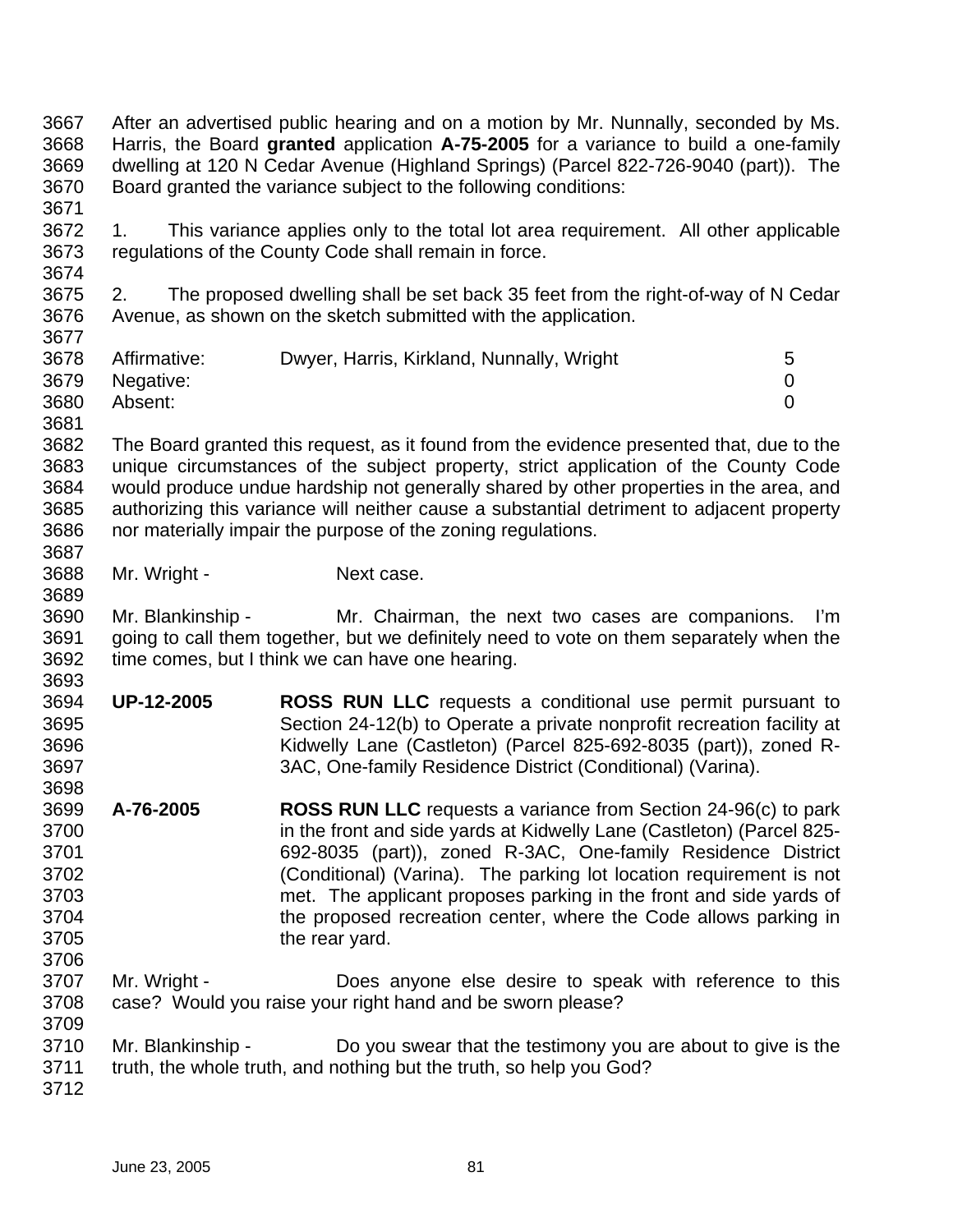After an advertised public hearing and on a motion by Mr. Nunnally, seconded by Ms. Harris, the Board **granted** application **A-75-2005** for a variance to build a one-family dwelling at 120 N Cedar Avenue (Highland Springs) (Parcel 822-726-9040 (part)). The Board granted the variance subject to the following conditions:

1. This variance applies only to the total lot area requirement. All other applicable regulations of the County Code shall remain in force.

2. The proposed dwelling shall be set back 35 feet from the right-of-way of N Cedar Avenue, as shown on the sketch submitted with the application.

| | | |
|---|---|---|
| Affirmative: | Dwyer, Harris, Kirkland, Nunnally, Wright | 5 |
| Negative: | | 0 |
| Absent: | | 0 |

The Board granted this request, as it found from the evidence presented that, due to the unique circumstances of the subject property, strict application of the County Code would produce undue hardship not generally shared by other properties in the area, and authorizing this variance will neither cause a substantial detriment to adjacent property nor materially impair the purpose of the zoning regulations.

Mr. Wright - Next case.

Mr. Blankinship - Mr. Chairman, the next two cases are companions. I'm going to call them together, but we definitely need to vote on them separately when the time comes, but I think we can have one hearing.

**UP-12-2005** **ROSS RUN LLC** requests a conditional use permit pursuant to Section 24-12(b) to Operate a private nonprofit recreation facility at Kidwelly Lane (Castleton) (Parcel 825-692-8035 (part)), zoned R-3AC, One-family Residence District (Conditional) (Varina).

**A-76-2005** **ROSS RUN LLC** requests a variance from Section 24-96(c) to park in the front and side yards at Kidwelly Lane (Castleton) (Parcel 825-692-8035 (part)), zoned R-3AC, One-family Residence District (Conditional) (Varina). The parking lot location requirement is not met. The applicant proposes parking in the front and side yards of the proposed recreation center, where the Code allows parking in the rear yard.

Mr. Wright - Does anyone else desire to speak with reference to this case? Would you raise your right hand and be sworn please?

Mr. Blankinship - Do you swear that the testimony you are about to give is the truth, the whole truth, and nothing but the truth, so help you God?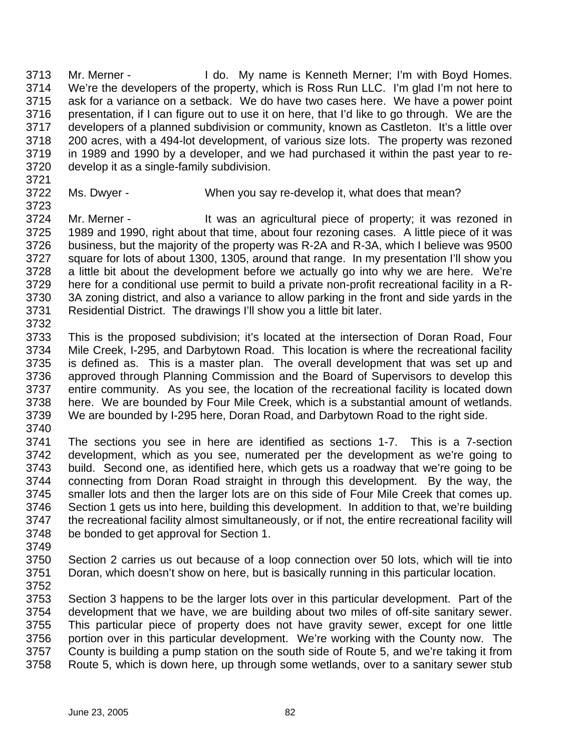3713 Mr. Merner - I do. My name is Kenneth Merner; I'm with Boyd Homes.
3714 We're the developers of the property, which is Ross Run LLC. I'm glad I'm not here to
3715 ask for a variance on a setback. We do have two cases here. We have a power point
3716 presentation, if I can figure out to use it on here, that I'd like to go through. We are the
3717 developers of a planned subdivision or community, known as Castleton. It's a little over
3718 200 acres, with a 494-lot development, of various size lots. The property was rezoned
3719 in 1989 and 1990 by a developer, and we had purchased it within the past year to re-
3720 develop it as a single-family subdivision.
3721
3722 Ms. Dwyer - When you say re-develop it, what does that mean?
3723
3724 Mr. Merner - It was an agricultural piece of property; it was rezoned in
3725 1989 and 1990, right about that time, about four rezoning cases. A little piece of it was
3726 business, but the majority of the property was R-2A and R-3A, which I believe was 9500
3727 square for lots of about 1300, 1305, around that range. In my presentation I'll show you
3728 a little bit about the development before we actually go into why we are here. We're
3729 here for a conditional use permit to build a private non-profit recreational facility in a R-
3730 3A zoning district, and also a variance to allow parking in the front and side yards in the
3731 Residential District. The drawings I'll show you a little bit later.
3732
3733 This is the proposed subdivision; it's located at the intersection of Doran Road, Four
3734 Mile Creek, I-295, and Darbytown Road. This location is where the recreational facility
3735 is defined as. This is a master plan. The overall development that was set up and
3736 approved through Planning Commission and the Board of Supervisors to develop this
3737 entire community. As you see, the location of the recreational facility is located down
3738 here. We are bounded by Four Mile Creek, which is a substantial amount of wetlands.
3739 We are bounded by I-295 here, Doran Road, and Darbytown Road to the right side.
3740
3741 The sections you see in here are identified as sections 1-7. This is a 7-section
3742 development, which as you see, numerated per the development as we're going to
3743 build. Second one, as identified here, which gets us a roadway that we're going to be
3744 connecting from Doran Road straight in through this development. By the way, the
3745 smaller lots and then the larger lots are on this side of Four Mile Creek that comes up.
3746 Section 1 gets us into here, building this development. In addition to that, we're building
3747 the recreational facility almost simultaneously, or if not, the entire recreational facility will
3748 be bonded to get approval for Section 1.
3749
3750 Section 2 carries us out because of a loop connection over 50 lots, which will tie into
3751 Doran, which doesn't show on here, but is basically running in this particular location.
3752
3753 Section 3 happens to be the larger lots over in this particular development. Part of the
3754 development that we have, we are building about two miles of off-site sanitary sewer.
3755 This particular piece of property does not have gravity sewer, except for one little
3756 portion over in this particular development. We're working with the County now. The
3757 County is building a pump station on the south side of Route 5, and we're taking it from
3758 Route 5, which is down here, up through some wetlands, over to a sanitary sewer stub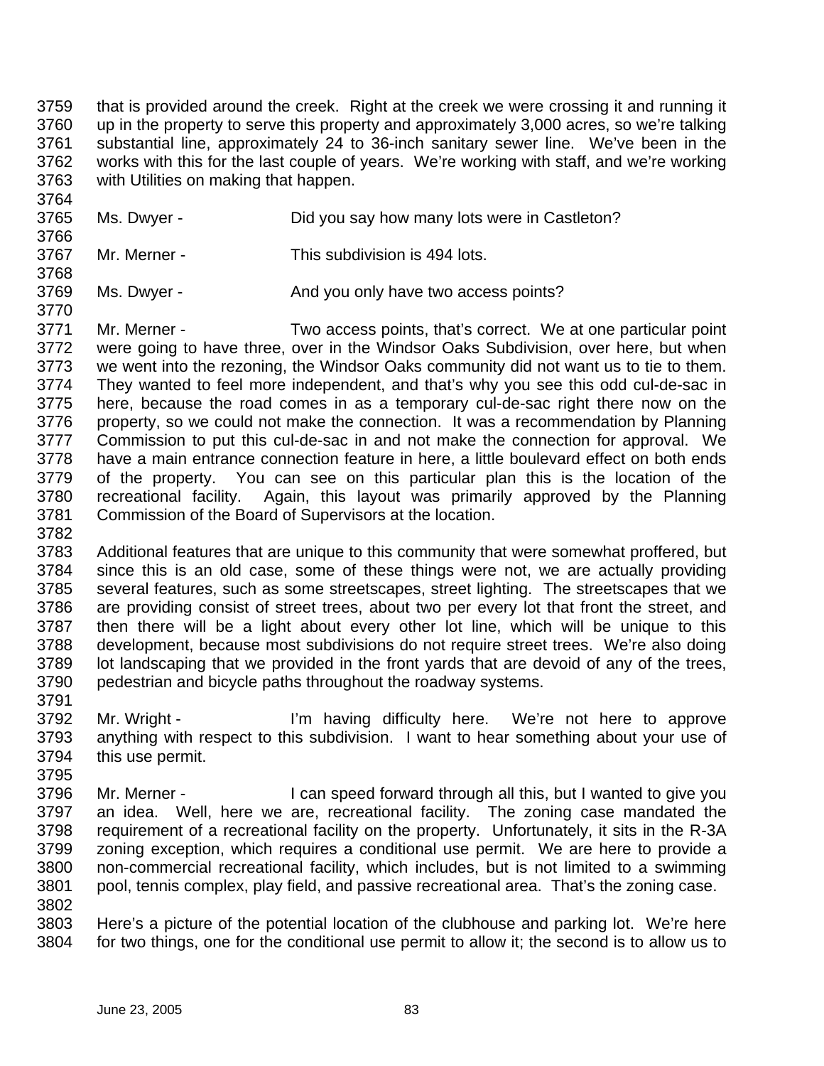that is provided around the creek. Right at the creek we were crossing it and running it up in the property to serve this property and approximately 3,000 acres, so we're talking substantial line, approximately 24 to 36-inch sanitary sewer line. We've been in the works with this for the last couple of years. We're working with staff, and we're working with Utilities on making that happen.

Ms. Dwyer - Did you say how many lots were in Castleton?

Mr. Merner - This subdivision is 494 lots.

Ms. Dwyer - And you only have two access points?

Mr. Merner - Two access points, that's correct. We at one particular point were going to have three, over in the Windsor Oaks Subdivision, over here, but when we went into the rezoning, the Windsor Oaks community did not want us to tie to them. They wanted to feel more independent, and that's why you see this odd cul-de-sac in here, because the road comes in as a temporary cul-de-sac right there now on the property, so we could not make the connection. It was a recommendation by Planning Commission to put this cul-de-sac in and not make the connection for approval. We have a main entrance connection feature in here, a little boulevard effect on both ends of the property. You can see on this particular plan this is the location of the recreational facility. Again, this layout was primarily approved by the Planning Commission of the Board of Supervisors at the location.

Additional features that are unique to this community that were somewhat proffered, but since this is an old case, some of these things were not, we are actually providing several features, such as some streetscapes, street lighting. The streetscapes that we are providing consist of street trees, about two per every lot that front the street, and then there will be a light about every other lot line, which will be unique to this development, because most subdivisions do not require street trees. We're also doing lot landscaping that we provided in the front yards that are devoid of any of the trees, pedestrian and bicycle paths throughout the roadway systems.

Mr. Wright - I'm having difficulty here. We're not here to approve anything with respect to this subdivision. I want to hear something about your use of this use permit.

Mr. Merner - I can speed forward through all this, but I wanted to give you an idea. Well, here we are, recreational facility. The zoning case mandated the requirement of a recreational facility on the property. Unfortunately, it sits in the R-3A zoning exception, which requires a conditional use permit. We are here to provide a non-commercial recreational facility, which includes, but is not limited to a swimming pool, tennis complex, play field, and passive recreational area. That's the zoning case.

Here's a picture of the potential location of the clubhouse and parking lot. We're here for two things, one for the conditional use permit to allow it; the second is to allow us to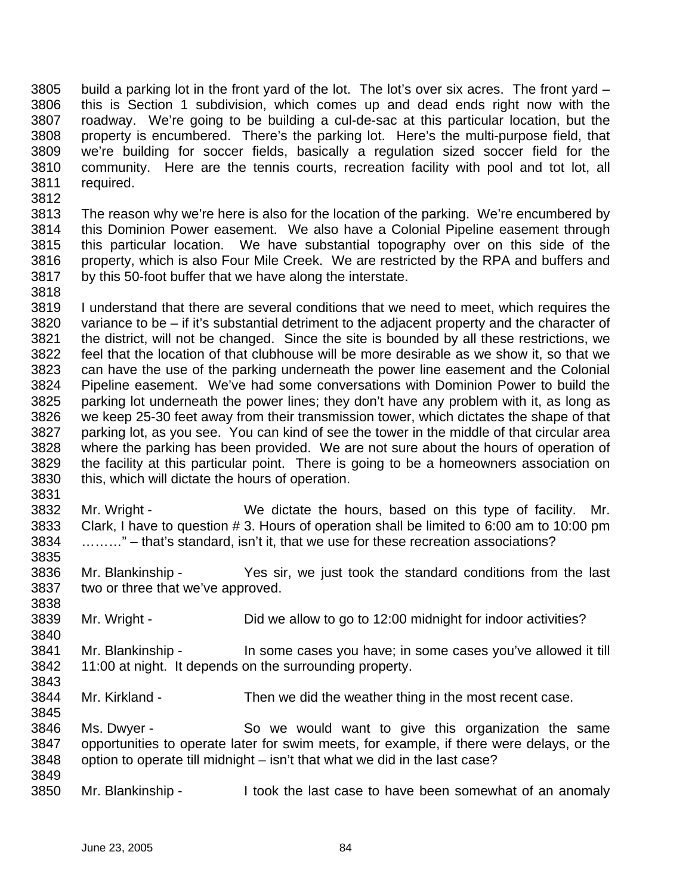3805 build a parking lot in the front yard of the lot. The lot's over six acres. The front yard –
3806 this is Section 1 subdivision, which comes up and dead ends right now with the
3807 roadway. We're going to be building a cul-de-sac at this particular location, but the
3808 property is encumbered. There's the parking lot. Here's the multi-purpose field, that
3809 we're building for soccer fields, basically a regulation sized soccer field for the
3810 community. Here are the tennis courts, recreation facility with pool and tot lot, all
3811 required.
3812
3813 The reason why we're here is also for the location of the parking. We're encumbered by
3814 this Dominion Power easement. We also have a Colonial Pipeline easement through
3815 this particular location. We have substantial topography over on this side of the
3816 property, which is also Four Mile Creek. We are restricted by the RPA and buffers and
3817 by this 50-foot buffer that we have along the interstate.
3818
3819 I understand that there are several conditions that we need to meet, which requires the
3820 variance to be – if it's substantial detriment to the adjacent property and the character of
3821 the district, will not be changed. Since the site is bounded by all these restrictions, we
3822 feel that the location of that clubhouse will be more desirable as we show it, so that we
3823 can have the use of the parking underneath the power line easement and the Colonial
3824 Pipeline easement. We've had some conversations with Dominion Power to build the
3825 parking lot underneath the power lines; they don't have any problem with it, as long as
3826 we keep 25-30 feet away from their transmission tower, which dictates the shape of that
3827 parking lot, as you see. You can kind of see the tower in the middle of that circular area
3828 where the parking has been provided. We are not sure about the hours of operation of
3829 the facility at this particular point. There is going to be a homeowners association on
3830 this, which will dictate the hours of operation.
3831
3832 Mr. Wright - We dictate the hours, based on this type of facility. Mr.
3833 Clark, I have to question # 3. Hours of operation shall be limited to 6:00 am to 10:00 pm
3834 ………" – that's standard, isn't it, that we use for these recreation associations?
3835
3836 Mr. Blankinship - Yes sir, we just took the standard conditions from the last
3837 two or three that we've approved.
3838
3839 Mr. Wright - Did we allow to go to 12:00 midnight for indoor activities?
3840
3841 Mr. Blankinship - In some cases you have; in some cases you've allowed it till
3842 11:00 at night. It depends on the surrounding property.
3843
3844 Mr. Kirkland - Then we did the weather thing in the most recent case.
3845
3846 Ms. Dwyer - So we would want to give this organization the same
3847 opportunities to operate later for swim meets, for example, if there were delays, or the
3848 option to operate till midnight – isn't that what we did in the last case?
3849
3850 Mr. Blankinship - I took the last case to have been somewhat of an anomaly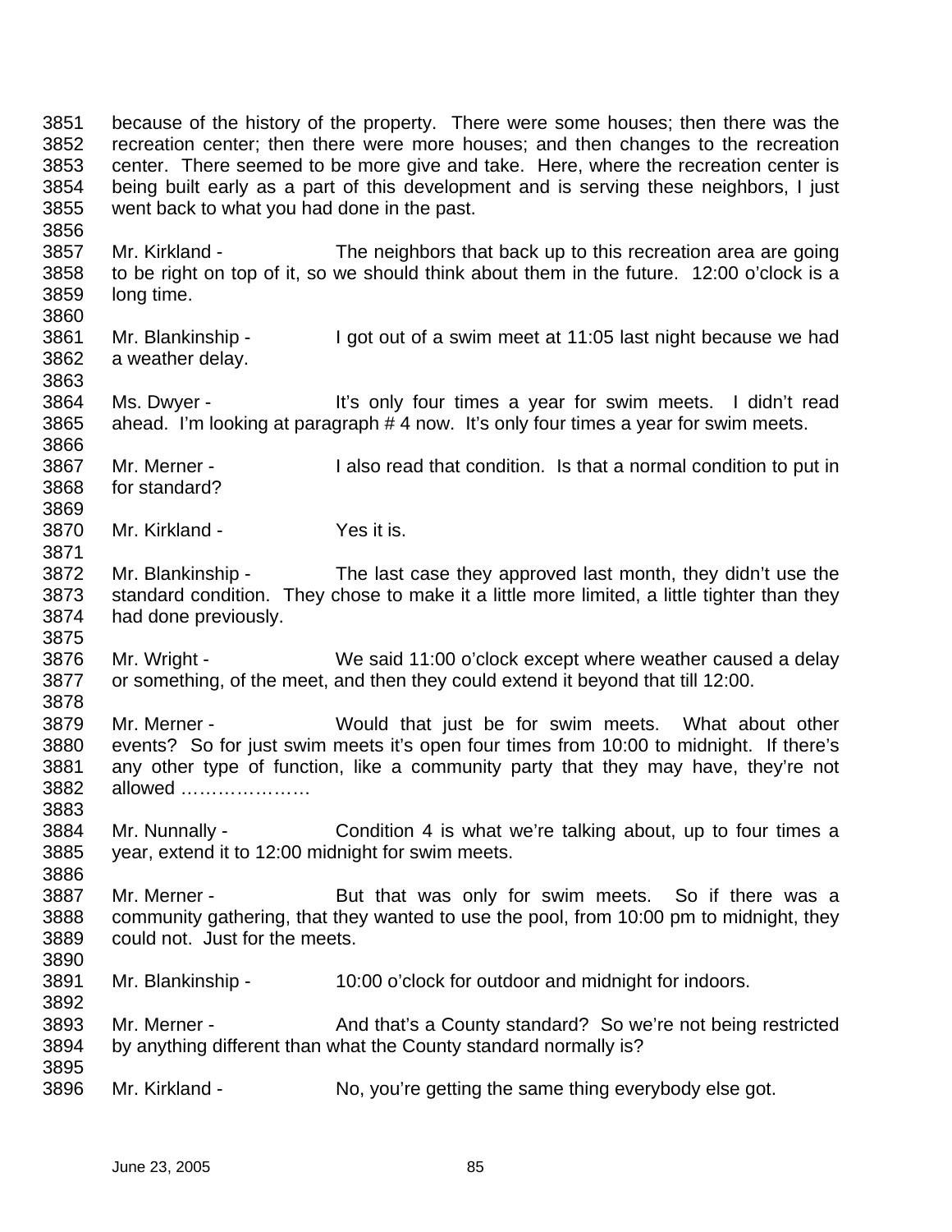because of the history of the property. There were some houses; then there was the recreation center; then there were more houses; and then changes to the recreation center. There seemed to be more give and take. Here, where the recreation center is being built early as a part of this development and is serving these neighbors, I just went back to what you had done in the past.

Mr. Kirkland - The neighbors that back up to this recreation area are going to be right on top of it, so we should think about them in the future. 12:00 o'clock is a long time.

Mr. Blankinship - I got out of a swim meet at 11:05 last night because we had a weather delay.

Ms. Dwyer - It's only four times a year for swim meets. I didn't read ahead. I'm looking at paragraph # 4 now. It's only four times a year for swim meets.

Mr. Merner - I also read that condition. Is that a normal condition to put in for standard?

Mr. Kirkland - Yes it is.

Mr. Blankinship - The last case they approved last month, they didn't use the standard condition. They chose to make it a little more limited, a little tighter than they had done previously.

Mr. Wright - We said 11:00 o'clock except where weather caused a delay or something, of the meet, and then they could extend it beyond that till 12:00.

Mr. Merner - Would that just be for swim meets. What about other events? So for just swim meets it's open four times from 10:00 to midnight. If there's any other type of function, like a community party that they may have, they're not allowed …………………

Mr. Nunnally - Condition 4 is what we're talking about, up to four times a year, extend it to 12:00 midnight for swim meets.

Mr. Merner - But that was only for swim meets. So if there was a community gathering, that they wanted to use the pool, from 10:00 pm to midnight, they could not. Just for the meets.

Mr. Blankinship - 10:00 o'clock for outdoor and midnight for indoors.

Mr. Merner - And that's a County standard? So we're not being restricted by anything different than what the County standard normally is?

Mr. Kirkland - No, you're getting the same thing everybody else got.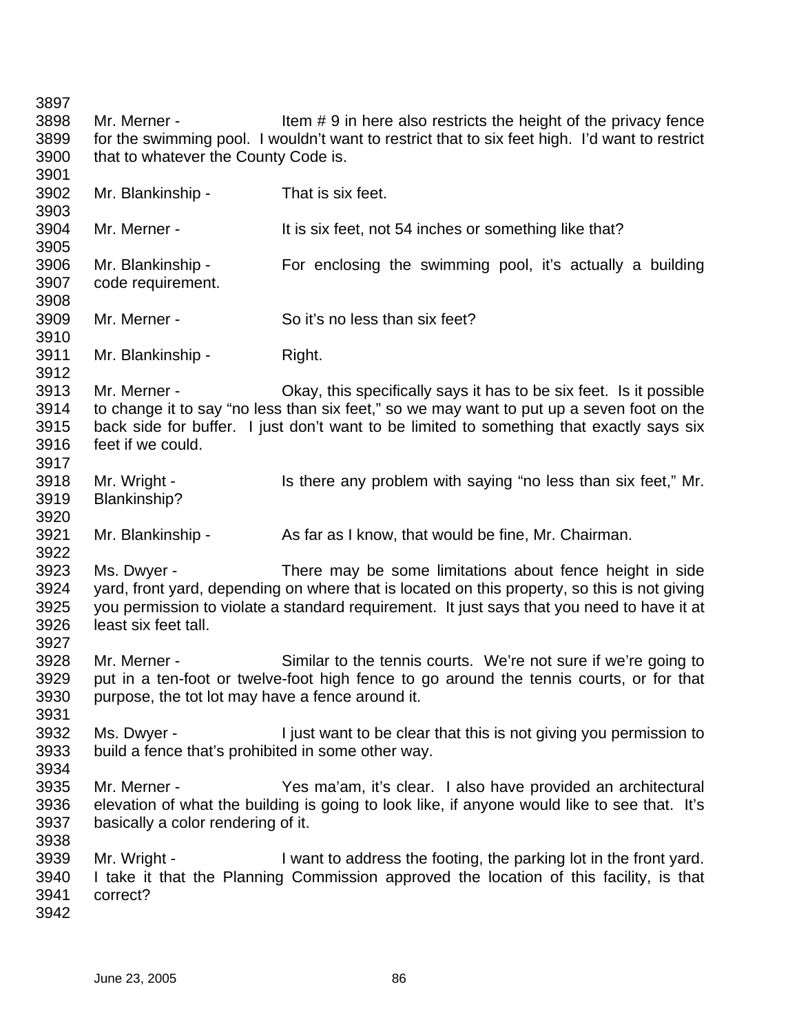Mr. Merner - Item # 9 in here also restricts the height of the privacy fence for the swimming pool. I wouldn't want to restrict that to six feet high. I'd want to restrict that to whatever the County Code is.

Mr. Blankinship - That is six feet.

Mr. Merner - It is six feet, not 54 inches or something like that?

Mr. Blankinship - For enclosing the swimming pool, it's actually a building code requirement.

Mr. Merner - So it's no less than six feet?

Mr. Blankinship - Right.

Mr. Merner - Okay, this specifically says it has to be six feet. Is it possible to change it to say "no less than six feet," so we may want to put up a seven foot on the back side for buffer. I just don't want to be limited to something that exactly says six feet if we could.

Mr. Wright - Is there any problem with saying "no less than six feet," Mr. Blankinship?

Mr. Blankinship - As far as I know, that would be fine, Mr. Chairman.

Ms. Dwyer - There may be some limitations about fence height in side yard, front yard, depending on where that is located on this property, so this is not giving you permission to violate a standard requirement. It just says that you need to have it at least six feet tall.

Mr. Merner - Similar to the tennis courts. We're not sure if we're going to put in a ten-foot or twelve-foot high fence to go around the tennis courts, or for that purpose, the tot lot may have a fence around it.

Ms. Dwyer - I just want to be clear that this is not giving you permission to build a fence that's prohibited in some other way.

Mr. Merner - Yes ma'am, it's clear. I also have provided an architectural elevation of what the building is going to look like, if anyone would like to see that. It's basically a color rendering of it.

Mr. Wright - I want to address the footing, the parking lot in the front yard. I take it that the Planning Commission approved the location of this facility, is that correct?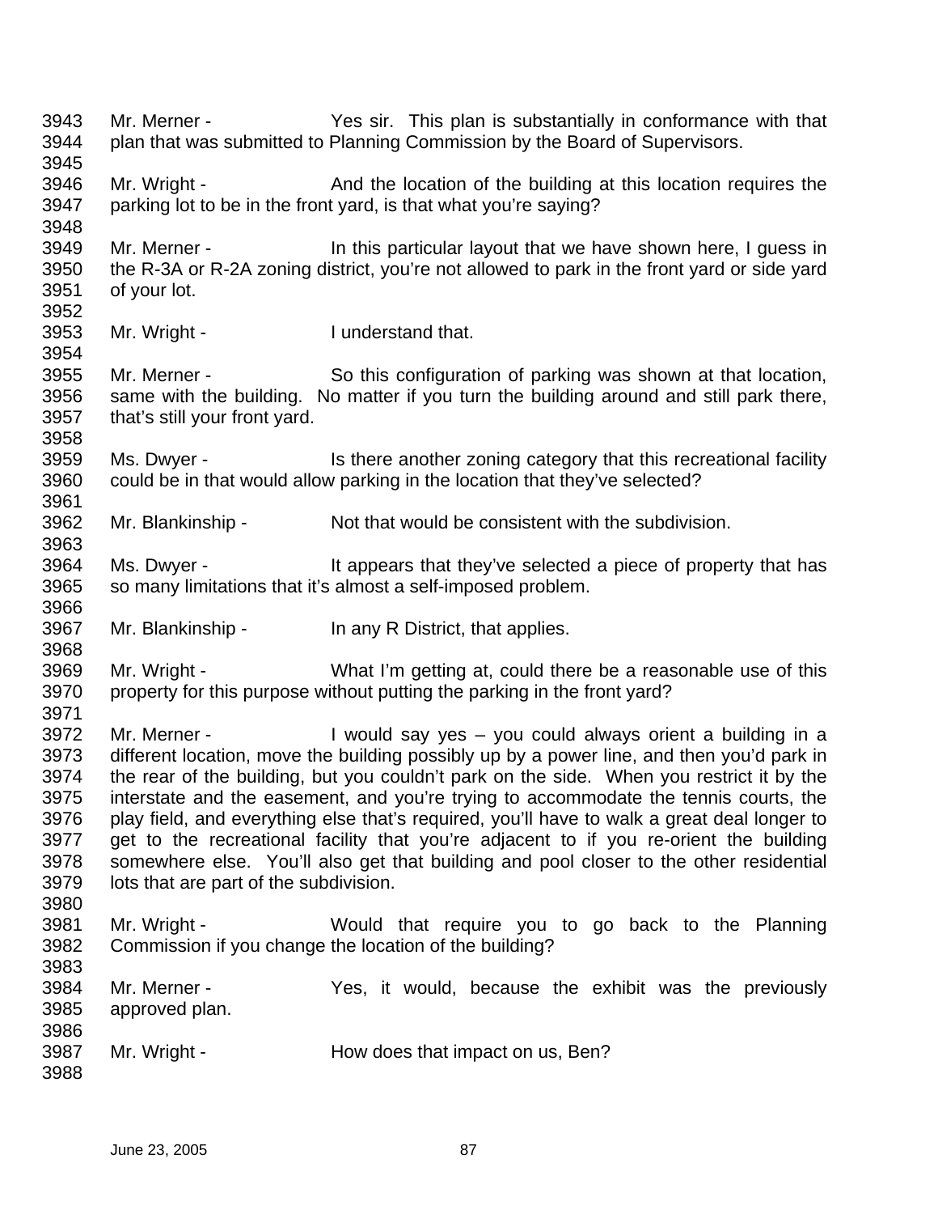Mr. Merner - Yes sir. This plan is substantially in conformance with that plan that was submitted to Planning Commission by the Board of Supervisors.

Mr. Wright - And the location of the building at this location requires the parking lot to be in the front yard, is that what you're saying?

Mr. Merner - In this particular layout that we have shown here, I guess in the R-3A or R-2A zoning district, you're not allowed to park in the front yard or side yard of your lot.

Mr. Wright - I understand that.

Mr. Merner - So this configuration of parking was shown at that location, same with the building. No matter if you turn the building around and still park there, that's still your front yard.

Ms. Dwyer - Is there another zoning category that this recreational facility could be in that would allow parking in the location that they've selected?

Mr. Blankinship - Not that would be consistent with the subdivision.

Ms. Dwyer - It appears that they've selected a piece of property that has so many limitations that it's almost a self-imposed problem.

Mr. Blankinship - In any R District, that applies.

Mr. Wright - What I'm getting at, could there be a reasonable use of this property for this purpose without putting the parking in the front yard?

Mr. Merner - I would say yes – you could always orient a building in a different location, move the building possibly up by a power line, and then you'd park in the rear of the building, but you couldn't park on the side. When you restrict it by the interstate and the easement, and you're trying to accommodate the tennis courts, the play field, and everything else that's required, you'll have to walk a great deal longer to get to the recreational facility that you're adjacent to if you re-orient the building somewhere else. You'll also get that building and pool closer to the other residential lots that are part of the subdivision.

Mr. Wright - Would that require you to go back to the Planning Commission if you change the location of the building?

Mr. Merner - Yes, it would, because the exhibit was the previously approved plan.

Mr. Wright - How does that impact on us, Ben?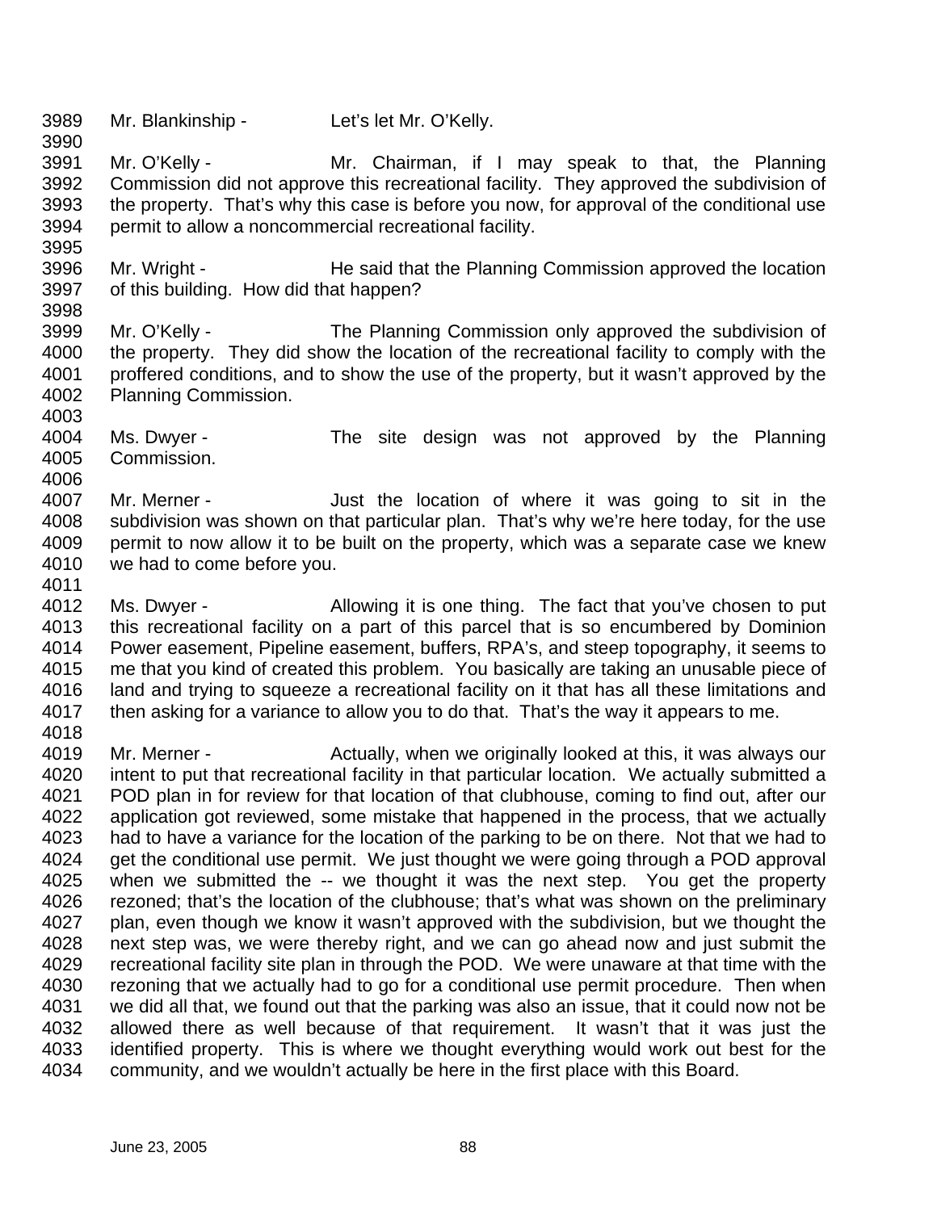3989 Mr. Blankinship - Let's let Mr. O'Kelly.

3990

3991 Mr. O'Kelly - Mr. Chairman, if I may speak to that, the Planning
3992 Commission did not approve this recreational facility. They approved the subdivision of
3993 the property. That's why this case is before you now, for approval of the conditional use
3994 permit to allow a noncommercial recreational facility.

3995

3996 Mr. Wright - He said that the Planning Commission approved the location
3997 of this building. How did that happen?

3998

3999 Mr. O'Kelly - The Planning Commission only approved the subdivision of
4000 the property. They did show the location of the recreational facility to comply with the
4001 proffered conditions, and to show the use of the property, but it wasn't approved by the
4002 Planning Commission.

4003

4004 Ms. Dwyer - The site design was not approved by the Planning
4005 Commission.

4006

4007 Mr. Merner - Just the location of where it was going to sit in the
4008 subdivision was shown on that particular plan. That's why we're here today, for the use
4009 permit to now allow it to be built on the property, which was a separate case we knew
4010 we had to come before you.

4011

4012 Ms. Dwyer - Allowing it is one thing. The fact that you've chosen to put
4013 this recreational facility on a part of this parcel that is so encumbered by Dominion
4014 Power easement, Pipeline easement, buffers, RPA's, and steep topography, it seems to
4015 me that you kind of created this problem. You basically are taking an unusable piece of
4016 land and trying to squeeze a recreational facility on it that has all these limitations and
4017 then asking for a variance to allow you to do that. That's the way it appears to me.

4018

4019 Mr. Merner - Actually, when we originally looked at this, it was always our
4020 intent to put that recreational facility in that particular location. We actually submitted a
4021 POD plan in for review for that location of that clubhouse, coming to find out, after our
4022 application got reviewed, some mistake that happened in the process, that we actually
4023 had to have a variance for the location of the parking to be on there. Not that we had to
4024 get the conditional use permit. We just thought we were going through a POD approval
4025 when we submitted the -- we thought it was the next step. You get the property
4026 rezoned; that's the location of the clubhouse; that's what was shown on the preliminary
4027 plan, even though we know it wasn't approved with the subdivision, but we thought the
4028 next step was, we were thereby right, and we can go ahead now and just submit the
4029 recreational facility site plan in through the POD. We were unaware at that time with the
4030 rezoning that we actually had to go for a conditional use permit procedure. Then when
4031 we did all that, we found out that the parking was also an issue, that it could now not be
4032 allowed there as well because of that requirement. It wasn't that it was just the
4033 identified property. This is where we thought everything would work out best for the
4034 community, and we wouldn't actually be here in the first place with this Board.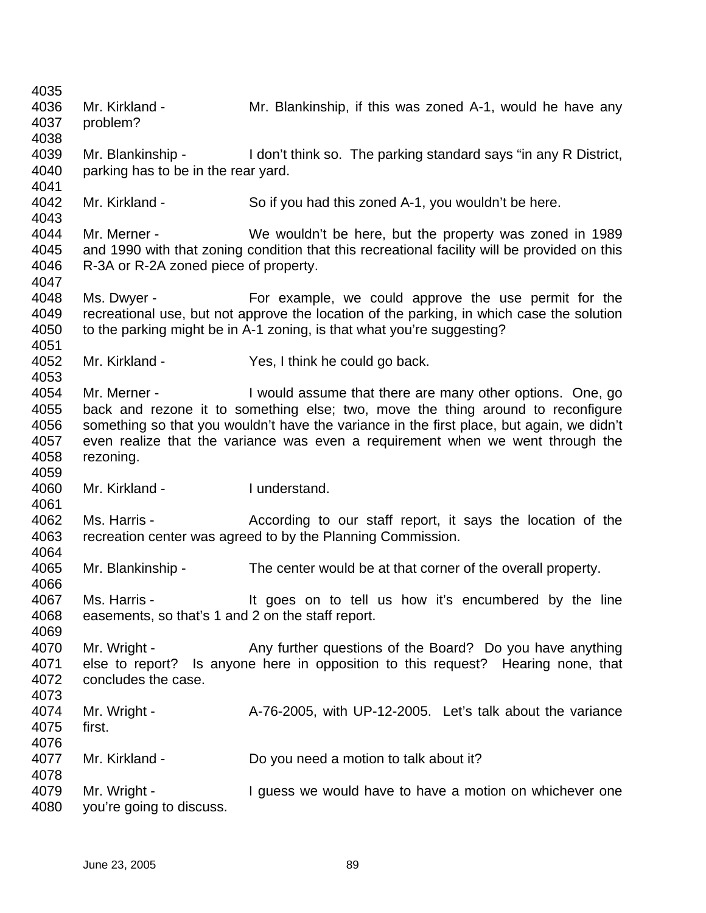Mr. Kirkland - Mr. Blankinship, if this was zoned A-1, would he have any problem?

Mr. Blankinship - I don't think so. The parking standard says "in any R District, parking has to be in the rear yard.

Mr. Kirkland - So if you had this zoned A-1, you wouldn't be here.

Mr. Merner - We wouldn't be here, but the property was zoned in 1989 and 1990 with that zoning condition that this recreational facility will be provided on this R-3A or R-2A zoned piece of property.

Ms. Dwyer - For example, we could approve the use permit for the recreational use, but not approve the location of the parking, in which case the solution to the parking might be in A-1 zoning, is that what you're suggesting?

Mr. Kirkland - Yes, I think he could go back.

Mr. Merner - I would assume that there are many other options. One, go back and rezone it to something else; two, move the thing around to reconfigure something so that you wouldn't have the variance in the first place, but again, we didn't even realize that the variance was even a requirement when we went through the rezoning.

Mr. Kirkland - I understand.

Ms. Harris - According to our staff report, it says the location of the recreation center was agreed to by the Planning Commission.

Mr. Blankinship - The center would be at that corner of the overall property.

Ms. Harris - It goes on to tell us how it's encumbered by the line easements, so that's 1 and 2 on the staff report.

Mr. Wright - Any further questions of the Board? Do you have anything else to report? Is anyone here in opposition to this request? Hearing none, that concludes the case.

Mr. Wright - A-76-2005, with UP-12-2005. Let's talk about the variance first.

Mr. Kirkland - Do you need a motion to talk about it?

Mr. Wright - I guess we would have to have a motion on whichever one you're going to discuss.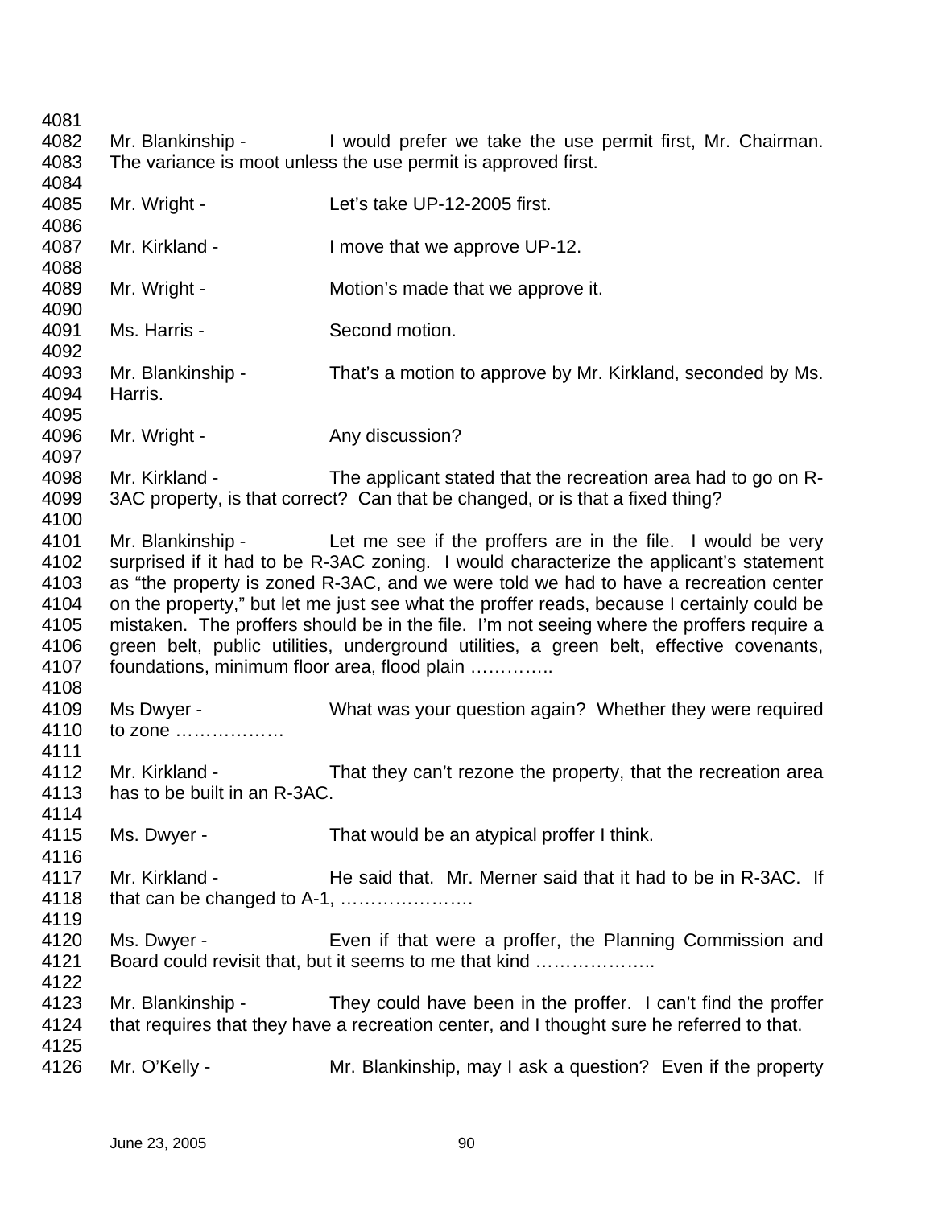4081

4082 Mr. Blankinship - I would prefer we take the use permit first, Mr. Chairman.
4083 The variance is moot unless the use permit is approved first.

4084

4085 Mr. Wright - Let's take UP-12-2005 first.

4086

4087 Mr. Kirkland - I move that we approve UP-12.

4088

4089 Mr. Wright - Motion's made that we approve it.

4090

4091 Ms. Harris - Second motion.

4092

4093 Mr. Blankinship - That's a motion to approve by Mr. Kirkland, seconded by Ms.
4094 Harris.

4095

4096 Mr. Wright - Any discussion?

4097

4098 Mr. Kirkland - The applicant stated that the recreation area had to go on R-
4099 3AC property, is that correct? Can that be changed, or is that a fixed thing?

4100

4101 Mr. Blankinship - Let me see if the proffers are in the file. I would be very
4102 surprised if it had to be R-3AC zoning. I would characterize the applicant's statement
4103 as "the property is zoned R-3AC, and we were told we had to have a recreation center
4104 on the property," but let me just see what the proffer reads, because I certainly could be
4105 mistaken. The proffers should be in the file. I'm not seeing where the proffers require a
4106 green belt, public utilities, underground utilities, a green belt, effective covenants,
4107 foundations, minimum floor area, flood plain …………..

4108

4109 Ms Dwyer - What was your question again? Whether they were required
4110 to zone ………………

4111

4112 Mr. Kirkland - That they can't rezone the property, that the recreation area
4113 has to be built in an R-3AC.

4114

4115 Ms. Dwyer - That would be an atypical proffer I think.

4116

4117 Mr. Kirkland - He said that. Mr. Merner said that it had to be in R-3AC. If
4118 that can be changed to A-1, ………………….

4119

4120 Ms. Dwyer - Even if that were a proffer, the Planning Commission and
4121 Board could revisit that, but it seems to me that kind ………………..

4122

4123 Mr. Blankinship - They could have been in the proffer. I can't find the proffer
4124 that requires that they have a recreation center, and I thought sure he referred to that.

4125

4126 Mr. O'Kelly - Mr. Blankinship, may I ask a question? Even if the property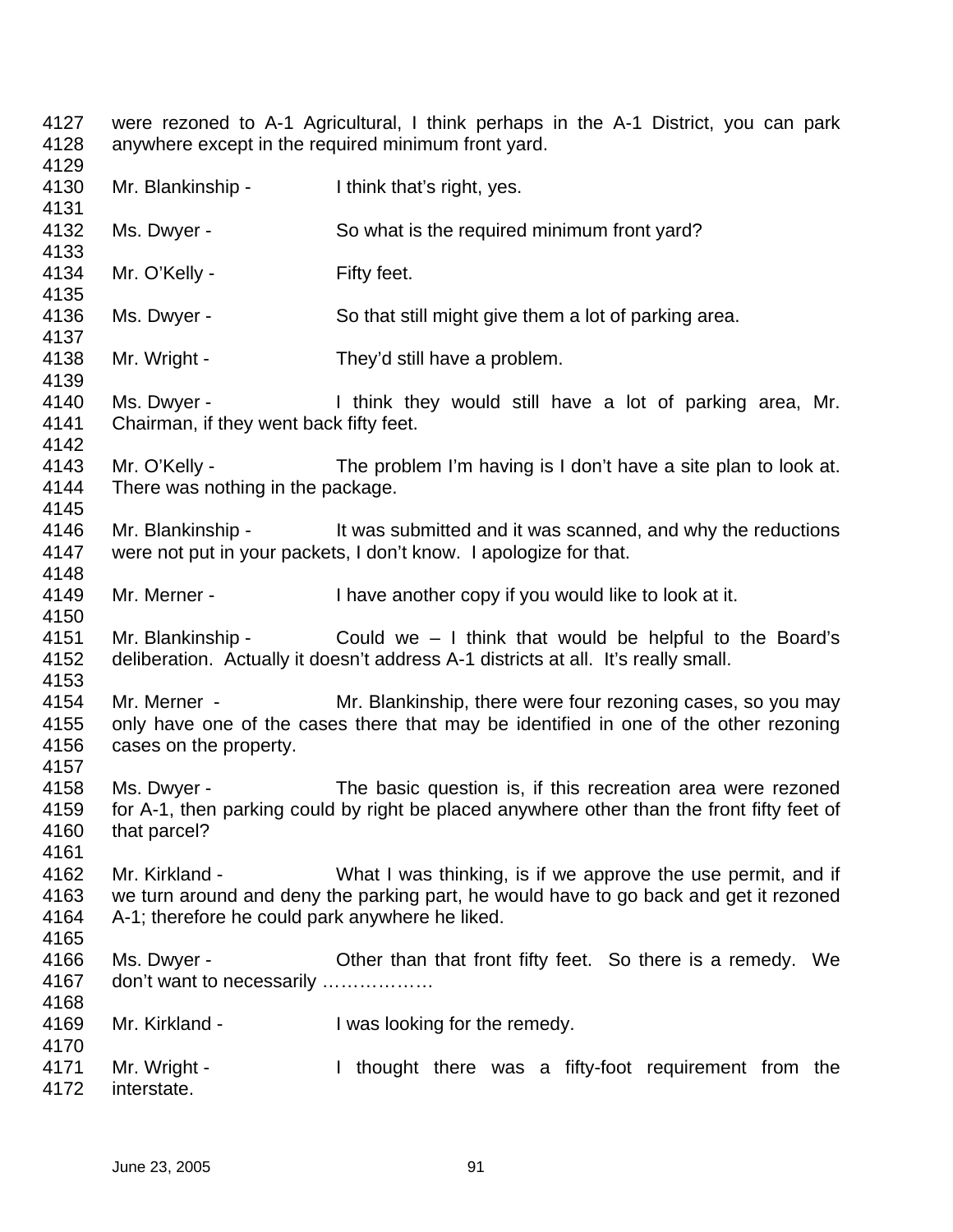were rezoned to A-1 Agricultural, I think perhaps in the A-1 District, you can park anywhere except in the required minimum front yard.

Mr. Blankinship - I think that's right, yes.

Ms. Dwyer - So what is the required minimum front yard?

Mr. O'Kelly - Fifty feet.

Ms. Dwyer - So that still might give them a lot of parking area.

Mr. Wright - They'd still have a problem.

Ms. Dwyer - I think they would still have a lot of parking area, Mr. Chairman, if they went back fifty feet.

Mr. O'Kelly - The problem I'm having is I don't have a site plan to look at. There was nothing in the package.

Mr. Blankinship - It was submitted and it was scanned, and why the reductions were not put in your packets, I don't know. I apologize for that.

Mr. Merner - I have another copy if you would like to look at it.

Mr. Blankinship - Could we – I think that would be helpful to the Board's deliberation. Actually it doesn't address A-1 districts at all. It's really small.

Mr. Merner - Mr. Blankinship, there were four rezoning cases, so you may only have one of the cases there that may be identified in one of the other rezoning cases on the property.

Ms. Dwyer - The basic question is, if this recreation area were rezoned for A-1, then parking could by right be placed anywhere other than the front fifty feet of that parcel?

Mr. Kirkland - What I was thinking, is if we approve the use permit, and if we turn around and deny the parking part, he would have to go back and get it rezoned A-1; therefore he could park anywhere he liked.

Ms. Dwyer - Other than that front fifty feet. So there is a remedy. We don't want to necessarily ………………

Mr. Kirkland - I was looking for the remedy.

Mr. Wright - I thought there was a fifty-foot requirement from the interstate.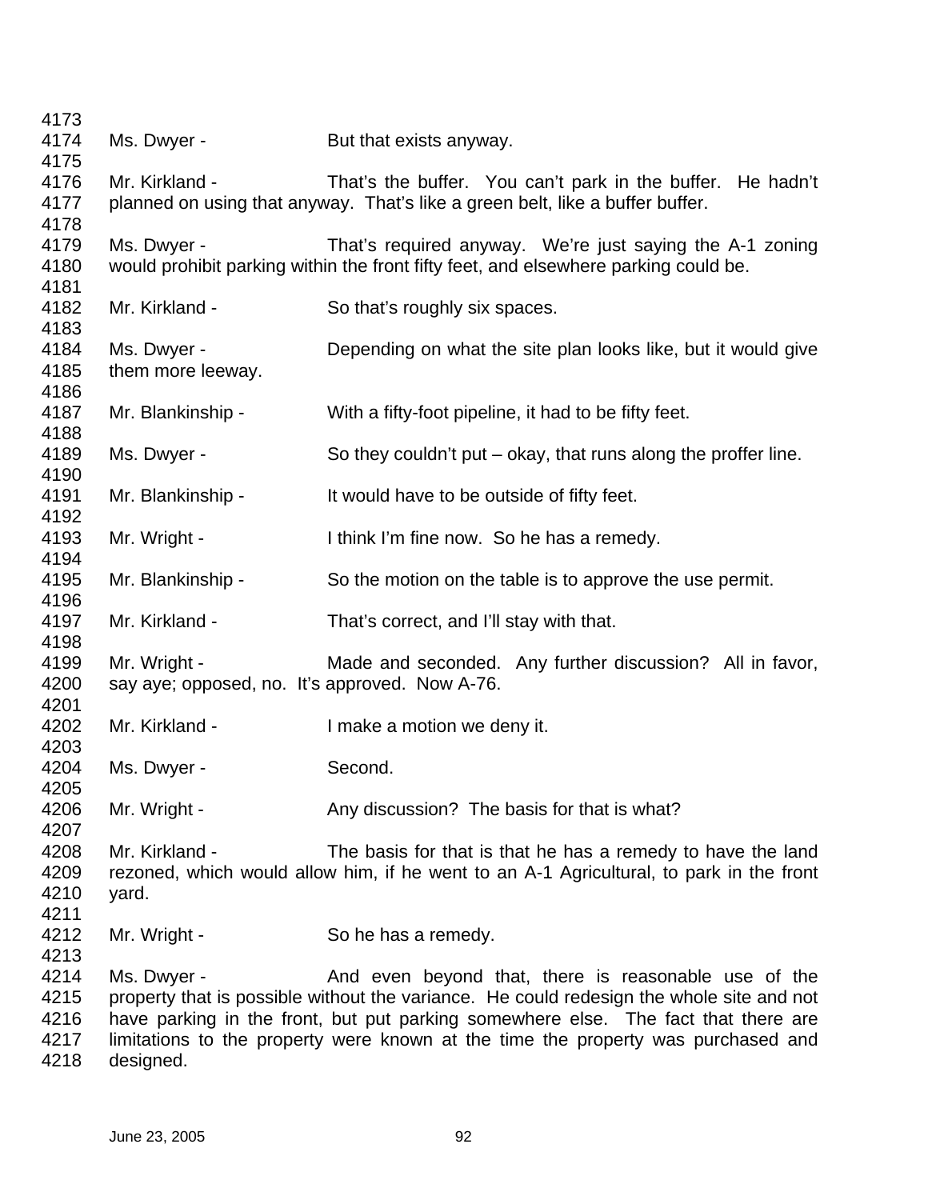Ms. Dwyer - But that exists anyway.

Mr. Kirkland - That's the buffer. You can't park in the buffer. He hadn't planned on using that anyway. That's like a green belt, like a buffer buffer.

Ms. Dwyer - That's required anyway. We're just saying the A-1 zoning would prohibit parking within the front fifty feet, and elsewhere parking could be.

Mr. Kirkland - So that's roughly six spaces.

Ms. Dwyer - Depending on what the site plan looks like, but it would give them more leeway.

Mr. Blankinship - With a fifty-foot pipeline, it had to be fifty feet.

Ms. Dwyer - So they couldn't put – okay, that runs along the proffer line.

Mr. Blankinship - It would have to be outside of fifty feet.

Mr. Wright - I think I'm fine now. So he has a remedy.

Mr. Blankinship - So the motion on the table is to approve the use permit.

Mr. Kirkland - That's correct, and I'll stay with that.

Mr. Wright - Made and seconded. Any further discussion? All in favor, say aye; opposed, no. It's approved. Now A-76.

Mr. Kirkland - I make a motion we deny it.

Ms. Dwyer - Second.

Mr. Wright - Any discussion? The basis for that is what?

Mr. Kirkland - The basis for that is that he has a remedy to have the land rezoned, which would allow him, if he went to an A-1 Agricultural, to park in the front yard.

Mr. Wright - So he has a remedy.

Ms. Dwyer - And even beyond that, there is reasonable use of the property that is possible without the variance. He could redesign the whole site and not have parking in the front, but put parking somewhere else. The fact that there are limitations to the property were known at the time the property was purchased and designed.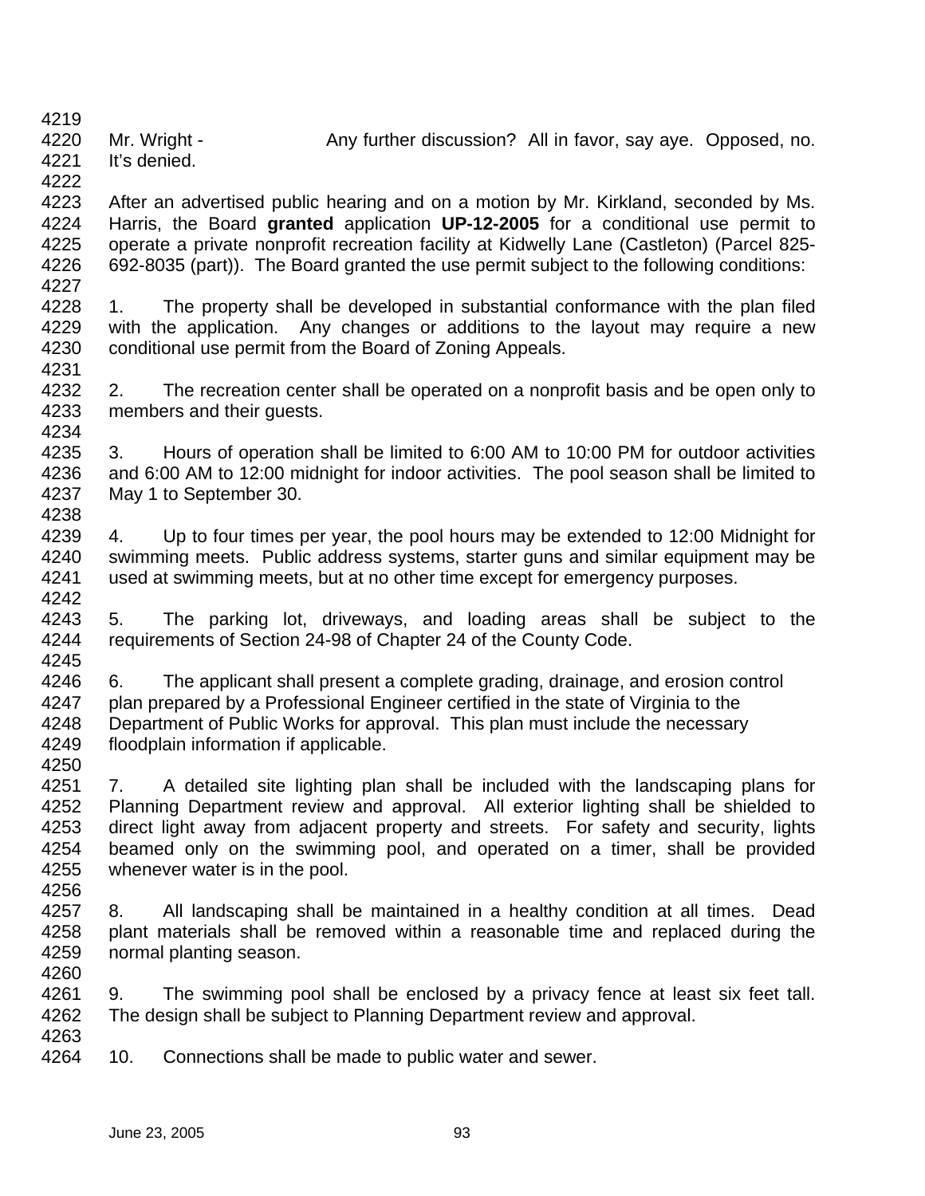Mr. Wright - Any further discussion? All in favor, say aye. Opposed, no. It's denied.

After an advertised public hearing and on a motion by Mr. Kirkland, seconded by Ms. Harris, the Board **granted** application **UP-12-2005** for a conditional use permit to operate a private nonprofit recreation facility at Kidwelly Lane (Castleton) (Parcel 825-692-8035 (part)). The Board granted the use permit subject to the following conditions:

1. The property shall be developed in substantial conformance with the plan filed with the application. Any changes or additions to the layout may require a new conditional use permit from the Board of Zoning Appeals.

2. The recreation center shall be operated on a nonprofit basis and be open only to members and their guests.

3. Hours of operation shall be limited to 6:00 AM to 10:00 PM for outdoor activities and 6:00 AM to 12:00 midnight for indoor activities. The pool season shall be limited to May 1 to September 30.

4. Up to four times per year, the pool hours may be extended to 12:00 Midnight for swimming meets. Public address systems, starter guns and similar equipment may be used at swimming meets, but at no other time except for emergency purposes.

5. The parking lot, driveways, and loading areas shall be subject to the requirements of Section 24-98 of Chapter 24 of the County Code.

6. The applicant shall present a complete grading, drainage, and erosion control plan prepared by a Professional Engineer certified in the state of Virginia to the Department of Public Works for approval. This plan must include the necessary floodplain information if applicable.

7. A detailed site lighting plan shall be included with the landscaping plans for Planning Department review and approval. All exterior lighting shall be shielded to direct light away from adjacent property and streets. For safety and security, lights beamed only on the swimming pool, and operated on a timer, shall be provided whenever water is in the pool.

8. All landscaping shall be maintained in a healthy condition at all times. Dead plant materials shall be removed within a reasonable time and replaced during the normal planting season.

9. The swimming pool shall be enclosed by a privacy fence at least six feet tall. The design shall be subject to Planning Department review and approval.

10. Connections shall be made to public water and sewer.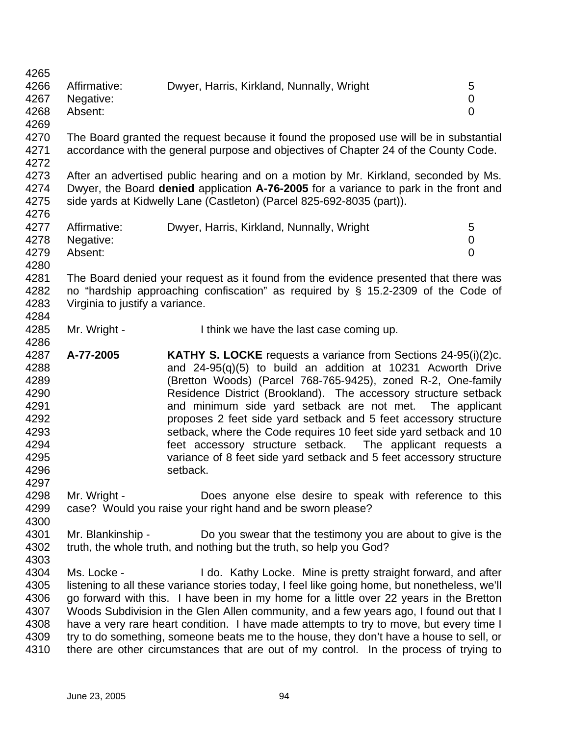| | | |
|---|---|---|
| Affirmative: | Dwyer, Harris, Kirkland, Nunnally, Wright | 5 |
| Negative: | | 0 |
| Absent: | | 0 |

The Board granted the request because it found the proposed use will be in substantial accordance with the general purpose and objectives of Chapter 24 of the County Code.

After an advertised public hearing and on a motion by Mr. Kirkland, seconded by Ms. Dwyer, the Board **denied** application **A-76-2005** for a variance to park in the front and side yards at Kidwelly Lane (Castleton) (Parcel 825-692-8035 (part)).

| | | |
|---|---|---|
| Affirmative: | Dwyer, Harris, Kirkland, Nunnally, Wright | 5 |
| Negative: | | 0 |
| Absent: | | 0 |

The Board denied your request as it found from the evidence presented that there was no "hardship approaching confiscation" as required by § 15.2-2309 of the Code of Virginia to justify a variance.

Mr. Wright - I think we have the last case coming up.

**A-77-2005** **KATHY S. LOCKE** requests a variance from Sections 24-95(i)(2)c. and 24-95(q)(5) to build an addition at 10231 Acworth Drive (Bretton Woods) (Parcel 768-765-9425), zoned R-2, One-family Residence District (Brookland). The accessory structure setback and minimum side yard setback are not met. The applicant proposes 2 feet side yard setback and 5 feet accessory structure setback, where the Code requires 10 feet side yard setback and 10 feet accessory structure setback. The applicant requests a variance of 8 feet side yard setback and 5 feet accessory structure setback.

Mr. Wright - Does anyone else desire to speak with reference to this case? Would you raise your right hand and be sworn please?

Mr. Blankinship - Do you swear that the testimony you are about to give is the truth, the whole truth, and nothing but the truth, so help you God?

Ms. Locke - I do. Kathy Locke. Mine is pretty straight forward, and after listening to all these variance stories today, I feel like going home, but nonetheless, we'll go forward with this. I have been in my home for a little over 22 years in the Bretton Woods Subdivision in the Glen Allen community, and a few years ago, I found out that I have a very rare heart condition. I have made attempts to try to move, but every time I try to do something, someone beats me to the house, they don't have a house to sell, or there are other circumstances that are out of my control. In the process of trying to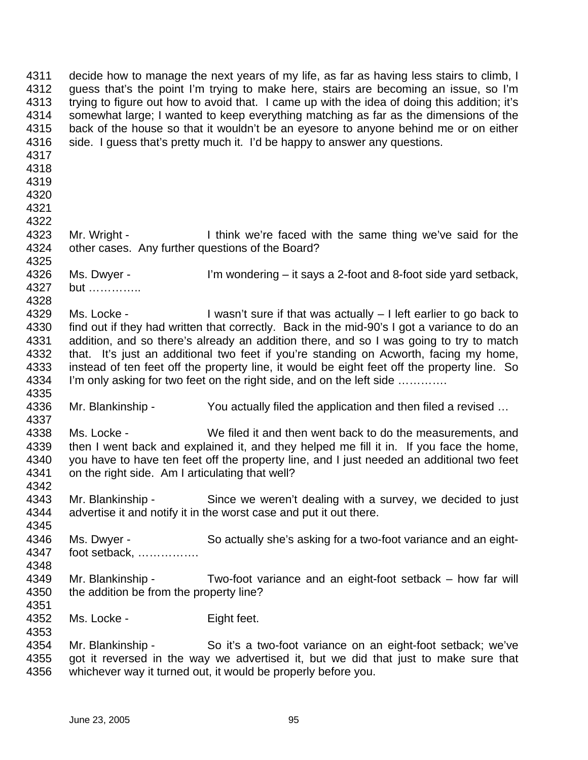decide how to manage the next years of my life, as far as having less stairs to climb, I guess that's the point I'm trying to make here, stairs are becoming an issue, so I'm trying to figure out how to avoid that. I came up with the idea of doing this addition; it's somewhat large; I wanted to keep everything matching as far as the dimensions of the back of the house so that it wouldn't be an eyesore to anyone behind me or on either side. I guess that's pretty much it. I'd be happy to answer any questions.

Mr. Wright - I think we're faced with the same thing we've said for the other cases. Any further questions of the Board?

Ms. Dwyer - I'm wondering – it says a 2-foot and 8-foot side yard setback, but …………..

Ms. Locke - I wasn't sure if that was actually – I left earlier to go back to find out if they had written that correctly. Back in the mid-90's I got a variance to do an addition, and so there's already an addition there, and so I was going to try to match that. It's just an additional two feet if you're standing on Acworth, facing my home, instead of ten feet off the property line, it would be eight feet off the property line. So I'm only asking for two feet on the right side, and on the left side ………….

Mr. Blankinship - You actually filed the application and then filed a revised …

Ms. Locke - We filed it and then went back to do the measurements, and then I went back and explained it, and they helped me fill it in. If you face the home, you have to have ten feet off the property line, and I just needed an additional two feet on the right side. Am I articulating that well?

Mr. Blankinship - Since we weren't dealing with a survey, we decided to just advertise it and notify it in the worst case and put it out there.

Ms. Dwyer - So actually she's asking for a two-foot variance and an eight-foot setback, …………….

Mr. Blankinship - Two-foot variance and an eight-foot setback – how far will the addition be from the property line?

Ms. Locke - Eight feet.

Mr. Blankinship - So it's a two-foot variance on an eight-foot setback; we've got it reversed in the way we advertised it, but we did that just to make sure that whichever way it turned out, it would be properly before you.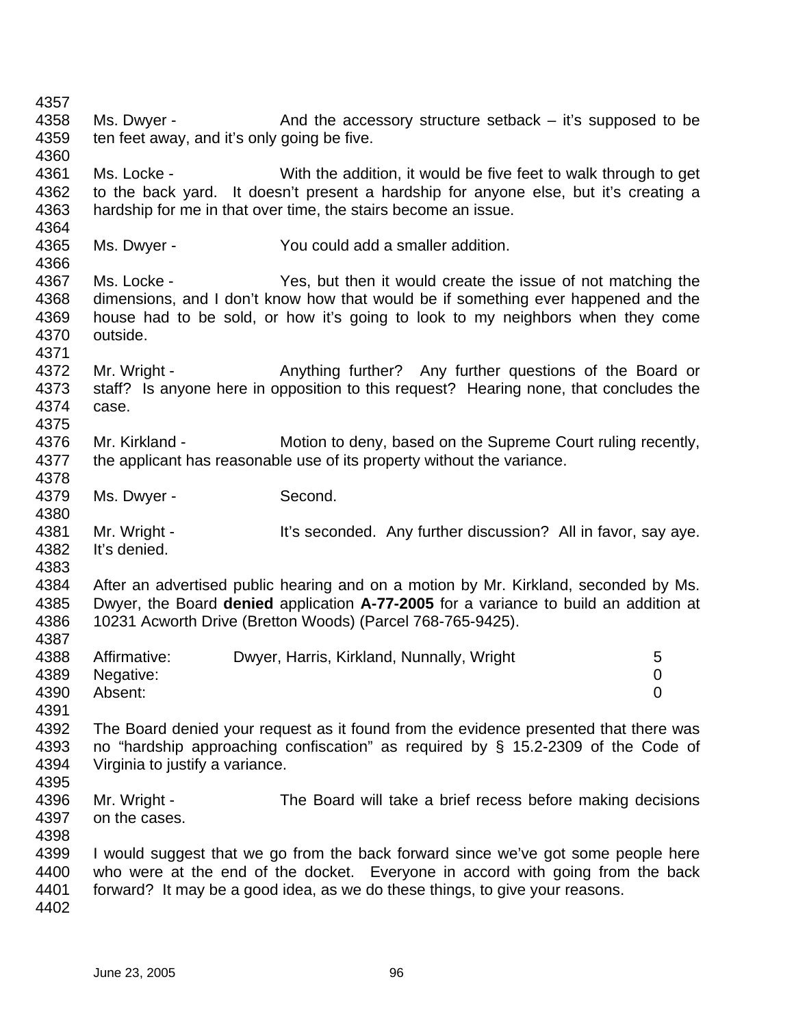4357

4358 Ms. Dwyer - And the accessory structure setback – it's supposed to be
4359 ten feet away, and it's only going be five.
4360

4361 Ms. Locke - With the addition, it would be five feet to walk through to get
4362 to the back yard. It doesn't present a hardship for anyone else, but it's creating a
4363 hardship for me in that over time, the stairs become an issue.
4364

4365 Ms. Dwyer - You could add a smaller addition.
4366

4367 Ms. Locke - Yes, but then it would create the issue of not matching the
4368 dimensions, and I don't know how that would be if something ever happened and the
4369 house had to be sold, or how it's going to look to my neighbors when they come
4370 outside.
4371

4372 Mr. Wright - Anything further? Any further questions of the Board or
4373 staff? Is anyone here in opposition to this request? Hearing none, that concludes the
4374 case.
4375

4376 Mr. Kirkland - Motion to deny, based on the Supreme Court ruling recently,
4377 the applicant has reasonable use of its property without the variance.
4378

4379 Ms. Dwyer - Second.
4380

4381 Mr. Wright - It's seconded. Any further discussion? All in favor, say aye.
4382 It's denied.
4383

4384 After an advertised public hearing and on a motion by Mr. Kirkland, seconded by Ms.
4385 Dwyer, the Board **denied** application **A-77-2005** for a variance to build an addition at
4386 10231 Acworth Drive (Bretton Woods) (Parcel 768-765-9425).
4387

| | | |
|---|---|---|
| 4388 Affirmative: | Dwyer, Harris, Kirkland, Nunnally, Wright | 5 |
| 4389 Negative: | | 0 |
| 4390 Absent: | | 0 |

4391

4392 The Board denied your request as it found from the evidence presented that there was
4393 no "hardship approaching confiscation" as required by § 15.2-2309 of the Code of
4394 Virginia to justify a variance.
4395

4396 Mr. Wright - The Board will take a brief recess before making decisions
4397 on the cases.
4398

4399 I would suggest that we go from the back forward since we've got some people here
4400 who were at the end of the docket. Everyone in accord with going from the back
4401 forward? It may be a good idea, as we do these things, to give your reasons.
4402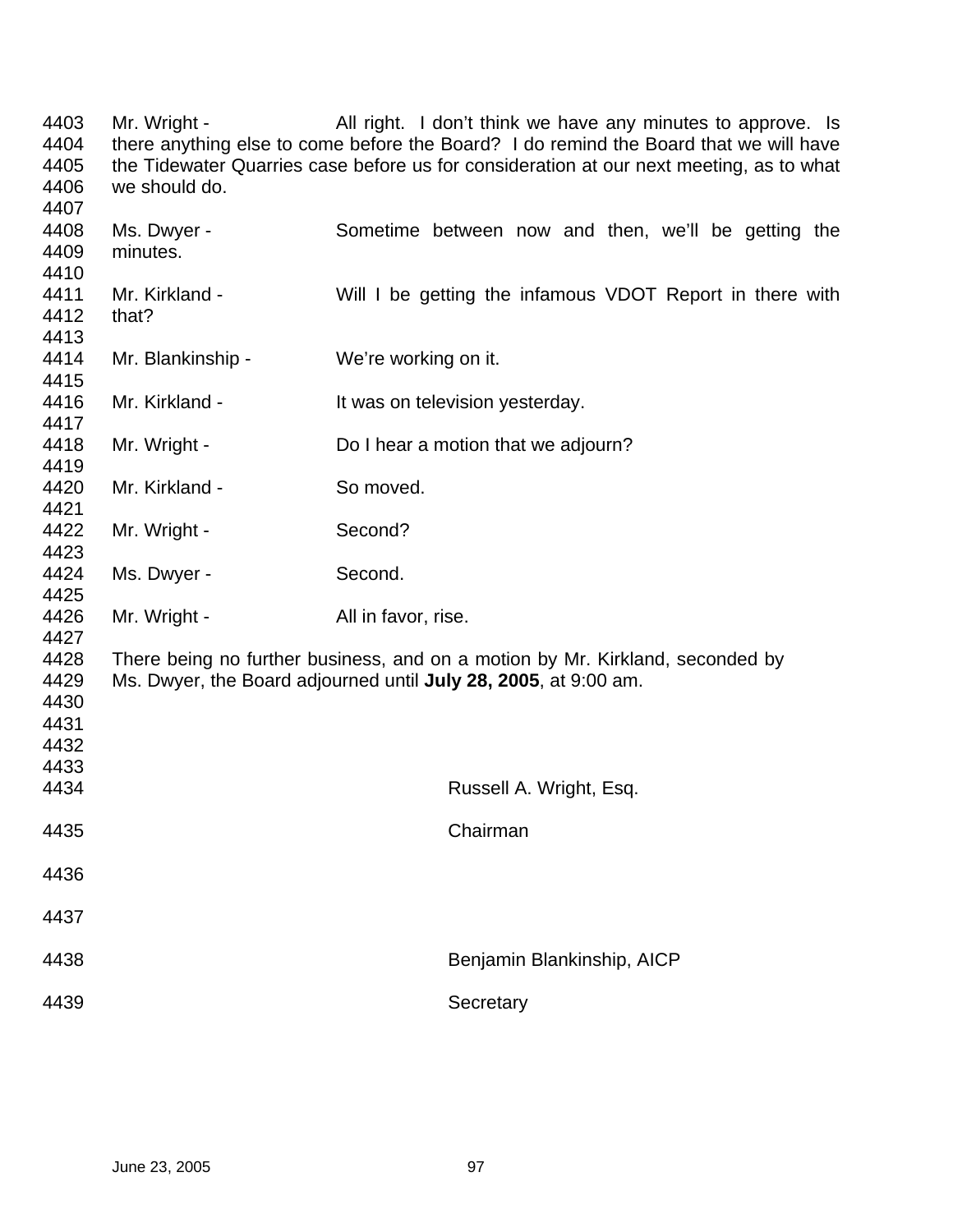Mr. Wright - All right. I don't think we have any minutes to approve. Is there anything else to come before the Board? I do remind the Board that we will have the Tidewater Quarries case before us for consideration at our next meeting, as to what we should do.

Ms. Dwyer - Sometime between now and then, we'll be getting the minutes.

Mr. Kirkland - Will I be getting the infamous VDOT Report in there with that?

Mr. Blankinship - We're working on it.

Mr. Kirkland - It was on television yesterday.

Mr. Wright - Do I hear a motion that we adjourn?

Mr. Kirkland - So moved.

Mr. Wright - Second?

Ms. Dwyer - Second.

Mr. Wright - All in favor, rise.

There being no further business, and on a motion by Mr. Kirkland, seconded by Ms. Dwyer, the Board adjourned until **July 28, 2005**, at 9:00 am.

Russell A. Wright, Esq.

Chairman

Benjamin Blankinship, AICP

Secretary